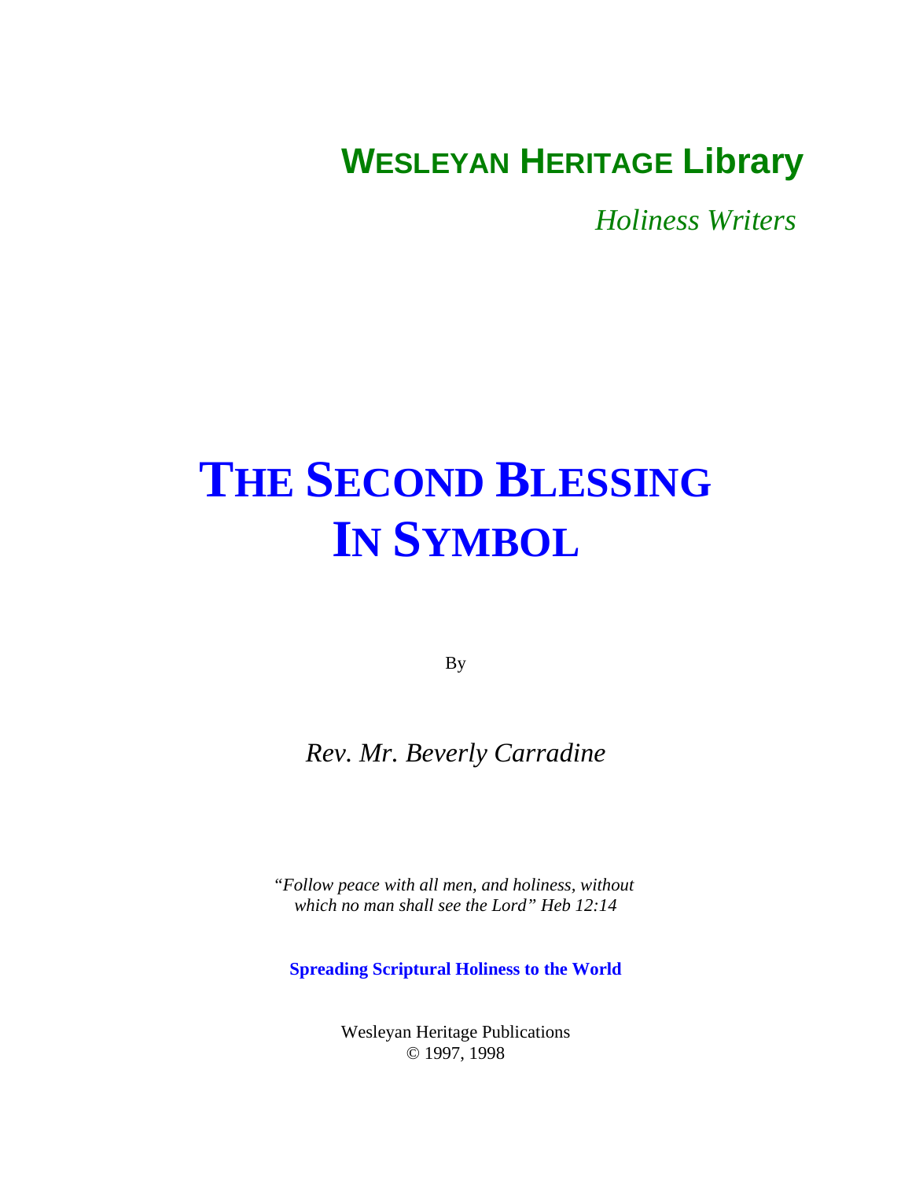**WESLEYAN HERITAGE Library**

*Holiness Writers*

# THE SECOND BLESSING IN SYMBOL

By

*Rev. Mr. Beverly Carradine*

*"Follow peace with all men, and holiness, without which no man shall see the Lord" Heb 12:14*

**Spreading Scriptural Holiness to the World**

Wesleyan Heritage Publications
© 1997, 1998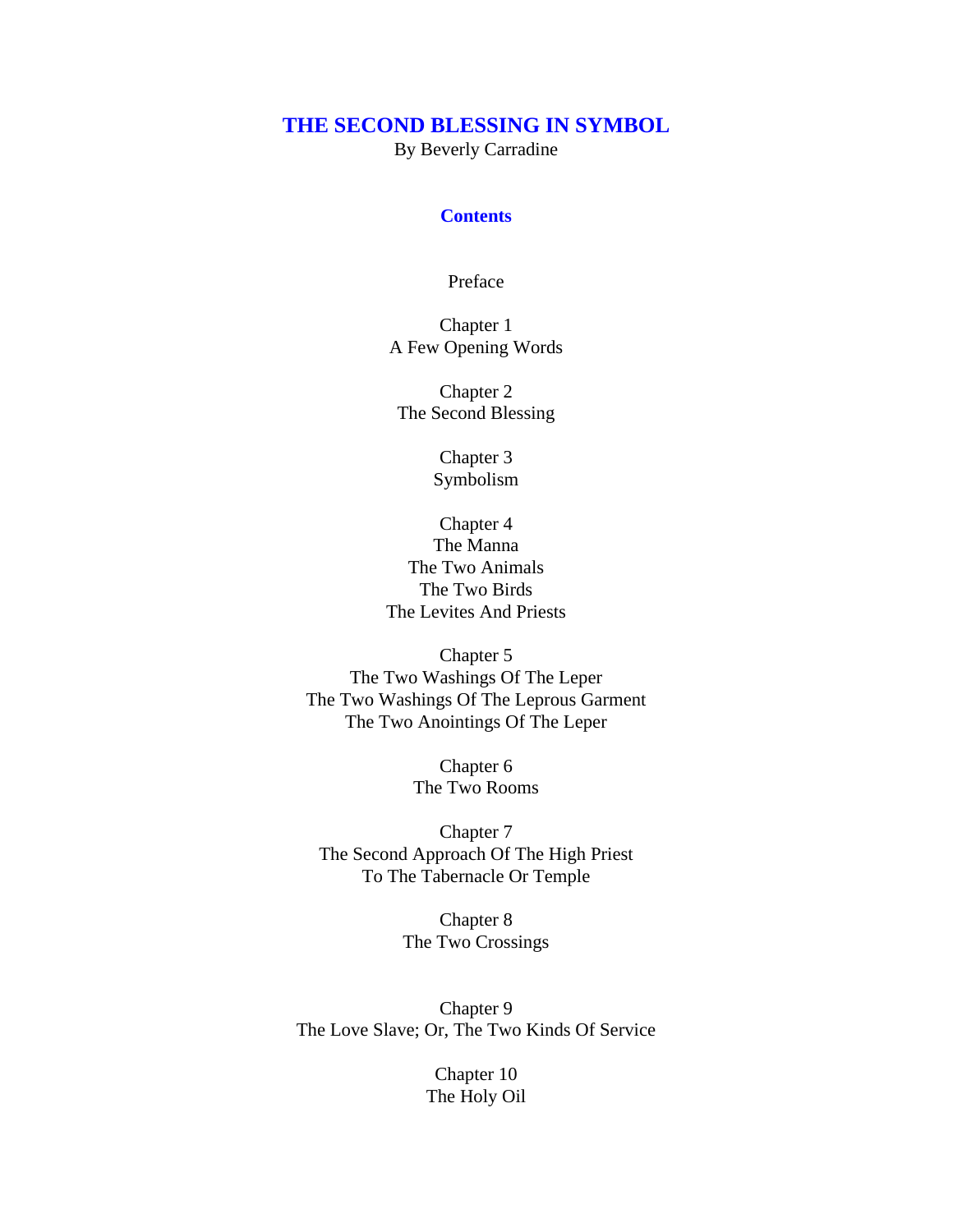# THE SECOND BLESSING IN SYMBOL

By Beverly Carradine

## Contents

Preface

Chapter 1
A Few Opening Words

Chapter 2
The Second Blessing

Chapter 3
Symbolism

Chapter 4
The Manna
The Two Animals
The Two Birds
The Levites And Priests

Chapter 5
The Two Washings Of The Leper
The Two Washings Of The Leprous Garment
The Two Anointings Of The Leper

Chapter 6
The Two Rooms

Chapter 7
The Second Approach Of The High Priest
To The Tabernacle Or Temple

Chapter 8
The Two Crossings

Chapter 9
The Love Slave; Or, The Two Kinds Of Service

Chapter 10
The Holy Oil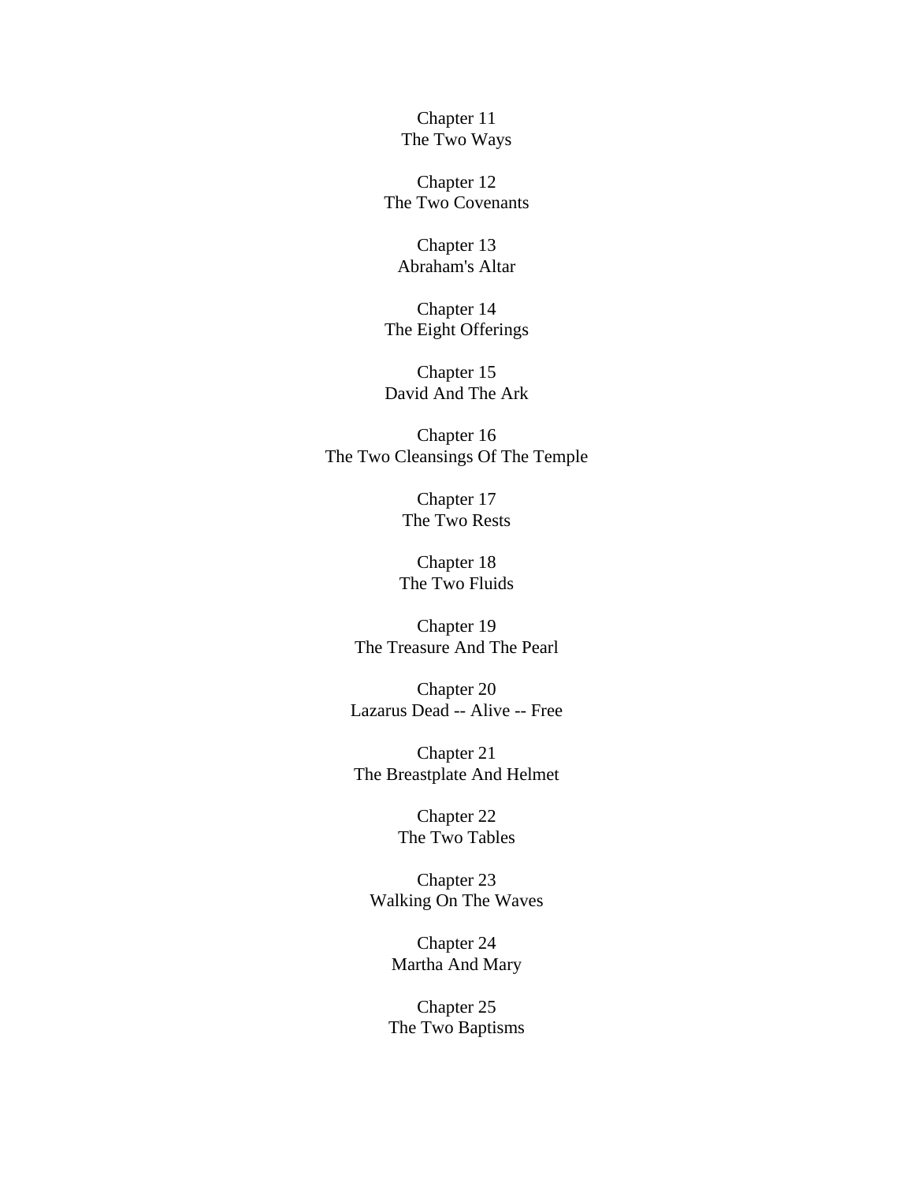Chapter 11
The Two Ways

Chapter 12
The Two Covenants

Chapter 13
Abraham's Altar

Chapter 14
The Eight Offerings

Chapter 15
David And The Ark

Chapter 16
The Two Cleansings Of The Temple

Chapter 17
The Two Rests

Chapter 18
The Two Fluids

Chapter 19
The Treasure And The Pearl

Chapter 20
Lazarus Dead -- Alive -- Free

Chapter 21
The Breastplate And Helmet

Chapter 22
The Two Tables

Chapter 23
Walking On The Waves

Chapter 24
Martha And Mary

Chapter 25
The Two Baptisms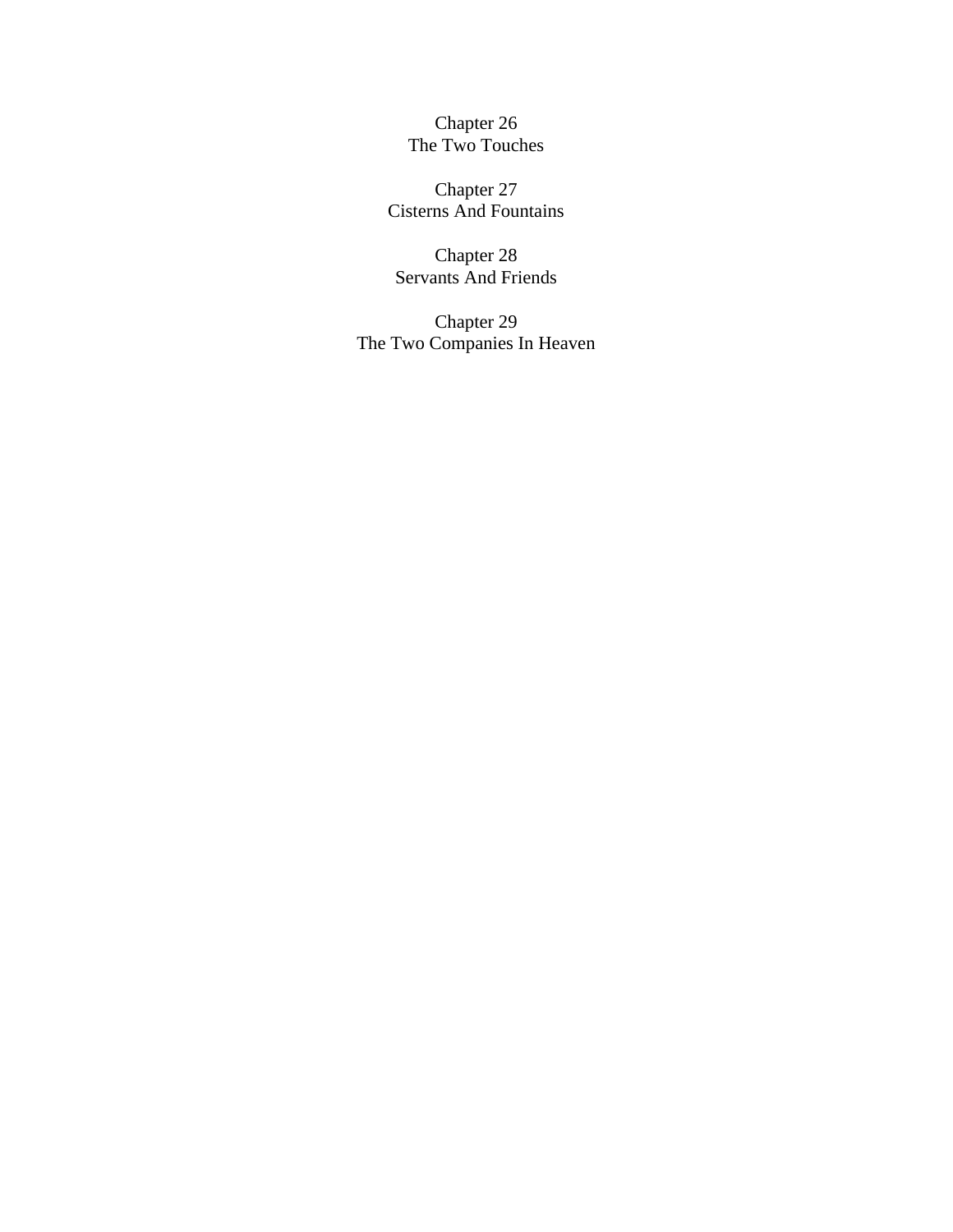Chapter 26
The Two Touches

Chapter 27
Cisterns And Fountains

Chapter 28
Servants And Friends

Chapter 29
The Two Companies In Heaven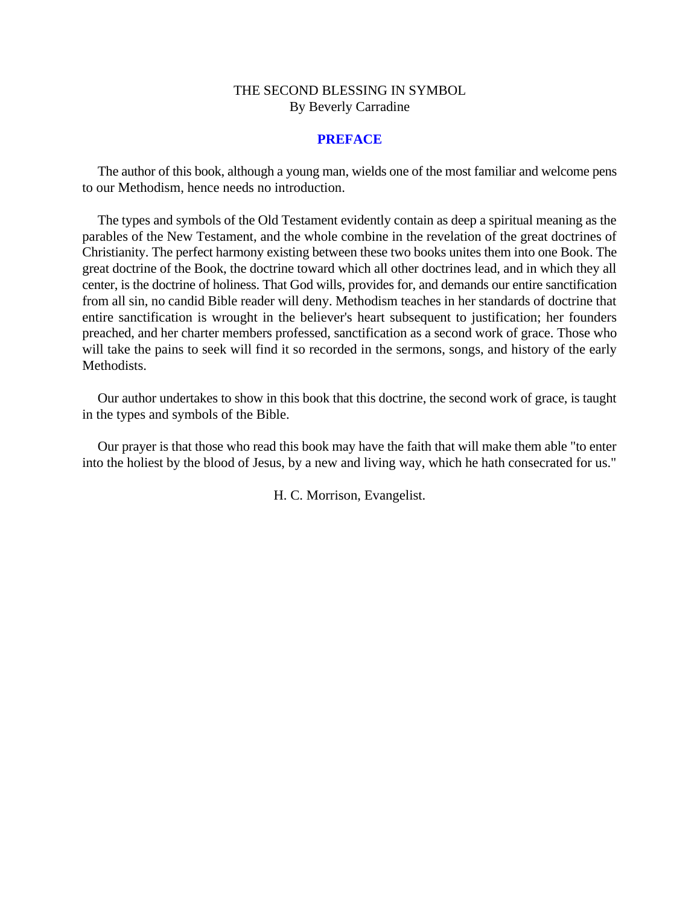THE SECOND BLESSING IN SYMBOL
By Beverly Carradine

## PREFACE

The author of this book, although a young man, wields one of the most familiar and welcome pens to our Methodism, hence needs no introduction.

The types and symbols of the Old Testament evidently contain as deep a spiritual meaning as the parables of the New Testament, and the whole combine in the revelation of the great doctrines of Christianity. The perfect harmony existing between these two books unites them into one Book. The great doctrine of the Book, the doctrine toward which all other doctrines lead, and in which they all center, is the doctrine of holiness. That God wills, provides for, and demands our entire sanctification from all sin, no candid Bible reader will deny. Methodism teaches in her standards of doctrine that entire sanctification is wrought in the believer's heart subsequent to justification; her founders preached, and her charter members professed, sanctification as a second work of grace. Those who will take the pains to seek will find it so recorded in the sermons, songs, and history of the early Methodists.

Our author undertakes to show in this book that this doctrine, the second work of grace, is taught in the types and symbols of the Bible.

Our prayer is that those who read this book may have the faith that will make them able "to enter into the holiest by the blood of Jesus, by a new and living way, which he hath consecrated for us."

H. C. Morrison, Evangelist.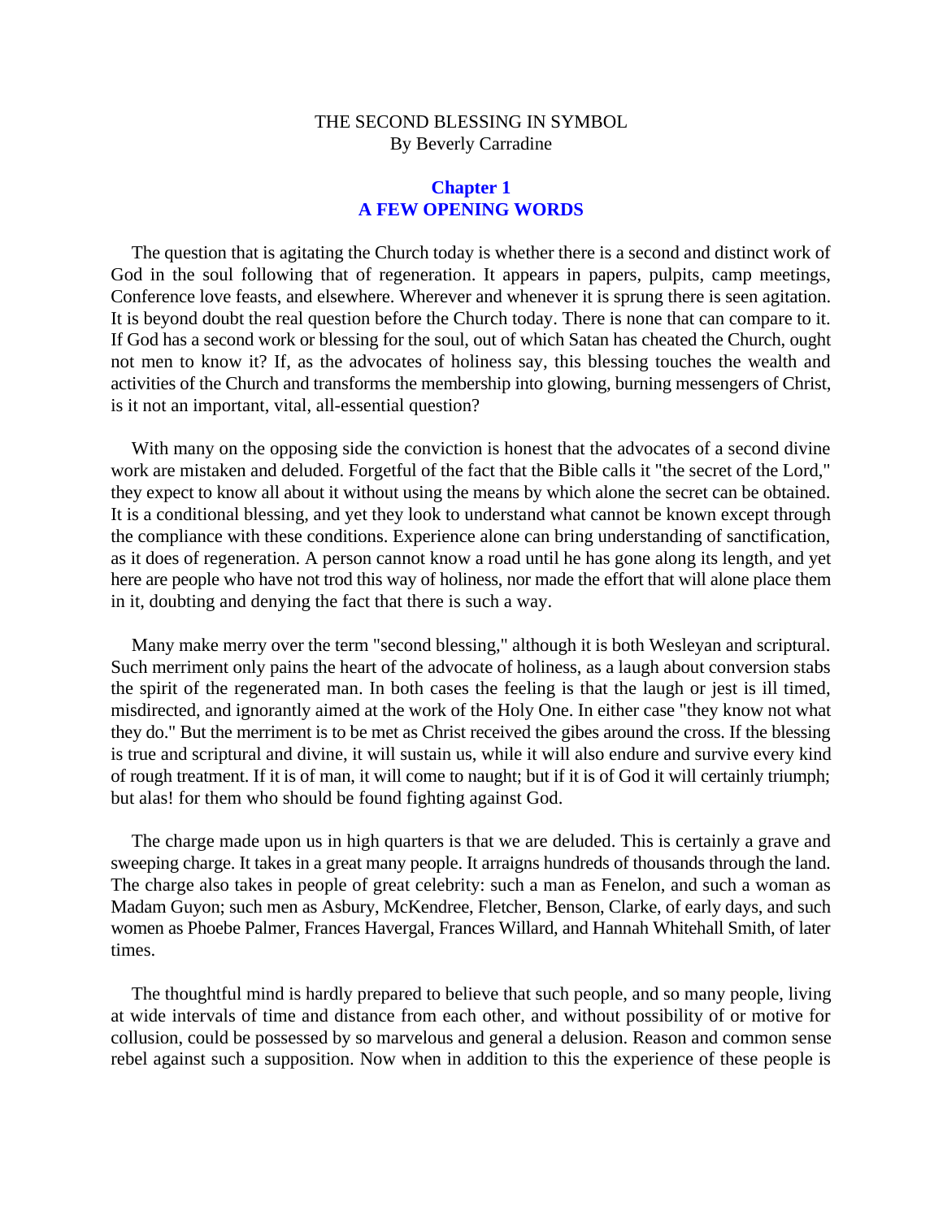THE SECOND BLESSING IN SYMBOL
By Beverly Carradine

## Chapter 1
## A FEW OPENING WORDS

The question that is agitating the Church today is whether there is a second and distinct work of God in the soul following that of regeneration. It appears in papers, pulpits, camp meetings, Conference love feasts, and elsewhere. Wherever and whenever it is sprung there is seen agitation. It is beyond doubt the real question before the Church today. There is none that can compare to it. If God has a second work or blessing for the soul, out of which Satan has cheated the Church, ought not men to know it? If, as the advocates of holiness say, this blessing touches the wealth and activities of the Church and transforms the membership into glowing, burning messengers of Christ, is it not an important, vital, all-essential question?

With many on the opposing side the conviction is honest that the advocates of a second divine work are mistaken and deluded. Forgetful of the fact that the Bible calls it "the secret of the Lord," they expect to know all about it without using the means by which alone the secret can be obtained. It is a conditional blessing, and yet they look to understand what cannot be known except through the compliance with these conditions. Experience alone can bring understanding of sanctification, as it does of regeneration. A person cannot know a road until he has gone along its length, and yet here are people who have not trod this way of holiness, nor made the effort that will alone place them in it, doubting and denying the fact that there is such a way.

Many make merry over the term "second blessing," although it is both Wesleyan and scriptural. Such merriment only pains the heart of the advocate of holiness, as a laugh about conversion stabs the spirit of the regenerated man. In both cases the feeling is that the laugh or jest is ill timed, misdirected, and ignorantly aimed at the work of the Holy One. In either case "they know not what they do." But the merriment is to be met as Christ received the gibes around the cross. If the blessing is true and scriptural and divine, it will sustain us, while it will also endure and survive every kind of rough treatment. If it is of man, it will come to naught; but if it is of God it will certainly triumph; but alas! for them who should be found fighting against God.

The charge made upon us in high quarters is that we are deluded. This is certainly a grave and sweeping charge. It takes in a great many people. It arraigns hundreds of thousands through the land. The charge also takes in people of great celebrity: such a man as Fenelon, and such a woman as Madam Guyon; such men as Asbury, McKendree, Fletcher, Benson, Clarke, of early days, and such women as Phoebe Palmer, Frances Havergal, Frances Willard, and Hannah Whitehall Smith, of later times.

The thoughtful mind is hardly prepared to believe that such people, and so many people, living at wide intervals of time and distance from each other, and without possibility of or motive for collusion, could be possessed by so marvelous and general a delusion. Reason and common sense rebel against such a supposition. Now when in addition to this the experience of these people is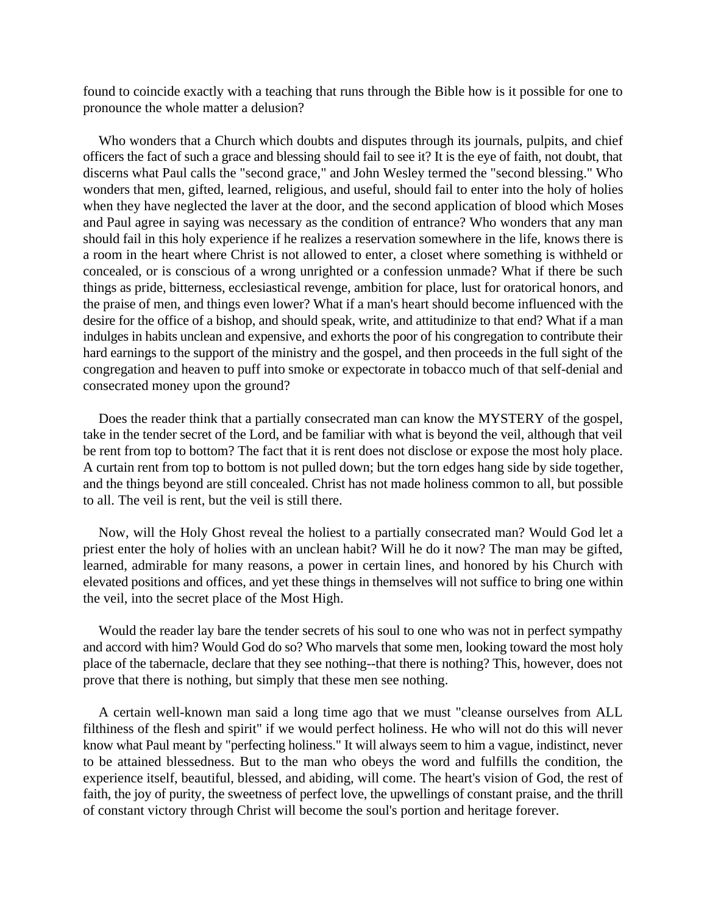found to coincide exactly with a teaching that runs through the Bible how is it possible for one to pronounce the whole matter a delusion?

Who wonders that a Church which doubts and disputes through its journals, pulpits, and chief officers the fact of such a grace and blessing should fail to see it? It is the eye of faith, not doubt, that discerns what Paul calls the "second grace," and John Wesley termed the "second blessing." Who wonders that men, gifted, learned, religious, and useful, should fail to enter into the holy of holies when they have neglected the laver at the door, and the second application of blood which Moses and Paul agree in saying was necessary as the condition of entrance? Who wonders that any man should fail in this holy experience if he realizes a reservation somewhere in the life, knows there is a room in the heart where Christ is not allowed to enter, a closet where something is withheld or concealed, or is conscious of a wrong unrighted or a confession unmade? What if there be such things as pride, bitterness, ecclesiastical revenge, ambition for place, lust for oratorical honors, and the praise of men, and things even lower? What if a man's heart should become influenced with the desire for the office of a bishop, and should speak, write, and attitudinize to that end? What if a man indulges in habits unclean and expensive, and exhorts the poor of his congregation to contribute their hard earnings to the support of the ministry and the gospel, and then proceeds in the full sight of the congregation and heaven to puff into smoke or expectorate in tobacco much of that self-denial and consecrated money upon the ground?

Does the reader think that a partially consecrated man can know the MYSTERY of the gospel, take in the tender secret of the Lord, and be familiar with what is beyond the veil, although that veil be rent from top to bottom? The fact that it is rent does not disclose or expose the most holy place. A curtain rent from top to bottom is not pulled down; but the torn edges hang side by side together, and the things beyond are still concealed. Christ has not made holiness common to all, but possible to all. The veil is rent, but the veil is still there.

Now, will the Holy Ghost reveal the holiest to a partially consecrated man? Would God let a priest enter the holy of holies with an unclean habit? Will he do it now? The man may be gifted, learned, admirable for many reasons, a power in certain lines, and honored by his Church with elevated positions and offices, and yet these things in themselves will not suffice to bring one within the veil, into the secret place of the Most High.

Would the reader lay bare the tender secrets of his soul to one who was not in perfect sympathy and accord with him? Would God do so? Who marvels that some men, looking toward the most holy place of the tabernacle, declare that they see nothing--that there is nothing? This, however, does not prove that there is nothing, but simply that these men see nothing.

A certain well-known man said a long time ago that we must "cleanse ourselves from ALL filthiness of the flesh and spirit" if we would perfect holiness. He who will not do this will never know what Paul meant by "perfecting holiness." It will always seem to him a vague, indistinct, never to be attained blessedness. But to the man who obeys the word and fulfills the condition, the experience itself, beautiful, blessed, and abiding, will come. The heart's vision of God, the rest of faith, the joy of purity, the sweetness of perfect love, the upwellings of constant praise, and the thrill of constant victory through Christ will become the soul's portion and heritage forever.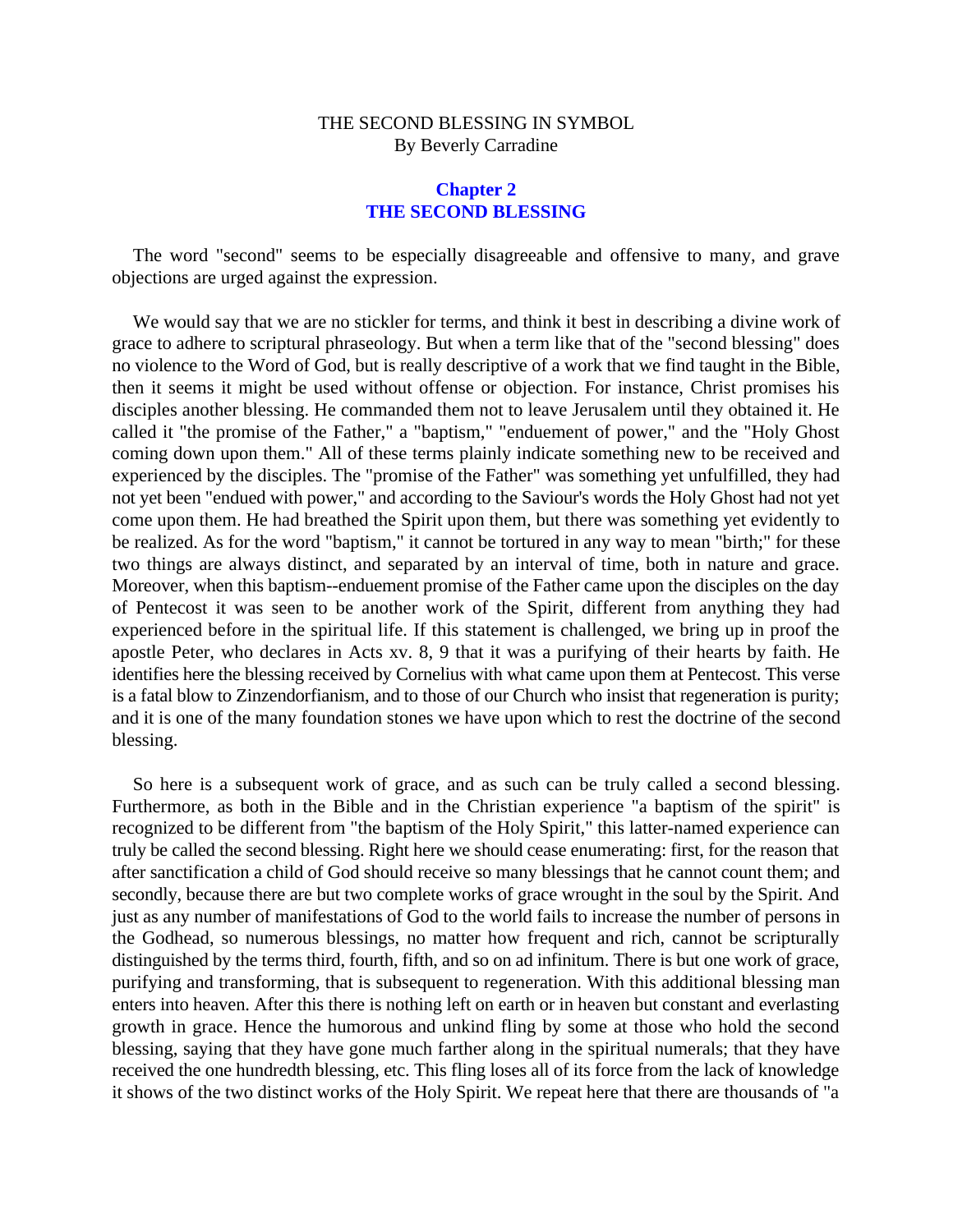THE SECOND BLESSING IN SYMBOL
By Beverly Carradine

## Chapter 2
## THE SECOND BLESSING

The word "second" seems to be especially disagreeable and offensive to many, and grave objections are urged against the expression.

We would say that we are no stickler for terms, and think it best in describing a divine work of grace to adhere to scriptural phraseology. But when a term like that of the "second blessing" does no violence to the Word of God, but is really descriptive of a work that we find taught in the Bible, then it seems it might be used without offense or objection. For instance, Christ promises his disciples another blessing. He commanded them not to leave Jerusalem until they obtained it. He called it "the promise of the Father," a "baptism," "enduement of power," and the "Holy Ghost coming down upon them." All of these terms plainly indicate something new to be received and experienced by the disciples. The "promise of the Father" was something yet unfulfilled, they had not yet been "endued with power," and according to the Saviour's words the Holy Ghost had not yet come upon them. He had breathed the Spirit upon them, but there was something yet evidently to be realized. As for the word "baptism," it cannot be tortured in any way to mean "birth;" for these two things are always distinct, and separated by an interval of time, both in nature and grace. Moreover, when this baptism--enduement promise of the Father came upon the disciples on the day of Pentecost it was seen to be another work of the Spirit, different from anything they had experienced before in the spiritual life. If this statement is challenged, we bring up in proof the apostle Peter, who declares in Acts xv. 8, 9 that it was a purifying of their hearts by faith. He identifies here the blessing received by Cornelius with what came upon them at Pentecost. This verse is a fatal blow to Zinzendorfianism, and to those of our Church who insist that regeneration is purity; and it is one of the many foundation stones we have upon which to rest the doctrine of the second blessing.

So here is a subsequent work of grace, and as such can be truly called a second blessing. Furthermore, as both in the Bible and in the Christian experience "a baptism of the spirit" is recognized to be different from "the baptism of the Holy Spirit," this latter-named experience can truly be called the second blessing. Right here we should cease enumerating: first, for the reason that after sanctification a child of God should receive so many blessings that he cannot count them; and secondly, because there are but two complete works of grace wrought in the soul by the Spirit. And just as any number of manifestations of God to the world fails to increase the number of persons in the Godhead, so numerous blessings, no matter how frequent and rich, cannot be scripturally distinguished by the terms third, fourth, fifth, and so on ad infinitum. There is but one work of grace, purifying and transforming, that is subsequent to regeneration. With this additional blessing man enters into heaven. After this there is nothing left on earth or in heaven but constant and everlasting growth in grace. Hence the humorous and unkind fling by some at those who hold the second blessing, saying that they have gone much farther along in the spiritual numerals; that they have received the one hundredth blessing, etc. This fling loses all of its force from the lack of knowledge it shows of the two distinct works of the Holy Spirit. We repeat here that there are thousands of "a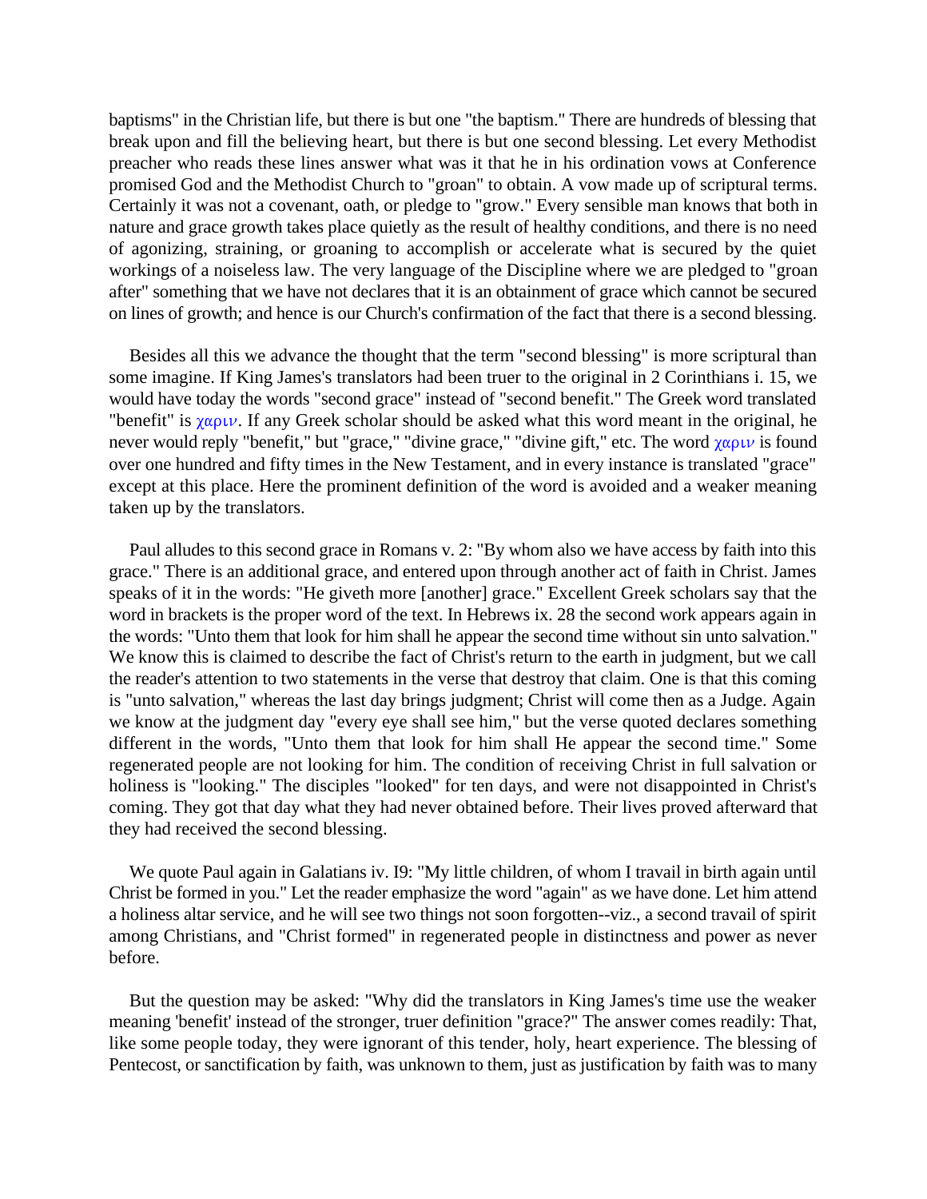baptisms" in the Christian life, but there is but one "the baptism." There are hundreds of blessing that break upon and fill the believing heart, but there is but one second blessing. Let every Methodist preacher who reads these lines answer what was it that he in his ordination vows at Conference promised God and the Methodist Church to "groan" to obtain. A vow made up of scriptural terms. Certainly it was not a covenant, oath, or pledge to "grow." Every sensible man knows that both in nature and grace growth takes place quietly as the result of healthy conditions, and there is no need of agonizing, straining, or groaning to accomplish or accelerate what is secured by the quiet workings of a noiseless law. The very language of the Discipline where we are pledged to "groan after" something that we have not declares that it is an obtainment of grace which cannot be secured on lines of growth; and hence is our Church's confirmation of the fact that there is a second blessing.

Besides all this we advance the thought that the term "second blessing" is more scriptural than some imagine. If King James's translators had been truer to the original in 2 Corinthians i. 15, we would have today the words "second grace" instead of "second benefit." The Greek word translated "benefit" is χαριν. If any Greek scholar should be asked what this word meant in the original, he never would reply "benefit," but "grace," "divine grace," "divine gift," etc. The word χαριν is found over one hundred and fifty times in the New Testament, and in every instance is translated "grace" except at this place. Here the prominent definition of the word is avoided and a weaker meaning taken up by the translators.

Paul alludes to this second grace in Romans v. 2: "By whom also we have access by faith into this grace." There is an additional grace, and entered upon through another act of faith in Christ. James speaks of it in the words: "He giveth more [another] grace." Excellent Greek scholars say that the word in brackets is the proper word of the text. In Hebrews ix. 28 the second work appears again in the words: "Unto them that look for him shall he appear the second time without sin unto salvation." We know this is claimed to describe the fact of Christ's return to the earth in judgment, but we call the reader's attention to two statements in the verse that destroy that claim. One is that this coming is "unto salvation," whereas the last day brings judgment; Christ will come then as a Judge. Again we know at the judgment day "every eye shall see him," but the verse quoted declares something different in the words, "Unto them that look for him shall He appear the second time." Some regenerated people are not looking for him. The condition of receiving Christ in full salvation or holiness is "looking." The disciples "looked" for ten days, and were not disappointed in Christ's coming. They got that day what they had never obtained before. Their lives proved afterward that they had received the second blessing.

We quote Paul again in Galatians iv. I9: "My little children, of whom I travail in birth again until Christ be formed in you." Let the reader emphasize the word "again" as we have done. Let him attend a holiness altar service, and he will see two things not soon forgotten--viz., a second travail of spirit among Christians, and "Christ formed" in regenerated people in distinctness and power as never before.

But the question may be asked: "Why did the translators in King James's time use the weaker meaning 'benefit' instead of the stronger, truer definition "grace?" The answer comes readily: That, like some people today, they were ignorant of this tender, holy, heart experience. The blessing of Pentecost, or sanctification by faith, was unknown to them, just as justification by faith was to many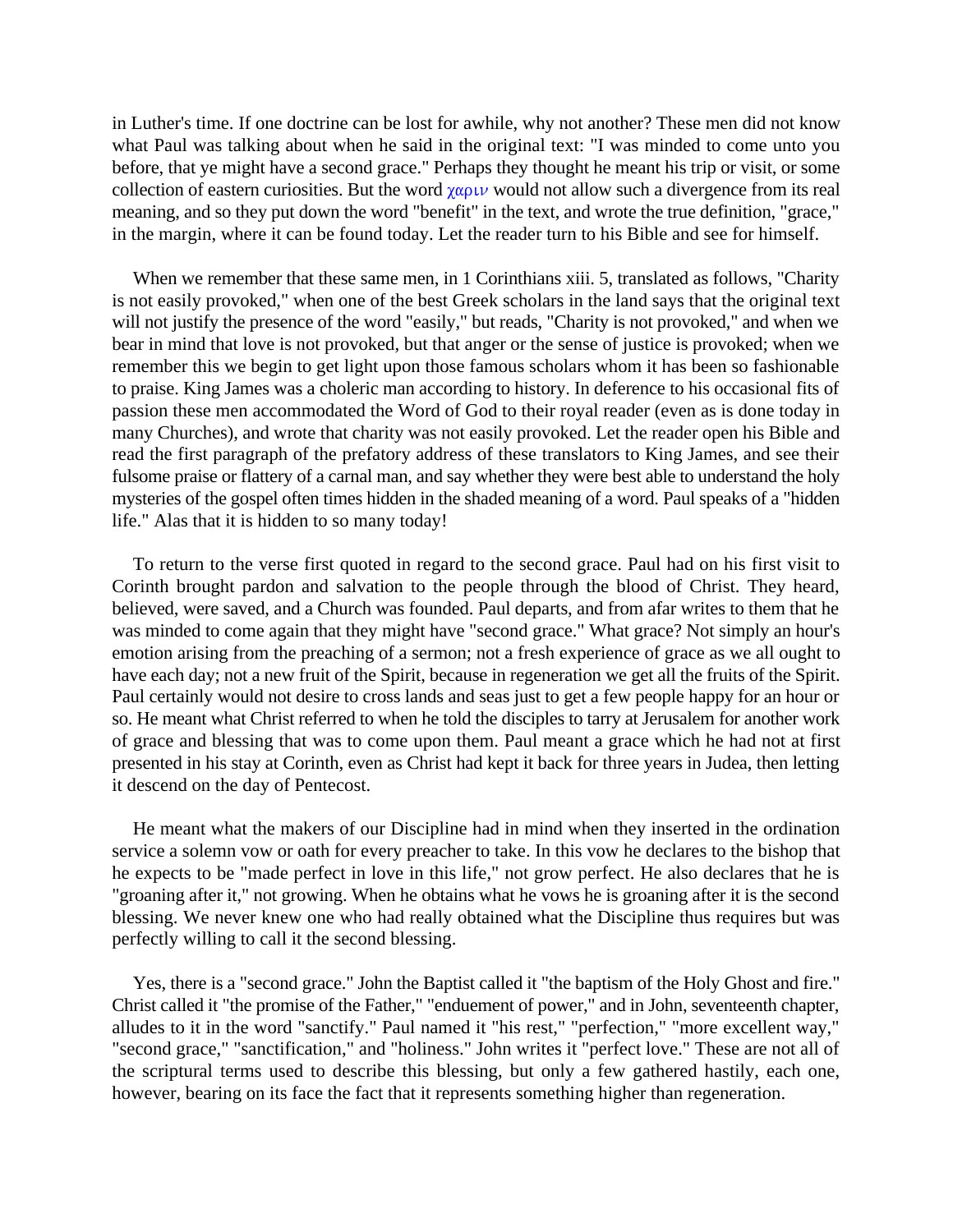in Luther's time. If one doctrine can be lost for awhile, why not another? These men did not know what Paul was talking about when he said in the original text: "I was minded to come unto you before, that ye might have a second grace." Perhaps they thought he meant his trip or visit, or some collection of eastern curiosities. But the word χαριν would not allow such a divergence from its real meaning, and so they put down the word "benefit" in the text, and wrote the true definition, "grace," in the margin, where it can be found today. Let the reader turn to his Bible and see for himself.

When we remember that these same men, in 1 Corinthians xiii. 5, translated as follows, "Charity is not easily provoked," when one of the best Greek scholars in the land says that the original text will not justify the presence of the word "easily," but reads, "Charity is not provoked," and when we bear in mind that love is not provoked, but that anger or the sense of justice is provoked; when we remember this we begin to get light upon those famous scholars whom it has been so fashionable to praise. King James was a choleric man according to history. In deference to his occasional fits of passion these men accommodated the Word of God to their royal reader (even as is done today in many Churches), and wrote that charity was not easily provoked. Let the reader open his Bible and read the first paragraph of the prefatory address of these translators to King James, and see their fulsome praise or flattery of a carnal man, and say whether they were best able to understand the holy mysteries of the gospel often times hidden in the shaded meaning of a word. Paul speaks of a "hidden life." Alas that it is hidden to so many today!

To return to the verse first quoted in regard to the second grace. Paul had on his first visit to Corinth brought pardon and salvation to the people through the blood of Christ. They heard, believed, were saved, and a Church was founded. Paul departs, and from afar writes to them that he was minded to come again that they might have "second grace." What grace? Not simply an hour's emotion arising from the preaching of a sermon; not a fresh experience of grace as we all ought to have each day; not a new fruit of the Spirit, because in regeneration we get all the fruits of the Spirit. Paul certainly would not desire to cross lands and seas just to get a few people happy for an hour or so. He meant what Christ referred to when he told the disciples to tarry at Jerusalem for another work of grace and blessing that was to come upon them. Paul meant a grace which he had not at first presented in his stay at Corinth, even as Christ had kept it back for three years in Judea, then letting it descend on the day of Pentecost.

He meant what the makers of our Discipline had in mind when they inserted in the ordination service a solemn vow or oath for every preacher to take. In this vow he declares to the bishop that he expects to be "made perfect in love in this life," not grow perfect. He also declares that he is "groaning after it," not growing. When he obtains what he vows he is groaning after it is the second blessing. We never knew one who had really obtained what the Discipline thus requires but was perfectly willing to call it the second blessing.

Yes, there is a "second grace." John the Baptist called it "the baptism of the Holy Ghost and fire." Christ called it "the promise of the Father," "enduement of power," and in John, seventeenth chapter, alludes to it in the word "sanctify." Paul named it "his rest," "perfection," "more excellent way," "second grace," "sanctification," and "holiness." John writes it "perfect love." These are not all of the scriptural terms used to describe this blessing, but only a few gathered hastily, each one, however, bearing on its face the fact that it represents something higher than regeneration.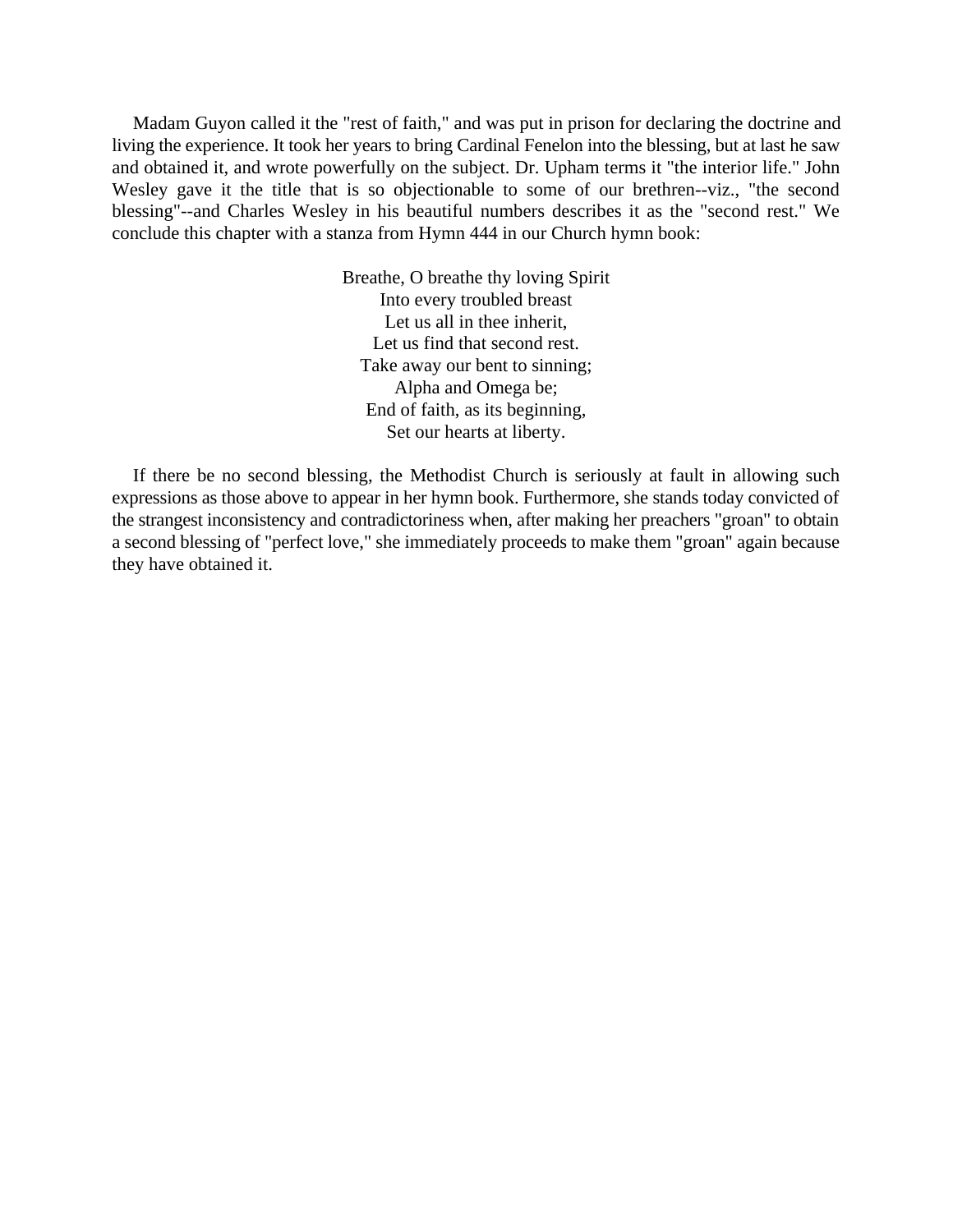Madam Guyon called it the "rest of faith," and was put in prison for declaring the doctrine and living the experience. It took her years to bring Cardinal Fenelon into the blessing, but at last he saw and obtained it, and wrote powerfully on the subject. Dr. Upham terms it "the interior life." John Wesley gave it the title that is so objectionable to some of our brethren--viz., "the second blessing"--and Charles Wesley in his beautiful numbers describes it as the "second rest." We conclude this chapter with a stanza from Hymn 444 in our Church hymn book:

Breathe, O breathe thy loving Spirit  
Into every troubled breast  
Let us all in thee inherit,  
Let us find that second rest.  
Take away our bent to sinning;  
Alpha and Omega be;  
End of faith, as its beginning,  
Set our hearts at liberty.

If there be no second blessing, the Methodist Church is seriously at fault in allowing such expressions as those above to appear in her hymn book. Furthermore, she stands today convicted of the strangest inconsistency and contradictoriness when, after making her preachers "groan" to obtain a second blessing of "perfect love," she immediately proceeds to make them "groan" again because they have obtained it.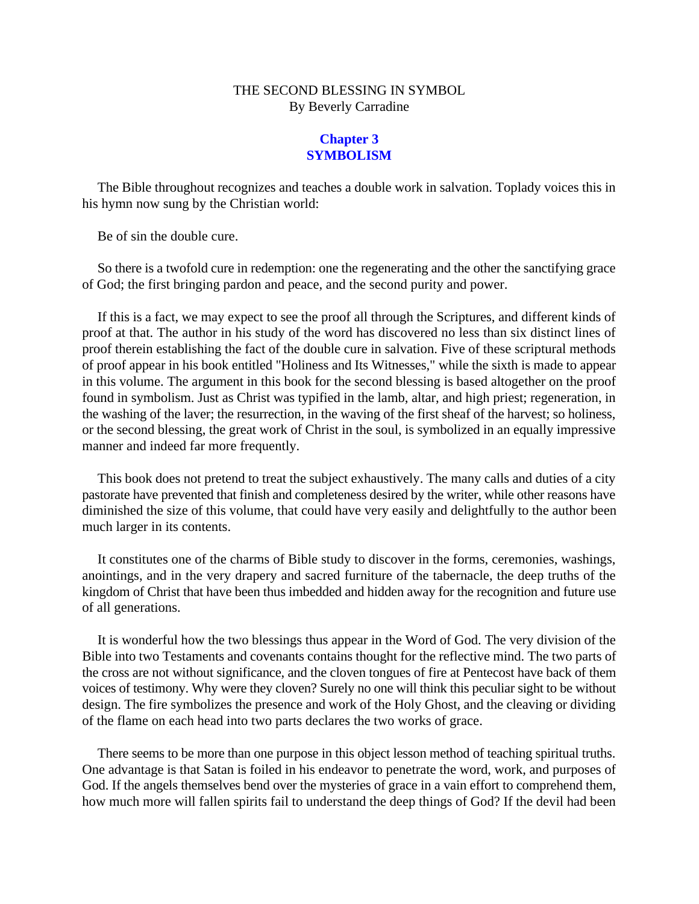THE SECOND BLESSING IN SYMBOL
By Beverly Carradine

## Chapter 3
## SYMBOLISM

The Bible throughout recognizes and teaches a double work in salvation. Toplady voices this in his hymn now sung by the Christian world:

Be of sin the double cure.

So there is a twofold cure in redemption: one the regenerating and the other the sanctifying grace of God; the first bringing pardon and peace, and the second purity and power.

If this is a fact, we may expect to see the proof all through the Scriptures, and different kinds of proof at that. The author in his study of the word has discovered no less than six distinct lines of proof therein establishing the fact of the double cure in salvation. Five of these scriptural methods of proof appear in his book entitled "Holiness and Its Witnesses," while the sixth is made to appear in this volume. The argument in this book for the second blessing is based altogether on the proof found in symbolism. Just as Christ was typified in the lamb, altar, and high priest; regeneration, in the washing of the laver; the resurrection, in the waving of the first sheaf of the harvest; so holiness, or the second blessing, the great work of Christ in the soul, is symbolized in an equally impressive manner and indeed far more frequently.

This book does not pretend to treat the subject exhaustively. The many calls and duties of a city pastorate have prevented that finish and completeness desired by the writer, while other reasons have diminished the size of this volume, that could have very easily and delightfully to the author been much larger in its contents.

It constitutes one of the charms of Bible study to discover in the forms, ceremonies, washings, anointings, and in the very drapery and sacred furniture of the tabernacle, the deep truths of the kingdom of Christ that have been thus imbedded and hidden away for the recognition and future use of all generations.

It is wonderful how the two blessings thus appear in the Word of God. The very division of the Bible into two Testaments and covenants contains thought for the reflective mind. The two parts of the cross are not without significance, and the cloven tongues of fire at Pentecost have back of them voices of testimony. Why were they cloven? Surely no one will think this peculiar sight to be without design. The fire symbolizes the presence and work of the Holy Ghost, and the cleaving or dividing of the flame on each head into two parts declares the two works of grace.

There seems to be more than one purpose in this object lesson method of teaching spiritual truths. One advantage is that Satan is foiled in his endeavor to penetrate the word, work, and purposes of God. If the angels themselves bend over the mysteries of grace in a vain effort to comprehend them, how much more will fallen spirits fail to understand the deep things of God? If the devil had been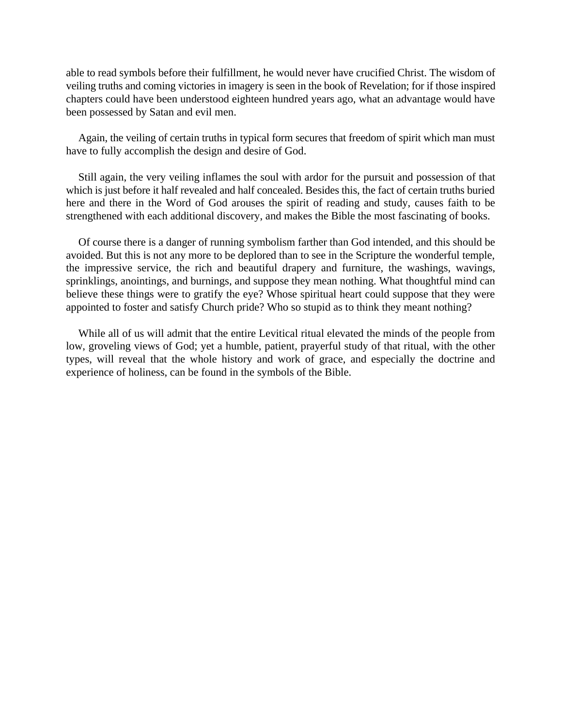able to read symbols before their fulfillment, he would never have crucified Christ. The wisdom of veiling truths and coming victories in imagery is seen in the book of Revelation; for if those inspired chapters could have been understood eighteen hundred years ago, what an advantage would have been possessed by Satan and evil men.

Again, the veiling of certain truths in typical form secures that freedom of spirit which man must have to fully accomplish the design and desire of God.

Still again, the very veiling inflames the soul with ardor for the pursuit and possession of that which is just before it half revealed and half concealed. Besides this, the fact of certain truths buried here and there in the Word of God arouses the spirit of reading and study, causes faith to be strengthened with each additional discovery, and makes the Bible the most fascinating of books.

Of course there is a danger of running symbolism farther than God intended, and this should be avoided. But this is not any more to be deplored than to see in the Scripture the wonderful temple, the impressive service, the rich and beautiful drapery and furniture, the washings, wavings, sprinklings, anointings, and burnings, and suppose they mean nothing. What thoughtful mind can believe these things were to gratify the eye? Whose spiritual heart could suppose that they were appointed to foster and satisfy Church pride? Who so stupid as to think they meant nothing?

While all of us will admit that the entire Levitical ritual elevated the minds of the people from low, groveling views of God; yet a humble, patient, prayerful study of that ritual, with the other types, will reveal that the whole history and work of grace, and especially the doctrine and experience of holiness, can be found in the symbols of the Bible.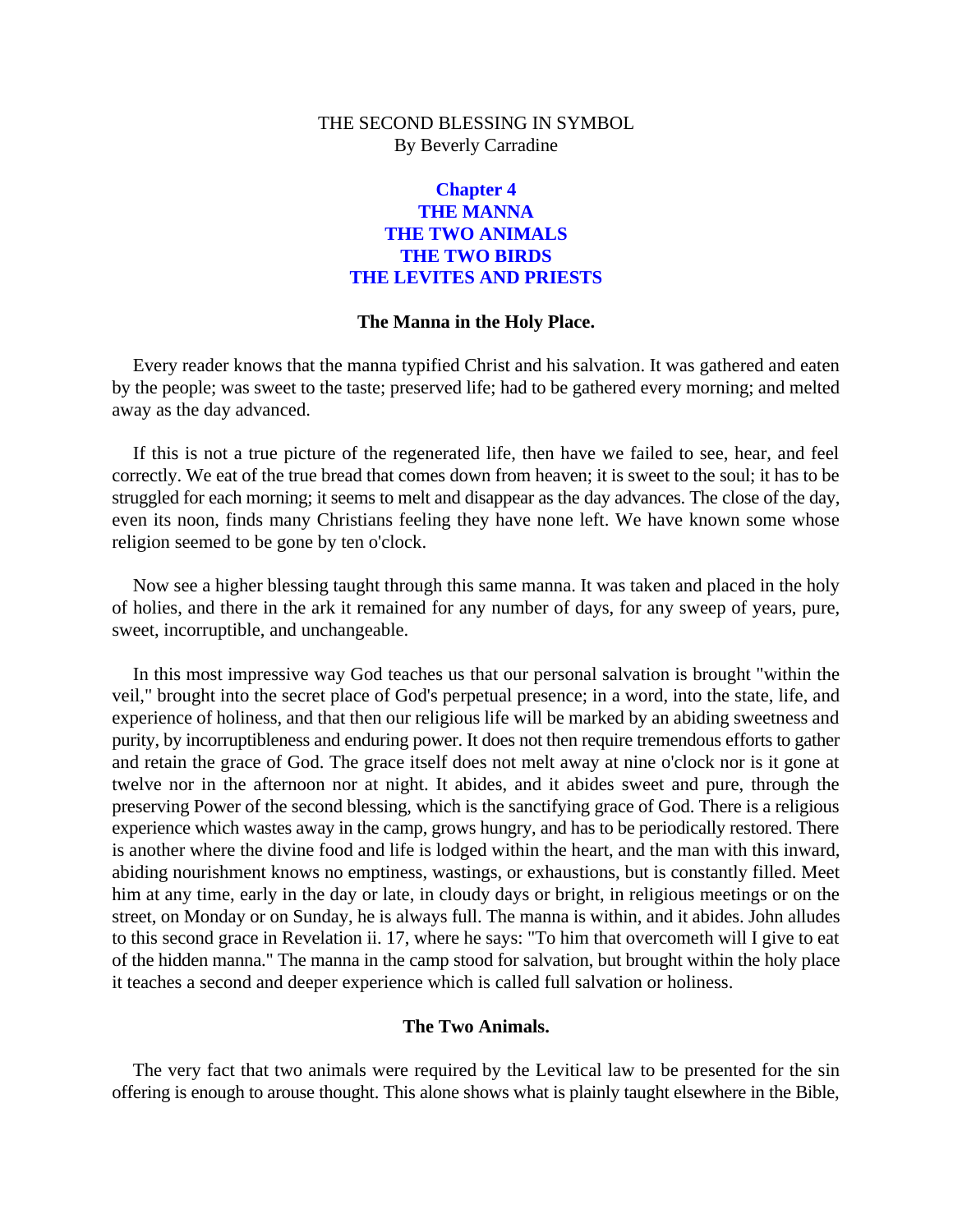THE SECOND BLESSING IN SYMBOL
By Beverly Carradine

## Chapter 4
## THE MANNA
## THE TWO ANIMALS
## THE TWO BIRDS
## THE LEVITES AND PRIESTS

### The Manna in the Holy Place.

Every reader knows that the manna typified Christ and his salvation. It was gathered and eaten by the people; was sweet to the taste; preserved life; had to be gathered every morning; and melted away as the day advanced.

If this is not a true picture of the regenerated life, then have we failed to see, hear, and feel correctly. We eat of the true bread that comes down from heaven; it is sweet to the soul; it has to be struggled for each morning; it seems to melt and disappear as the day advances. The close of the day, even its noon, finds many Christians feeling they have none left. We have known some whose religion seemed to be gone by ten o'clock.

Now see a higher blessing taught through this same manna. It was taken and placed in the holy of holies, and there in the ark it remained for any number of days, for any sweep of years, pure, sweet, incorruptible, and unchangeable.

In this most impressive way God teaches us that our personal salvation is brought "within the veil," brought into the secret place of God's perpetual presence; in a word, into the state, life, and experience of holiness, and that then our religious life will be marked by an abiding sweetness and purity, by incorruptibleness and enduring power. It does not then require tremendous efforts to gather and retain the grace of God. The grace itself does not melt away at nine o'clock nor is it gone at twelve nor in the afternoon nor at night. It abides, and it abides sweet and pure, through the preserving Power of the second blessing, which is the sanctifying grace of God. There is a religious experience which wastes away in the camp, grows hungry, and has to be periodically restored. There is another where the divine food and life is lodged within the heart, and the man with this inward, abiding nourishment knows no emptiness, wastings, or exhaustions, but is constantly filled. Meet him at any time, early in the day or late, in cloudy days or bright, in religious meetings or on the street, on Monday or on Sunday, he is always full. The manna is within, and it abides. John alludes to this second grace in Revelation ii. 17, where he says: "To him that overcometh will I give to eat of the hidden manna." The manna in the camp stood for salvation, but brought within the holy place it teaches a second and deeper experience which is called full salvation or holiness.

### The Two Animals.

The very fact that two animals were required by the Levitical law to be presented for the sin offering is enough to arouse thought. This alone shows what is plainly taught elsewhere in the Bible,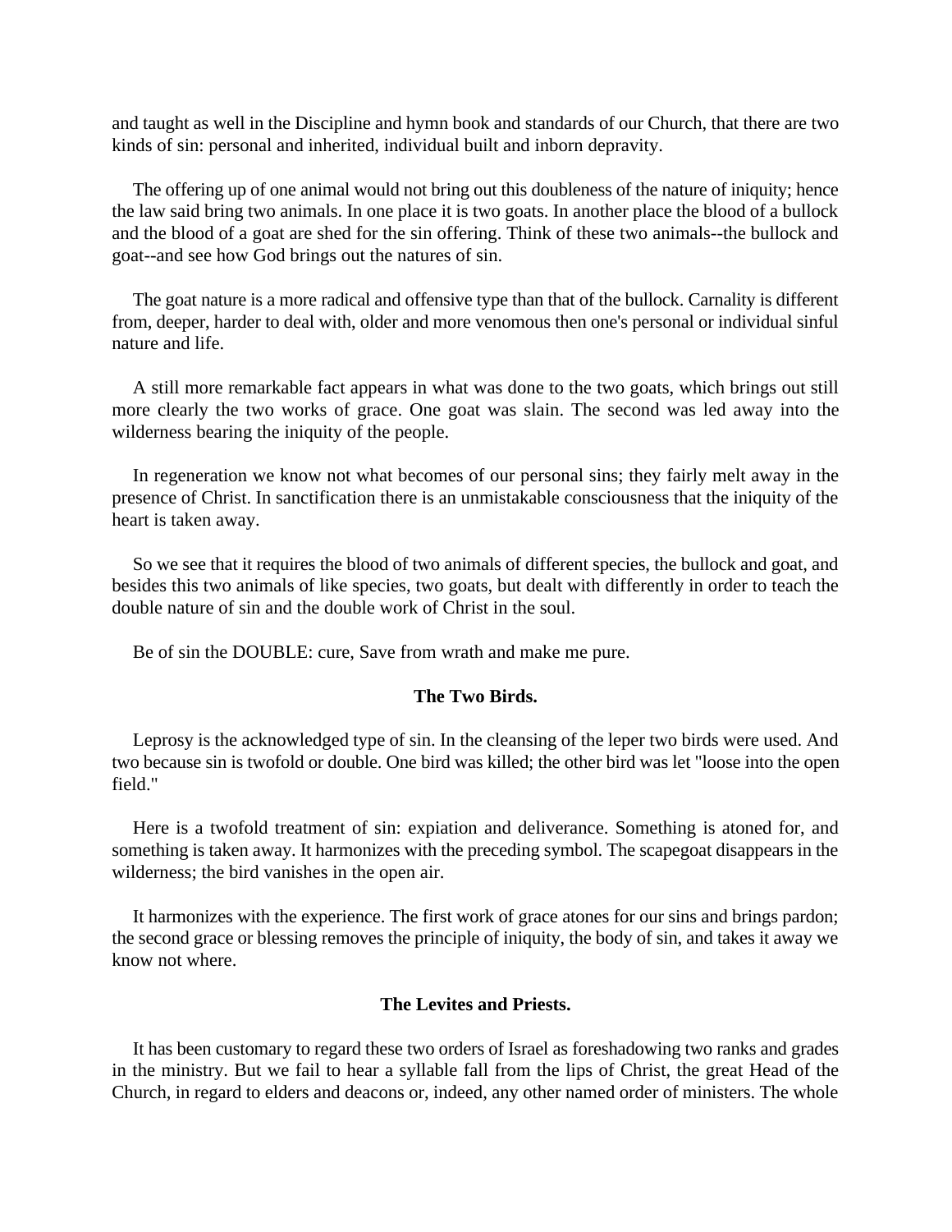and taught as well in the Discipline and hymn book and standards of our Church, that there are two kinds of sin: personal and inherited, individual built and inborn depravity.

The offering up of one animal would not bring out this doubleness of the nature of iniquity; hence the law said bring two animals. In one place it is two goats. In another place the blood of a bullock and the blood of a goat are shed for the sin offering. Think of these two animals--the bullock and goat--and see how God brings out the natures of sin.

The goat nature is a more radical and offensive type than that of the bullock. Carnality is different from, deeper, harder to deal with, older and more venomous then one's personal or individual sinful nature and life.

A still more remarkable fact appears in what was done to the two goats, which brings out still more clearly the two works of grace. One goat was slain. The second was led away into the wilderness bearing the iniquity of the people.

In regeneration we know not what becomes of our personal sins; they fairly melt away in the presence of Christ. In sanctification there is an unmistakable consciousness that the iniquity of the heart is taken away.

So we see that it requires the blood of two animals of different species, the bullock and goat, and besides this two animals of like species, two goats, but dealt with differently in order to teach the double nature of sin and the double work of Christ in the soul.

Be of sin the DOUBLE: cure, Save from wrath and make me pure.

### The Two Birds.

Leprosy is the acknowledged type of sin. In the cleansing of the leper two birds were used. And two because sin is twofold or double. One bird was killed; the other bird was let "loose into the open field."

Here is a twofold treatment of sin: expiation and deliverance. Something is atoned for, and something is taken away. It harmonizes with the preceding symbol. The scapegoat disappears in the wilderness; the bird vanishes in the open air.

It harmonizes with the experience. The first work of grace atones for our sins and brings pardon; the second grace or blessing removes the principle of iniquity, the body of sin, and takes it away we know not where.

### The Levites and Priests.

It has been customary to regard these two orders of Israel as foreshadowing two ranks and grades in the ministry. But we fail to hear a syllable fall from the lips of Christ, the great Head of the Church, in regard to elders and deacons or, indeed, any other named order of ministers. The whole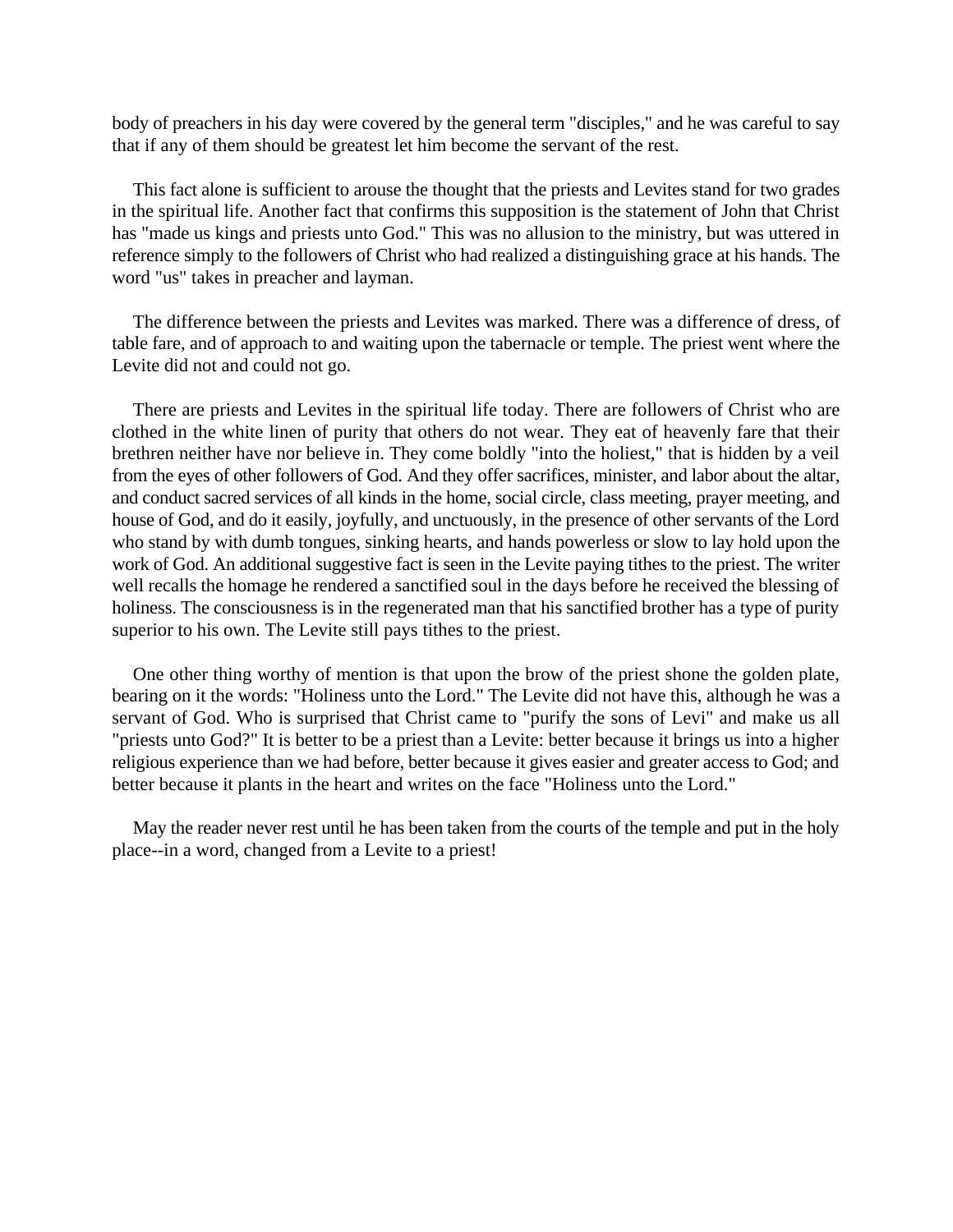body of preachers in his day were covered by the general term "disciples," and he was careful to say that if any of them should be greatest let him become the servant of the rest.

This fact alone is sufficient to arouse the thought that the priests and Levites stand for two grades in the spiritual life. Another fact that confirms this supposition is the statement of John that Christ has "made us kings and priests unto God." This was no allusion to the ministry, but was uttered in reference simply to the followers of Christ who had realized a distinguishing grace at his hands. The word "us" takes in preacher and layman.

The difference between the priests and Levites was marked. There was a difference of dress, of table fare, and of approach to and waiting upon the tabernacle or temple. The priest went where the Levite did not and could not go.

There are priests and Levites in the spiritual life today. There are followers of Christ who are clothed in the white linen of purity that others do not wear. They eat of heavenly fare that their brethren neither have nor believe in. They come boldly "into the holiest," that is hidden by a veil from the eyes of other followers of God. And they offer sacrifices, minister, and labor about the altar, and conduct sacred services of all kinds in the home, social circle, class meeting, prayer meeting, and house of God, and do it easily, joyfully, and unctuously, in the presence of other servants of the Lord who stand by with dumb tongues, sinking hearts, and hands powerless or slow to lay hold upon the work of God. An additional suggestive fact is seen in the Levite paying tithes to the priest. The writer well recalls the homage he rendered a sanctified soul in the days before he received the blessing of holiness. The consciousness is in the regenerated man that his sanctified brother has a type of purity superior to his own. The Levite still pays tithes to the priest.

One other thing worthy of mention is that upon the brow of the priest shone the golden plate, bearing on it the words: "Holiness unto the Lord." The Levite did not have this, although he was a servant of God. Who is surprised that Christ came to "purify the sons of Levi" and make us all "priests unto God?" It is better to be a priest than a Levite: better because it brings us into a higher religious experience than we had before, better because it gives easier and greater access to God; and better because it plants in the heart and writes on the face "Holiness unto the Lord."

May the reader never rest until he has been taken from the courts of the temple and put in the holy place--in a word, changed from a Levite to a priest!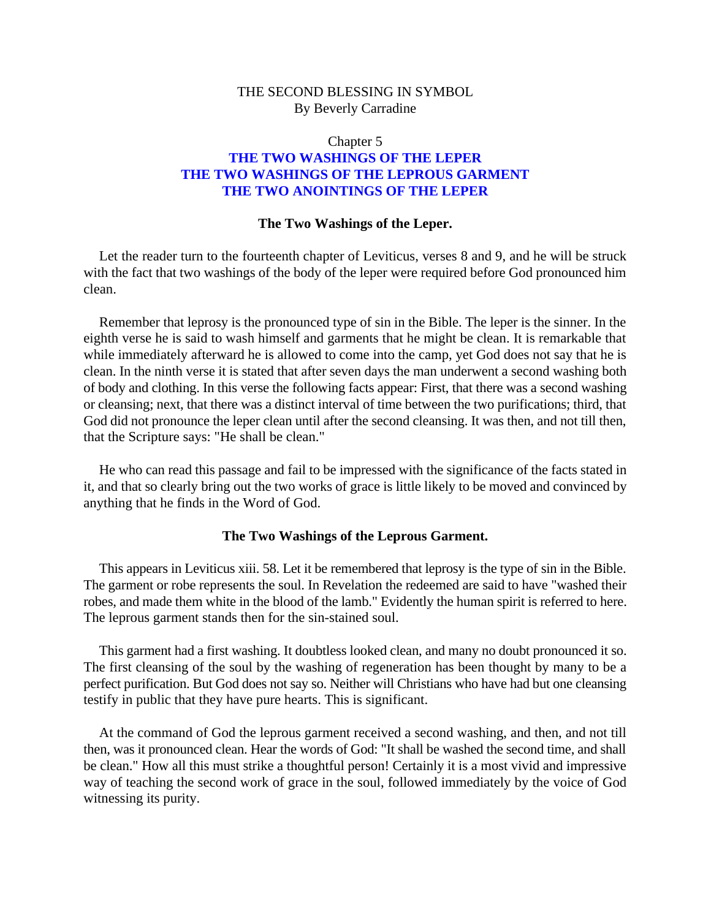THE SECOND BLESSING IN SYMBOL
By Beverly Carradine

Chapter 5

# THE TWO WASHINGS OF THE LEPER
# THE TWO WASHINGS OF THE LEPROUS GARMENT
# THE TWO ANOINTINGS OF THE LEPER

## The Two Washings of the Leper.

Let the reader turn to the fourteenth chapter of Leviticus, verses 8 and 9, and he will be struck with the fact that two washings of the body of the leper were required before God pronounced him clean.

Remember that leprosy is the pronounced type of sin in the Bible. The leper is the sinner. In the eighth verse he is said to wash himself and garments that he might be clean. It is remarkable that while immediately afterward he is allowed to come into the camp, yet God does not say that he is clean. In the ninth verse it is stated that after seven days the man underwent a second washing both of body and clothing. In this verse the following facts appear: First, that there was a second washing or cleansing; next, that there was a distinct interval of time between the two purifications; third, that God did not pronounce the leper clean until after the second cleansing. It was then, and not till then, that the Scripture says: "He shall be clean."

He who can read this passage and fail to be impressed with the significance of the facts stated in it, and that so clearly bring out the two works of grace is little likely to be moved and convinced by anything that he finds in the Word of God.

## The Two Washings of the Leprous Garment.

This appears in Leviticus xiii. 58. Let it be remembered that leprosy is the type of sin in the Bible. The garment or robe represents the soul. In Revelation the redeemed are said to have "washed their robes, and made them white in the blood of the lamb." Evidently the human spirit is referred to here. The leprous garment stands then for the sin-stained soul.

This garment had a first washing. It doubtless looked clean, and many no doubt pronounced it so. The first cleansing of the soul by the washing of regeneration has been thought by many to be a perfect purification. But God does not say so. Neither will Christians who have had but one cleansing testify in public that they have pure hearts. This is significant.

At the command of God the leprous garment received a second washing, and then, and not till then, was it pronounced clean. Hear the words of God: "It shall be washed the second time, and shall be clean." How all this must strike a thoughtful person! Certainly it is a most vivid and impressive way of teaching the second work of grace in the soul, followed immediately by the voice of God witnessing its purity.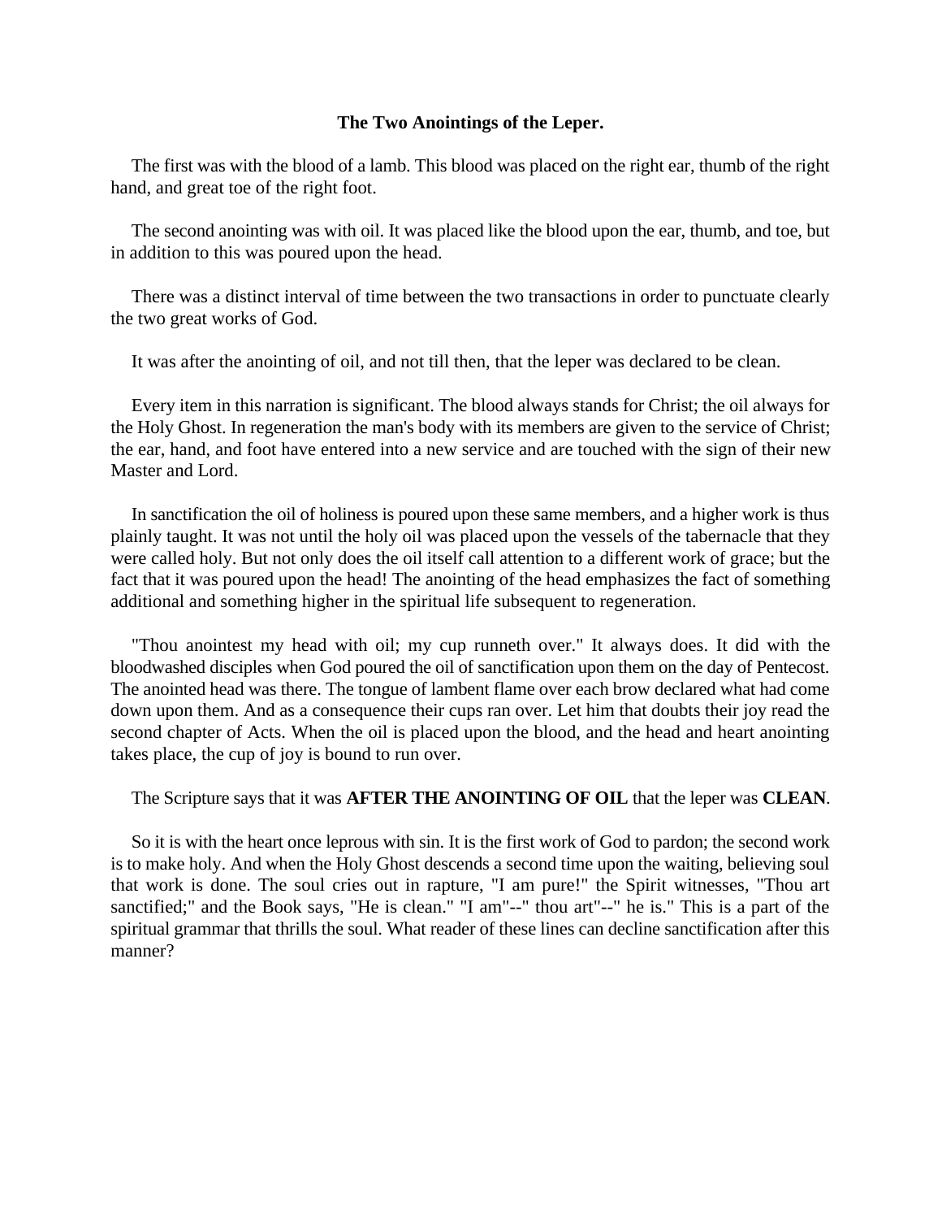## The Two Anointings of the Leper.

The first was with the blood of a lamb. This blood was placed on the right ear, thumb of the right hand, and great toe of the right foot.

The second anointing was with oil. It was placed like the blood upon the ear, thumb, and toe, but in addition to this was poured upon the head.

There was a distinct interval of time between the two transactions in order to punctuate clearly the two great works of God.

It was after the anointing of oil, and not till then, that the leper was declared to be clean.

Every item in this narration is significant. The blood always stands for Christ; the oil always for the Holy Ghost. In regeneration the man's body with its members are given to the service of Christ; the ear, hand, and foot have entered into a new service and are touched with the sign of their new Master and Lord.

In sanctification the oil of holiness is poured upon these same members, and a higher work is thus plainly taught. It was not until the holy oil was placed upon the vessels of the tabernacle that they were called holy. But not only does the oil itself call attention to a different work of grace; but the fact that it was poured upon the head! The anointing of the head emphasizes the fact of something additional and something higher in the spiritual life subsequent to regeneration.

"Thou anointest my head with oil; my cup runneth over." It always does. It did with the bloodwashed disciples when God poured the oil of sanctification upon them on the day of Pentecost. The anointed head was there. The tongue of lambent flame over each brow declared what had come down upon them. And as a consequence their cups ran over. Let him that doubts their joy read the second chapter of Acts. When the oil is placed upon the blood, and the head and heart anointing takes place, the cup of joy is bound to run over.

The Scripture says that it was **AFTER THE ANOINTING OF OIL** that the leper was **CLEAN**.

So it is with the heart once leprous with sin. It is the first work of God to pardon; the second work is to make holy. And when the Holy Ghost descends a second time upon the waiting, believing soul that work is done. The soul cries out in rapture, "I am pure!" the Spirit witnesses, "Thou art sanctified;" and the Book says, "He is clean." "I am"--" thou art"--" he is." This is a part of the spiritual grammar that thrills the soul. What reader of these lines can decline sanctification after this manner?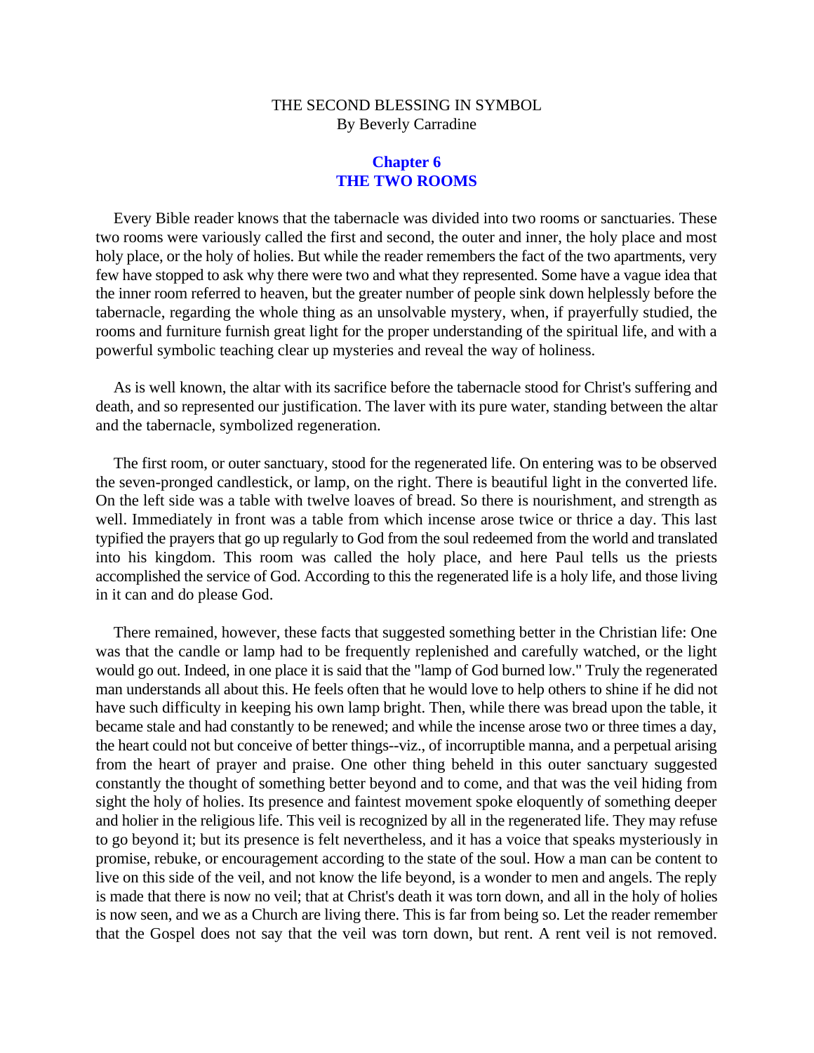THE SECOND BLESSING IN SYMBOL
By Beverly Carradine

## Chapter 6
## THE TWO ROOMS

Every Bible reader knows that the tabernacle was divided into two rooms or sanctuaries. These two rooms were variously called the first and second, the outer and inner, the holy place and most holy place, or the holy of holies. But while the reader remembers the fact of the two apartments, very few have stopped to ask why there were two and what they represented. Some have a vague idea that the inner room referred to heaven, but the greater number of people sink down helplessly before the tabernacle, regarding the whole thing as an unsolvable mystery, when, if prayerfully studied, the rooms and furniture furnish great light for the proper understanding of the spiritual life, and with a powerful symbolic teaching clear up mysteries and reveal the way of holiness.

As is well known, the altar with its sacrifice before the tabernacle stood for Christ's suffering and death, and so represented our justification. The laver with its pure water, standing between the altar and the tabernacle, symbolized regeneration.

The first room, or outer sanctuary, stood for the regenerated life. On entering was to be observed the seven-pronged candlestick, or lamp, on the right. There is beautiful light in the converted life. On the left side was a table with twelve loaves of bread. So there is nourishment, and strength as well. Immediately in front was a table from which incense arose twice or thrice a day. This last typified the prayers that go up regularly to God from the soul redeemed from the world and translated into his kingdom. This room was called the holy place, and here Paul tells us the priests accomplished the service of God. According to this the regenerated life is a holy life, and those living in it can and do please God.

There remained, however, these facts that suggested something better in the Christian life: One was that the candle or lamp had to be frequently replenished and carefully watched, or the light would go out. Indeed, in one place it is said that the "lamp of God burned low." Truly the regenerated man understands all about this. He feels often that he would love to help others to shine if he did not have such difficulty in keeping his own lamp bright. Then, while there was bread upon the table, it became stale and had constantly to be renewed; and while the incense arose two or three times a day, the heart could not but conceive of better things--viz., of incorruptible manna, and a perpetual arising from the heart of prayer and praise. One other thing beheld in this outer sanctuary suggested constantly the thought of something better beyond and to come, and that was the veil hiding from sight the holy of holies. Its presence and faintest movement spoke eloquently of something deeper and holier in the religious life. This veil is recognized by all in the regenerated life. They may refuse to go beyond it; but its presence is felt nevertheless, and it has a voice that speaks mysteriously in promise, rebuke, or encouragement according to the state of the soul. How a man can be content to live on this side of the veil, and not know the life beyond, is a wonder to men and angels. The reply is made that there is now no veil; that at Christ's death it was torn down, and all in the holy of holies is now seen, and we as a Church are living there. This is far from being so. Let the reader remember that the Gospel does not say that the veil was torn down, but rent. A rent veil is not removed.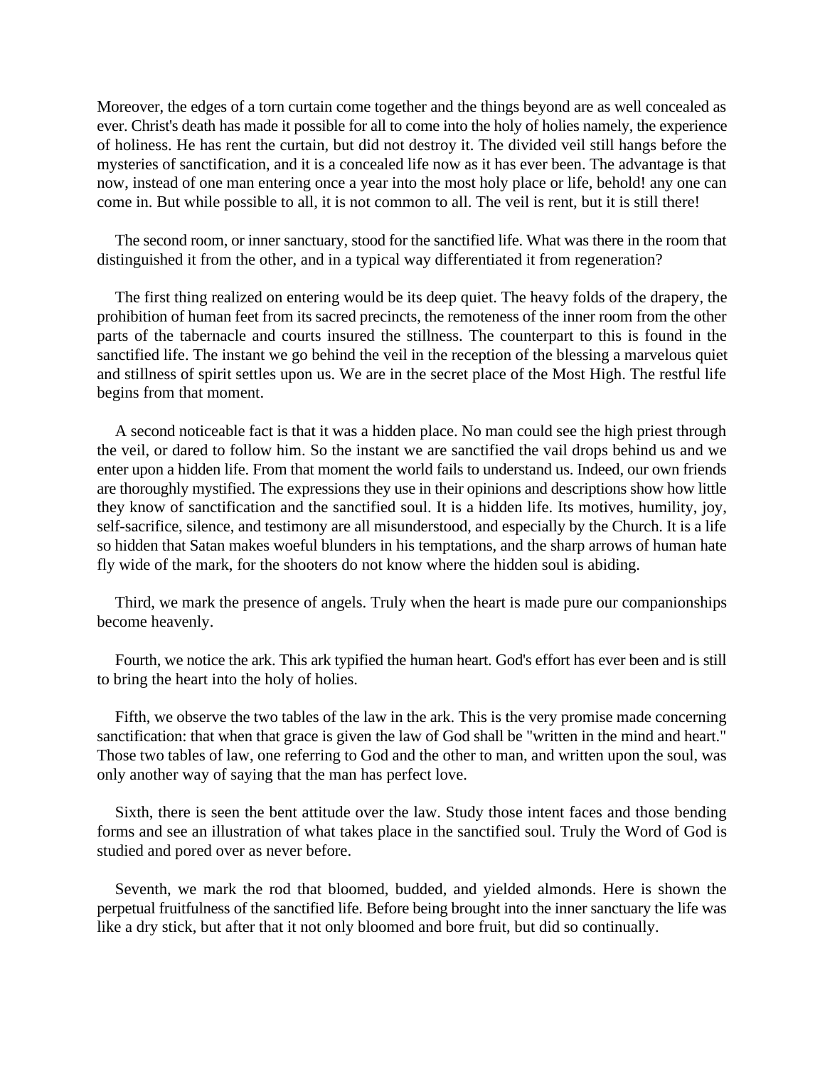Moreover, the edges of a torn curtain come together and the things beyond are as well concealed as ever. Christ's death has made it possible for all to come into the holy of holies namely, the experience of holiness. He has rent the curtain, but did not destroy it. The divided veil still hangs before the mysteries of sanctification, and it is a concealed life now as it has ever been. The advantage is that now, instead of one man entering once a year into the most holy place or life, behold! any one can come in. But while possible to all, it is not common to all. The veil is rent, but it is still there!

The second room, or inner sanctuary, stood for the sanctified life. What was there in the room that distinguished it from the other, and in a typical way differentiated it from regeneration?

The first thing realized on entering would be its deep quiet. The heavy folds of the drapery, the prohibition of human feet from its sacred precincts, the remoteness of the inner room from the other parts of the tabernacle and courts insured the stillness. The counterpart to this is found in the sanctified life. The instant we go behind the veil in the reception of the blessing a marvelous quiet and stillness of spirit settles upon us. We are in the secret place of the Most High. The restful life begins from that moment.

A second noticeable fact is that it was a hidden place. No man could see the high priest through the veil, or dared to follow him. So the instant we are sanctified the vail drops behind us and we enter upon a hidden life. From that moment the world fails to understand us. Indeed, our own friends are thoroughly mystified. The expressions they use in their opinions and descriptions show how little they know of sanctification and the sanctified soul. It is a hidden life. Its motives, humility, joy, self-sacrifice, silence, and testimony are all misunderstood, and especially by the Church. It is a life so hidden that Satan makes woeful blunders in his temptations, and the sharp arrows of human hate fly wide of the mark, for the shooters do not know where the hidden soul is abiding.

Third, we mark the presence of angels. Truly when the heart is made pure our companionships become heavenly.

Fourth, we notice the ark. This ark typified the human heart. God's effort has ever been and is still to bring the heart into the holy of holies.

Fifth, we observe the two tables of the law in the ark. This is the very promise made concerning sanctification: that when that grace is given the law of God shall be "written in the mind and heart." Those two tables of law, one referring to God and the other to man, and written upon the soul, was only another way of saying that the man has perfect love.

Sixth, there is seen the bent attitude over the law. Study those intent faces and those bending forms and see an illustration of what takes place in the sanctified soul. Truly the Word of God is studied and pored over as never before.

Seventh, we mark the rod that bloomed, budded, and yielded almonds. Here is shown the perpetual fruitfulness of the sanctified life. Before being brought into the inner sanctuary the life was like a dry stick, but after that it not only bloomed and bore fruit, but did so continually.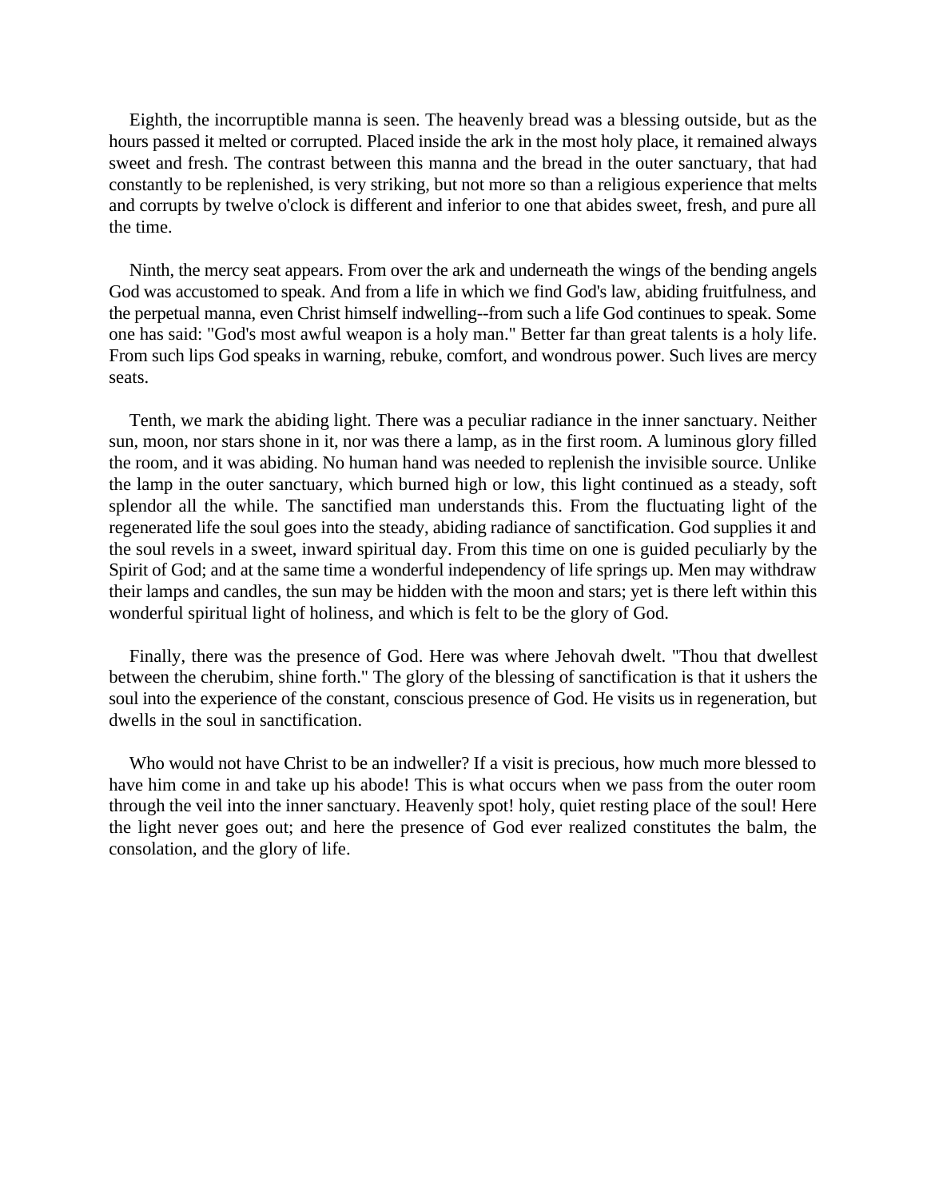Eighth, the incorruptible manna is seen. The heavenly bread was a blessing outside, but as the hours passed it melted or corrupted. Placed inside the ark in the most holy place, it remained always sweet and fresh. The contrast between this manna and the bread in the outer sanctuary, that had constantly to be replenished, is very striking, but not more so than a religious experience that melts and corrupts by twelve o'clock is different and inferior to one that abides sweet, fresh, and pure all the time.

Ninth, the mercy seat appears. From over the ark and underneath the wings of the bending angels God was accustomed to speak. And from a life in which we find God's law, abiding fruitfulness, and the perpetual manna, even Christ himself indwelling--from such a life God continues to speak. Some one has said: "God's most awful weapon is a holy man." Better far than great talents is a holy life. From such lips God speaks in warning, rebuke, comfort, and wondrous power. Such lives are mercy seats.

Tenth, we mark the abiding light. There was a peculiar radiance in the inner sanctuary. Neither sun, moon, nor stars shone in it, nor was there a lamp, as in the first room. A luminous glory filled the room, and it was abiding. No human hand was needed to replenish the invisible source. Unlike the lamp in the outer sanctuary, which burned high or low, this light continued as a steady, soft splendor all the while. The sanctified man understands this. From the fluctuating light of the regenerated life the soul goes into the steady, abiding radiance of sanctification. God supplies it and the soul revels in a sweet, inward spiritual day. From this time on one is guided peculiarly by the Spirit of God; and at the same time a wonderful independency of life springs up. Men may withdraw their lamps and candles, the sun may be hidden with the moon and stars; yet is there left within this wonderful spiritual light of holiness, and which is felt to be the glory of God.

Finally, there was the presence of God. Here was where Jehovah dwelt. "Thou that dwellest between the cherubim, shine forth." The glory of the blessing of sanctification is that it ushers the soul into the experience of the constant, conscious presence of God. He visits us in regeneration, but dwells in the soul in sanctification.

Who would not have Christ to be an indweller? If a visit is precious, how much more blessed to have him come in and take up his abode! This is what occurs when we pass from the outer room through the veil into the inner sanctuary. Heavenly spot! holy, quiet resting place of the soul! Here the light never goes out; and here the presence of God ever realized constitutes the balm, the consolation, and the glory of life.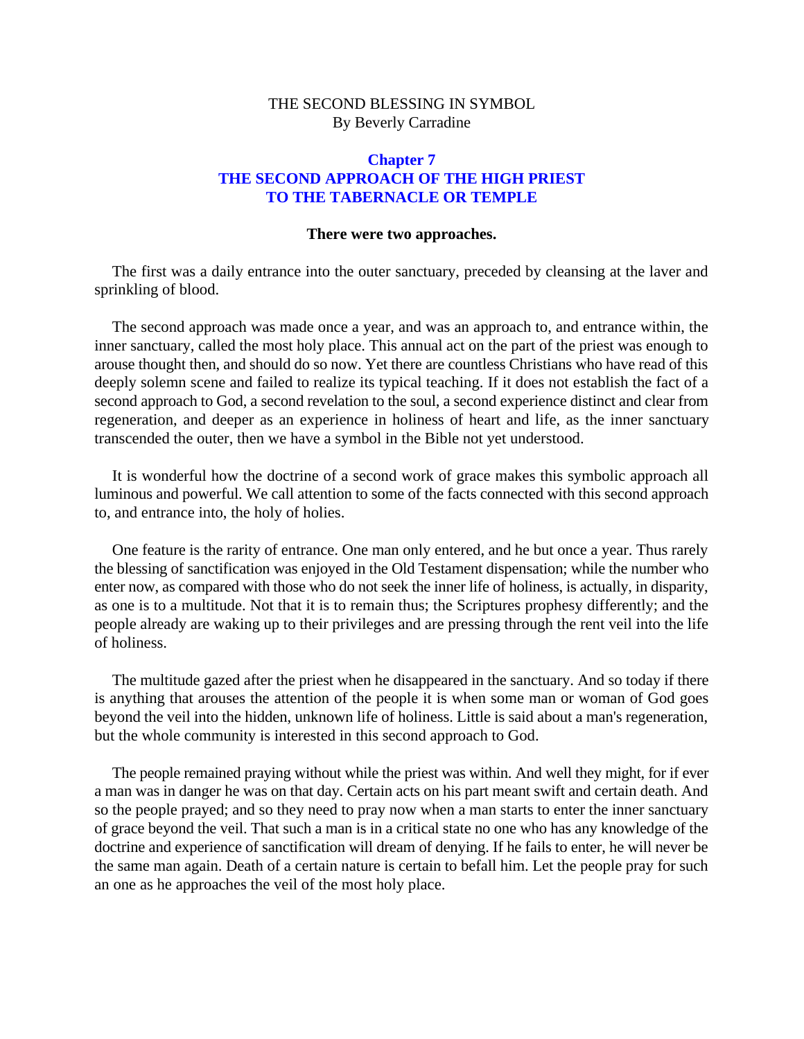THE SECOND BLESSING IN SYMBOL
By Beverly Carradine

## Chapter 7
## THE SECOND APPROACH OF THE HIGH PRIEST TO THE TABERNACLE OR TEMPLE

**There were two approaches.**

The first was a daily entrance into the outer sanctuary, preceded by cleansing at the laver and sprinkling of blood.

The second approach was made once a year, and was an approach to, and entrance within, the inner sanctuary, called the most holy place. This annual act on the part of the priest was enough to arouse thought then, and should do so now. Yet there are countless Christians who have read of this deeply solemn scene and failed to realize its typical teaching. If it does not establish the fact of a second approach to God, a second revelation to the soul, a second experience distinct and clear from regeneration, and deeper as an experience in holiness of heart and life, as the inner sanctuary transcended the outer, then we have a symbol in the Bible not yet understood.

It is wonderful how the doctrine of a second work of grace makes this symbolic approach all luminous and powerful. We call attention to some of the facts connected with this second approach to, and entrance into, the holy of holies.

One feature is the rarity of entrance. One man only entered, and he but once a year. Thus rarely the blessing of sanctification was enjoyed in the Old Testament dispensation; while the number who enter now, as compared with those who do not seek the inner life of holiness, is actually, in disparity, as one is to a multitude. Not that it is to remain thus; the Scriptures prophesy differently; and the people already are waking up to their privileges and are pressing through the rent veil into the life of holiness.

The multitude gazed after the priest when he disappeared in the sanctuary. And so today if there is anything that arouses the attention of the people it is when some man or woman of God goes beyond the veil into the hidden, unknown life of holiness. Little is said about a man's regeneration, but the whole community is interested in this second approach to God.

The people remained praying without while the priest was within. And well they might, for if ever a man was in danger he was on that day. Certain acts on his part meant swift and certain death. And so the people prayed; and so they need to pray now when a man starts to enter the inner sanctuary of grace beyond the veil. That such a man is in a critical state no one who has any knowledge of the doctrine and experience of sanctification will dream of denying. If he fails to enter, he will never be the same man again. Death of a certain nature is certain to befall him. Let the people pray for such an one as he approaches the veil of the most holy place.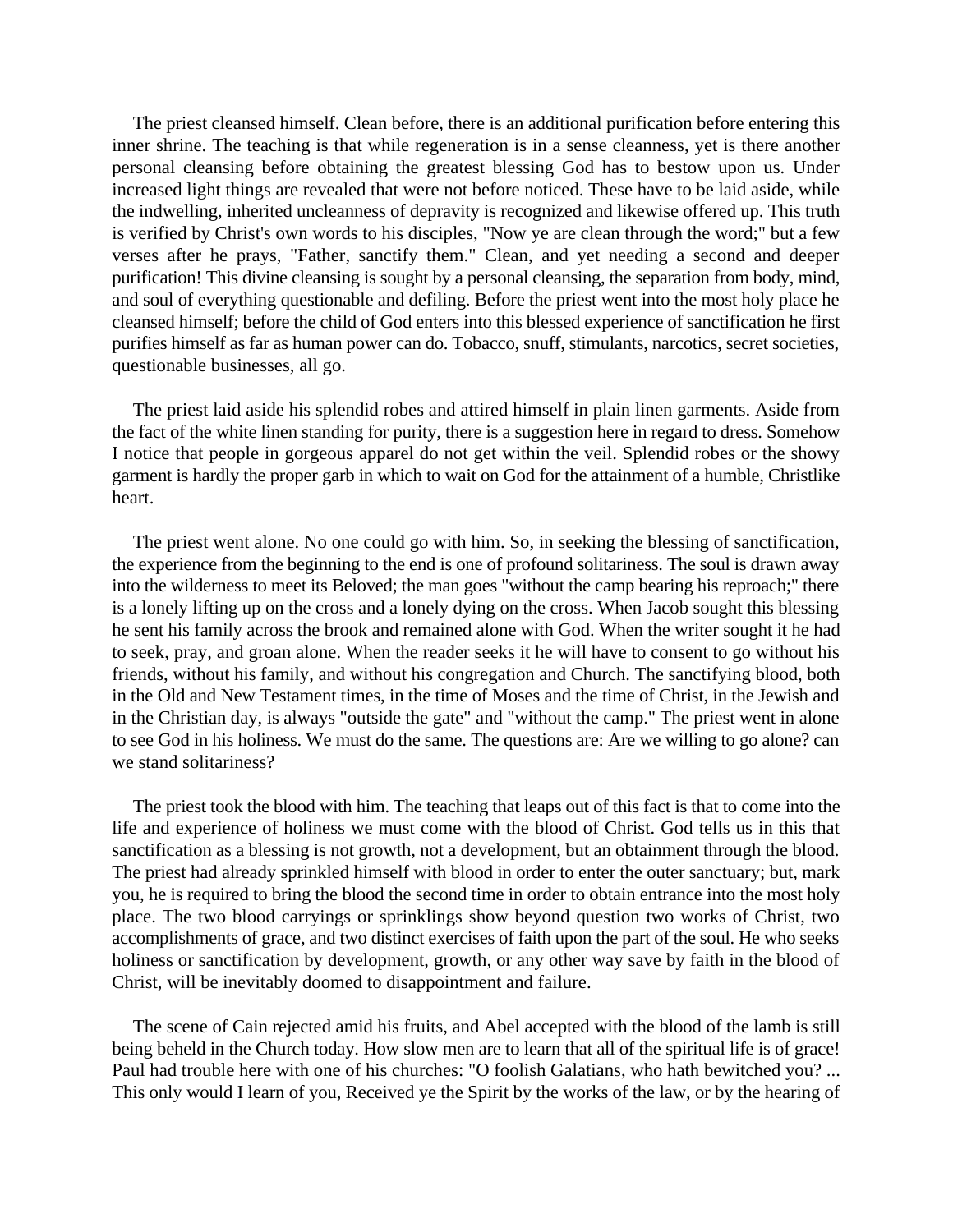The priest cleansed himself. Clean before, there is an additional purification before entering this inner shrine. The teaching is that while regeneration is in a sense cleanness, yet is there another personal cleansing before obtaining the greatest blessing God has to bestow upon us. Under increased light things are revealed that were not before noticed. These have to be laid aside, while the indwelling, inherited uncleanness of depravity is recognized and likewise offered up. This truth is verified by Christ's own words to his disciples, "Now ye are clean through the word;" but a few verses after he prays, "Father, sanctify them." Clean, and yet needing a second and deeper purification! This divine cleansing is sought by a personal cleansing, the separation from body, mind, and soul of everything questionable and defiling. Before the priest went into the most holy place he cleansed himself; before the child of God enters into this blessed experience of sanctification he first purifies himself as far as human power can do. Tobacco, snuff, stimulants, narcotics, secret societies, questionable businesses, all go.

The priest laid aside his splendid robes and attired himself in plain linen garments. Aside from the fact of the white linen standing for purity, there is a suggestion here in regard to dress. Somehow I notice that people in gorgeous apparel do not get within the veil. Splendid robes or the showy garment is hardly the proper garb in which to wait on God for the attainment of a humble, Christlike heart.

The priest went alone. No one could go with him. So, in seeking the blessing of sanctification, the experience from the beginning to the end is one of profound solitariness. The soul is drawn away into the wilderness to meet its Beloved; the man goes "without the camp bearing his reproach;" there is a lonely lifting up on the cross and a lonely dying on the cross. When Jacob sought this blessing he sent his family across the brook and remained alone with God. When the writer sought it he had to seek, pray, and groan alone. When the reader seeks it he will have to consent to go without his friends, without his family, and without his congregation and Church. The sanctifying blood, both in the Old and New Testament times, in the time of Moses and the time of Christ, in the Jewish and in the Christian day, is always "outside the gate" and "without the camp." The priest went in alone to see God in his holiness. We must do the same. The questions are: Are we willing to go alone? can we stand solitariness?

The priest took the blood with him. The teaching that leaps out of this fact is that to come into the life and experience of holiness we must come with the blood of Christ. God tells us in this that sanctification as a blessing is not growth, not a development, but an obtainment through the blood. The priest had already sprinkled himself with blood in order to enter the outer sanctuary; but, mark you, he is required to bring the blood the second time in order to obtain entrance into the most holy place. The two blood carryings or sprinklings show beyond question two works of Christ, two accomplishments of grace, and two distinct exercises of faith upon the part of the soul. He who seeks holiness or sanctification by development, growth, or any other way save by faith in the blood of Christ, will be inevitably doomed to disappointment and failure.

The scene of Cain rejected amid his fruits, and Abel accepted with the blood of the lamb is still being beheld in the Church today. How slow men are to learn that all of the spiritual life is of grace! Paul had trouble here with one of his churches: "O foolish Galatians, who hath bewitched you? ... This only would I learn of you, Received ye the Spirit by the works of the law, or by the hearing of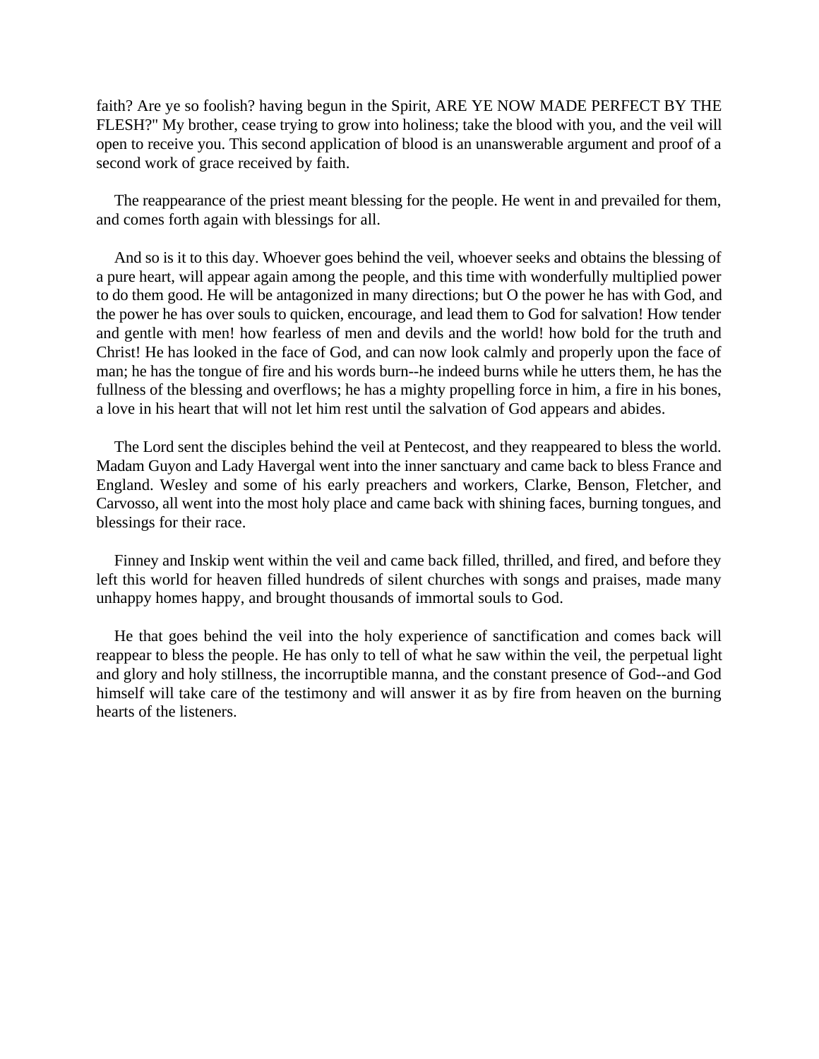faith? Are ye so foolish? having begun in the Spirit, ARE YE NOW MADE PERFECT BY THE FLESH?" My brother, cease trying to grow into holiness; take the blood with you, and the veil will open to receive you. This second application of blood is an unanswerable argument and proof of a second work of grace received by faith.

The reappearance of the priest meant blessing for the people. He went in and prevailed for them, and comes forth again with blessings for all.

And so is it to this day. Whoever goes behind the veil, whoever seeks and obtains the blessing of a pure heart, will appear again among the people, and this time with wonderfully multiplied power to do them good. He will be antagonized in many directions; but O the power he has with God, and the power he has over souls to quicken, encourage, and lead them to God for salvation! How tender and gentle with men! how fearless of men and devils and the world! how bold for the truth and Christ! He has looked in the face of God, and can now look calmly and properly upon the face of man; he has the tongue of fire and his words burn--he indeed burns while he utters them, he has the fullness of the blessing and overflows; he has a mighty propelling force in him, a fire in his bones, a love in his heart that will not let him rest until the salvation of God appears and abides.

The Lord sent the disciples behind the veil at Pentecost, and they reappeared to bless the world. Madam Guyon and Lady Havergal went into the inner sanctuary and came back to bless France and England. Wesley and some of his early preachers and workers, Clarke, Benson, Fletcher, and Carvosso, all went into the most holy place and came back with shining faces, burning tongues, and blessings for their race.

Finney and Inskip went within the veil and came back filled, thrilled, and fired, and before they left this world for heaven filled hundreds of silent churches with songs and praises, made many unhappy homes happy, and brought thousands of immortal souls to God.

He that goes behind the veil into the holy experience of sanctification and comes back will reappear to bless the people. He has only to tell of what he saw within the veil, the perpetual light and glory and holy stillness, the incorruptible manna, and the constant presence of God--and God himself will take care of the testimony and will answer it as by fire from heaven on the burning hearts of the listeners.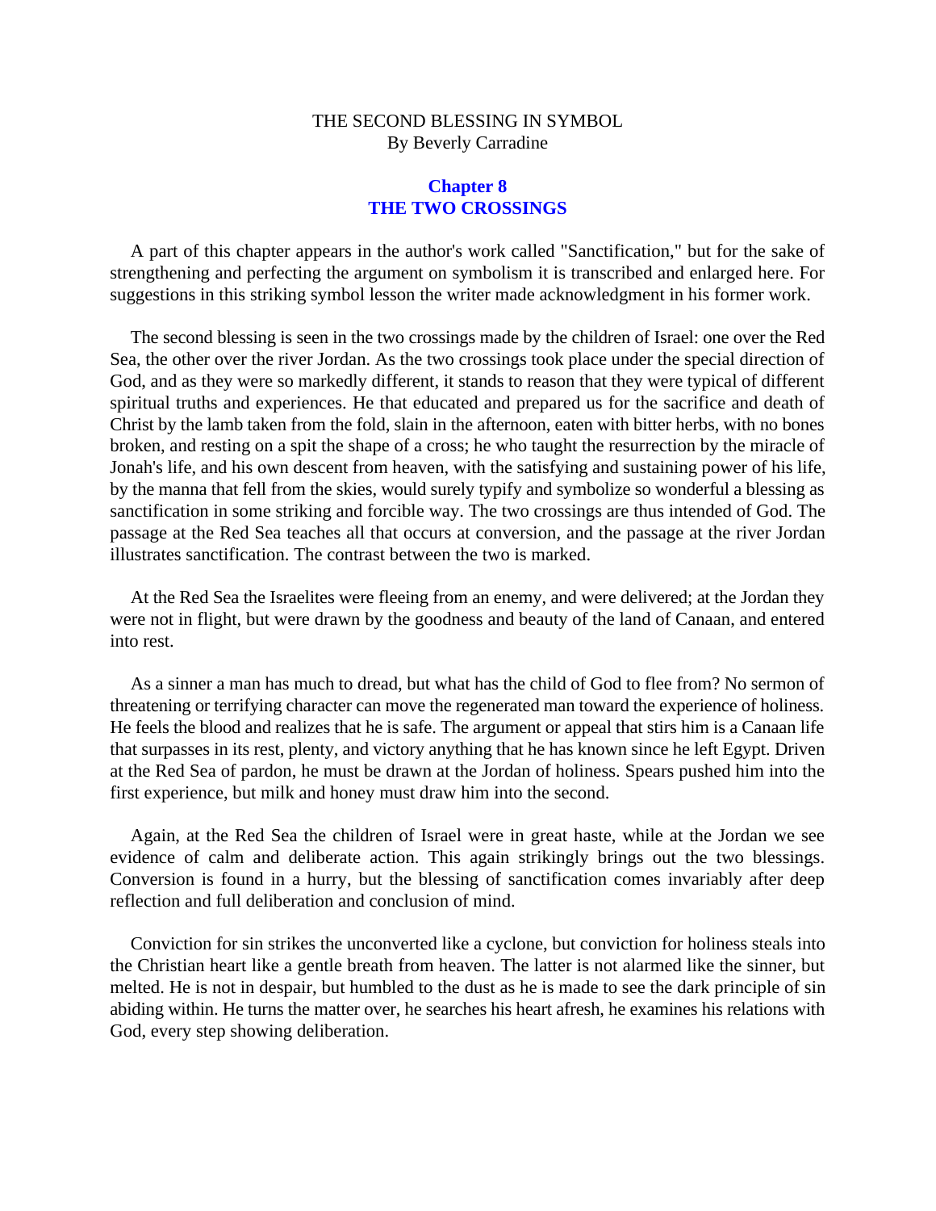THE SECOND BLESSING IN SYMBOL
By Beverly Carradine

## Chapter 8
## THE TWO CROSSINGS

A part of this chapter appears in the author's work called "Sanctification," but for the sake of strengthening and perfecting the argument on symbolism it is transcribed and enlarged here. For suggestions in this striking symbol lesson the writer made acknowledgment in his former work.

The second blessing is seen in the two crossings made by the children of Israel: one over the Red Sea, the other over the river Jordan. As the two crossings took place under the special direction of God, and as they were so markedly different, it stands to reason that they were typical of different spiritual truths and experiences. He that educated and prepared us for the sacrifice and death of Christ by the lamb taken from the fold, slain in the afternoon, eaten with bitter herbs, with no bones broken, and resting on a spit the shape of a cross; he who taught the resurrection by the miracle of Jonah's life, and his own descent from heaven, with the satisfying and sustaining power of his life, by the manna that fell from the skies, would surely typify and symbolize so wonderful a blessing as sanctification in some striking and forcible way. The two crossings are thus intended of God. The passage at the Red Sea teaches all that occurs at conversion, and the passage at the river Jordan illustrates sanctification. The contrast between the two is marked.

At the Red Sea the Israelites were fleeing from an enemy, and were delivered; at the Jordan they were not in flight, but were drawn by the goodness and beauty of the land of Canaan, and entered into rest.

As a sinner a man has much to dread, but what has the child of God to flee from? No sermon of threatening or terrifying character can move the regenerated man toward the experience of holiness. He feels the blood and realizes that he is safe. The argument or appeal that stirs him is a Canaan life that surpasses in its rest, plenty, and victory anything that he has known since he left Egypt. Driven at the Red Sea of pardon, he must be drawn at the Jordan of holiness. Spears pushed him into the first experience, but milk and honey must draw him into the second.

Again, at the Red Sea the children of Israel were in great haste, while at the Jordan we see evidence of calm and deliberate action. This again strikingly brings out the two blessings. Conversion is found in a hurry, but the blessing of sanctification comes invariably after deep reflection and full deliberation and conclusion of mind.

Conviction for sin strikes the unconverted like a cyclone, but conviction for holiness steals into the Christian heart like a gentle breath from heaven. The latter is not alarmed like the sinner, but melted. He is not in despair, but humbled to the dust as he is made to see the dark principle of sin abiding within. He turns the matter over, he searches his heart afresh, he examines his relations with God, every step showing deliberation.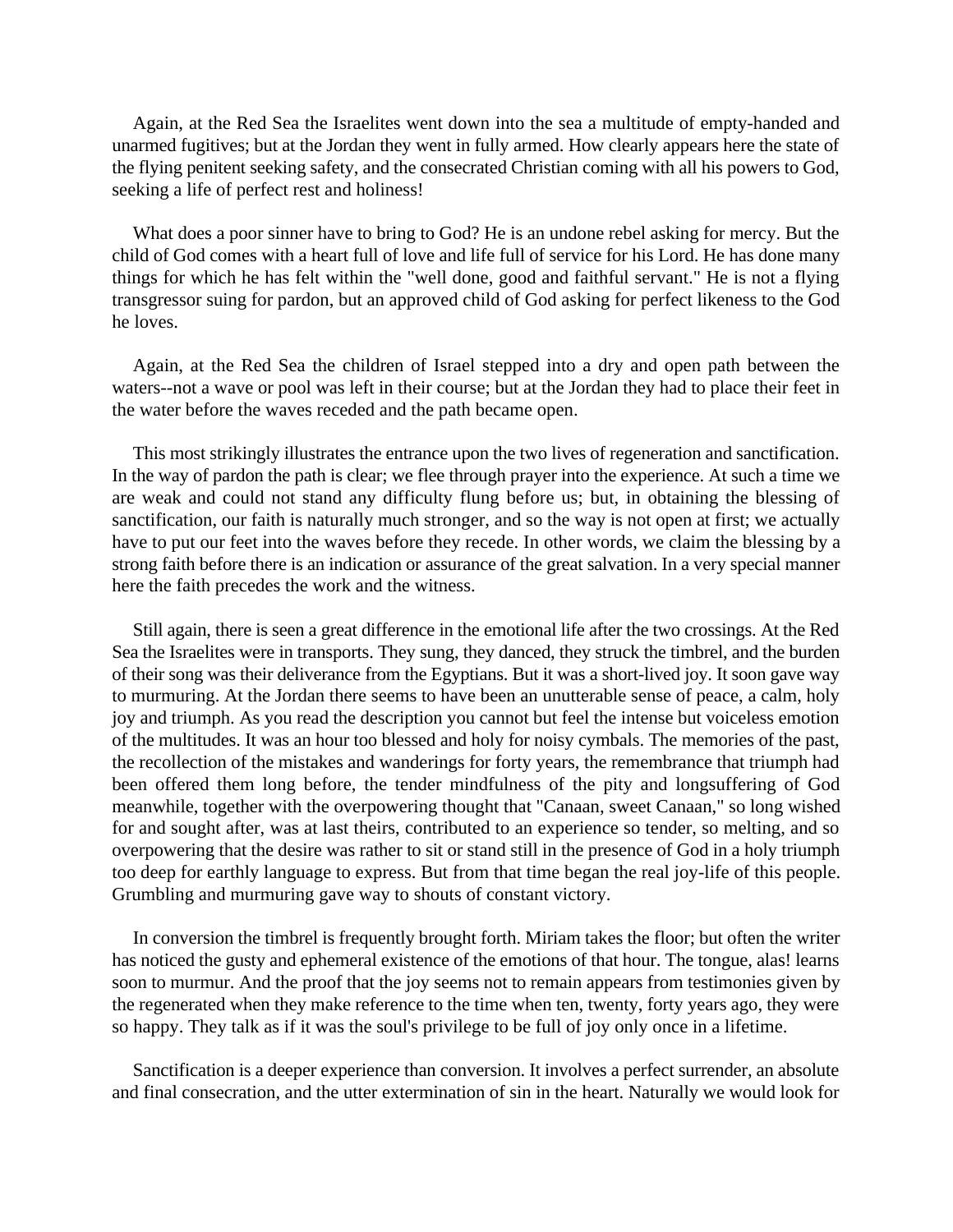Again, at the Red Sea the Israelites went down into the sea a multitude of empty-handed and unarmed fugitives; but at the Jordan they went in fully armed. How clearly appears here the state of the flying penitent seeking safety, and the consecrated Christian coming with all his powers to God, seeking a life of perfect rest and holiness!

What does a poor sinner have to bring to God? He is an undone rebel asking for mercy. But the child of God comes with a heart full of love and life full of service for his Lord. He has done many things for which he has felt within the "well done, good and faithful servant." He is not a flying transgressor suing for pardon, but an approved child of God asking for perfect likeness to the God he loves.

Again, at the Red Sea the children of Israel stepped into a dry and open path between the waters--not a wave or pool was left in their course; but at the Jordan they had to place their feet in the water before the waves receded and the path became open.

This most strikingly illustrates the entrance upon the two lives of regeneration and sanctification. In the way of pardon the path is clear; we flee through prayer into the experience. At such a time we are weak and could not stand any difficulty flung before us; but, in obtaining the blessing of sanctification, our faith is naturally much stronger, and so the way is not open at first; we actually have to put our feet into the waves before they recede. In other words, we claim the blessing by a strong faith before there is an indication or assurance of the great salvation. In a very special manner here the faith precedes the work and the witness.

Still again, there is seen a great difference in the emotional life after the two crossings. At the Red Sea the Israelites were in transports. They sung, they danced, they struck the timbrel, and the burden of their song was their deliverance from the Egyptians. But it was a short-lived joy. It soon gave way to murmuring. At the Jordan there seems to have been an unutterable sense of peace, a calm, holy joy and triumph. As you read the description you cannot but feel the intense but voiceless emotion of the multitudes. It was an hour too blessed and holy for noisy cymbals. The memories of the past, the recollection of the mistakes and wanderings for forty years, the remembrance that triumph had been offered them long before, the tender mindfulness of the pity and longsuffering of God meanwhile, together with the overpowering thought that "Canaan, sweet Canaan," so long wished for and sought after, was at last theirs, contributed to an experience so tender, so melting, and so overpowering that the desire was rather to sit or stand still in the presence of God in a holy triumph too deep for earthly language to express. But from that time began the real joy-life of this people. Grumbling and murmuring gave way to shouts of constant victory.

In conversion the timbrel is frequently brought forth. Miriam takes the floor; but often the writer has noticed the gusty and ephemeral existence of the emotions of that hour. The tongue, alas! learns soon to murmur. And the proof that the joy seems not to remain appears from testimonies given by the regenerated when they make reference to the time when ten, twenty, forty years ago, they were so happy. They talk as if it was the soul's privilege to be full of joy only once in a lifetime.

Sanctification is a deeper experience than conversion. It involves a perfect surrender, an absolute and final consecration, and the utter extermination of sin in the heart. Naturally we would look for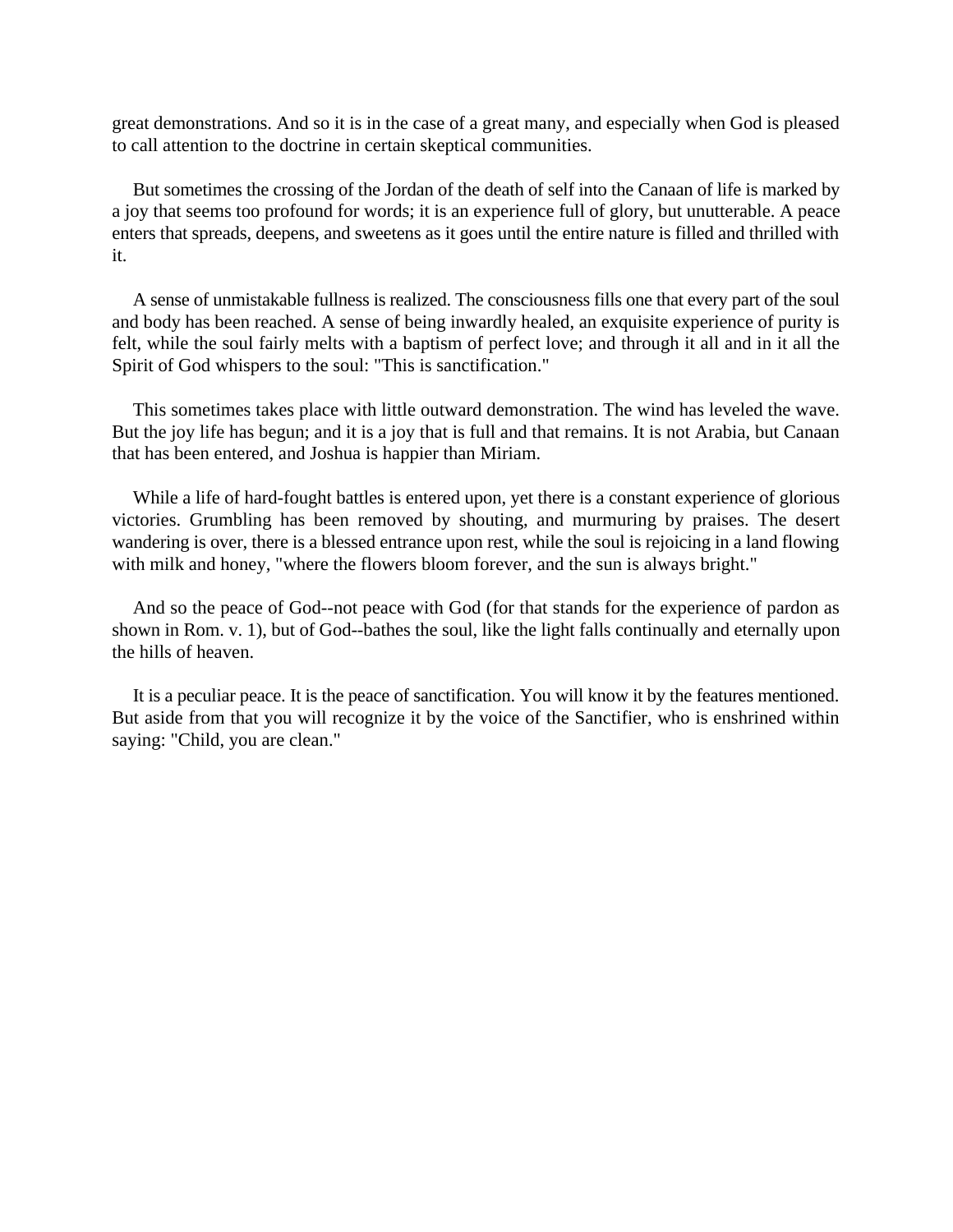great demonstrations. And so it is in the case of a great many, and especially when God is pleased to call attention to the doctrine in certain skeptical communities.

But sometimes the crossing of the Jordan of the death of self into the Canaan of life is marked by a joy that seems too profound for words; it is an experience full of glory, but unutterable. A peace enters that spreads, deepens, and sweetens as it goes until the entire nature is filled and thrilled with it.

A sense of unmistakable fullness is realized. The consciousness fills one that every part of the soul and body has been reached. A sense of being inwardly healed, an exquisite experience of purity is felt, while the soul fairly melts with a baptism of perfect love; and through it all and in it all the Spirit of God whispers to the soul: "This is sanctification."

This sometimes takes place with little outward demonstration. The wind has leveled the wave. But the joy life has begun; and it is a joy that is full and that remains. It is not Arabia, but Canaan that has been entered, and Joshua is happier than Miriam.

While a life of hard-fought battles is entered upon, yet there is a constant experience of glorious victories. Grumbling has been removed by shouting, and murmuring by praises. The desert wandering is over, there is a blessed entrance upon rest, while the soul is rejoicing in a land flowing with milk and honey, "where the flowers bloom forever, and the sun is always bright."

And so the peace of God--not peace with God (for that stands for the experience of pardon as shown in Rom. v. 1), but of God--bathes the soul, like the light falls continually and eternally upon the hills of heaven.

It is a peculiar peace. It is the peace of sanctification. You will know it by the features mentioned. But aside from that you will recognize it by the voice of the Sanctifier, who is enshrined within saying: "Child, you are clean."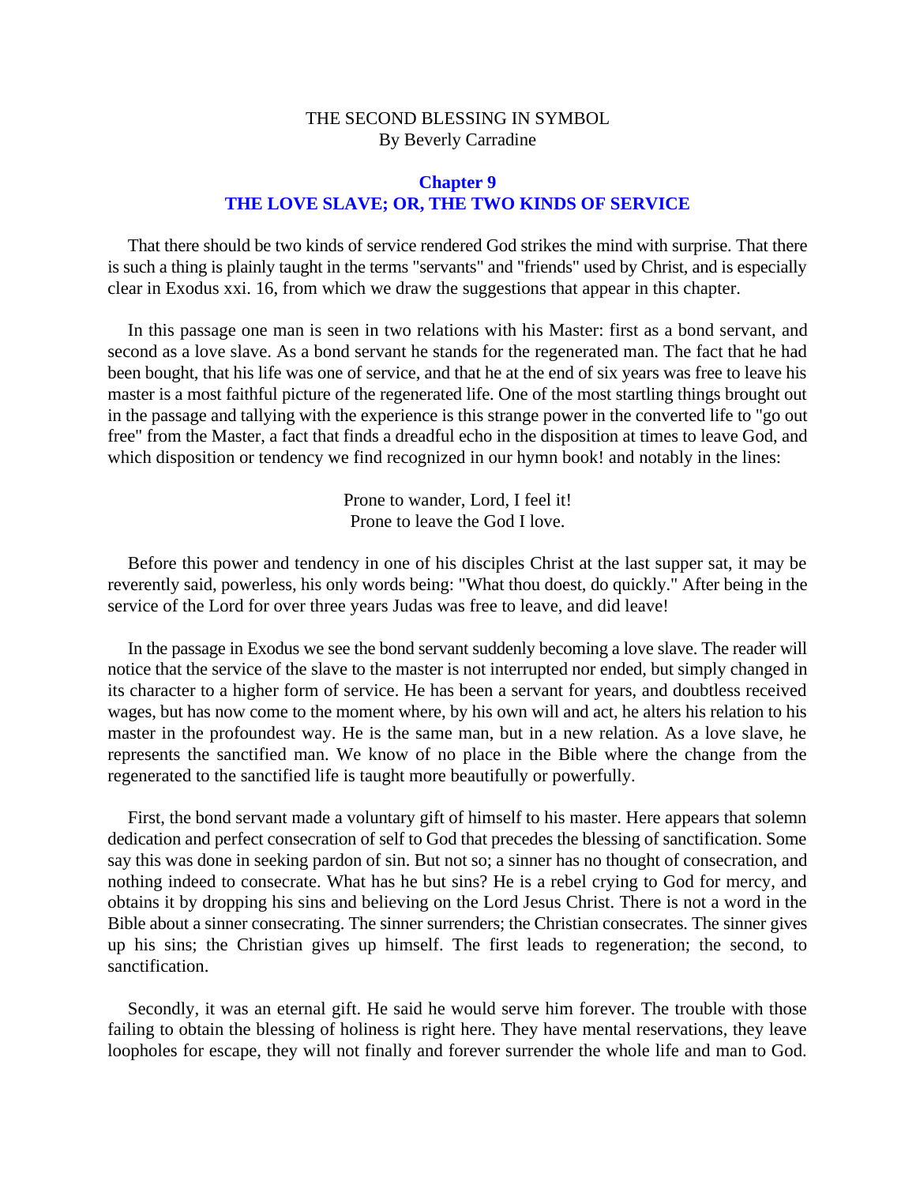THE SECOND BLESSING IN SYMBOL
By Beverly Carradine

## Chapter 9
## THE LOVE SLAVE; OR, THE TWO KINDS OF SERVICE

That there should be two kinds of service rendered God strikes the mind with surprise. That there is such a thing is plainly taught in the terms "servants" and "friends" used by Christ, and is especially clear in Exodus xxi. 16, from which we draw the suggestions that appear in this chapter.

In this passage one man is seen in two relations with his Master: first as a bond servant, and second as a love slave. As a bond servant he stands for the regenerated man. The fact that he had been bought, that his life was one of service, and that he at the end of six years was free to leave his master is a most faithful picture of the regenerated life. One of the most startling things brought out in the passage and tallying with the experience is this strange power in the converted life to "go out free" from the Master, a fact that finds a dreadful echo in the disposition at times to leave God, and which disposition or tendency we find recognized in our hymn book! and notably in the lines:

Prone to wander, Lord, I feel it!
Prone to leave the God I love.

Before this power and tendency in one of his disciples Christ at the last supper sat, it may be reverently said, powerless, his only words being: "What thou doest, do quickly." After being in the service of the Lord for over three years Judas was free to leave, and did leave!

In the passage in Exodus we see the bond servant suddenly becoming a love slave. The reader will notice that the service of the slave to the master is not interrupted nor ended, but simply changed in its character to a higher form of service. He has been a servant for years, and doubtless received wages, but has now come to the moment where, by his own will and act, he alters his relation to his master in the profoundest way. He is the same man, but in a new relation. As a love slave, he represents the sanctified man. We know of no place in the Bible where the change from the regenerated to the sanctified life is taught more beautifully or powerfully.

First, the bond servant made a voluntary gift of himself to his master. Here appears that solemn dedication and perfect consecration of self to God that precedes the blessing of sanctification. Some say this was done in seeking pardon of sin. But not so; a sinner has no thought of consecration, and nothing indeed to consecrate. What has he but sins? He is a rebel crying to God for mercy, and obtains it by dropping his sins and believing on the Lord Jesus Christ. There is not a word in the Bible about a sinner consecrating. The sinner surrenders; the Christian consecrates. The sinner gives up his sins; the Christian gives up himself. The first leads to regeneration; the second, to sanctification.

Secondly, it was an eternal gift. He said he would serve him forever. The trouble with those failing to obtain the blessing of holiness is right here. They have mental reservations, they leave loopholes for escape, they will not finally and forever surrender the whole life and man to God.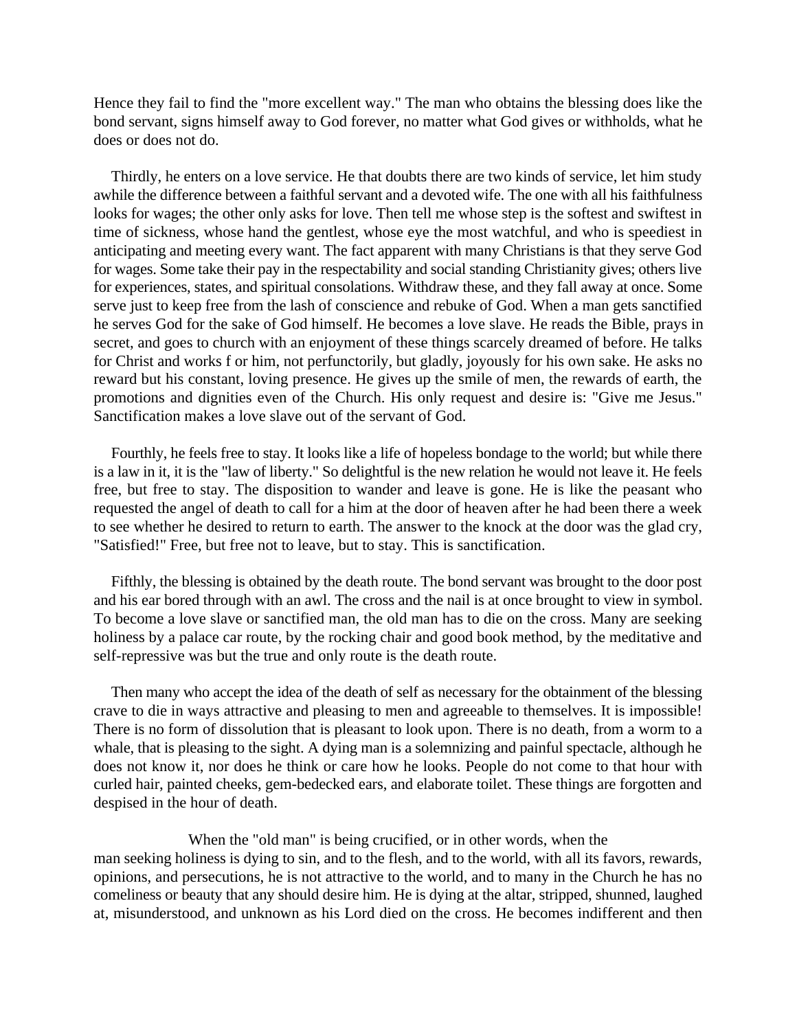Hence they fail to find the "more excellent way." The man who obtains the blessing does like the bond servant, signs himself away to God forever, no matter what God gives or withholds, what he does or does not do.

Thirdly, he enters on a love service. He that doubts there are two kinds of service, let him study awhile the difference between a faithful servant and a devoted wife. The one with all his faithfulness looks for wages; the other only asks for love. Then tell me whose step is the softest and swiftest in time of sickness, whose hand the gentlest, whose eye the most watchful, and who is speediest in anticipating and meeting every want. The fact apparent with many Christians is that they serve God for wages. Some take their pay in the respectability and social standing Christianity gives; others live for experiences, states, and spiritual consolations. Withdraw these, and they fall away at once. Some serve just to keep free from the lash of conscience and rebuke of God. When a man gets sanctified he serves God for the sake of God himself. He becomes a love slave. He reads the Bible, prays in secret, and goes to church with an enjoyment of these things scarcely dreamed of before. He talks for Christ and works f or him, not perfunctorily, but gladly, joyously for his own sake. He asks no reward but his constant, loving presence. He gives up the smile of men, the rewards of earth, the promotions and dignities even of the Church. His only request and desire is: "Give me Jesus." Sanctification makes a love slave out of the servant of God.

Fourthly, he feels free to stay. It looks like a life of hopeless bondage to the world; but while there is a law in it, it is the "law of liberty." So delightful is the new relation he would not leave it. He feels free, but free to stay. The disposition to wander and leave is gone. He is like the peasant who requested the angel of death to call for a him at the door of heaven after he had been there a week to see whether he desired to return to earth. The answer to the knock at the door was the glad cry, "Satisfied!" Free, but free not to leave, but to stay. This is sanctification.

Fifthly, the blessing is obtained by the death route. The bond servant was brought to the door post and his ear bored through with an awl. The cross and the nail is at once brought to view in symbol. To become a love slave or sanctified man, the old man has to die on the cross. Many are seeking holiness by a palace car route, by the rocking chair and good book method, by the meditative and self-repressive was but the true and only route is the death route.

Then many who accept the idea of the death of self as necessary for the obtainment of the blessing crave to die in ways attractive and pleasing to men and agreeable to themselves. It is impossible! There is no form of dissolution that is pleasant to look upon. There is no death, from a worm to a whale, that is pleasing to the sight. A dying man is a solemnizing and painful spectacle, although he does not know it, nor does he think or care how he looks. People do not come to that hour with curled hair, painted cheeks, gem-bedecked ears, and elaborate toilet. These things are forgotten and despised in the hour of death.

When the "old man" is being crucified, or in other words, when the man seeking holiness is dying to sin, and to the flesh, and to the world, with all its favors, rewards, opinions, and persecutions, he is not attractive to the world, and to many in the Church he has no comeliness or beauty that any should desire him. He is dying at the altar, stripped, shunned, laughed at, misunderstood, and unknown as his Lord died on the cross. He becomes indifferent and then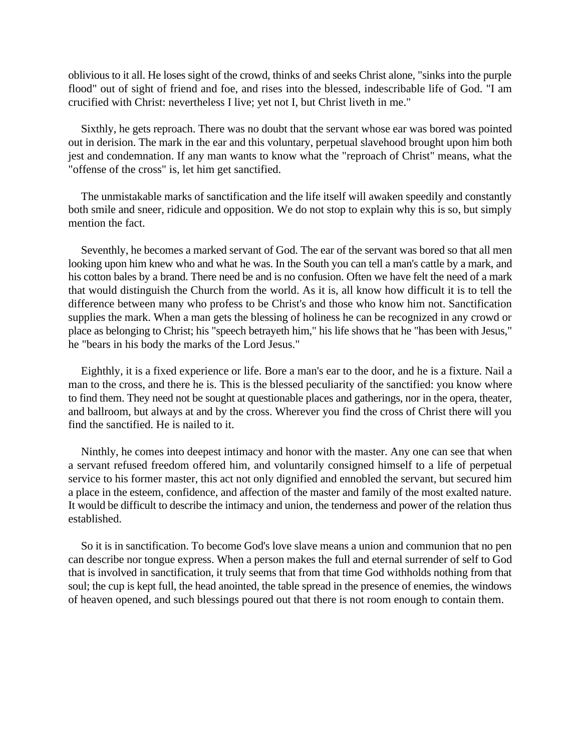oblivious to it all. He loses sight of the crowd, thinks of and seeks Christ alone, "sinks into the purple flood" out of sight of friend and foe, and rises into the blessed, indescribable life of God. "I am crucified with Christ: nevertheless I live; yet not I, but Christ liveth in me."

Sixthly, he gets reproach. There was no doubt that the servant whose ear was bored was pointed out in derision. The mark in the ear and this voluntary, perpetual slavehood brought upon him both jest and condemnation. If any man wants to know what the "reproach of Christ" means, what the "offense of the cross" is, let him get sanctified.

The unmistakable marks of sanctification and the life itself will awaken speedily and constantly both smile and sneer, ridicule and opposition. We do not stop to explain why this is so, but simply mention the fact.

Seventhly, he becomes a marked servant of God. The ear of the servant was bored so that all men looking upon him knew who and what he was. In the South you can tell a man's cattle by a mark, and his cotton bales by a brand. There need be and is no confusion. Often we have felt the need of a mark that would distinguish the Church from the world. As it is, all know how difficult it is to tell the difference between many who profess to be Christ's and those who know him not. Sanctification supplies the mark. When a man gets the blessing of holiness he can be recognized in any crowd or place as belonging to Christ; his "speech betrayeth him," his life shows that he "has been with Jesus," he "bears in his body the marks of the Lord Jesus."

Eighthly, it is a fixed experience or life. Bore a man's ear to the door, and he is a fixture. Nail a man to the cross, and there he is. This is the blessed peculiarity of the sanctified: you know where to find them. They need not be sought at questionable places and gatherings, nor in the opera, theater, and ballroom, but always at and by the cross. Wherever you find the cross of Christ there will you find the sanctified. He is nailed to it.

Ninthly, he comes into deepest intimacy and honor with the master. Any one can see that when a servant refused freedom offered him, and voluntarily consigned himself to a life of perpetual service to his former master, this act not only dignified and ennobled the servant, but secured him a place in the esteem, confidence, and affection of the master and family of the most exalted nature. It would be difficult to describe the intimacy and union, the tenderness and power of the relation thus established.

So it is in sanctification. To become God's love slave means a union and communion that no pen can describe nor tongue express. When a person makes the full and eternal surrender of self to God that is involved in sanctification, it truly seems that from that time God withholds nothing from that soul; the cup is kept full, the head anointed, the table spread in the presence of enemies, the windows of heaven opened, and such blessings poured out that there is not room enough to contain them.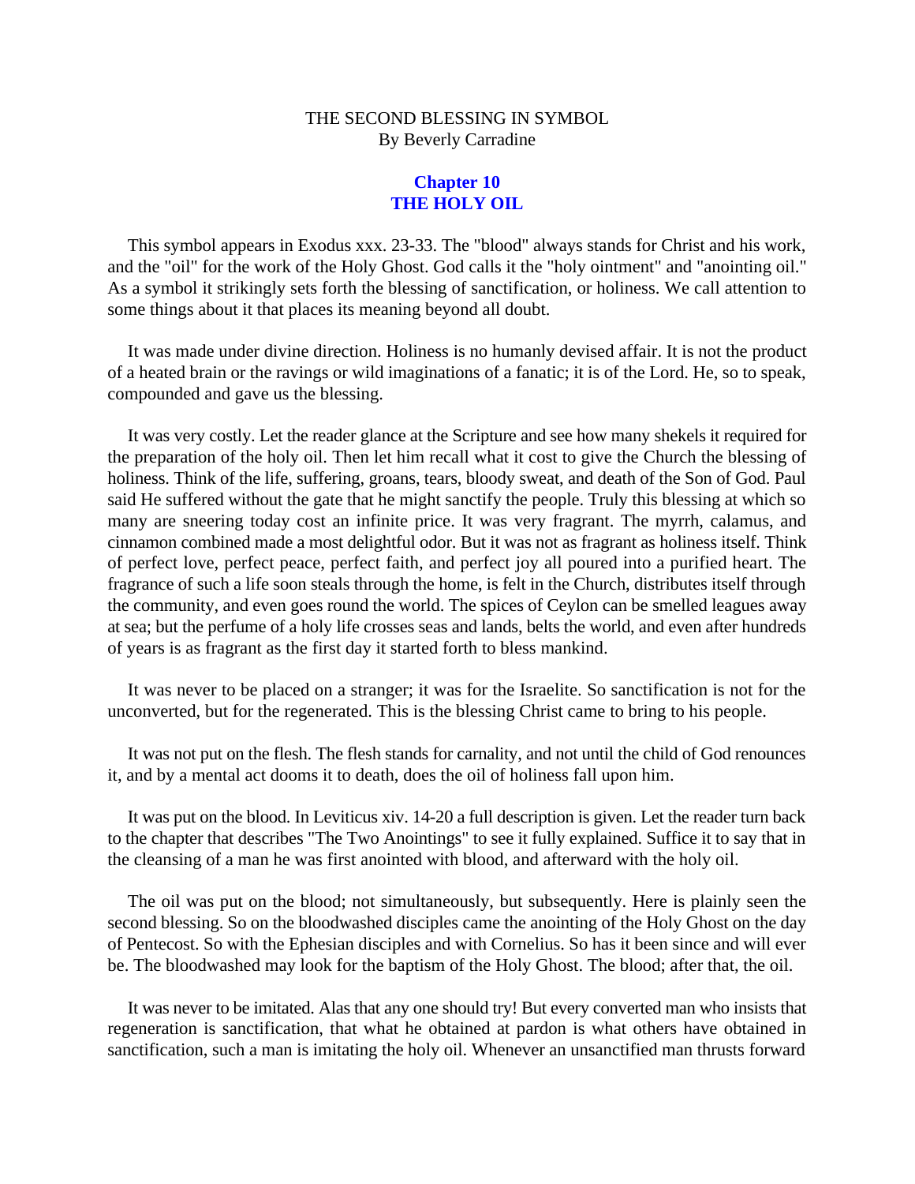THE SECOND BLESSING IN SYMBOL
By Beverly Carradine

## Chapter 10
## THE HOLY OIL

This symbol appears in Exodus xxx. 23-33. The "blood" always stands for Christ and his work, and the "oil" for the work of the Holy Ghost. God calls it the "holy ointment" and "anointing oil." As a symbol it strikingly sets forth the blessing of sanctification, or holiness. We call attention to some things about it that places its meaning beyond all doubt.

It was made under divine direction. Holiness is no humanly devised affair. It is not the product of a heated brain or the ravings or wild imaginations of a fanatic; it is of the Lord. He, so to speak, compounded and gave us the blessing.

It was very costly. Let the reader glance at the Scripture and see how many shekels it required for the preparation of the holy oil. Then let him recall what it cost to give the Church the blessing of holiness. Think of the life, suffering, groans, tears, bloody sweat, and death of the Son of God. Paul said He suffered without the gate that he might sanctify the people. Truly this blessing at which so many are sneering today cost an infinite price. It was very fragrant. The myrrh, calamus, and cinnamon combined made a most delightful odor. But it was not as fragrant as holiness itself. Think of perfect love, perfect peace, perfect faith, and perfect joy all poured into a purified heart. The fragrance of such a life soon steals through the home, is felt in the Church, distributes itself through the community, and even goes round the world. The spices of Ceylon can be smelled leagues away at sea; but the perfume of a holy life crosses seas and lands, belts the world, and even after hundreds of years is as fragrant as the first day it started forth to bless mankind.

It was never to be placed on a stranger; it was for the Israelite. So sanctification is not for the unconverted, but for the regenerated. This is the blessing Christ came to bring to his people.

It was not put on the flesh. The flesh stands for carnality, and not until the child of God renounces it, and by a mental act dooms it to death, does the oil of holiness fall upon him.

It was put on the blood. In Leviticus xiv. 14-20 a full description is given. Let the reader turn back to the chapter that describes "The Two Anointings" to see it fully explained. Suffice it to say that in the cleansing of a man he was first anointed with blood, and afterward with the holy oil.

The oil was put on the blood; not simultaneously, but subsequently. Here is plainly seen the second blessing. So on the bloodwashed disciples came the anointing of the Holy Ghost on the day of Pentecost. So with the Ephesian disciples and with Cornelius. So has it been since and will ever be. The bloodwashed may look for the baptism of the Holy Ghost. The blood; after that, the oil.

It was never to be imitated. Alas that any one should try! But every converted man who insists that regeneration is sanctification, that what he obtained at pardon is what others have obtained in sanctification, such a man is imitating the holy oil. Whenever an unsanctified man thrusts forward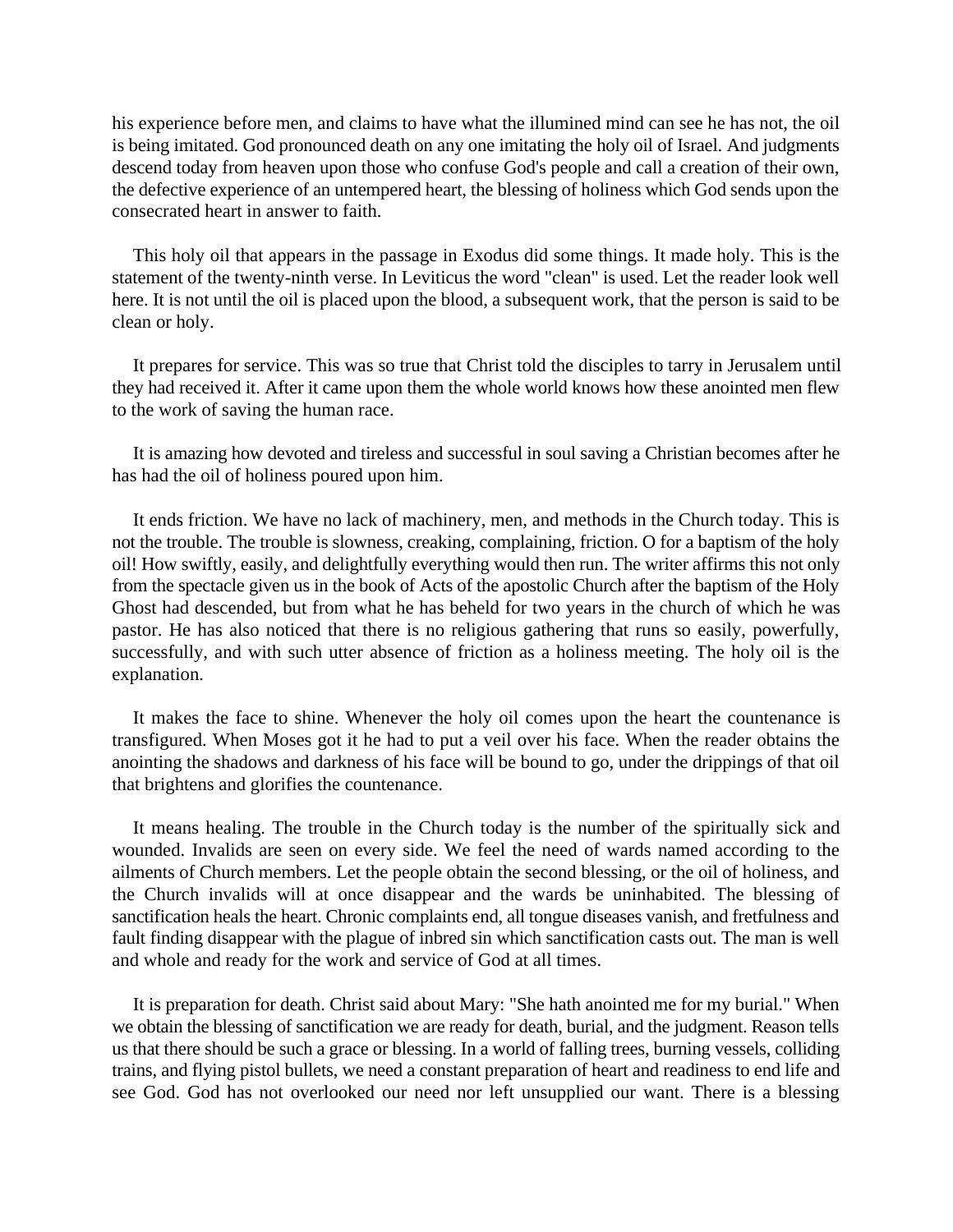his experience before men, and claims to have what the illumined mind can see he has not, the oil is being imitated. God pronounced death on any one imitating the holy oil of Israel. And judgments descend today from heaven upon those who confuse God's people and call a creation of their own, the defective experience of an untempered heart, the blessing of holiness which God sends upon the consecrated heart in answer to faith.

This holy oil that appears in the passage in Exodus did some things. It made holy. This is the statement of the twenty-ninth verse. In Leviticus the word "clean" is used. Let the reader look well here. It is not until the oil is placed upon the blood, a subsequent work, that the person is said to be clean or holy.

It prepares for service. This was so true that Christ told the disciples to tarry in Jerusalem until they had received it. After it came upon them the whole world knows how these anointed men flew to the work of saving the human race.

It is amazing how devoted and tireless and successful in soul saving a Christian becomes after he has had the oil of holiness poured upon him.

It ends friction. We have no lack of machinery, men, and methods in the Church today. This is not the trouble. The trouble is slowness, creaking, complaining, friction. O for a baptism of the holy oil! How swiftly, easily, and delightfully everything would then run. The writer affirms this not only from the spectacle given us in the book of Acts of the apostolic Church after the baptism of the Holy Ghost had descended, but from what he has beheld for two years in the church of which he was pastor. He has also noticed that there is no religious gathering that runs so easily, powerfully, successfully, and with such utter absence of friction as a holiness meeting. The holy oil is the explanation.

It makes the face to shine. Whenever the holy oil comes upon the heart the countenance is transfigured. When Moses got it he had to put a veil over his face. When the reader obtains the anointing the shadows and darkness of his face will be bound to go, under the drippings of that oil that brightens and glorifies the countenance.

It means healing. The trouble in the Church today is the number of the spiritually sick and wounded. Invalids are seen on every side. We feel the need of wards named according to the ailments of Church members. Let the people obtain the second blessing, or the oil of holiness, and the Church invalids will at once disappear and the wards be uninhabited. The blessing of sanctification heals the heart. Chronic complaints end, all tongue diseases vanish, and fretfulness and fault finding disappear with the plague of inbred sin which sanctification casts out. The man is well and whole and ready for the work and service of God at all times.

It is preparation for death. Christ said about Mary: "She hath anointed me for my burial." When we obtain the blessing of sanctification we are ready for death, burial, and the judgment. Reason tells us that there should be such a grace or blessing. In a world of falling trees, burning vessels, colliding trains, and flying pistol bullets, we need a constant preparation of heart and readiness to end life and see God. God has not overlooked our need nor left unsupplied our want. There is a blessing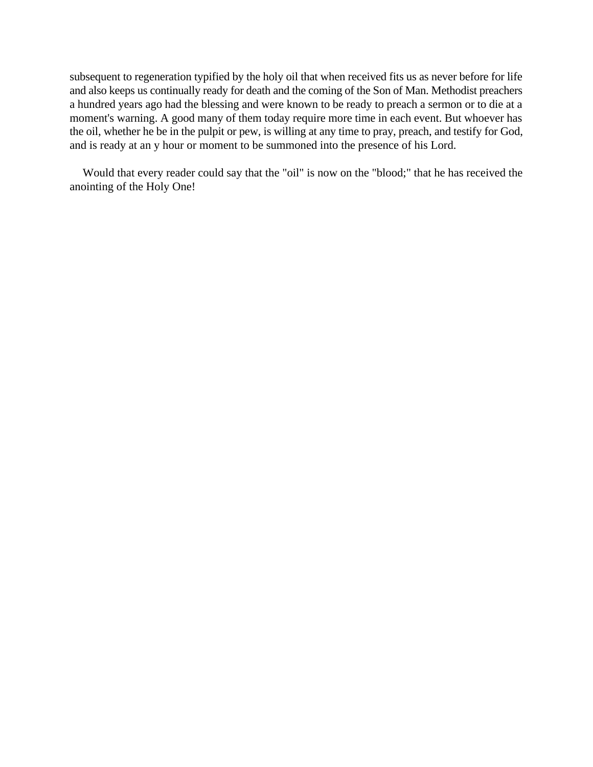subsequent to regeneration typified by the holy oil that when received fits us as never before for life and also keeps us continually ready for death and the coming of the Son of Man. Methodist preachers a hundred years ago had the blessing and were known to be ready to preach a sermon or to die at a moment's warning. A good many of them today require more time in each event. But whoever has the oil, whether he be in the pulpit or pew, is willing at any time to pray, preach, and testify for God, and is ready at an y hour or moment to be summoned into the presence of his Lord.

Would that every reader could say that the "oil" is now on the "blood;" that he has received the anointing of the Holy One!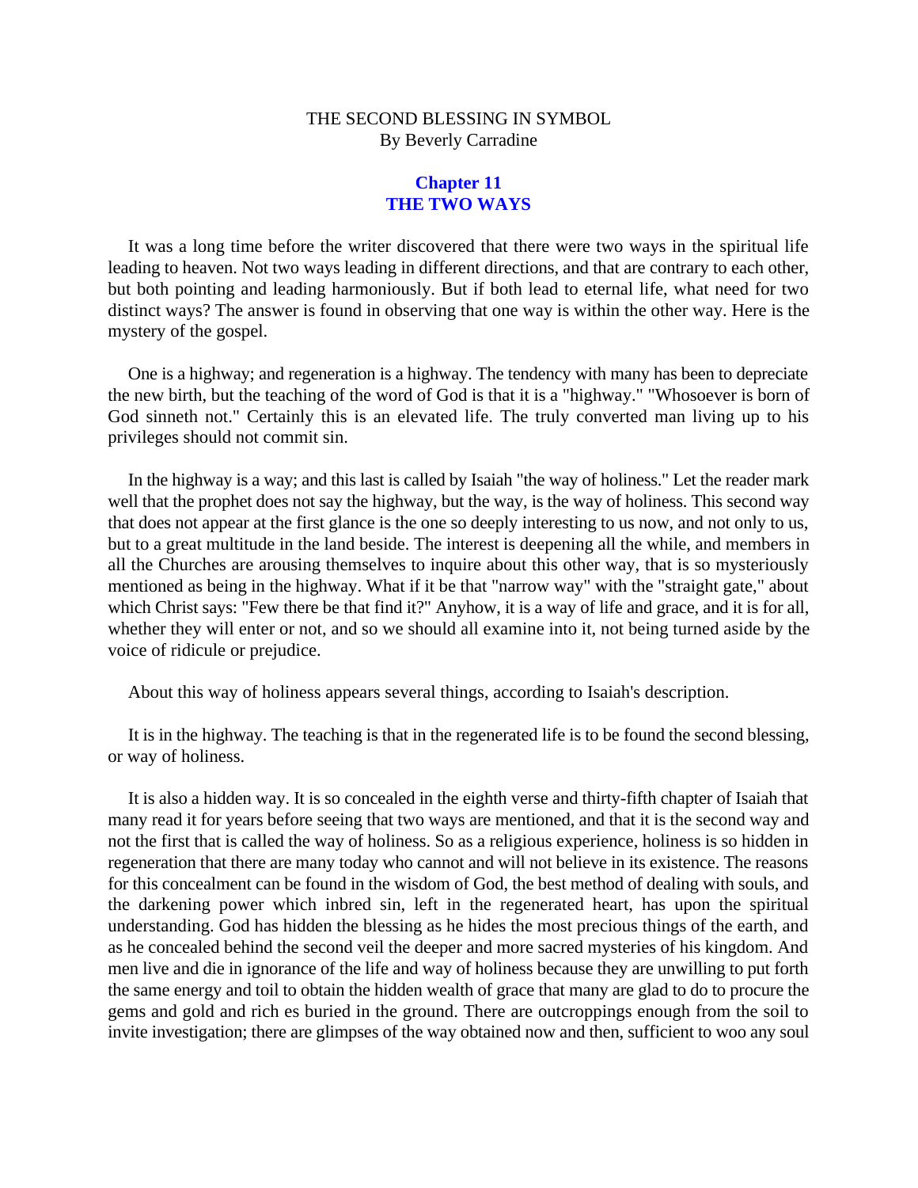THE SECOND BLESSING IN SYMBOL
By Beverly Carradine

## Chapter 11
## THE TWO WAYS

It was a long time before the writer discovered that there were two ways in the spiritual life leading to heaven. Not two ways leading in different directions, and that are contrary to each other, but both pointing and leading harmoniously. But if both lead to eternal life, what need for two distinct ways? The answer is found in observing that one way is within the other way. Here is the mystery of the gospel.

One is a highway; and regeneration is a highway. The tendency with many has been to depreciate the new birth, but the teaching of the word of God is that it is a "highway." "Whosoever is born of God sinneth not." Certainly this is an elevated life. The truly converted man living up to his privileges should not commit sin.

In the highway is a way; and this last is called by Isaiah "the way of holiness." Let the reader mark well that the prophet does not say the highway, but the way, is the way of holiness. This second way that does not appear at the first glance is the one so deeply interesting to us now, and not only to us, but to a great multitude in the land beside. The interest is deepening all the while, and members in all the Churches are arousing themselves to inquire about this other way, that is so mysteriously mentioned as being in the highway. What if it be that "narrow way" with the "straight gate," about which Christ says: "Few there be that find it?" Anyhow, it is a way of life and grace, and it is for all, whether they will enter or not, and so we should all examine into it, not being turned aside by the voice of ridicule or prejudice.

About this way of holiness appears several things, according to Isaiah's description.

It is in the highway. The teaching is that in the regenerated life is to be found the second blessing, or way of holiness.

It is also a hidden way. It is so concealed in the eighth verse and thirty-fifth chapter of Isaiah that many read it for years before seeing that two ways are mentioned, and that it is the second way and not the first that is called the way of holiness. So as a religious experience, holiness is so hidden in regeneration that there are many today who cannot and will not believe in its existence. The reasons for this concealment can be found in the wisdom of God, the best method of dealing with souls, and the darkening power which inbred sin, left in the regenerated heart, has upon the spiritual understanding. God has hidden the blessing as he hides the most precious things of the earth, and as he concealed behind the second veil the deeper and more sacred mysteries of his kingdom. And men live and die in ignorance of the life and way of holiness because they are unwilling to put forth the same energy and toil to obtain the hidden wealth of grace that many are glad to do to procure the gems and gold and rich es buried in the ground. There are outcroppings enough from the soil to invite investigation; there are glimpses of the way obtained now and then, sufficient to woo any soul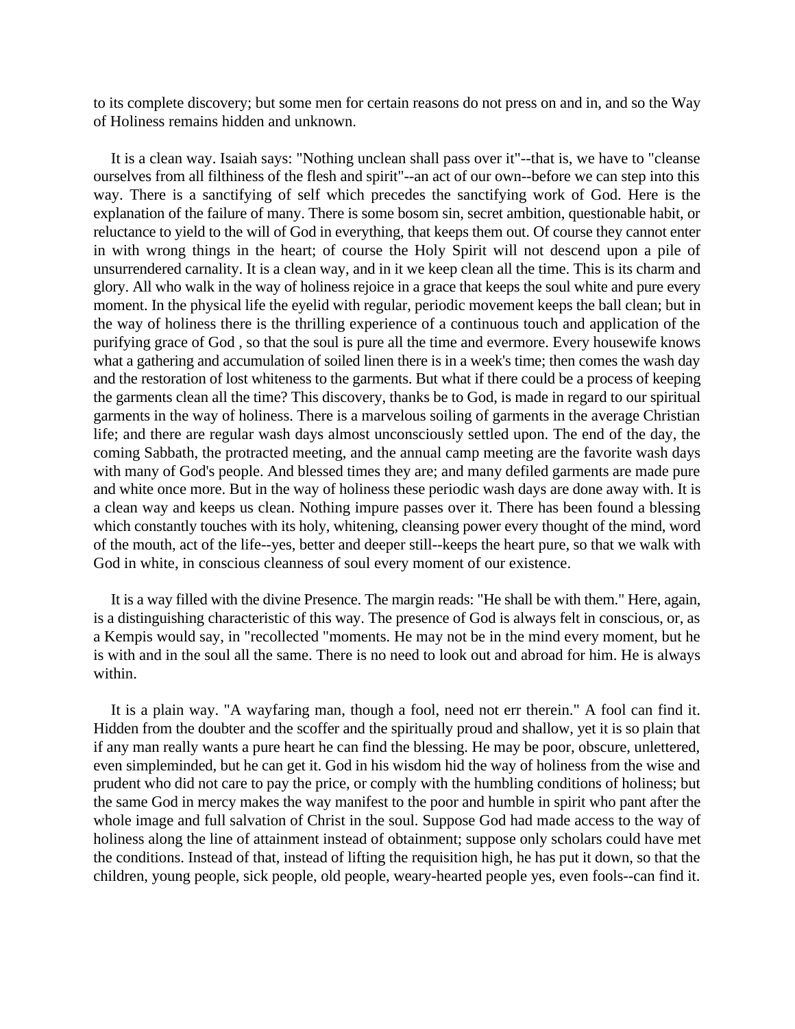to its complete discovery; but some men for certain reasons do not press on and in, and so the Way of Holiness remains hidden and unknown.

It is a clean way. Isaiah says: "Nothing unclean shall pass over it"--that is, we have to "cleanse ourselves from all filthiness of the flesh and spirit"--an act of our own--before we can step into this way. There is a sanctifying of self which precedes the sanctifying work of God. Here is the explanation of the failure of many. There is some bosom sin, secret ambition, questionable habit, or reluctance to yield to the will of God in everything, that keeps them out. Of course they cannot enter in with wrong things in the heart; of course the Holy Spirit will not descend upon a pile of unsurrendered carnality. It is a clean way, and in it we keep clean all the time. This is its charm and glory. All who walk in the way of holiness rejoice in a grace that keeps the soul white and pure every moment. In the physical life the eyelid with regular, periodic movement keeps the ball clean; but in the way of holiness there is the thrilling experience of a continuous touch and application of the purifying grace of God , so that the soul is pure all the time and evermore. Every housewife knows what a gathering and accumulation of soiled linen there is in a week's time; then comes the wash day and the restoration of lost whiteness to the garments. But what if there could be a process of keeping the garments clean all the time? This discovery, thanks be to God, is made in regard to our spiritual garments in the way of holiness. There is a marvelous soiling of garments in the average Christian life; and there are regular wash days almost unconsciously settled upon. The end of the day, the coming Sabbath, the protracted meeting, and the annual camp meeting are the favorite wash days with many of God's people. And blessed times they are; and many defiled garments are made pure and white once more. But in the way of holiness these periodic wash days are done away with. It is a clean way and keeps us clean. Nothing impure passes over it. There has been found a blessing which constantly touches with its holy, whitening, cleansing power every thought of the mind, word of the mouth, act of the life--yes, better and deeper still--keeps the heart pure, so that we walk with God in white, in conscious cleanness of soul every moment of our existence.

It is a way filled with the divine Presence. The margin reads: "He shall be with them." Here, again, is a distinguishing characteristic of this way. The presence of God is always felt in conscious, or, as a Kempis would say, in "recollected "moments. He may not be in the mind every moment, but he is with and in the soul all the same. There is no need to look out and abroad for him. He is always within.

It is a plain way. "A wayfaring man, though a fool, need not err therein." A fool can find it. Hidden from the doubter and the scoffer and the spiritually proud and shallow, yet it is so plain that if any man really wants a pure heart he can find the blessing. He may be poor, obscure, unlettered, even simpleminded, but he can get it. God in his wisdom hid the way of holiness from the wise and prudent who did not care to pay the price, or comply with the humbling conditions of holiness; but the same God in mercy makes the way manifest to the poor and humble in spirit who pant after the whole image and full salvation of Christ in the soul. Suppose God had made access to the way of holiness along the line of attainment instead of obtainment; suppose only scholars could have met the conditions. Instead of that, instead of lifting the requisition high, he has put it down, so that the children, young people, sick people, old people, weary-hearted people yes, even fools--can find it.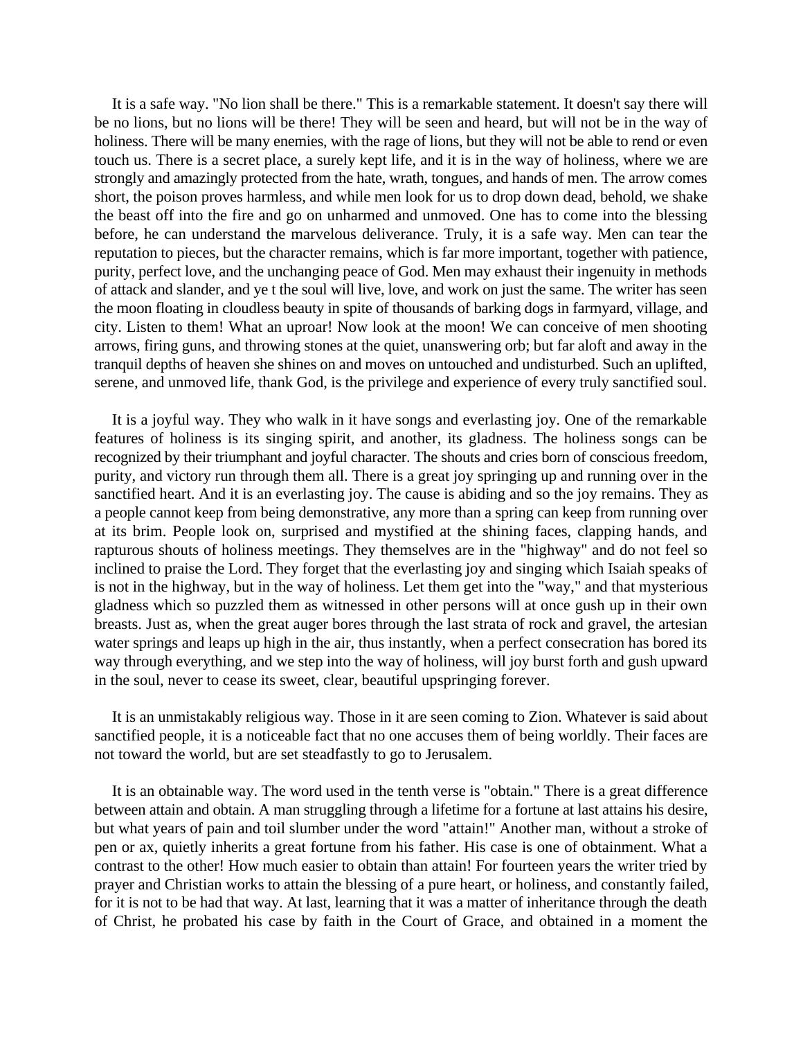It is a safe way. "No lion shall be there." This is a remarkable statement. It doesn't say there will be no lions, but no lions will be there! They will be seen and heard, but will not be in the way of holiness. There will be many enemies, with the rage of lions, but they will not be able to rend or even touch us. There is a secret place, a surely kept life, and it is in the way of holiness, where we are strongly and amazingly protected from the hate, wrath, tongues, and hands of men. The arrow comes short, the poison proves harmless, and while men look for us to drop down dead, behold, we shake the beast off into the fire and go on unharmed and unmoved. One has to come into the blessing before, he can understand the marvelous deliverance. Truly, it is a safe way. Men can tear the reputation to pieces, but the character remains, which is far more important, together with patience, purity, perfect love, and the unchanging peace of God. Men may exhaust their ingenuity in methods of attack and slander, and ye t the soul will live, love, and work on just the same. The writer has seen the moon floating in cloudless beauty in spite of thousands of barking dogs in farmyard, village, and city. Listen to them! What an uproar! Now look at the moon! We can conceive of men shooting arrows, firing guns, and throwing stones at the quiet, unanswering orb; but far aloft and away in the tranquil depths of heaven she shines on and moves on untouched and undisturbed. Such an uplifted, serene, and unmoved life, thank God, is the privilege and experience of every truly sanctified soul.

It is a joyful way. They who walk in it have songs and everlasting joy. One of the remarkable features of holiness is its singing spirit, and another, its gladness. The holiness songs can be recognized by their triumphant and joyful character. The shouts and cries born of conscious freedom, purity, and victory run through them all. There is a great joy springing up and running over in the sanctified heart. And it is an everlasting joy. The cause is abiding and so the joy remains. They as a people cannot keep from being demonstrative, any more than a spring can keep from running over at its brim. People look on, surprised and mystified at the shining faces, clapping hands, and rapturous shouts of holiness meetings. They themselves are in the "highway" and do not feel so inclined to praise the Lord. They forget that the everlasting joy and singing which Isaiah speaks of is not in the highway, but in the way of holiness. Let them get into the "way," and that mysterious gladness which so puzzled them as witnessed in other persons will at once gush up in their own breasts. Just as, when the great auger bores through the last strata of rock and gravel, the artesian water springs and leaps up high in the air, thus instantly, when a perfect consecration has bored its way through everything, and we step into the way of holiness, will joy burst forth and gush upward in the soul, never to cease its sweet, clear, beautiful upspringing forever.

It is an unmistakably religious way. Those in it are seen coming to Zion. Whatever is said about sanctified people, it is a noticeable fact that no one accuses them of being worldly. Their faces are not toward the world, but are set steadfastly to go to Jerusalem.

It is an obtainable way. The word used in the tenth verse is "obtain." There is a great difference between attain and obtain. A man struggling through a lifetime for a fortune at last attains his desire, but what years of pain and toil slumber under the word "attain!" Another man, without a stroke of pen or ax, quietly inherits a great fortune from his father. His case is one of obtainment. What a contrast to the other! How much easier to obtain than attain! For fourteen years the writer tried by prayer and Christian works to attain the blessing of a pure heart, or holiness, and constantly failed, for it is not to be had that way. At last, learning that it was a matter of inheritance through the death of Christ, he probated his case by faith in the Court of Grace, and obtained in a moment the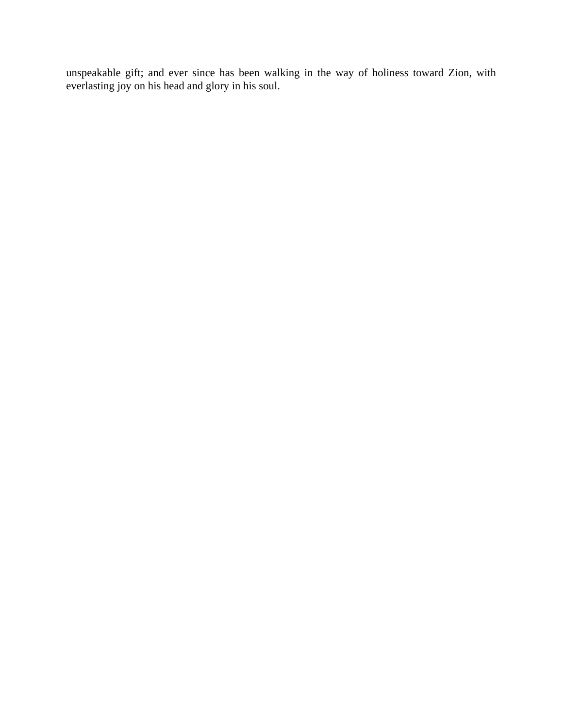unspeakable gift; and ever since has been walking in the way of holiness toward Zion, with everlasting joy on his head and glory in his soul.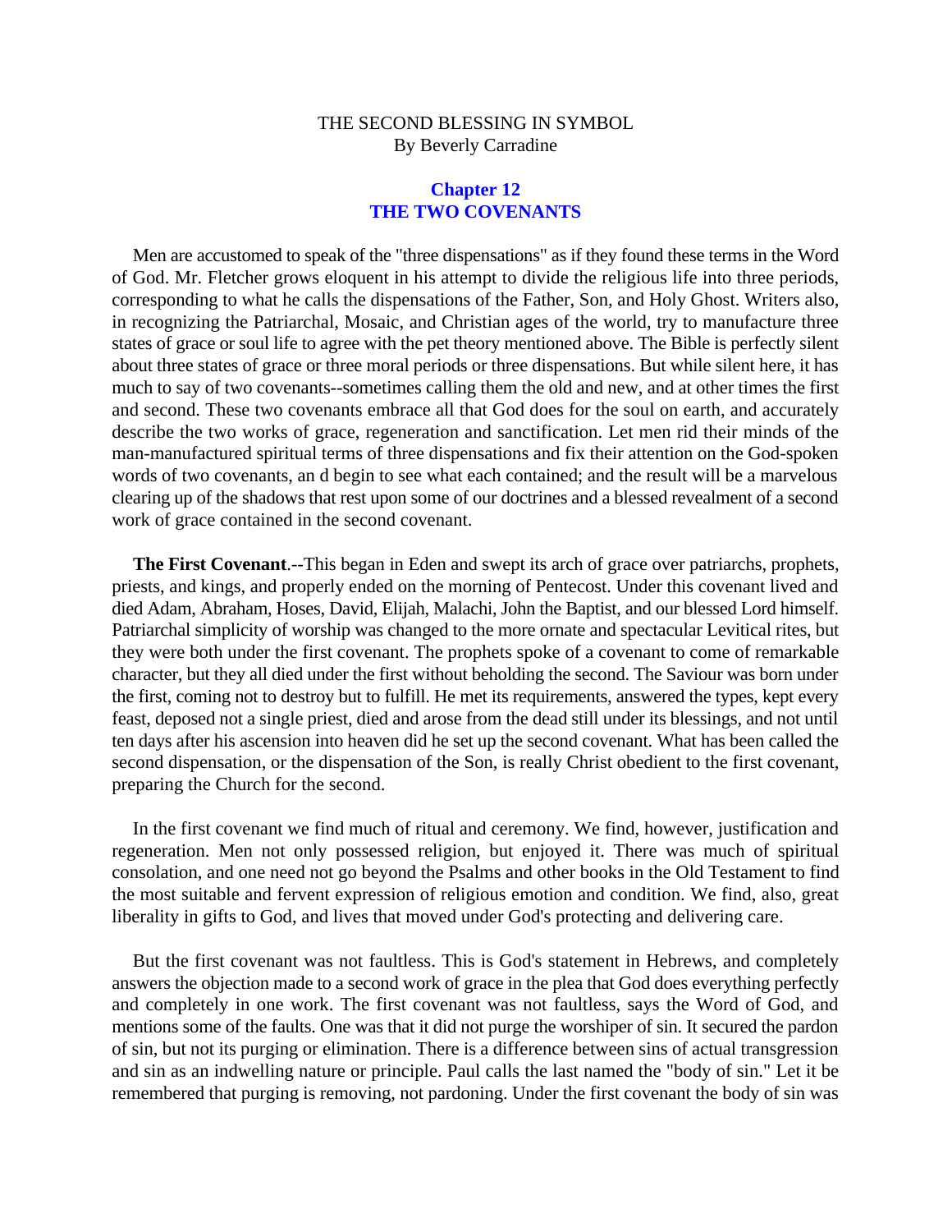THE SECOND BLESSING IN SYMBOL
By Beverly Carradine

## Chapter 12
## THE TWO COVENANTS

Men are accustomed to speak of the "three dispensations" as if they found these terms in the Word of God. Mr. Fletcher grows eloquent in his attempt to divide the religious life into three periods, corresponding to what he calls the dispensations of the Father, Son, and Holy Ghost. Writers also, in recognizing the Patriarchal, Mosaic, and Christian ages of the world, try to manufacture three states of grace or soul life to agree with the pet theory mentioned above. The Bible is perfectly silent about three states of grace or three moral periods or three dispensations. But while silent here, it has much to say of two covenants--sometimes calling them the old and new, and at other times the first and second. These two covenants embrace all that God does for the soul on earth, and accurately describe the two works of grace, regeneration and sanctification. Let men rid their minds of the man-manufactured spiritual terms of three dispensations and fix their attention on the God-spoken words of two covenants, an d begin to see what each contained; and the result will be a marvelous clearing up of the shadows that rest upon some of our doctrines and a blessed revealment of a second work of grace contained in the second covenant.

**The First Covenant**.--This began in Eden and swept its arch of grace over patriarchs, prophets, priests, and kings, and properly ended on the morning of Pentecost. Under this covenant lived and died Adam, Abraham, Hoses, David, Elijah, Malachi, John the Baptist, and our blessed Lord himself. Patriarchal simplicity of worship was changed to the more ornate and spectacular Levitical rites, but they were both under the first covenant. The prophets spoke of a covenant to come of remarkable character, but they all died under the first without beholding the second. The Saviour was born under the first, coming not to destroy but to fulfill. He met its requirements, answered the types, kept every feast, deposed not a single priest, died and arose from the dead still under its blessings, and not until ten days after his ascension into heaven did he set up the second covenant. What has been called the second dispensation, or the dispensation of the Son, is really Christ obedient to the first covenant, preparing the Church for the second.

In the first covenant we find much of ritual and ceremony. We find, however, justification and regeneration. Men not only possessed religion, but enjoyed it. There was much of spiritual consolation, and one need not go beyond the Psalms and other books in the Old Testament to find the most suitable and fervent expression of religious emotion and condition. We find, also, great liberality in gifts to God, and lives that moved under God's protecting and delivering care.

But the first covenant was not faultless. This is God's statement in Hebrews, and completely answers the objection made to a second work of grace in the plea that God does everything perfectly and completely in one work. The first covenant was not faultless, says the Word of God, and mentions some of the faults. One was that it did not purge the worshiper of sin. It secured the pardon of sin, but not its purging or elimination. There is a difference between sins of actual transgression and sin as an indwelling nature or principle. Paul calls the last named the "body of sin." Let it be remembered that purging is removing, not pardoning. Under the first covenant the body of sin was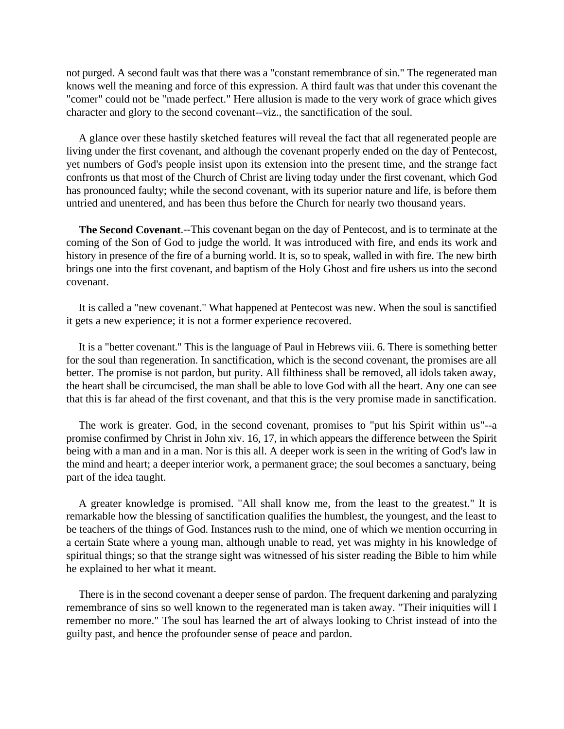not purged. A second fault was that there was a "constant remembrance of sin." The regenerated man knows well the meaning and force of this expression. A third fault was that under this covenant the "comer" could not be "made perfect." Here allusion is made to the very work of grace which gives character and glory to the second covenant--viz., the sanctification of the soul.

A glance over these hastily sketched features will reveal the fact that all regenerated people are living under the first covenant, and although the covenant properly ended on the day of Pentecost, yet numbers of God's people insist upon its extension into the present time, and the strange fact confronts us that most of the Church of Christ are living today under the first covenant, which God has pronounced faulty; while the second covenant, with its superior nature and life, is before them untried and unentered, and has been thus before the Church for nearly two thousand years.

**The Second Covenant**.--This covenant began on the day of Pentecost, and is to terminate at the coming of the Son of God to judge the world. It was introduced with fire, and ends its work and history in presence of the fire of a burning world. It is, so to speak, walled in with fire. The new birth brings one into the first covenant, and baptism of the Holy Ghost and fire ushers us into the second covenant.

It is called a "new covenant." What happened at Pentecost was new. When the soul is sanctified it gets a new experience; it is not a former experience recovered.

It is a "better covenant." This is the language of Paul in Hebrews viii. 6. There is something better for the soul than regeneration. In sanctification, which is the second covenant, the promises are all better. The promise is not pardon, but purity. All filthiness shall be removed, all idols taken away, the heart shall be circumcised, the man shall be able to love God with all the heart. Any one can see that this is far ahead of the first covenant, and that this is the very promise made in sanctification.

The work is greater. God, in the second covenant, promises to "put his Spirit within us"--a promise confirmed by Christ in John xiv. 16, 17, in which appears the difference between the Spirit being with a man and in a man. Nor is this all. A deeper work is seen in the writing of God's law in the mind and heart; a deeper interior work, a permanent grace; the soul becomes a sanctuary, being part of the idea taught.

A greater knowledge is promised. "All shall know me, from the least to the greatest." It is remarkable how the blessing of sanctification qualifies the humblest, the youngest, and the least to be teachers of the things of God. Instances rush to the mind, one of which we mention occurring in a certain State where a young man, although unable to read, yet was mighty in his knowledge of spiritual things; so that the strange sight was witnessed of his sister reading the Bible to him while he explained to her what it meant.

There is in the second covenant a deeper sense of pardon. The frequent darkening and paralyzing remembrance of sins so well known to the regenerated man is taken away. "Their iniquities will I remember no more." The soul has learned the art of always looking to Christ instead of into the guilty past, and hence the profounder sense of peace and pardon.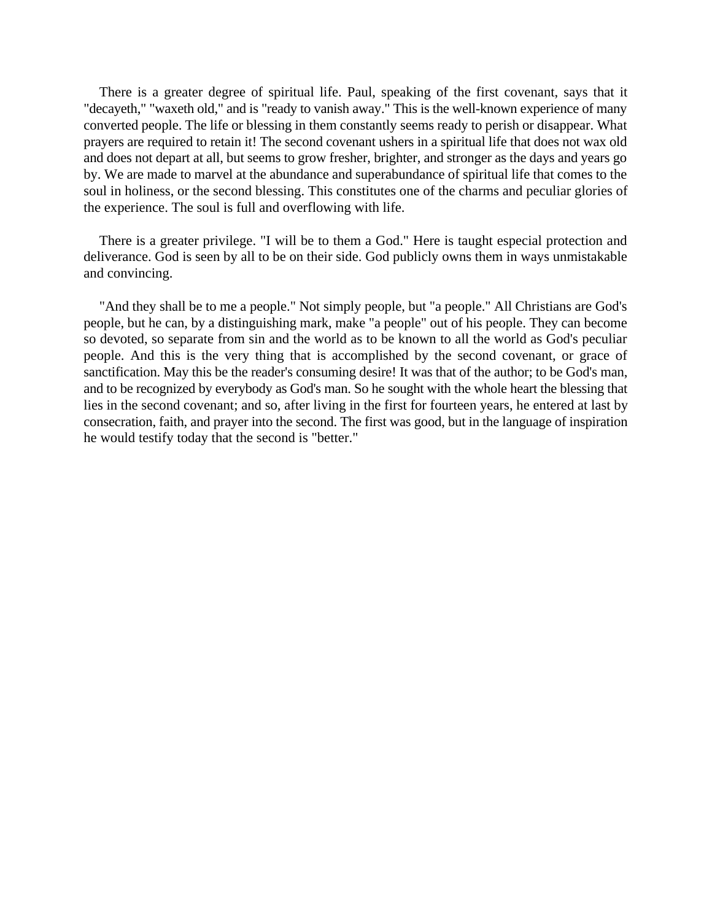There is a greater degree of spiritual life. Paul, speaking of the first covenant, says that it "decayeth," "waxeth old," and is "ready to vanish away." This is the well-known experience of many converted people. The life or blessing in them constantly seems ready to perish or disappear. What prayers are required to retain it! The second covenant ushers in a spiritual life that does not wax old and does not depart at all, but seems to grow fresher, brighter, and stronger as the days and years go by. We are made to marvel at the abundance and superabundance of spiritual life that comes to the soul in holiness, or the second blessing. This constitutes one of the charms and peculiar glories of the experience. The soul is full and overflowing with life.

There is a greater privilege. "I will be to them a God." Here is taught especial protection and deliverance. God is seen by all to be on their side. God publicly owns them in ways unmistakable and convincing.

"And they shall be to me a people." Not simply people, but "a people." All Christians are God's people, but he can, by a distinguishing mark, make "a people" out of his people. They can become so devoted, so separate from sin and the world as to be known to all the world as God's peculiar people. And this is the very thing that is accomplished by the second covenant, or grace of sanctification. May this be the reader's consuming desire! It was that of the author; to be God's man, and to be recognized by everybody as God's man. So he sought with the whole heart the blessing that lies in the second covenant; and so, after living in the first for fourteen years, he entered at last by consecration, faith, and prayer into the second. The first was good, but in the language of inspiration he would testify today that the second is "better."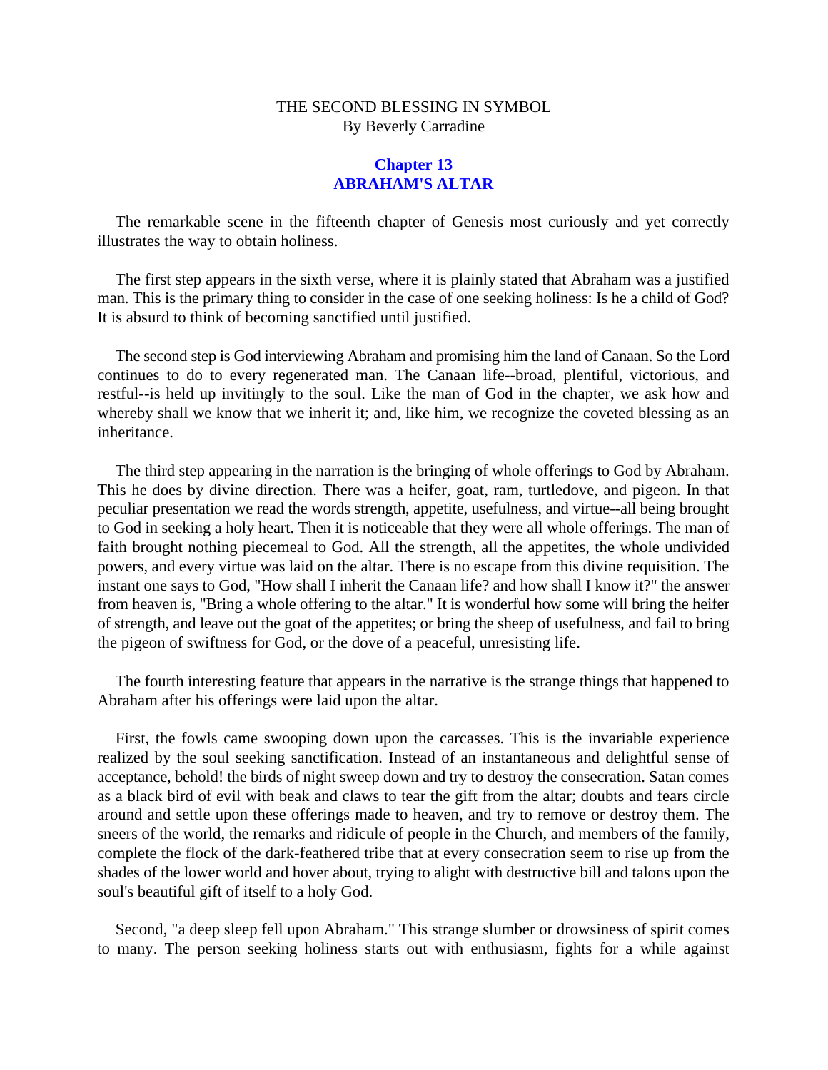THE SECOND BLESSING IN SYMBOL
By Beverly Carradine

## Chapter 13
## ABRAHAM'S ALTAR

The remarkable scene in the fifteenth chapter of Genesis most curiously and yet correctly illustrates the way to obtain holiness.

The first step appears in the sixth verse, where it is plainly stated that Abraham was a justified man. This is the primary thing to consider in the case of one seeking holiness: Is he a child of God? It is absurd to think of becoming sanctified until justified.

The second step is God interviewing Abraham and promising him the land of Canaan. So the Lord continues to do to every regenerated man. The Canaan life--broad, plentiful, victorious, and restful--is held up invitingly to the soul. Like the man of God in the chapter, we ask how and whereby shall we know that we inherit it; and, like him, we recognize the coveted blessing as an inheritance.

The third step appearing in the narration is the bringing of whole offerings to God by Abraham. This he does by divine direction. There was a heifer, goat, ram, turtledove, and pigeon. In that peculiar presentation we read the words strength, appetite, usefulness, and virtue--all being brought to God in seeking a holy heart. Then it is noticeable that they were all whole offerings. The man of faith brought nothing piecemeal to God. All the strength, all the appetites, the whole undivided powers, and every virtue was laid on the altar. There is no escape from this divine requisition. The instant one says to God, "How shall I inherit the Canaan life? and how shall I know it?" the answer from heaven is, "Bring a whole offering to the altar." It is wonderful how some will bring the heifer of strength, and leave out the goat of the appetites; or bring the sheep of usefulness, and fail to bring the pigeon of swiftness for God, or the dove of a peaceful, unresisting life.

The fourth interesting feature that appears in the narrative is the strange things that happened to Abraham after his offerings were laid upon the altar.

First, the fowls came swooping down upon the carcasses. This is the invariable experience realized by the soul seeking sanctification. Instead of an instantaneous and delightful sense of acceptance, behold! the birds of night sweep down and try to destroy the consecration. Satan comes as a black bird of evil with beak and claws to tear the gift from the altar; doubts and fears circle around and settle upon these offerings made to heaven, and try to remove or destroy them. The sneers of the world, the remarks and ridicule of people in the Church, and members of the family, complete the flock of the dark-feathered tribe that at every consecration seem to rise up from the shades of the lower world and hover about, trying to alight with destructive bill and talons upon the soul's beautiful gift of itself to a holy God.

Second, "a deep sleep fell upon Abraham." This strange slumber or drowsiness of spirit comes to many. The person seeking holiness starts out with enthusiasm, fights for a while against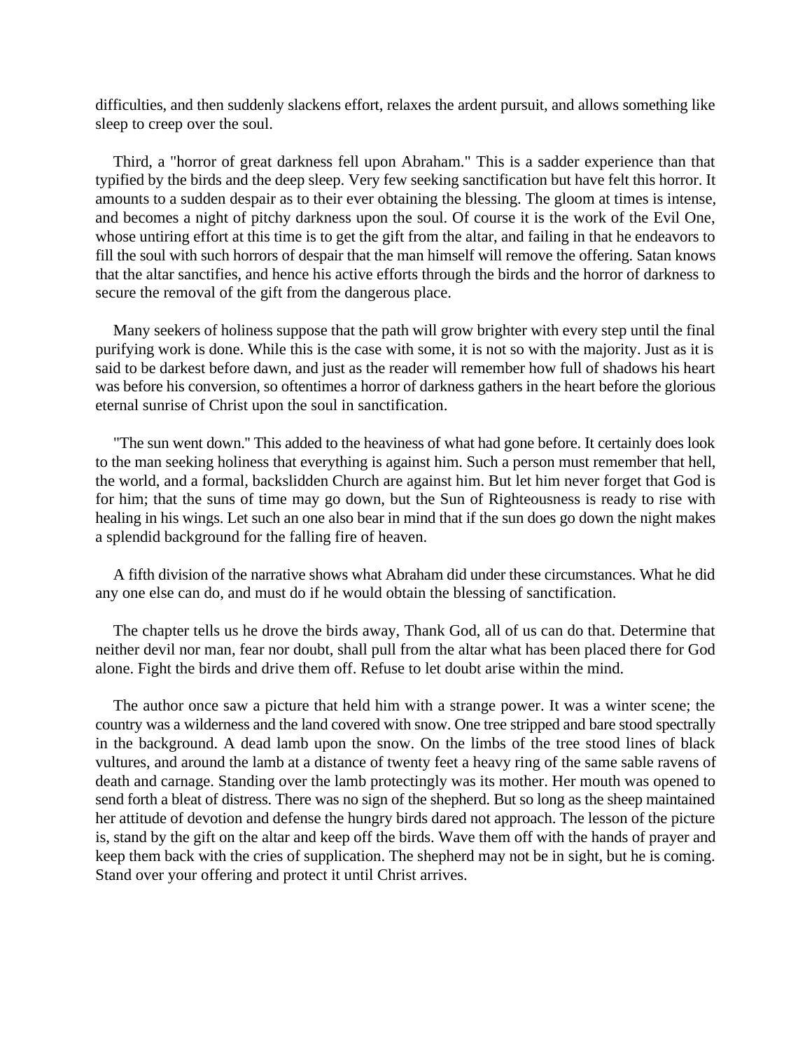difficulties, and then suddenly slackens effort, relaxes the ardent pursuit, and allows something like sleep to creep over the soul.

Third, a "horror of great darkness fell upon Abraham." This is a sadder experience than that typified by the birds and the deep sleep. Very few seeking sanctification but have felt this horror. It amounts to a sudden despair as to their ever obtaining the blessing. The gloom at times is intense, and becomes a night of pitchy darkness upon the soul. Of course it is the work of the Evil One, whose untiring effort at this time is to get the gift from the altar, and failing in that he endeavors to fill the soul with such horrors of despair that the man himself will remove the offering. Satan knows that the altar sanctifies, and hence his active efforts through the birds and the horror of darkness to secure the removal of the gift from the dangerous place.

Many seekers of holiness suppose that the path will grow brighter with every step until the final purifying work is done. While this is the case with some, it is not so with the majority. Just as it is said to be darkest before dawn, and just as the reader will remember how full of shadows his heart was before his conversion, so oftentimes a horror of darkness gathers in the heart before the glorious eternal sunrise of Christ upon the soul in sanctification.

"The sun went down." This added to the heaviness of what had gone before. It certainly does look to the man seeking holiness that everything is against him. Such a person must remember that hell, the world, and a formal, backslidden Church are against him. But let him never forget that God is for him; that the suns of time may go down, but the Sun of Righteousness is ready to rise with healing in his wings. Let such an one also bear in mind that if the sun does go down the night makes a splendid background for the falling fire of heaven.

A fifth division of the narrative shows what Abraham did under these circumstances. What he did any one else can do, and must do if he would obtain the blessing of sanctification.

The chapter tells us he drove the birds away, Thank God, all of us can do that. Determine that neither devil nor man, fear nor doubt, shall pull from the altar what has been placed there for God alone. Fight the birds and drive them off. Refuse to let doubt arise within the mind.

The author once saw a picture that held him with a strange power. It was a winter scene; the country was a wilderness and the land covered with snow. One tree stripped and bare stood spectrally in the background. A dead lamb upon the snow. On the limbs of the tree stood lines of black vultures, and around the lamb at a distance of twenty feet a heavy ring of the same sable ravens of death and carnage. Standing over the lamb protectingly was its mother. Her mouth was opened to send forth a bleat of distress. There was no sign of the shepherd. But so long as the sheep maintained her attitude of devotion and defense the hungry birds dared not approach. The lesson of the picture is, stand by the gift on the altar and keep off the birds. Wave them off with the hands of prayer and keep them back with the cries of supplication. The shepherd may not be in sight, but he is coming. Stand over your offering and protect it until Christ arrives.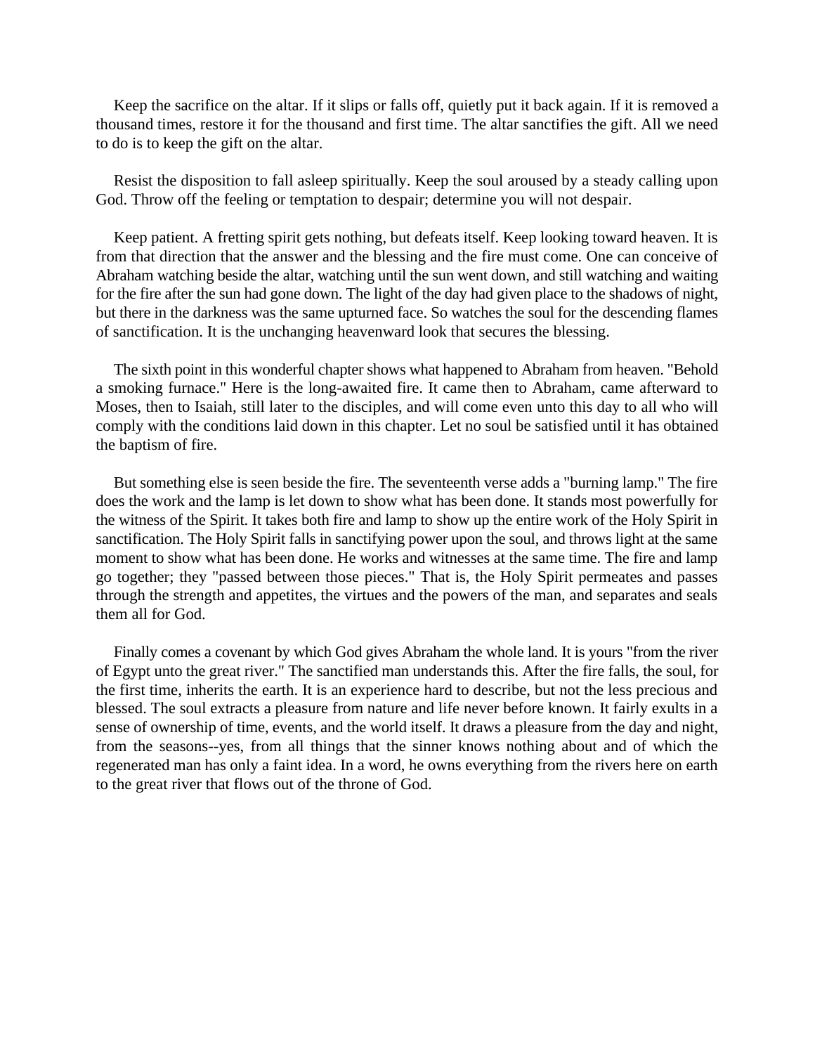Keep the sacrifice on the altar. If it slips or falls off, quietly put it back again. If it is removed a thousand times, restore it for the thousand and first time. The altar sanctifies the gift. All we need to do is to keep the gift on the altar.

Resist the disposition to fall asleep spiritually. Keep the soul aroused by a steady calling upon God. Throw off the feeling or temptation to despair; determine you will not despair.

Keep patient. A fretting spirit gets nothing, but defeats itself. Keep looking toward heaven. It is from that direction that the answer and the blessing and the fire must come. One can conceive of Abraham watching beside the altar, watching until the sun went down, and still watching and waiting for the fire after the sun had gone down. The light of the day had given place to the shadows of night, but there in the darkness was the same upturned face. So watches the soul for the descending flames of sanctification. It is the unchanging heavenward look that secures the blessing.

The sixth point in this wonderful chapter shows what happened to Abraham from heaven. "Behold a smoking furnace." Here is the long-awaited fire. It came then to Abraham, came afterward to Moses, then to Isaiah, still later to the disciples, and will come even unto this day to all who will comply with the conditions laid down in this chapter. Let no soul be satisfied until it has obtained the baptism of fire.

But something else is seen beside the fire. The seventeenth verse adds a "burning lamp." The fire does the work and the lamp is let down to show what has been done. It stands most powerfully for the witness of the Spirit. It takes both fire and lamp to show up the entire work of the Holy Spirit in sanctification. The Holy Spirit falls in sanctifying power upon the soul, and throws light at the same moment to show what has been done. He works and witnesses at the same time. The fire and lamp go together; they "passed between those pieces." That is, the Holy Spirit permeates and passes through the strength and appetites, the virtues and the powers of the man, and separates and seals them all for God.

Finally comes a covenant by which God gives Abraham the whole land. It is yours "from the river of Egypt unto the great river." The sanctified man understands this. After the fire falls, the soul, for the first time, inherits the earth. It is an experience hard to describe, but not the less precious and blessed. The soul extracts a pleasure from nature and life never before known. It fairly exults in a sense of ownership of time, events, and the world itself. It draws a pleasure from the day and night, from the seasons--yes, from all things that the sinner knows nothing about and of which the regenerated man has only a faint idea. In a word, he owns everything from the rivers here on earth to the great river that flows out of the throne of God.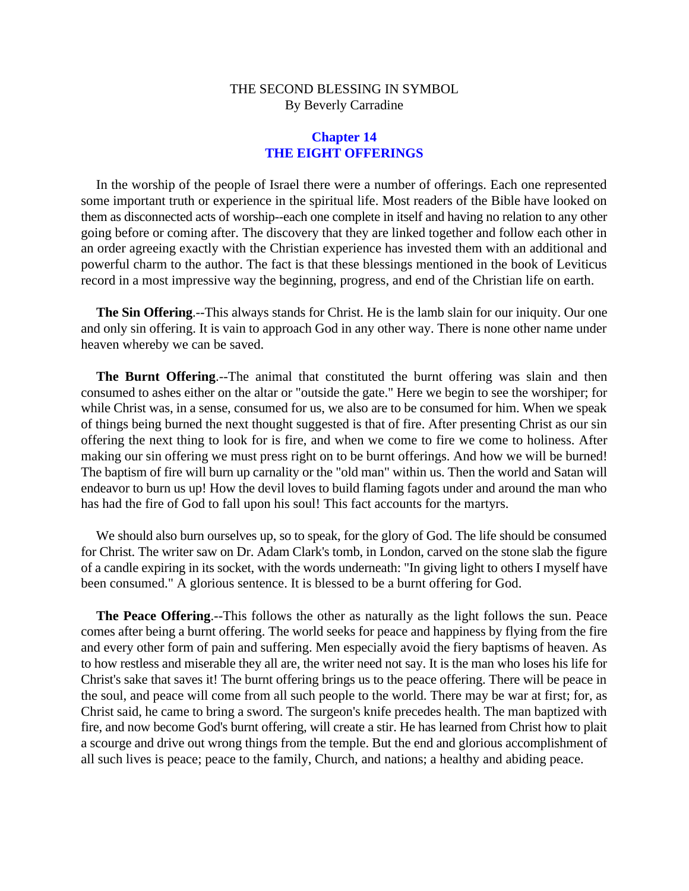THE SECOND BLESSING IN SYMBOL
By Beverly Carradine

## Chapter 14
## THE EIGHT OFFERINGS

In the worship of the people of Israel there were a number of offerings. Each one represented some important truth or experience in the spiritual life. Most readers of the Bible have looked on them as disconnected acts of worship--each one complete in itself and having no relation to any other going before or coming after. The discovery that they are linked together and follow each other in an order agreeing exactly with the Christian experience has invested them with an additional and powerful charm to the author. The fact is that these blessings mentioned in the book of Leviticus record in a most impressive way the beginning, progress, and end of the Christian life on earth.

**The Sin Offering**.--This always stands for Christ. He is the lamb slain for our iniquity. Our one and only sin offering. It is vain to approach God in any other way. There is none other name under heaven whereby we can be saved.

**The Burnt Offering**.--The animal that constituted the burnt offering was slain and then consumed to ashes either on the altar or "outside the gate." Here we begin to see the worshiper; for while Christ was, in a sense, consumed for us, we also are to be consumed for him. When we speak of things being burned the next thought suggested is that of fire. After presenting Christ as our sin offering the next thing to look for is fire, and when we come to fire we come to holiness. After making our sin offering we must press right on to be burnt offerings. And how we will be burned! The baptism of fire will burn up carnality or the "old man" within us. Then the world and Satan will endeavor to burn us up! How the devil loves to build flaming fagots under and around the man who has had the fire of God to fall upon his soul! This fact accounts for the martyrs.

We should also burn ourselves up, so to speak, for the glory of God. The life should be consumed for Christ. The writer saw on Dr. Adam Clark's tomb, in London, carved on the stone slab the figure of a candle expiring in its socket, with the words underneath: "In giving light to others I myself have been consumed." A glorious sentence. It is blessed to be a burnt offering for God.

**The Peace Offering**.--This follows the other as naturally as the light follows the sun. Peace comes after being a burnt offering. The world seeks for peace and happiness by flying from the fire and every other form of pain and suffering. Men especially avoid the fiery baptisms of heaven. As to how restless and miserable they all are, the writer need not say. It is the man who loses his life for Christ's sake that saves it! The burnt offering brings us to the peace offering. There will be peace in the soul, and peace will come from all such people to the world. There may be war at first; for, as Christ said, he came to bring a sword. The surgeon's knife precedes health. The man baptized with fire, and now become God's burnt offering, will create a stir. He has learned from Christ how to plait a scourge and drive out wrong things from the temple. But the end and glorious accomplishment of all such lives is peace; peace to the family, Church, and nations; a healthy and abiding peace.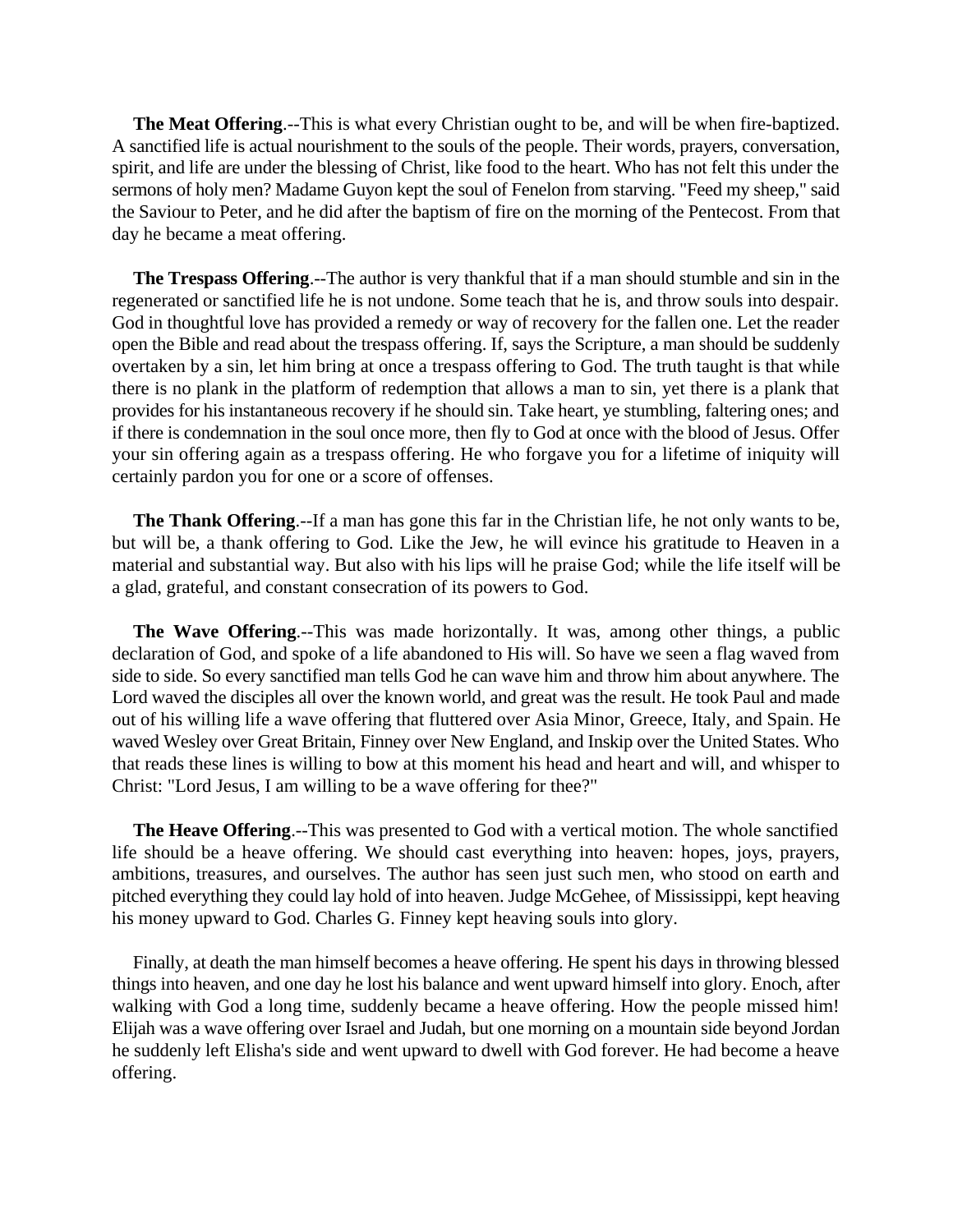**The Meat Offering**.--This is what every Christian ought to be, and will be when fire-baptized. A sanctified life is actual nourishment to the souls of the people. Their words, prayers, conversation, spirit, and life are under the blessing of Christ, like food to the heart. Who has not felt this under the sermons of holy men? Madame Guyon kept the soul of Fenelon from starving. "Feed my sheep," said the Saviour to Peter, and he did after the baptism of fire on the morning of the Pentecost. From that day he became a meat offering.

**The Trespass Offering**.--The author is very thankful that if a man should stumble and sin in the regenerated or sanctified life he is not undone. Some teach that he is, and throw souls into despair. God in thoughtful love has provided a remedy or way of recovery for the fallen one. Let the reader open the Bible and read about the trespass offering. If, says the Scripture, a man should be suddenly overtaken by a sin, let him bring at once a trespass offering to God. The truth taught is that while there is no plank in the platform of redemption that allows a man to sin, yet there is a plank that provides for his instantaneous recovery if he should sin. Take heart, ye stumbling, faltering ones; and if there is condemnation in the soul once more, then fly to God at once with the blood of Jesus. Offer your sin offering again as a trespass offering. He who forgave you for a lifetime of iniquity will certainly pardon you for one or a score of offenses.

**The Thank Offering**.--If a man has gone this far in the Christian life, he not only wants to be, but will be, a thank offering to God. Like the Jew, he will evince his gratitude to Heaven in a material and substantial way. But also with his lips will he praise God; while the life itself will be a glad, grateful, and constant consecration of its powers to God.

**The Wave Offering**.--This was made horizontally. It was, among other things, a public declaration of God, and spoke of a life abandoned to His will. So have we seen a flag waved from side to side. So every sanctified man tells God he can wave him and throw him about anywhere. The Lord waved the disciples all over the known world, and great was the result. He took Paul and made out of his willing life a wave offering that fluttered over Asia Minor, Greece, Italy, and Spain. He waved Wesley over Great Britain, Finney over New England, and Inskip over the United States. Who that reads these lines is willing to bow at this moment his head and heart and will, and whisper to Christ: "Lord Jesus, I am willing to be a wave offering for thee?"

**The Heave Offering**.--This was presented to God with a vertical motion. The whole sanctified life should be a heave offering. We should cast everything into heaven: hopes, joys, prayers, ambitions, treasures, and ourselves. The author has seen just such men, who stood on earth and pitched everything they could lay hold of into heaven. Judge McGehee, of Mississippi, kept heaving his money upward to God. Charles G. Finney kept heaving souls into glory.

Finally, at death the man himself becomes a heave offering. He spent his days in throwing blessed things into heaven, and one day he lost his balance and went upward himself into glory. Enoch, after walking with God a long time, suddenly became a heave offering. How the people missed him! Elijah was a wave offering over Israel and Judah, but one morning on a mountain side beyond Jordan he suddenly left Elisha's side and went upward to dwell with God forever. He had become a heave offering.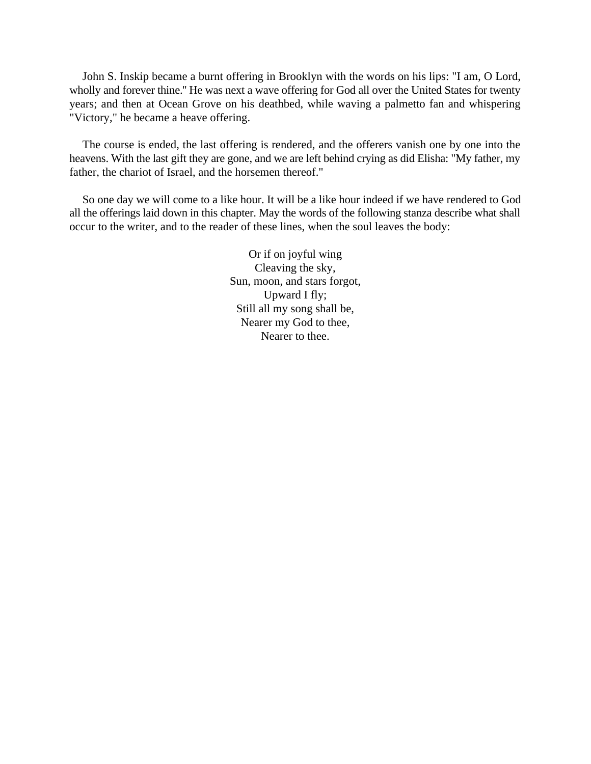John S. Inskip became a burnt offering in Brooklyn with the words on his lips: "I am, O Lord, wholly and forever thine." He was next a wave offering for God all over the United States for twenty years; and then at Ocean Grove on his deathbed, while waving a palmetto fan and whispering "Victory," he became a heave offering.

The course is ended, the last offering is rendered, and the offerers vanish one by one into the heavens. With the last gift they are gone, and we are left behind crying as did Elisha: "My father, my father, the chariot of Israel, and the horsemen thereof."

So one day we will come to a like hour. It will be a like hour indeed if we have rendered to God all the offerings laid down in this chapter. May the words of the following stanza describe what shall occur to the writer, and to the reader of these lines, when the soul leaves the body:

Or if on joyful wing  
Cleaving the sky,  
Sun, moon, and stars forgot,  
Upward I fly;  
Still all my song shall be,  
Nearer my God to thee,  
Nearer to thee.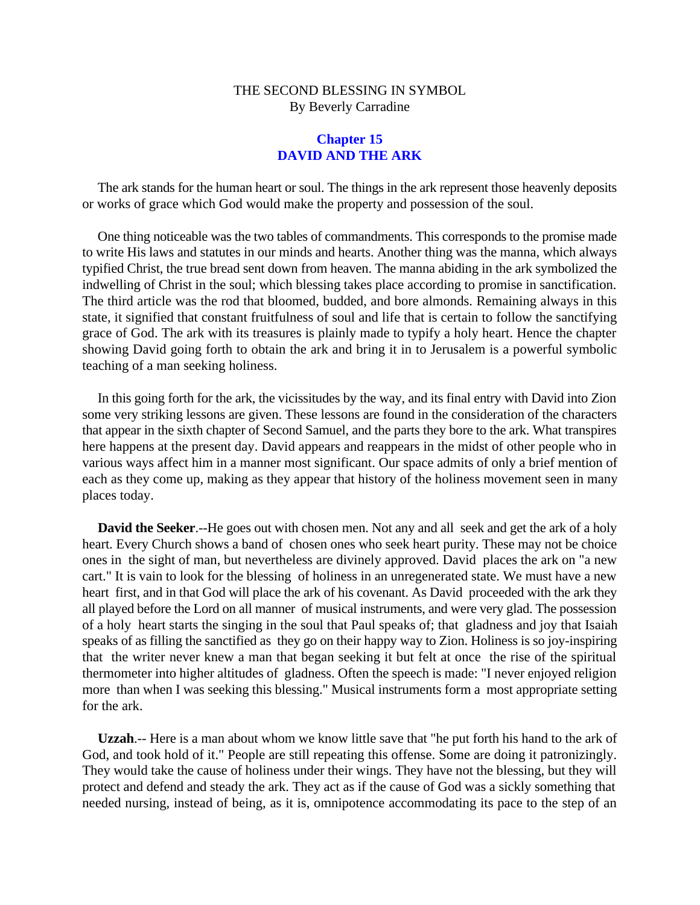THE SECOND BLESSING IN SYMBOL
By Beverly Carradine

## Chapter 15
## DAVID AND THE ARK

The ark stands for the human heart or soul. The things in the ark represent those heavenly deposits or works of grace which God would make the property and possession of the soul.

One thing noticeable was the two tables of commandments. This corresponds to the promise made to write His laws and statutes in our minds and hearts. Another thing was the manna, which always typified Christ, the true bread sent down from heaven. The manna abiding in the ark symbolized the indwelling of Christ in the soul; which blessing takes place according to promise in sanctification. The third article was the rod that bloomed, budded, and bore almonds. Remaining always in this state, it signified that constant fruitfulness of soul and life that is certain to follow the sanctifying grace of God. The ark with its treasures is plainly made to typify a holy heart. Hence the chapter showing David going forth to obtain the ark and bring it in to Jerusalem is a powerful symbolic teaching of a man seeking holiness.

In this going forth for the ark, the vicissitudes by the way, and its final entry with David into Zion some very striking lessons are given. These lessons are found in the consideration of the characters that appear in the sixth chapter of Second Samuel, and the parts they bore to the ark. What transpires here happens at the present day. David appears and reappears in the midst of other people who in various ways affect him in a manner most significant. Our space admits of only a brief mention of each as they come up, making as they appear that history of the holiness movement seen in many places today.

**David the Seeker**.--He goes out with chosen men. Not any and all seek and get the ark of a holy heart. Every Church shows a band of chosen ones who seek heart purity. These may not be choice ones in the sight of man, but nevertheless are divinely approved. David places the ark on "a new cart." It is vain to look for the blessing of holiness in an unregenerated state. We must have a new heart first, and in that God will place the ark of his covenant. As David proceeded with the ark they all played before the Lord on all manner of musical instruments, and were very glad. The possession of a holy heart starts the singing in the soul that Paul speaks of; that gladness and joy that Isaiah speaks of as filling the sanctified as they go on their happy way to Zion. Holiness is so joy-inspiring that the writer never knew a man that began seeking it but felt at once the rise of the spiritual thermometer into higher altitudes of gladness. Often the speech is made: "I never enjoyed religion more than when I was seeking this blessing." Musical instruments form a most appropriate setting for the ark.

**Uzzah**.-- Here is a man about whom we know little save that "he put forth his hand to the ark of God, and took hold of it." People are still repeating this offense. Some are doing it patronizingly. They would take the cause of holiness under their wings. They have not the blessing, but they will protect and defend and steady the ark. They act as if the cause of God was a sickly something that needed nursing, instead of being, as it is, omnipotence accommodating its pace to the step of an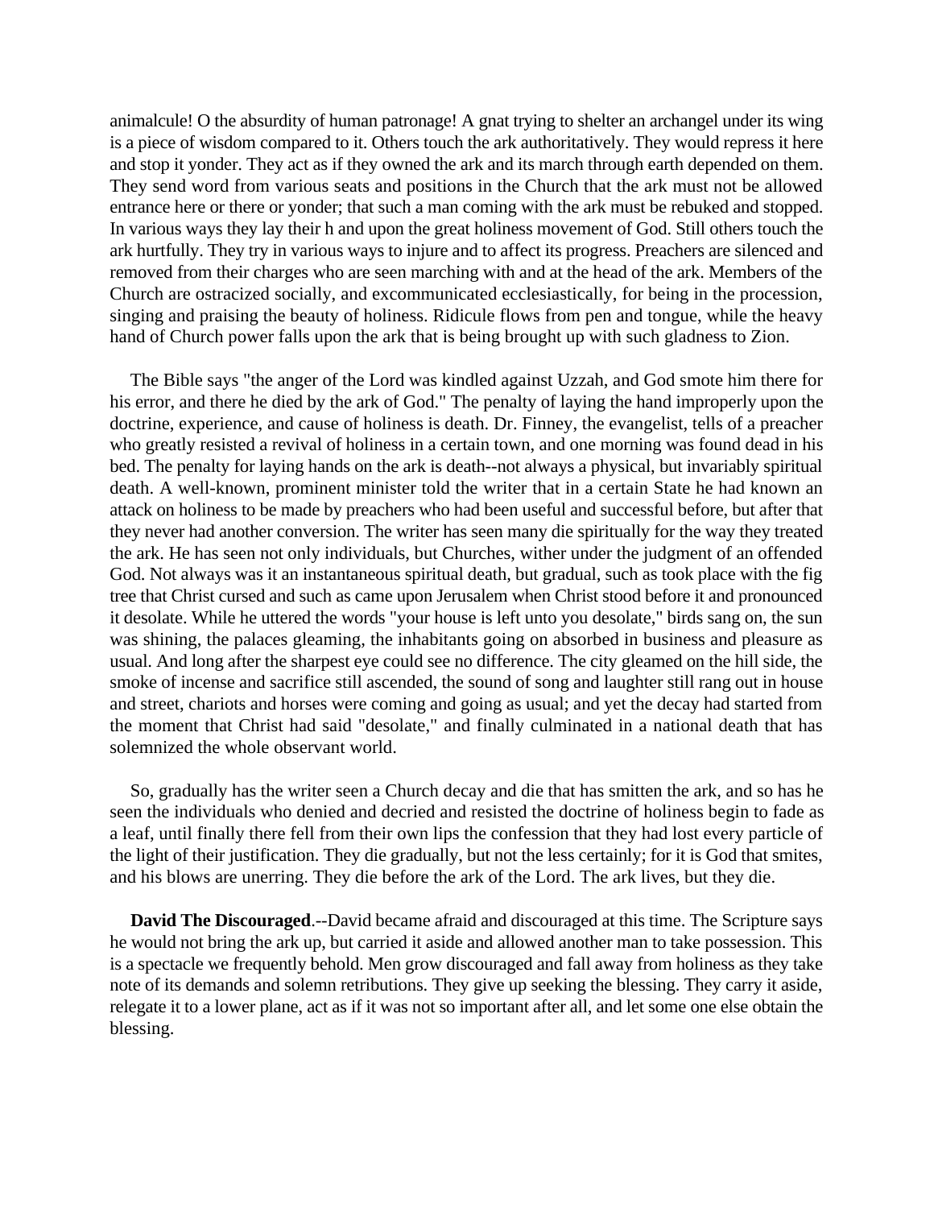animalcule! O the absurdity of human patronage! A gnat trying to shelter an archangel under its wing is a piece of wisdom compared to it. Others touch the ark authoritatively. They would repress it here and stop it yonder. They act as if they owned the ark and its march through earth depended on them. They send word from various seats and positions in the Church that the ark must not be allowed entrance here or there or yonder; that such a man coming with the ark must be rebuked and stopped. In various ways they lay their h and upon the great holiness movement of God. Still others touch the ark hurtfully. They try in various ways to injure and to affect its progress. Preachers are silenced and removed from their charges who are seen marching with and at the head of the ark. Members of the Church are ostracized socially, and excommunicated ecclesiastically, for being in the procession, singing and praising the beauty of holiness. Ridicule flows from pen and tongue, while the heavy hand of Church power falls upon the ark that is being brought up with such gladness to Zion.

The Bible says "the anger of the Lord was kindled against Uzzah, and God smote him there for his error, and there he died by the ark of God." The penalty of laying the hand improperly upon the doctrine, experience, and cause of holiness is death. Dr. Finney, the evangelist, tells of a preacher who greatly resisted a revival of holiness in a certain town, and one morning was found dead in his bed. The penalty for laying hands on the ark is death--not always a physical, but invariably spiritual death. A well-known, prominent minister told the writer that in a certain State he had known an attack on holiness to be made by preachers who had been useful and successful before, but after that they never had another conversion. The writer has seen many die spiritually for the way they treated the ark. He has seen not only individuals, but Churches, wither under the judgment of an offended God. Not always was it an instantaneous spiritual death, but gradual, such as took place with the fig tree that Christ cursed and such as came upon Jerusalem when Christ stood before it and pronounced it desolate. While he uttered the words "your house is left unto you desolate," birds sang on, the sun was shining, the palaces gleaming, the inhabitants going on absorbed in business and pleasure as usual. And long after the sharpest eye could see no difference. The city gleamed on the hill side, the smoke of incense and sacrifice still ascended, the sound of song and laughter still rang out in house and street, chariots and horses were coming and going as usual; and yet the decay had started from the moment that Christ had said "desolate," and finally culminated in a national death that has solemnized the whole observant world.

So, gradually has the writer seen a Church decay and die that has smitten the ark, and so has he seen the individuals who denied and decried and resisted the doctrine of holiness begin to fade as a leaf, until finally there fell from their own lips the confession that they had lost every particle of the light of their justification. They die gradually, but not the less certainly; for it is God that smites, and his blows are unerring. They die before the ark of the Lord. The ark lives, but they die.

**David The Discouraged**.--David became afraid and discouraged at this time. The Scripture says he would not bring the ark up, but carried it aside and allowed another man to take possession. This is a spectacle we frequently behold. Men grow discouraged and fall away from holiness as they take note of its demands and solemn retributions. They give up seeking the blessing. They carry it aside, relegate it to a lower plane, act as if it was not so important after all, and let some one else obtain the blessing.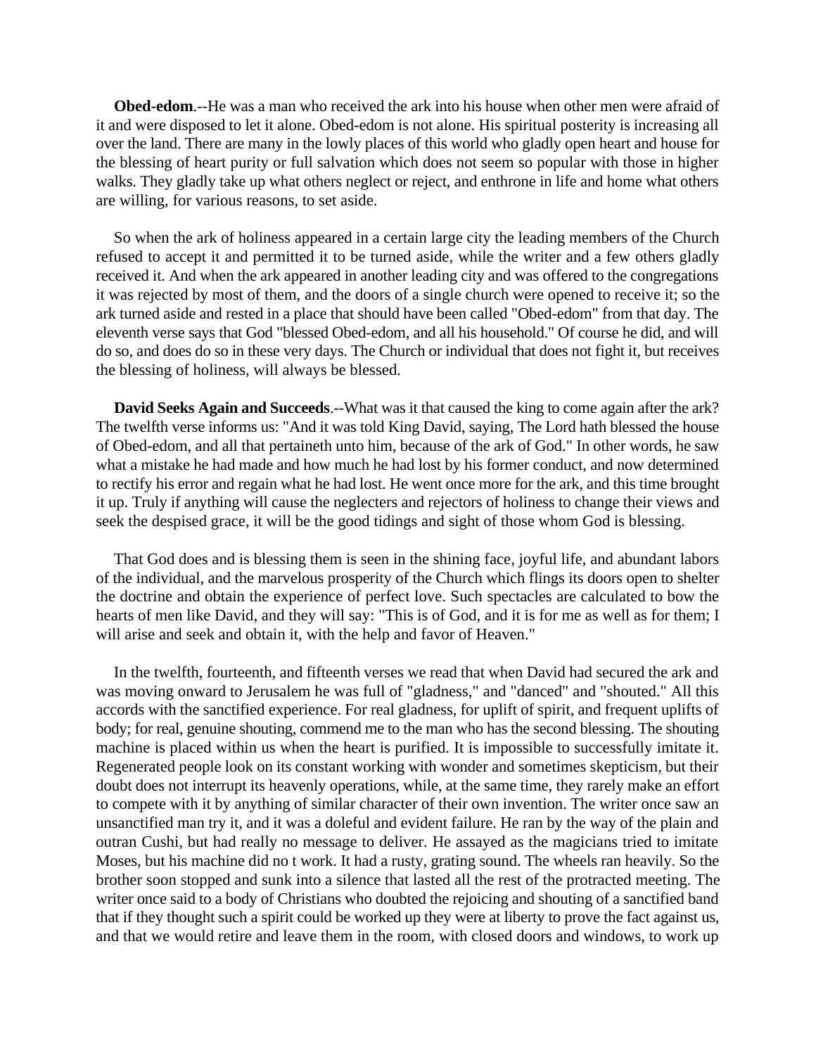**Obed-edom**.--He was a man who received the ark into his house when other men were afraid of it and were disposed to let it alone. Obed-edom is not alone. His spiritual posterity is increasing all over the land. There are many in the lowly places of this world who gladly open heart and house for the blessing of heart purity or full salvation which does not seem so popular with those in higher walks. They gladly take up what others neglect or reject, and enthrone in life and home what others are willing, for various reasons, to set aside.

So when the ark of holiness appeared in a certain large city the leading members of the Church refused to accept it and permitted it to be turned aside, while the writer and a few others gladly received it. And when the ark appeared in another leading city and was offered to the congregations it was rejected by most of them, and the doors of a single church were opened to receive it; so the ark turned aside and rested in a place that should have been called "Obed-edom" from that day. The eleventh verse says that God "blessed Obed-edom, and all his household." Of course he did, and will do so, and does do so in these very days. The Church or individual that does not fight it, but receives the blessing of holiness, will always be blessed.

**David Seeks Again and Succeeds**.--What was it that caused the king to come again after the ark? The twelfth verse informs us: "And it was told King David, saying, The Lord hath blessed the house of Obed-edom, and all that pertaineth unto him, because of the ark of God." In other words, he saw what a mistake he had made and how much he had lost by his former conduct, and now determined to rectify his error and regain what he had lost. He went once more for the ark, and this time brought it up. Truly if anything will cause the neglecters and rejectors of holiness to change their views and seek the despised grace, it will be the good tidings and sight of those whom God is blessing.

That God does and is blessing them is seen in the shining face, joyful life, and abundant labors of the individual, and the marvelous prosperity of the Church which flings its doors open to shelter the doctrine and obtain the experience of perfect love. Such spectacles are calculated to bow the hearts of men like David, and they will say: "This is of God, and it is for me as well as for them; I will arise and seek and obtain it, with the help and favor of Heaven."

In the twelfth, fourteenth, and fifteenth verses we read that when David had secured the ark and was moving onward to Jerusalem he was full of "gladness," and "danced" and "shouted." All this accords with the sanctified experience. For real gladness, for uplift of spirit, and frequent uplifts of body; for real, genuine shouting, commend me to the man who has the second blessing. The shouting machine is placed within us when the heart is purified. It is impossible to successfully imitate it. Regenerated people look on its constant working with wonder and sometimes skepticism, but their doubt does not interrupt its heavenly operations, while, at the same time, they rarely make an effort to compete with it by anything of similar character of their own invention. The writer once saw an unsanctified man try it, and it was a doleful and evident failure. He ran by the way of the plain and outran Cushi, but had really no message to deliver. He assayed as the magicians tried to imitate Moses, but his machine did no t work. It had a rusty, grating sound. The wheels ran heavily. So the brother soon stopped and sunk into a silence that lasted all the rest of the protracted meeting. The writer once said to a body of Christians who doubted the rejoicing and shouting of a sanctified band that if they thought such a spirit could be worked up they were at liberty to prove the fact against us, and that we would retire and leave them in the room, with closed doors and windows, to work up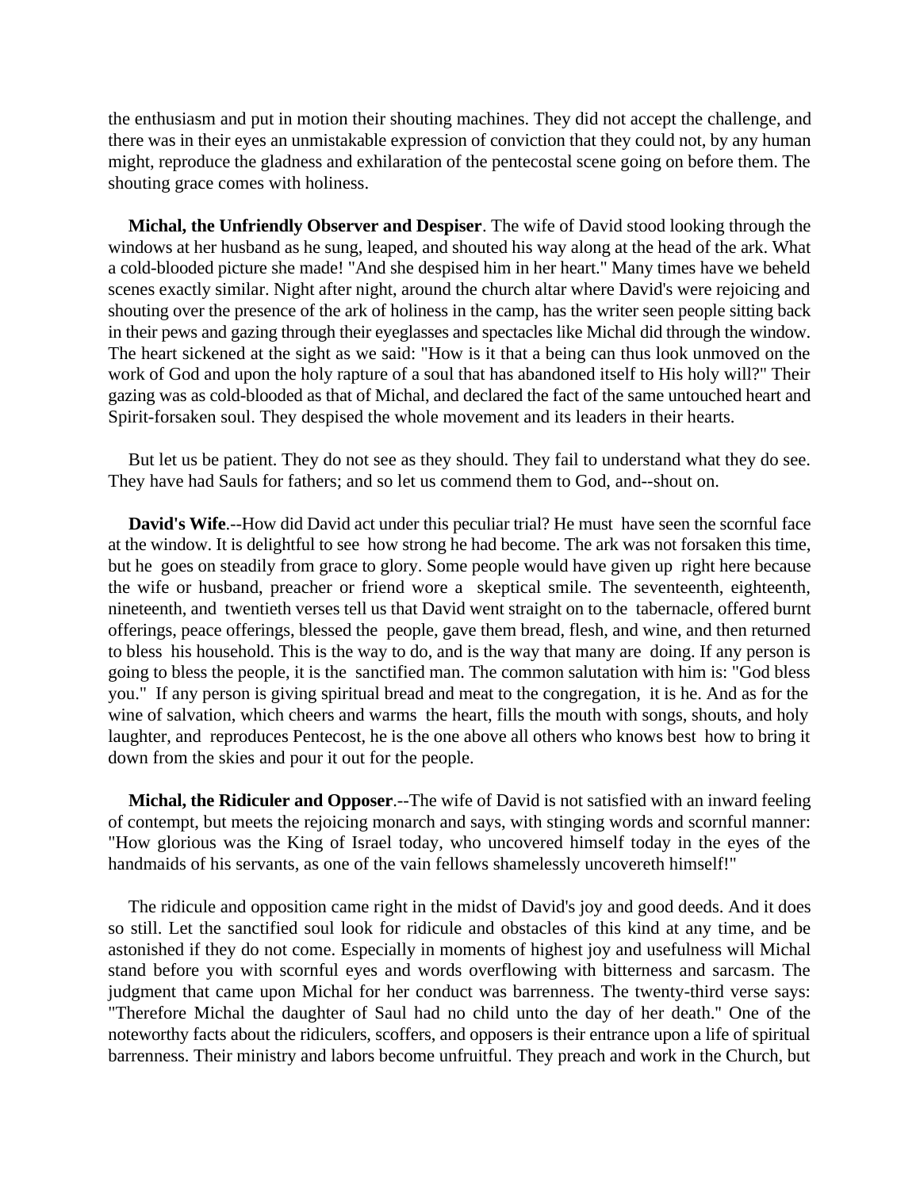the enthusiasm and put in motion their shouting machines. They did not accept the challenge, and there was in their eyes an unmistakable expression of conviction that they could not, by any human might, reproduce the gladness and exhilaration of the pentecostal scene going on before them. The shouting grace comes with holiness.

**Michal, the Unfriendly Observer and Despiser**. The wife of David stood looking through the windows at her husband as he sung, leaped, and shouted his way along at the head of the ark. What a cold-blooded picture she made! "And she despised him in her heart." Many times have we beheld scenes exactly similar. Night after night, around the church altar where David's were rejoicing and shouting over the presence of the ark of holiness in the camp, has the writer seen people sitting back in their pews and gazing through their eyeglasses and spectacles like Michal did through the window. The heart sickened at the sight as we said: "How is it that a being can thus look unmoved on the work of God and upon the holy rapture of a soul that has abandoned itself to His holy will?" Their gazing was as cold-blooded as that of Michal, and declared the fact of the same untouched heart and Spirit-forsaken soul. They despised the whole movement and its leaders in their hearts.

But let us be patient. They do not see as they should. They fail to understand what they do see. They have had Sauls for fathers; and so let us commend them to God, and--shout on.

**David's Wife**.--How did David act under this peculiar trial? He must have seen the scornful face at the window. It is delightful to see how strong he had become. The ark was not forsaken this time, but he goes on steadily from grace to glory. Some people would have given up right here because the wife or husband, preacher or friend wore a skeptical smile. The seventeenth, eighteenth, nineteenth, and twentieth verses tell us that David went straight on to the tabernacle, offered burnt offerings, peace offerings, blessed the people, gave them bread, flesh, and wine, and then returned to bless his household. This is the way to do, and is the way that many are doing. If any person is going to bless the people, it is the sanctified man. The common salutation with him is: "God bless you." If any person is giving spiritual bread and meat to the congregation, it is he. And as for the wine of salvation, which cheers and warms the heart, fills the mouth with songs, shouts, and holy laughter, and reproduces Pentecost, he is the one above all others who knows best how to bring it down from the skies and pour it out for the people.

**Michal, the Ridiculer and Opposer**.--The wife of David is not satisfied with an inward feeling of contempt, but meets the rejoicing monarch and says, with stinging words and scornful manner: "How glorious was the King of Israel today, who uncovered himself today in the eyes of the handmaids of his servants, as one of the vain fellows shamelessly uncovereth himself!"

The ridicule and opposition came right in the midst of David's joy and good deeds. And it does so still. Let the sanctified soul look for ridicule and obstacles of this kind at any time, and be astonished if they do not come. Especially in moments of highest joy and usefulness will Michal stand before you with scornful eyes and words overflowing with bitterness and sarcasm. The judgment that came upon Michal for her conduct was barrenness. The twenty-third verse says: "Therefore Michal the daughter of Saul had no child unto the day of her death." One of the noteworthy facts about the ridiculers, scoffers, and opposers is their entrance upon a life of spiritual barrenness. Their ministry and labors become unfruitful. They preach and work in the Church, but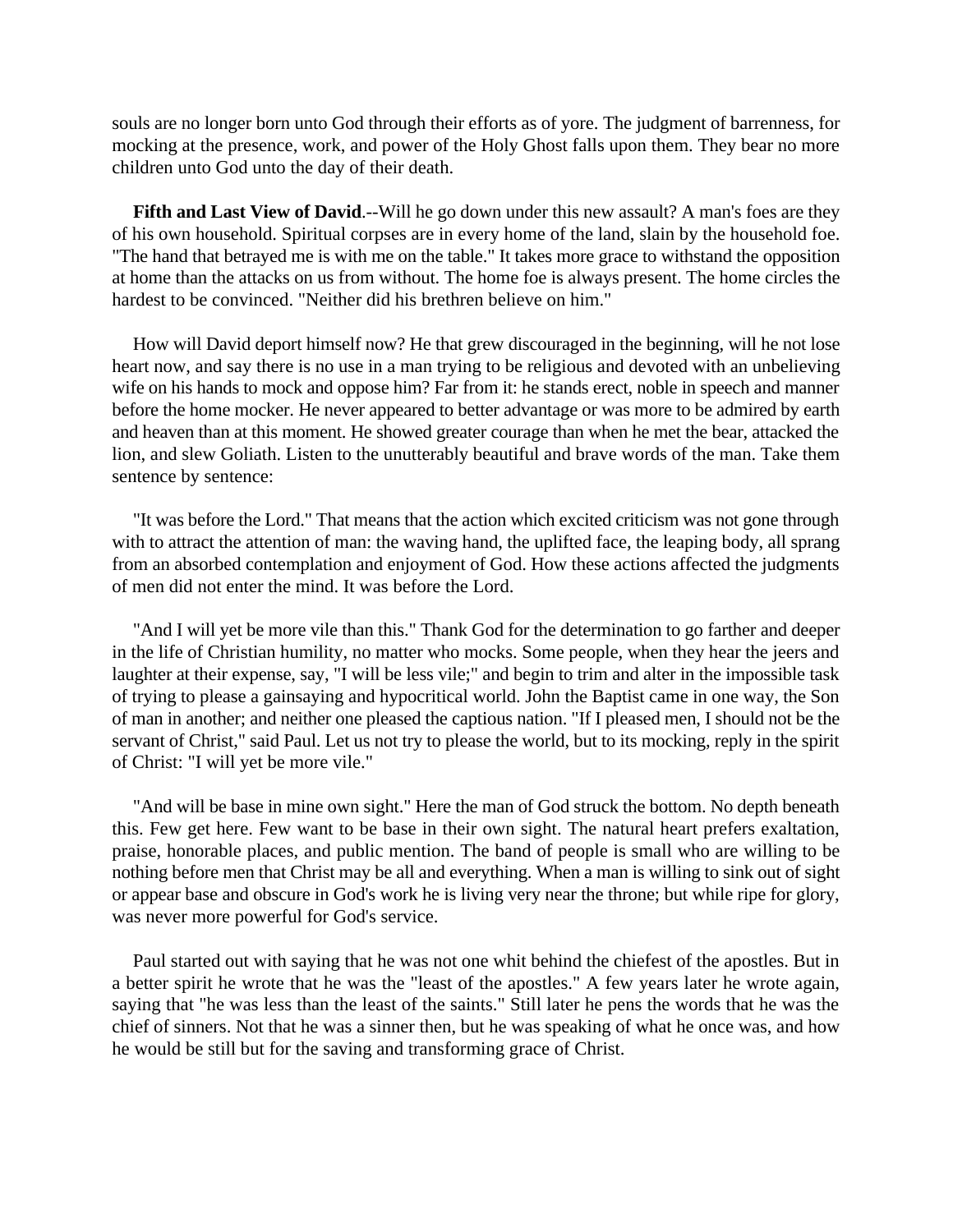souls are no longer born unto God through their efforts as of yore. The judgment of barrenness, for mocking at the presence, work, and power of the Holy Ghost falls upon them. They bear no more children unto God unto the day of their death.

**Fifth and Last View of David**.--Will he go down under this new assault? A man's foes are they of his own household. Spiritual corpses are in every home of the land, slain by the household foe. "The hand that betrayed me is with me on the table." It takes more grace to withstand the opposition at home than the attacks on us from without. The home foe is always present. The home circles the hardest to be convinced. "Neither did his brethren believe on him."

How will David deport himself now? He that grew discouraged in the beginning, will he not lose heart now, and say there is no use in a man trying to be religious and devoted with an unbelieving wife on his hands to mock and oppose him? Far from it: he stands erect, noble in speech and manner before the home mocker. He never appeared to better advantage or was more to be admired by earth and heaven than at this moment. He showed greater courage than when he met the bear, attacked the lion, and slew Goliath. Listen to the unutterably beautiful and brave words of the man. Take them sentence by sentence:

"It was before the Lord." That means that the action which excited criticism was not gone through with to attract the attention of man: the waving hand, the uplifted face, the leaping body, all sprang from an absorbed contemplation and enjoyment of God. How these actions affected the judgments of men did not enter the mind. It was before the Lord.

"And I will yet be more vile than this." Thank God for the determination to go farther and deeper in the life of Christian humility, no matter who mocks. Some people, when they hear the jeers and laughter at their expense, say, "I will be less vile;" and begin to trim and alter in the impossible task of trying to please a gainsaying and hypocritical world. John the Baptist came in one way, the Son of man in another; and neither one pleased the captious nation. "If I pleased men, I should not be the servant of Christ," said Paul. Let us not try to please the world, but to its mocking, reply in the spirit of Christ: "I will yet be more vile."

"And will be base in mine own sight." Here the man of God struck the bottom. No depth beneath this. Few get here. Few want to be base in their own sight. The natural heart prefers exaltation, praise, honorable places, and public mention. The band of people is small who are willing to be nothing before men that Christ may be all and everything. When a man is willing to sink out of sight or appear base and obscure in God's work he is living very near the throne; but while ripe for glory, was never more powerful for God's service.

Paul started out with saying that he was not one whit behind the chiefest of the apostles. But in a better spirit he wrote that he was the "least of the apostles." A few years later he wrote again, saying that "he was less than the least of the saints." Still later he pens the words that he was the chief of sinners. Not that he was a sinner then, but he was speaking of what he once was, and how he would be still but for the saving and transforming grace of Christ.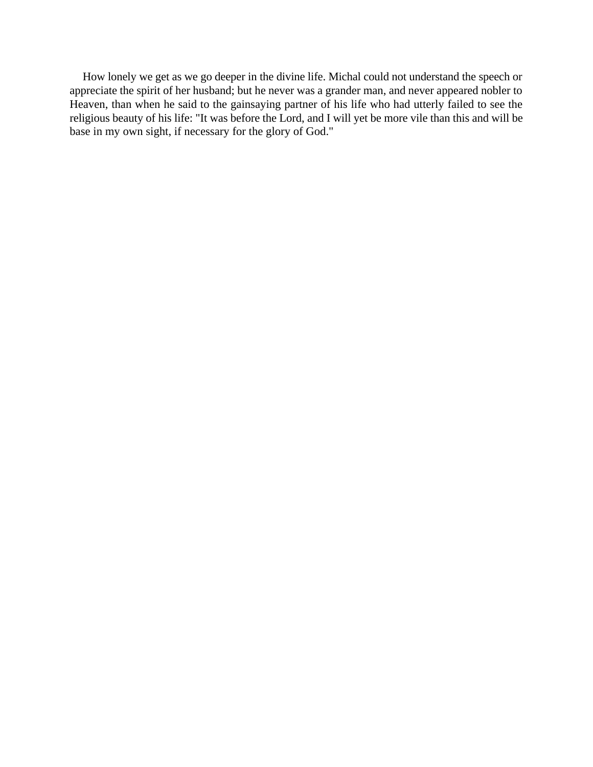How lonely we get as we go deeper in the divine life. Michal could not understand the speech or appreciate the spirit of her husband; but he never was a grander man, and never appeared nobler to Heaven, than when he said to the gainsaying partner of his life who had utterly failed to see the religious beauty of his life: "It was before the Lord, and I will yet be more vile than this and will be base in my own sight, if necessary for the glory of God."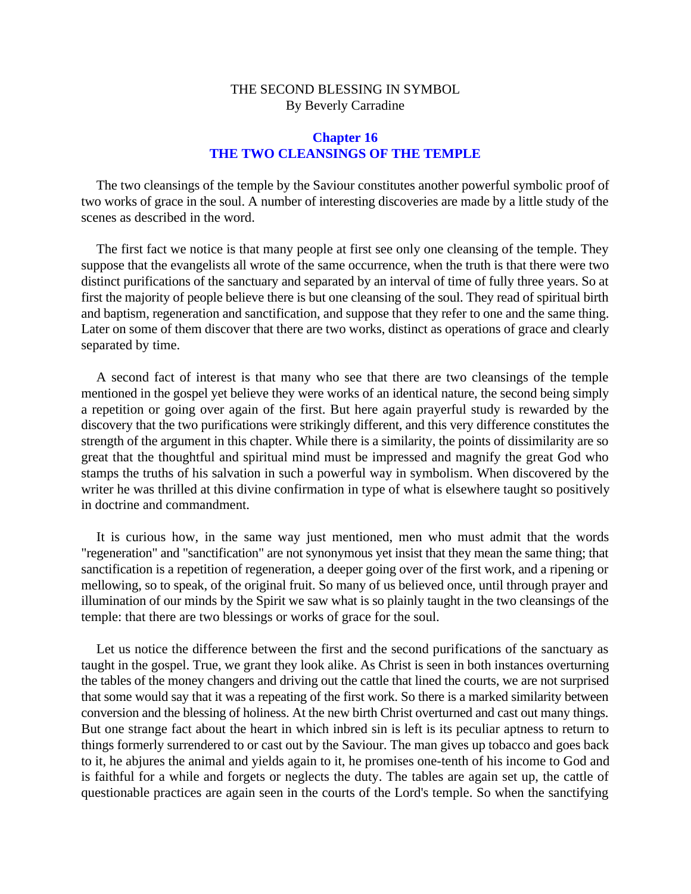THE SECOND BLESSING IN SYMBOL
By Beverly Carradine

## Chapter 16
## THE TWO CLEANSINGS OF THE TEMPLE

The two cleansings of the temple by the Saviour constitutes another powerful symbolic proof of two works of grace in the soul. A number of interesting discoveries are made by a little study of the scenes as described in the word.

The first fact we notice is that many people at first see only one cleansing of the temple. They suppose that the evangelists all wrote of the same occurrence, when the truth is that there were two distinct purifications of the sanctuary and separated by an interval of time of fully three years. So at first the majority of people believe there is but one cleansing of the soul. They read of spiritual birth and baptism, regeneration and sanctification, and suppose that they refer to one and the same thing. Later on some of them discover that there are two works, distinct as operations of grace and clearly separated by time.

A second fact of interest is that many who see that there are two cleansings of the temple mentioned in the gospel yet believe they were works of an identical nature, the second being simply a repetition or going over again of the first. But here again prayerful study is rewarded by the discovery that the two purifications were strikingly different, and this very difference constitutes the strength of the argument in this chapter. While there is a similarity, the points of dissimilarity are so great that the thoughtful and spiritual mind must be impressed and magnify the great God who stamps the truths of his salvation in such a powerful way in symbolism. When discovered by the writer he was thrilled at this divine confirmation in type of what is elsewhere taught so positively in doctrine and commandment.

It is curious how, in the same way just mentioned, men who must admit that the words "regeneration" and "sanctification" are not synonymous yet insist that they mean the same thing; that sanctification is a repetition of regeneration, a deeper going over of the first work, and a ripening or mellowing, so to speak, of the original fruit. So many of us believed once, until through prayer and illumination of our minds by the Spirit we saw what is so plainly taught in the two cleansings of the temple: that there are two blessings or works of grace for the soul.

Let us notice the difference between the first and the second purifications of the sanctuary as taught in the gospel. True, we grant they look alike. As Christ is seen in both instances overturning the tables of the money changers and driving out the cattle that lined the courts, we are not surprised that some would say that it was a repeating of the first work. So there is a marked similarity between conversion and the blessing of holiness. At the new birth Christ overturned and cast out many things. But one strange fact about the heart in which inbred sin is left is its peculiar aptness to return to things formerly surrendered to or cast out by the Saviour. The man gives up tobacco and goes back to it, he abjures the animal and yields again to it, he promises one-tenth of his income to God and is faithful for a while and forgets or neglects the duty. The tables are again set up, the cattle of questionable practices are again seen in the courts of the Lord's temple. So when the sanctifying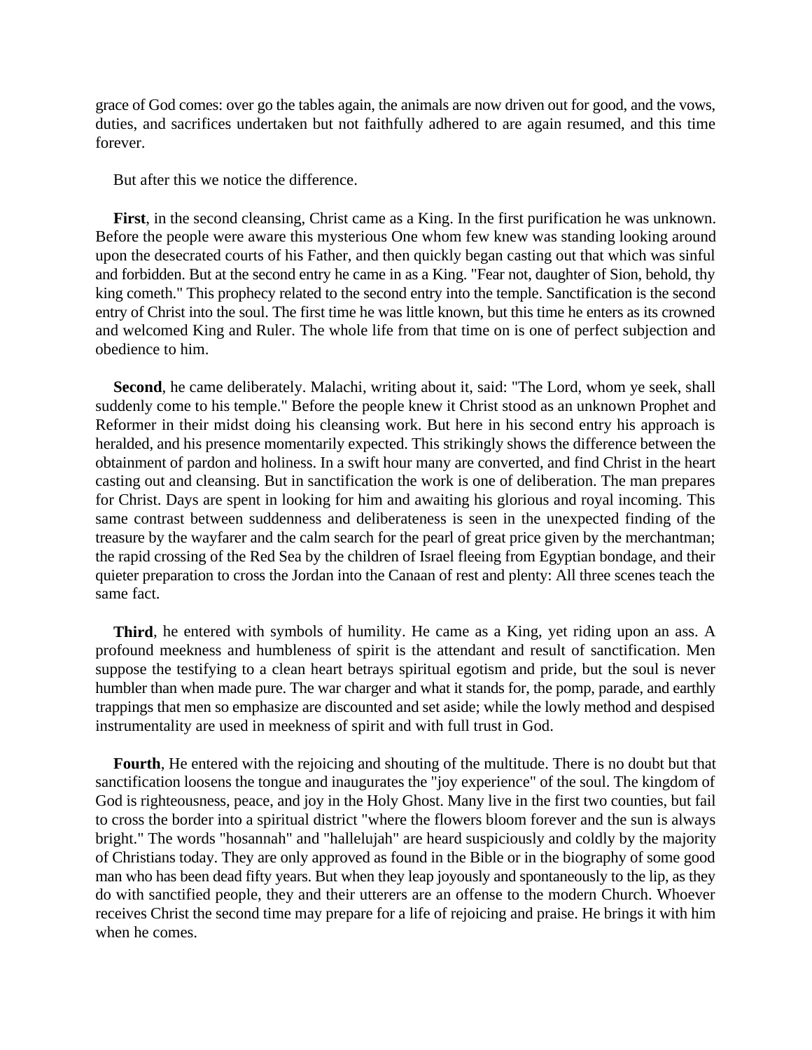grace of God comes: over go the tables again, the animals are now driven out for good, and the vows, duties, and sacrifices undertaken but not faithfully adhered to are again resumed, and this time forever.

But after this we notice the difference.

**First**, in the second cleansing, Christ came as a King. In the first purification he was unknown. Before the people were aware this mysterious One whom few knew was standing looking around upon the desecrated courts of his Father, and then quickly began casting out that which was sinful and forbidden. But at the second entry he came in as a King. "Fear not, daughter of Sion, behold, thy king cometh." This prophecy related to the second entry into the temple. Sanctification is the second entry of Christ into the soul. The first time he was little known, but this time he enters as its crowned and welcomed King and Ruler. The whole life from that time on is one of perfect subjection and obedience to him.

**Second**, he came deliberately. Malachi, writing about it, said: "The Lord, whom ye seek, shall suddenly come to his temple." Before the people knew it Christ stood as an unknown Prophet and Reformer in their midst doing his cleansing work. But here in his second entry his approach is heralded, and his presence momentarily expected. This strikingly shows the difference between the obtainment of pardon and holiness. In a swift hour many are converted, and find Christ in the heart casting out and cleansing. But in sanctification the work is one of deliberation. The man prepares for Christ. Days are spent in looking for him and awaiting his glorious and royal incoming. This same contrast between suddenness and deliberateness is seen in the unexpected finding of the treasure by the wayfarer and the calm search for the pearl of great price given by the merchantman; the rapid crossing of the Red Sea by the children of Israel fleeing from Egyptian bondage, and their quieter preparation to cross the Jordan into the Canaan of rest and plenty: All three scenes teach the same fact.

**Third**, he entered with symbols of humility. He came as a King, yet riding upon an ass. A profound meekness and humbleness of spirit is the attendant and result of sanctification. Men suppose the testifying to a clean heart betrays spiritual egotism and pride, but the soul is never humbler than when made pure. The war charger and what it stands for, the pomp, parade, and earthly trappings that men so emphasize are discounted and set aside; while the lowly method and despised instrumentality are used in meekness of spirit and with full trust in God.

**Fourth**, He entered with the rejoicing and shouting of the multitude. There is no doubt but that sanctification loosens the tongue and inaugurates the "joy experience" of the soul. The kingdom of God is righteousness, peace, and joy in the Holy Ghost. Many live in the first two counties, but fail to cross the border into a spiritual district "where the flowers bloom forever and the sun is always bright." The words "hosannah" and "hallelujah" are heard suspiciously and coldly by the majority of Christians today. They are only approved as found in the Bible or in the biography of some good man who has been dead fifty years. But when they leap joyously and spontaneously to the lip, as they do with sanctified people, they and their utterers are an offense to the modern Church. Whoever receives Christ the second time may prepare for a life of rejoicing and praise. He brings it with him when he comes.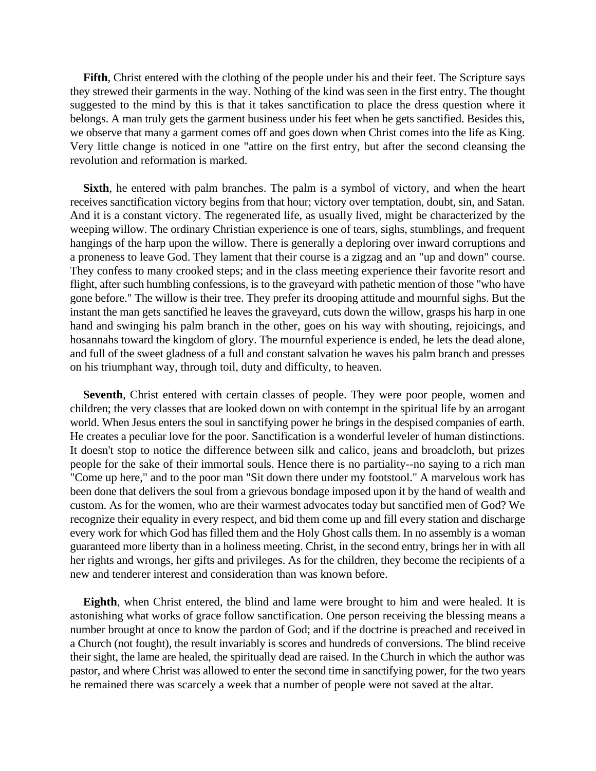**Fifth**, Christ entered with the clothing of the people under his and their feet. The Scripture says they strewed their garments in the way. Nothing of the kind was seen in the first entry. The thought suggested to the mind by this is that it takes sanctification to place the dress question where it belongs. A man truly gets the garment business under his feet when he gets sanctified. Besides this, we observe that many a garment comes off and goes down when Christ comes into the life as King. Very little change is noticed in one "attire on the first entry, but after the second cleansing the revolution and reformation is marked.

**Sixth**, he entered with palm branches. The palm is a symbol of victory, and when the heart receives sanctification victory begins from that hour; victory over temptation, doubt, sin, and Satan. And it is a constant victory. The regenerated life, as usually lived, might be characterized by the weeping willow. The ordinary Christian experience is one of tears, sighs, stumblings, and frequent hangings of the harp upon the willow. There is generally a deploring over inward corruptions and a proneness to leave God. They lament that their course is a zigzag and an "up and down" course. They confess to many crooked steps; and in the class meeting experience their favorite resort and flight, after such humbling confessions, is to the graveyard with pathetic mention of those "who have gone before." The willow is their tree. They prefer its drooping attitude and mournful sighs. But the instant the man gets sanctified he leaves the graveyard, cuts down the willow, grasps his harp in one hand and swinging his palm branch in the other, goes on his way with shouting, rejoicings, and hosannahs toward the kingdom of glory. The mournful experience is ended, he lets the dead alone, and full of the sweet gladness of a full and constant salvation he waves his palm branch and presses on his triumphant way, through toil, duty and difficulty, to heaven.

**Seventh**, Christ entered with certain classes of people. They were poor people, women and children; the very classes that are looked down on with contempt in the spiritual life by an arrogant world. When Jesus enters the soul in sanctifying power he brings in the despised companies of earth. He creates a peculiar love for the poor. Sanctification is a wonderful leveler of human distinctions. It doesn't stop to notice the difference between silk and calico, jeans and broadcloth, but prizes people for the sake of their immortal souls. Hence there is no partiality--no saying to a rich man "Come up here," and to the poor man "Sit down there under my footstool." A marvelous work has been done that delivers the soul from a grievous bondage imposed upon it by the hand of wealth and custom. As for the women, who are their warmest advocates today but sanctified men of God? We recognize their equality in every respect, and bid them come up and fill every station and discharge every work for which God has filled them and the Holy Ghost calls them. In no assembly is a woman guaranteed more liberty than in a holiness meeting. Christ, in the second entry, brings her in with all her rights and wrongs, her gifts and privileges. As for the children, they become the recipients of a new and tenderer interest and consideration than was known before.

**Eighth**, when Christ entered, the blind and lame were brought to him and were healed. It is astonishing what works of grace follow sanctification. One person receiving the blessing means a number brought at once to know the pardon of God; and if the doctrine is preached and received in a Church (not fought), the result invariably is scores and hundreds of conversions. The blind receive their sight, the lame are healed, the spiritually dead are raised. In the Church in which the author was pastor, and where Christ was allowed to enter the second time in sanctifying power, for the two years he remained there was scarcely a week that a number of people were not saved at the altar.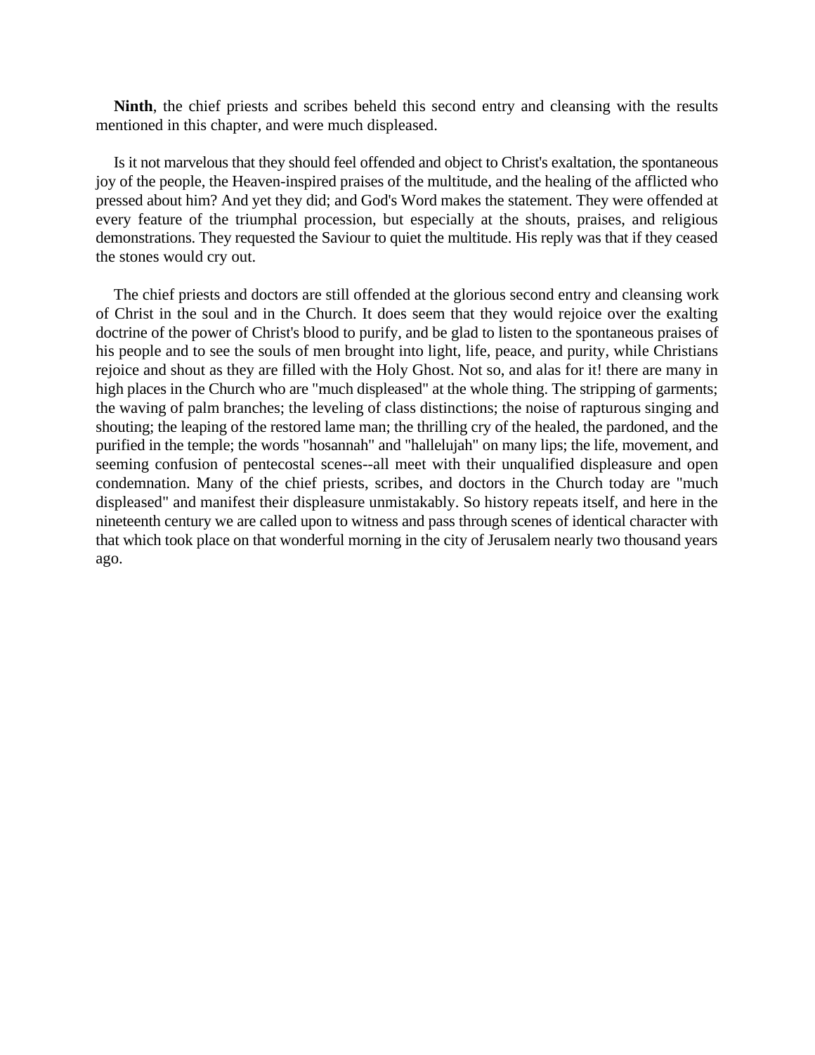**Ninth**, the chief priests and scribes beheld this second entry and cleansing with the results mentioned in this chapter, and were much displeased.

Is it not marvelous that they should feel offended and object to Christ's exaltation, the spontaneous joy of the people, the Heaven-inspired praises of the multitude, and the healing of the afflicted who pressed about him? And yet they did; and God's Word makes the statement. They were offended at every feature of the triumphal procession, but especially at the shouts, praises, and religious demonstrations. They requested the Saviour to quiet the multitude. His reply was that if they ceased the stones would cry out.

The chief priests and doctors are still offended at the glorious second entry and cleansing work of Christ in the soul and in the Church. It does seem that they would rejoice over the exalting doctrine of the power of Christ's blood to purify, and be glad to listen to the spontaneous praises of his people and to see the souls of men brought into light, life, peace, and purity, while Christians rejoice and shout as they are filled with the Holy Ghost. Not so, and alas for it! there are many in high places in the Church who are "much displeased" at the whole thing. The stripping of garments; the waving of palm branches; the leveling of class distinctions; the noise of rapturous singing and shouting; the leaping of the restored lame man; the thrilling cry of the healed, the pardoned, and the purified in the temple; the words "hosannah" and "hallelujah" on many lips; the life, movement, and seeming confusion of pentecostal scenes--all meet with their unqualified displeasure and open condemnation. Many of the chief priests, scribes, and doctors in the Church today are "much displeased" and manifest their displeasure unmistakably. So history repeats itself, and here in the nineteenth century we are called upon to witness and pass through scenes of identical character with that which took place on that wonderful morning in the city of Jerusalem nearly two thousand years ago.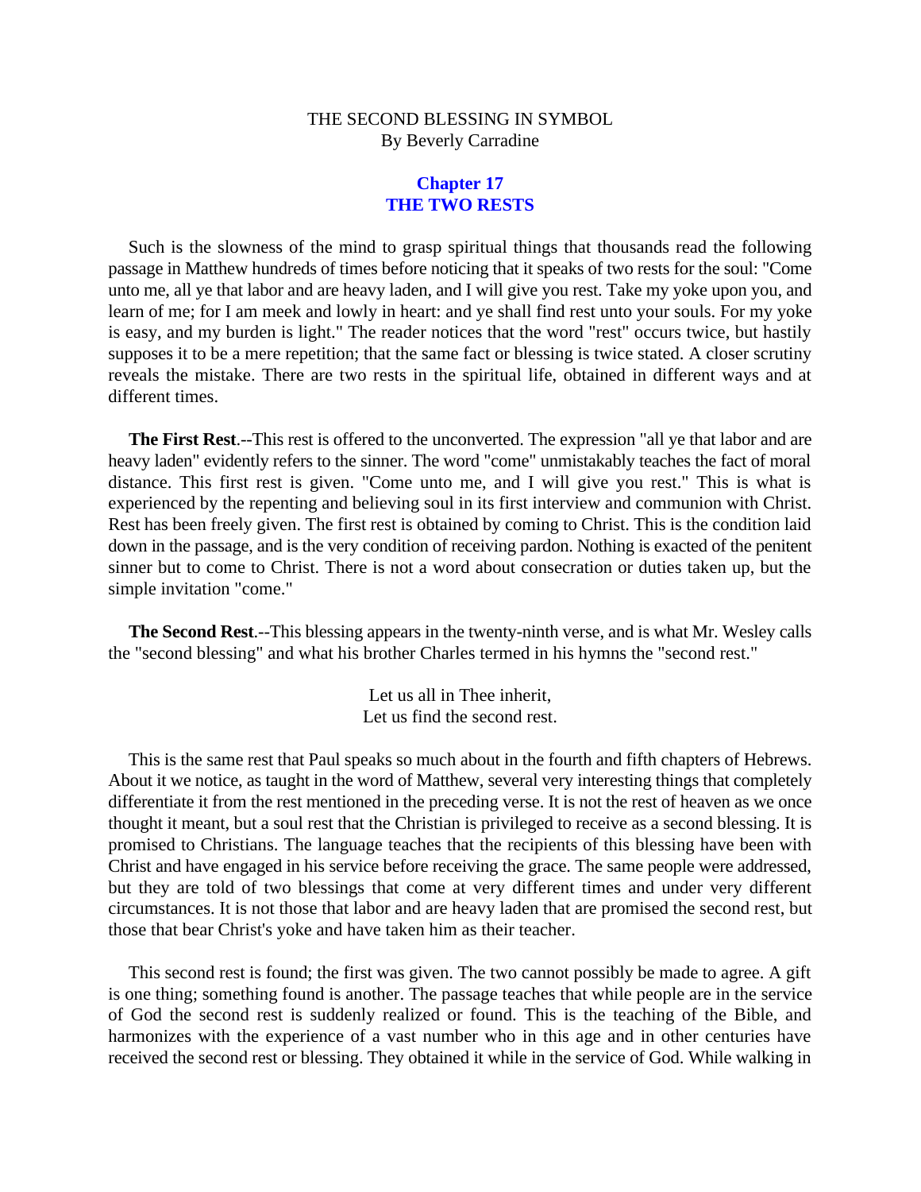THE SECOND BLESSING IN SYMBOL
By Beverly Carradine

## Chapter 17
## THE TWO RESTS

Such is the slowness of the mind to grasp spiritual things that thousands read the following passage in Matthew hundreds of times before noticing that it speaks of two rests for the soul: "Come unto me, all ye that labor and are heavy laden, and I will give you rest. Take my yoke upon you, and learn of me; for I am meek and lowly in heart: and ye shall find rest unto your souls. For my yoke is easy, and my burden is light." The reader notices that the word "rest" occurs twice, but hastily supposes it to be a mere repetition; that the same fact or blessing is twice stated. A closer scrutiny reveals the mistake. There are two rests in the spiritual life, obtained in different ways and at different times.

**The First Rest**.--This rest is offered to the unconverted. The expression "all ye that labor and are heavy laden" evidently refers to the sinner. The word "come" unmistakably teaches the fact of moral distance. This first rest is given. "Come unto me, and I will give you rest." This is what is experienced by the repenting and believing soul in its first interview and communion with Christ. Rest has been freely given. The first rest is obtained by coming to Christ. This is the condition laid down in the passage, and is the very condition of receiving pardon. Nothing is exacted of the penitent sinner but to come to Christ. There is not a word about consecration or duties taken up, but the simple invitation "come."

**The Second Rest**.--This blessing appears in the twenty-ninth verse, and is what Mr. Wesley calls the "second blessing" and what his brother Charles termed in his hymns the "second rest."

Let us all in Thee inherit,
Let us find the second rest.

This is the same rest that Paul speaks so much about in the fourth and fifth chapters of Hebrews. About it we notice, as taught in the word of Matthew, several very interesting things that completely differentiate it from the rest mentioned in the preceding verse. It is not the rest of heaven as we once thought it meant, but a soul rest that the Christian is privileged to receive as a second blessing. It is promised to Christians. The language teaches that the recipients of this blessing have been with Christ and have engaged in his service before receiving the grace. The same people were addressed, but they are told of two blessings that come at very different times and under very different circumstances. It is not those that labor and are heavy laden that are promised the second rest, but those that bear Christ's yoke and have taken him as their teacher.

This second rest is found; the first was given. The two cannot possibly be made to agree. A gift is one thing; something found is another. The passage teaches that while people are in the service of God the second rest is suddenly realized or found. This is the teaching of the Bible, and harmonizes with the experience of a vast number who in this age and in other centuries have received the second rest or blessing. They obtained it while in the service of God. While walking in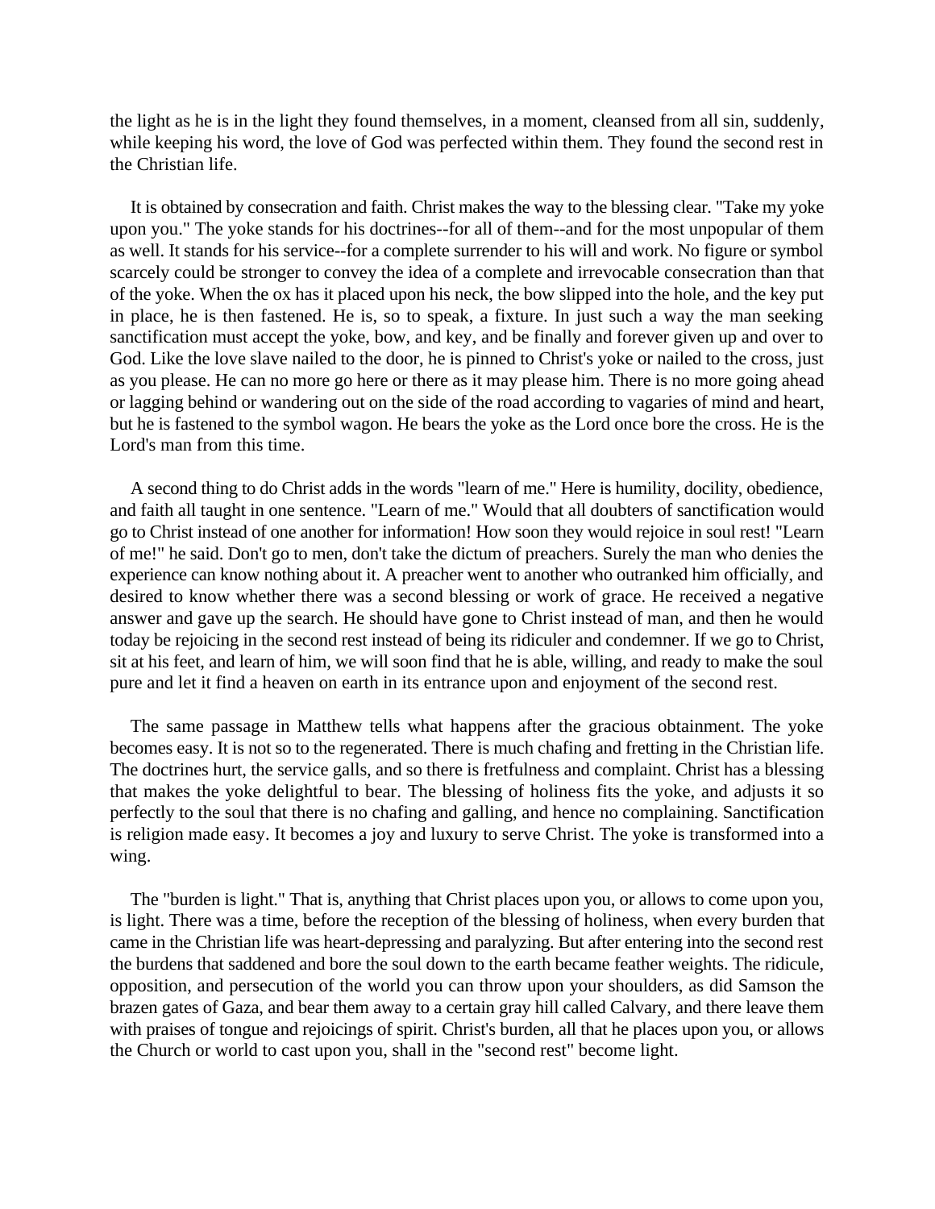the light as he is in the light they found themselves, in a moment, cleansed from all sin, suddenly, while keeping his word, the love of God was perfected within them. They found the second rest in the Christian life.

It is obtained by consecration and faith. Christ makes the way to the blessing clear. "Take my yoke upon you." The yoke stands for his doctrines--for all of them--and for the most unpopular of them as well. It stands for his service--for a complete surrender to his will and work. No figure or symbol scarcely could be stronger to convey the idea of a complete and irrevocable consecration than that of the yoke. When the ox has it placed upon his neck, the bow slipped into the hole, and the key put in place, he is then fastened. He is, so to speak, a fixture. In just such a way the man seeking sanctification must accept the yoke, bow, and key, and be finally and forever given up and over to God. Like the love slave nailed to the door, he is pinned to Christ's yoke or nailed to the cross, just as you please. He can no more go here or there as it may please him. There is no more going ahead or lagging behind or wandering out on the side of the road according to vagaries of mind and heart, but he is fastened to the symbol wagon. He bears the yoke as the Lord once bore the cross. He is the Lord's man from this time.

A second thing to do Christ adds in the words "learn of me." Here is humility, docility, obedience, and faith all taught in one sentence. "Learn of me." Would that all doubters of sanctification would go to Christ instead of one another for information! How soon they would rejoice in soul rest! "Learn of me!" he said. Don't go to men, don't take the dictum of preachers. Surely the man who denies the experience can know nothing about it. A preacher went to another who outranked him officially, and desired to know whether there was a second blessing or work of grace. He received a negative answer and gave up the search. He should have gone to Christ instead of man, and then he would today be rejoicing in the second rest instead of being its ridiculer and condemner. If we go to Christ, sit at his feet, and learn of him, we will soon find that he is able, willing, and ready to make the soul pure and let it find a heaven on earth in its entrance upon and enjoyment of the second rest.

The same passage in Matthew tells what happens after the gracious obtainment. The yoke becomes easy. It is not so to the regenerated. There is much chafing and fretting in the Christian life. The doctrines hurt, the service galls, and so there is fretfulness and complaint. Christ has a blessing that makes the yoke delightful to bear. The blessing of holiness fits the yoke, and adjusts it so perfectly to the soul that there is no chafing and galling, and hence no complaining. Sanctification is religion made easy. It becomes a joy and luxury to serve Christ. The yoke is transformed into a wing.

The "burden is light." That is, anything that Christ places upon you, or allows to come upon you, is light. There was a time, before the reception of the blessing of holiness, when every burden that came in the Christian life was heart-depressing and paralyzing. But after entering into the second rest the burdens that saddened and bore the soul down to the earth became feather weights. The ridicule, opposition, and persecution of the world you can throw upon your shoulders, as did Samson the brazen gates of Gaza, and bear them away to a certain gray hill called Calvary, and there leave them with praises of tongue and rejoicings of spirit. Christ's burden, all that he places upon you, or allows the Church or world to cast upon you, shall in the "second rest" become light.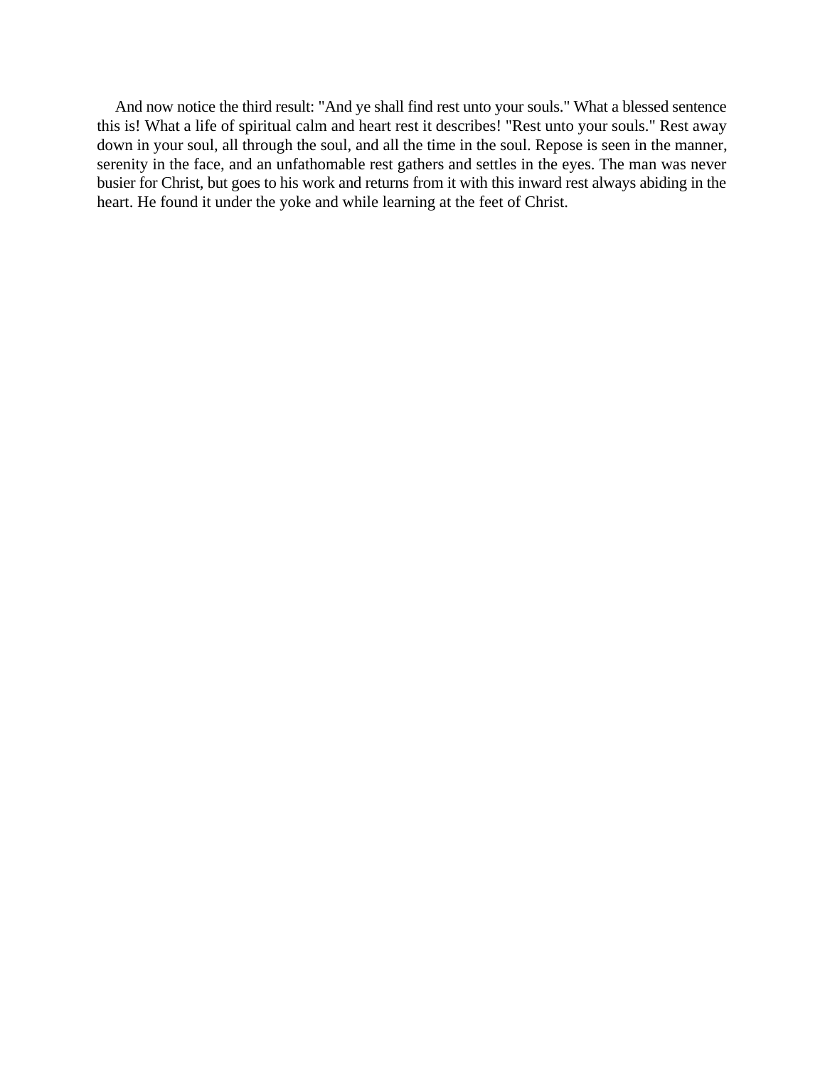And now notice the third result: "And ye shall find rest unto your souls." What a blessed sentence this is! What a life of spiritual calm and heart rest it describes! "Rest unto your souls." Rest away down in your soul, all through the soul, and all the time in the soul. Repose is seen in the manner, serenity in the face, and an unfathomable rest gathers and settles in the eyes. The man was never busier for Christ, but goes to his work and returns from it with this inward rest always abiding in the heart. He found it under the yoke and while learning at the feet of Christ.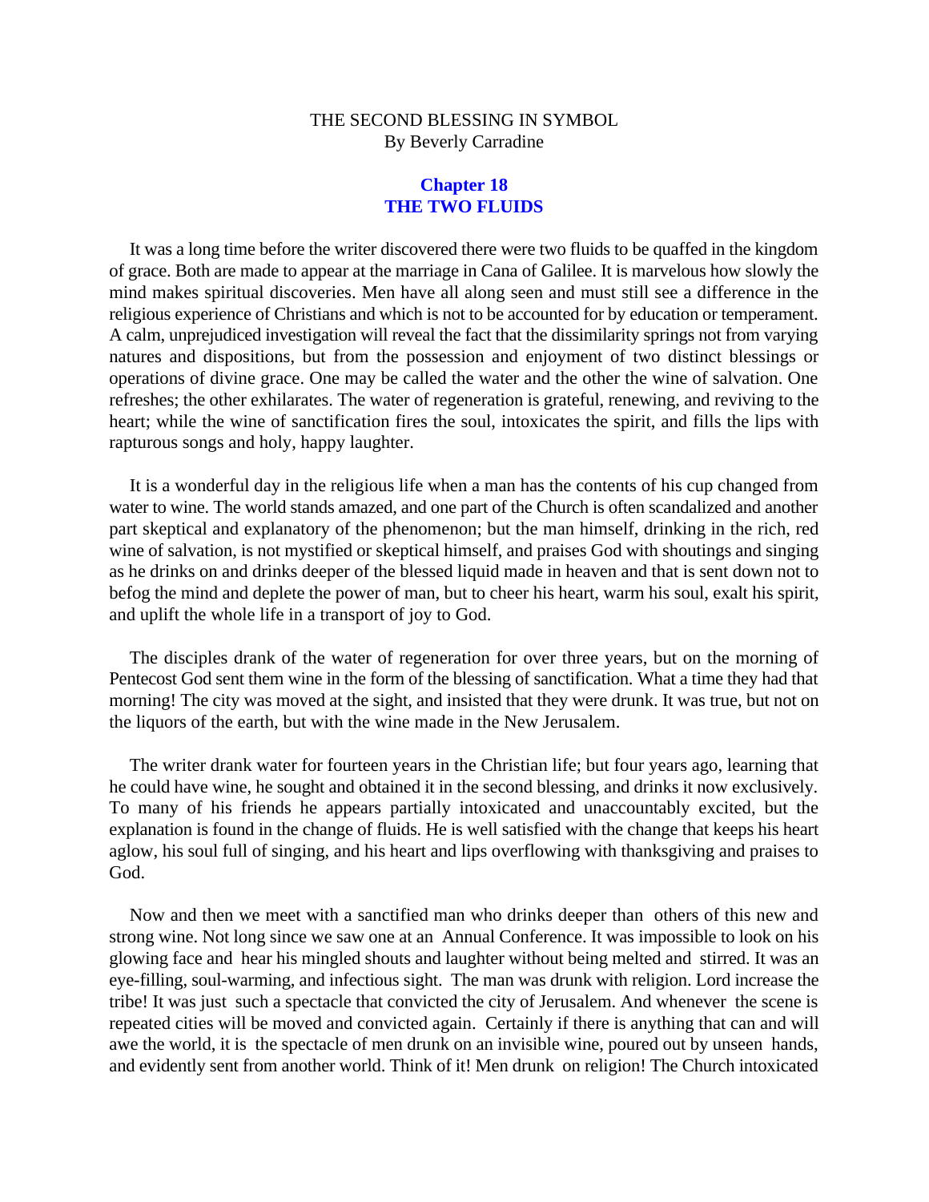THE SECOND BLESSING IN SYMBOL
By Beverly Carradine

## Chapter 18
## THE TWO FLUIDS

It was a long time before the writer discovered there were two fluids to be quaffed in the kingdom of grace. Both are made to appear at the marriage in Cana of Galilee. It is marvelous how slowly the mind makes spiritual discoveries. Men have all along seen and must still see a difference in the religious experience of Christians and which is not to be accounted for by education or temperament. A calm, unprejudiced investigation will reveal the fact that the dissimilarity springs not from varying natures and dispositions, but from the possession and enjoyment of two distinct blessings or operations of divine grace. One may be called the water and the other the wine of salvation. One refreshes; the other exhilarates. The water of regeneration is grateful, renewing, and reviving to the heart; while the wine of sanctification fires the soul, intoxicates the spirit, and fills the lips with rapturous songs and holy, happy laughter.

It is a wonderful day in the religious life when a man has the contents of his cup changed from water to wine. The world stands amazed, and one part of the Church is often scandalized and another part skeptical and explanatory of the phenomenon; but the man himself, drinking in the rich, red wine of salvation, is not mystified or skeptical himself, and praises God with shoutings and singing as he drinks on and drinks deeper of the blessed liquid made in heaven and that is sent down not to befog the mind and deplete the power of man, but to cheer his heart, warm his soul, exalt his spirit, and uplift the whole life in a transport of joy to God.

The disciples drank of the water of regeneration for over three years, but on the morning of Pentecost God sent them wine in the form of the blessing of sanctification. What a time they had that morning! The city was moved at the sight, and insisted that they were drunk. It was true, but not on the liquors of the earth, but with the wine made in the New Jerusalem.

The writer drank water for fourteen years in the Christian life; but four years ago, learning that he could have wine, he sought and obtained it in the second blessing, and drinks it now exclusively. To many of his friends he appears partially intoxicated and unaccountably excited, but the explanation is found in the change of fluids. He is well satisfied with the change that keeps his heart aglow, his soul full of singing, and his heart and lips overflowing with thanksgiving and praises to God.

Now and then we meet with a sanctified man who drinks deeper than others of this new and strong wine. Not long since we saw one at an Annual Conference. It was impossible to look on his glowing face and hear his mingled shouts and laughter without being melted and stirred. It was an eye-filling, soul-warming, and infectious sight. The man was drunk with religion. Lord increase the tribe! It was just such a spectacle that convicted the city of Jerusalem. And whenever the scene is repeated cities will be moved and convicted again. Certainly if there is anything that can and will awe the world, it is the spectacle of men drunk on an invisible wine, poured out by unseen hands, and evidently sent from another world. Think of it! Men drunk on religion! The Church intoxicated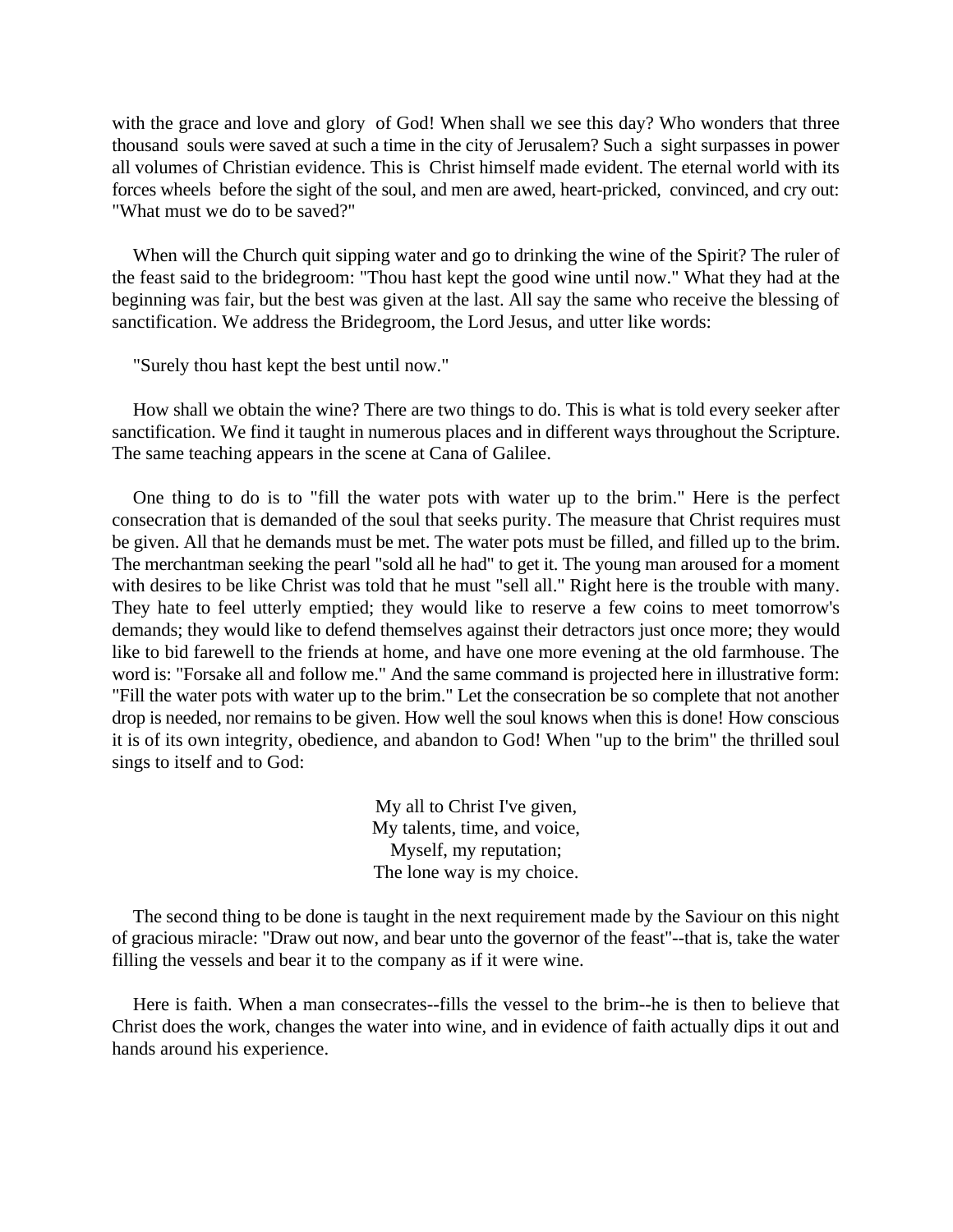with the grace and love and glory of God! When shall we see this day? Who wonders that three thousand souls were saved at such a time in the city of Jerusalem? Such a sight surpasses in power all volumes of Christian evidence. This is Christ himself made evident. The eternal world with its forces wheels before the sight of the soul, and men are awed, heart-pricked, convinced, and cry out: "What must we do to be saved?"

When will the Church quit sipping water and go to drinking the wine of the Spirit? The ruler of the feast said to the bridegroom: "Thou hast kept the good wine until now." What they had at the beginning was fair, but the best was given at the last. All say the same who receive the blessing of sanctification. We address the Bridegroom, the Lord Jesus, and utter like words:

"Surely thou hast kept the best until now."

How shall we obtain the wine? There are two things to do. This is what is told every seeker after sanctification. We find it taught in numerous places and in different ways throughout the Scripture. The same teaching appears in the scene at Cana of Galilee.

One thing to do is to "fill the water pots with water up to the brim." Here is the perfect consecration that is demanded of the soul that seeks purity. The measure that Christ requires must be given. All that he demands must be met. The water pots must be filled, and filled up to the brim. The merchantman seeking the pearl "sold all he had" to get it. The young man aroused for a moment with desires to be like Christ was told that he must "sell all." Right here is the trouble with many. They hate to feel utterly emptied; they would like to reserve a few coins to meet tomorrow's demands; they would like to defend themselves against their detractors just once more; they would like to bid farewell to the friends at home, and have one more evening at the old farmhouse. The word is: "Forsake all and follow me." And the same command is projected here in illustrative form: "Fill the water pots with water up to the brim." Let the consecration be so complete that not another drop is needed, nor remains to be given. How well the soul knows when this is done! How conscious it is of its own integrity, obedience, and abandon to God! When "up to the brim" the thrilled soul sings to itself and to God:

My all to Christ I've given,
My talents, time, and voice,
Myself, my reputation;
The lone way is my choice.

The second thing to be done is taught in the next requirement made by the Saviour on this night of gracious miracle: "Draw out now, and bear unto the governor of the feast"--that is, take the water filling the vessels and bear it to the company as if it were wine.

Here is faith. When a man consecrates--fills the vessel to the brim--he is then to believe that Christ does the work, changes the water into wine, and in evidence of faith actually dips it out and hands around his experience.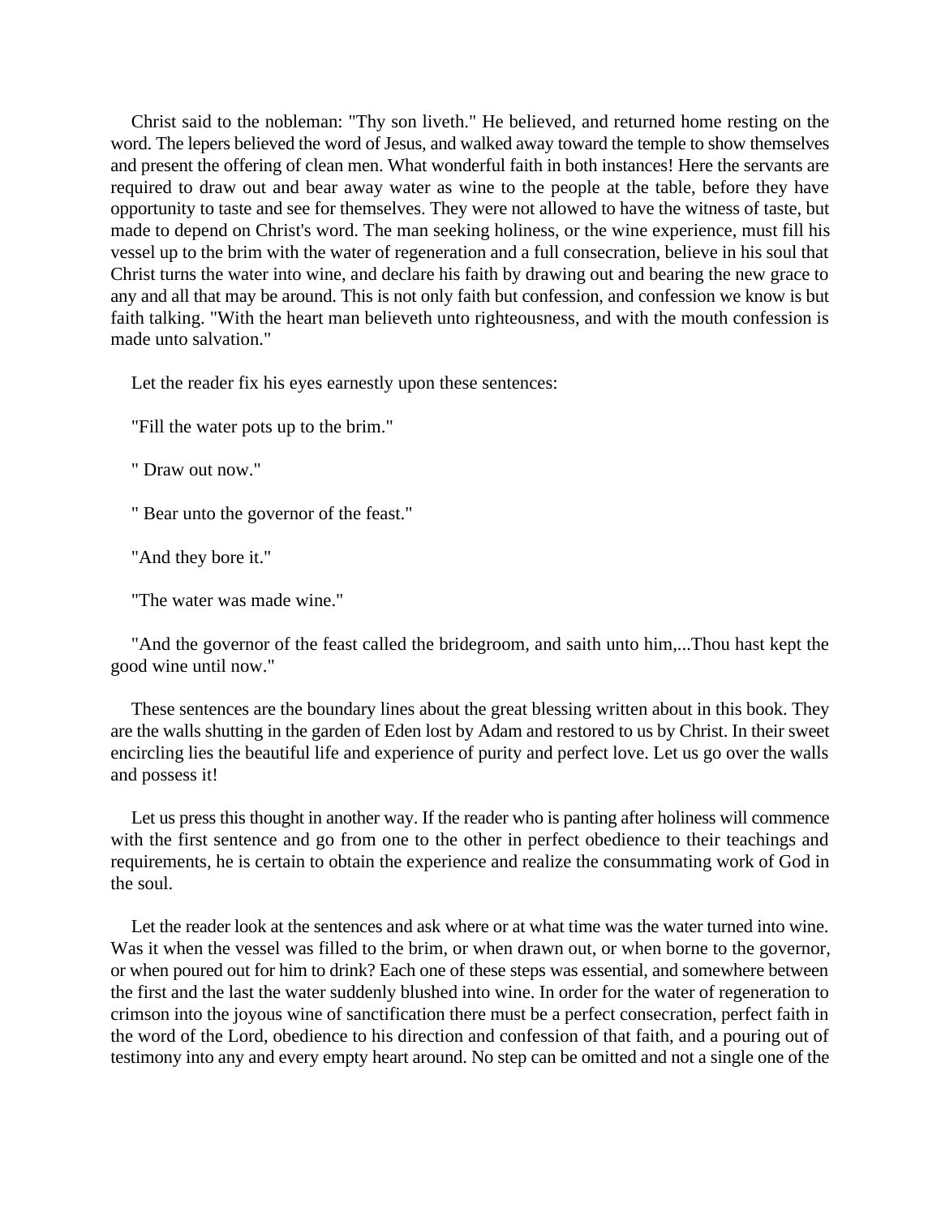Christ said to the nobleman: "Thy son liveth." He believed, and returned home resting on the word. The lepers believed the word of Jesus, and walked away toward the temple to show themselves and present the offering of clean men. What wonderful faith in both instances! Here the servants are required to draw out and bear away water as wine to the people at the table, before they have opportunity to taste and see for themselves. They were not allowed to have the witness of taste, but made to depend on Christ's word. The man seeking holiness, or the wine experience, must fill his vessel up to the brim with the water of regeneration and a full consecration, believe in his soul that Christ turns the water into wine, and declare his faith by drawing out and bearing the new grace to any and all that may be around. This is not only faith but confession, and confession we know is but faith talking. "With the heart man believeth unto righteousness, and with the mouth confession is made unto salvation."

Let the reader fix his eyes earnestly upon these sentences:

"Fill the water pots up to the brim."

" Draw out now."

" Bear unto the governor of the feast."

"And they bore it."

"The water was made wine."

"And the governor of the feast called the bridegroom, and saith unto him,...Thou hast kept the good wine until now."

These sentences are the boundary lines about the great blessing written about in this book. They are the walls shutting in the garden of Eden lost by Adam and restored to us by Christ. In their sweet encircling lies the beautiful life and experience of purity and perfect love. Let us go over the walls and possess it!

Let us press this thought in another way. If the reader who is panting after holiness will commence with the first sentence and go from one to the other in perfect obedience to their teachings and requirements, he is certain to obtain the experience and realize the consummating work of God in the soul.

Let the reader look at the sentences and ask where or at what time was the water turned into wine. Was it when the vessel was filled to the brim, or when drawn out, or when borne to the governor, or when poured out for him to drink? Each one of these steps was essential, and somewhere between the first and the last the water suddenly blushed into wine. In order for the water of regeneration to crimson into the joyous wine of sanctification there must be a perfect consecration, perfect faith in the word of the Lord, obedience to his direction and confession of that faith, and a pouring out of testimony into any and every empty heart around. No step can be omitted and not a single one of the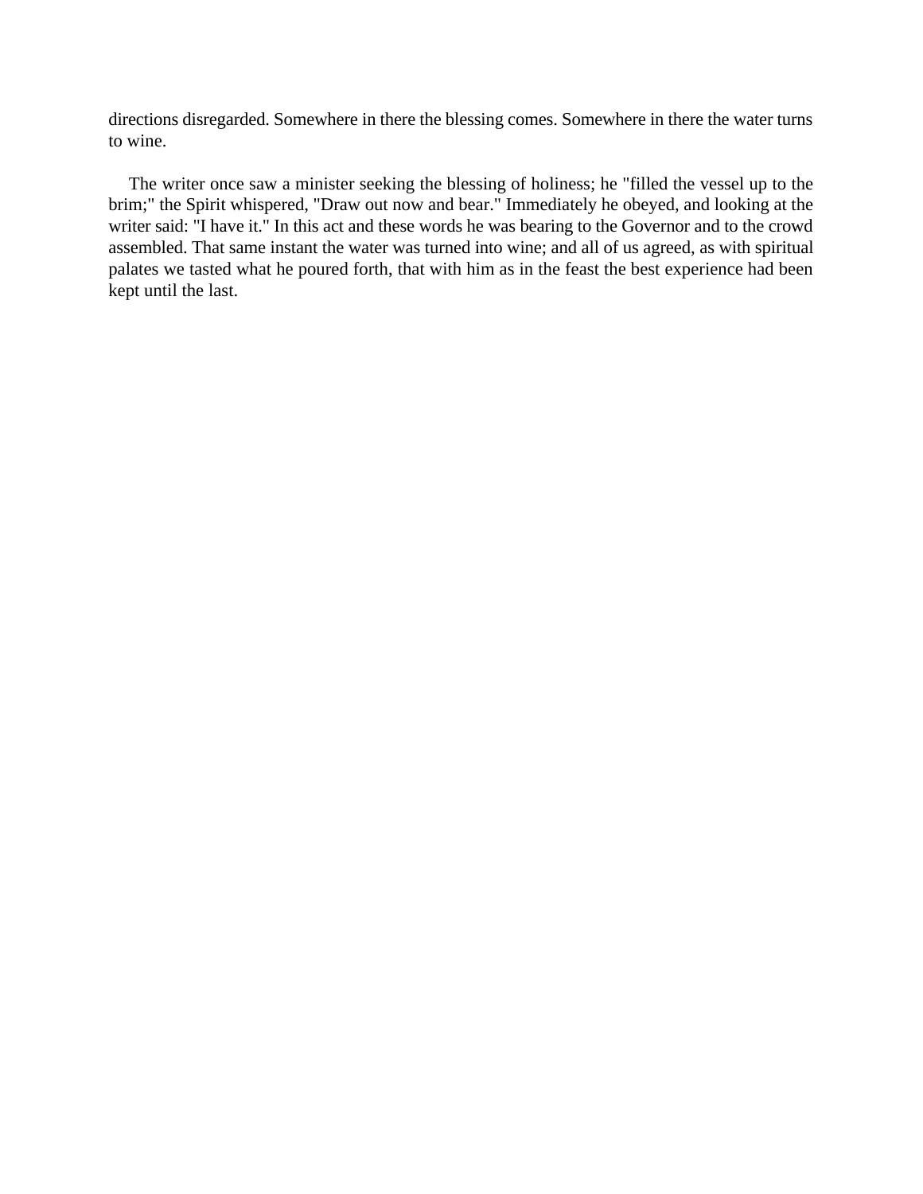directions disregarded. Somewhere in there the blessing comes. Somewhere in there the water turns to wine.

The writer once saw a minister seeking the blessing of holiness; he "filled the vessel up to the brim;" the Spirit whispered, "Draw out now and bear." Immediately he obeyed, and looking at the writer said: "I have it." In this act and these words he was bearing to the Governor and to the crowd assembled. That same instant the water was turned into wine; and all of us agreed, as with spiritual palates we tasted what he poured forth, that with him as in the feast the best experience had been kept until the last.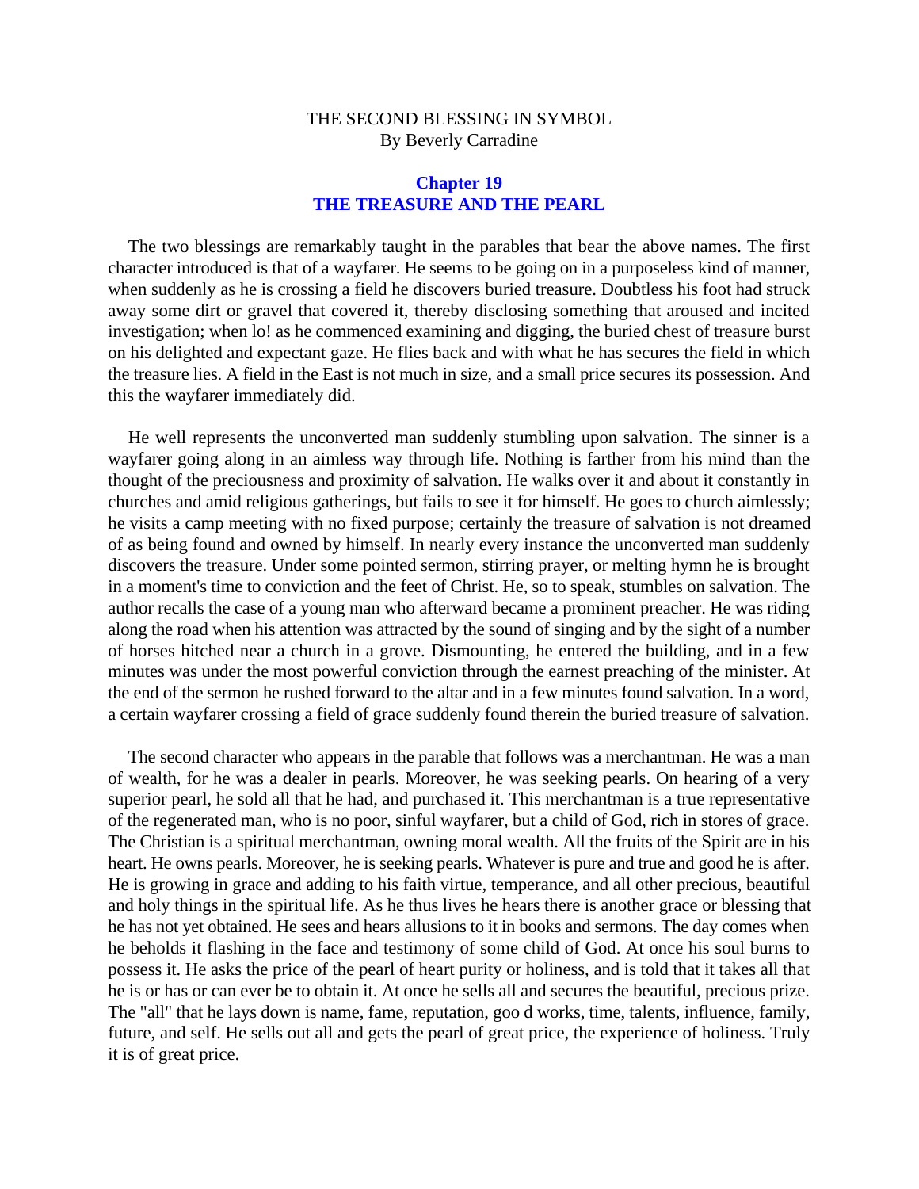THE SECOND BLESSING IN SYMBOL
By Beverly Carradine

## Chapter 19
## THE TREASURE AND THE PEARL

The two blessings are remarkably taught in the parables that bear the above names. The first character introduced is that of a wayfarer. He seems to be going on in a purposeless kind of manner, when suddenly as he is crossing a field he discovers buried treasure. Doubtless his foot had struck away some dirt or gravel that covered it, thereby disclosing something that aroused and incited investigation; when lo! as he commenced examining and digging, the buried chest of treasure burst on his delighted and expectant gaze. He flies back and with what he has secures the field in which the treasure lies. A field in the East is not much in size, and a small price secures its possession. And this the wayfarer immediately did.

He well represents the unconverted man suddenly stumbling upon salvation. The sinner is a wayfarer going along in an aimless way through life. Nothing is farther from his mind than the thought of the preciousness and proximity of salvation. He walks over it and about it constantly in churches and amid religious gatherings, but fails to see it for himself. He goes to church aimlessly; he visits a camp meeting with no fixed purpose; certainly the treasure of salvation is not dreamed of as being found and owned by himself. In nearly every instance the unconverted man suddenly discovers the treasure. Under some pointed sermon, stirring prayer, or melting hymn he is brought in a moment's time to conviction and the feet of Christ. He, so to speak, stumbles on salvation. The author recalls the case of a young man who afterward became a prominent preacher. He was riding along the road when his attention was attracted by the sound of singing and by the sight of a number of horses hitched near a church in a grove. Dismounting, he entered the building, and in a few minutes was under the most powerful conviction through the earnest preaching of the minister. At the end of the sermon he rushed forward to the altar and in a few minutes found salvation. In a word, a certain wayfarer crossing a field of grace suddenly found therein the buried treasure of salvation.

The second character who appears in the parable that follows was a merchantman. He was a man of wealth, for he was a dealer in pearls. Moreover, he was seeking pearls. On hearing of a very superior pearl, he sold all that he had, and purchased it. This merchantman is a true representative of the regenerated man, who is no poor, sinful wayfarer, but a child of God, rich in stores of grace. The Christian is a spiritual merchantman, owning moral wealth. All the fruits of the Spirit are in his heart. He owns pearls. Moreover, he is seeking pearls. Whatever is pure and true and good he is after. He is growing in grace and adding to his faith virtue, temperance, and all other precious, beautiful and holy things in the spiritual life. As he thus lives he hears there is another grace or blessing that he has not yet obtained. He sees and hears allusions to it in books and sermons. The day comes when he beholds it flashing in the face and testimony of some child of God. At once his soul burns to possess it. He asks the price of the pearl of heart purity or holiness, and is told that it takes all that he is or has or can ever be to obtain it. At once he sells all and secures the beautiful, precious prize. The "all" that he lays down is name, fame, reputation, goo d works, time, talents, influence, family, future, and self. He sells out all and gets the pearl of great price, the experience of holiness. Truly it is of great price.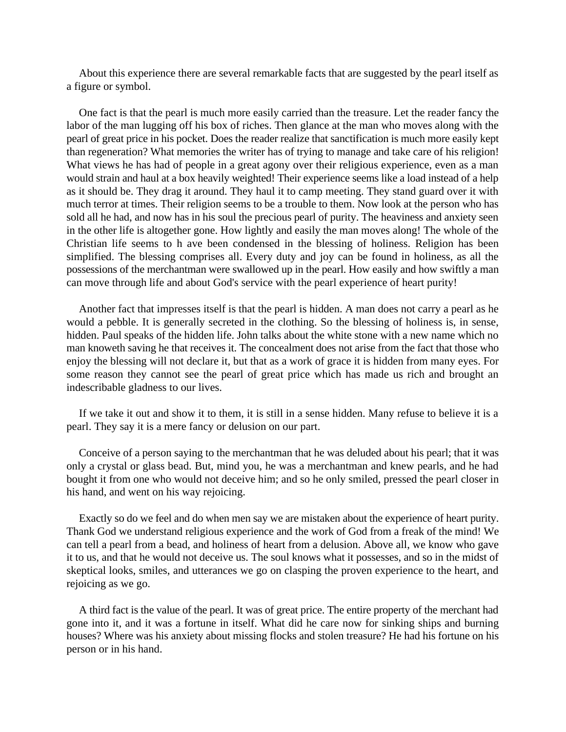About this experience there are several remarkable facts that are suggested by the pearl itself as a figure or symbol.

One fact is that the pearl is much more easily carried than the treasure. Let the reader fancy the labor of the man lugging off his box of riches. Then glance at the man who moves along with the pearl of great price in his pocket. Does the reader realize that sanctification is much more easily kept than regeneration? What memories the writer has of trying to manage and take care of his religion! What views he has had of people in a great agony over their religious experience, even as a man would strain and haul at a box heavily weighted! Their experience seems like a load instead of a help as it should be. They drag it around. They haul it to camp meeting. They stand guard over it with much terror at times. Their religion seems to be a trouble to them. Now look at the person who has sold all he had, and now has in his soul the precious pearl of purity. The heaviness and anxiety seen in the other life is altogether gone. How lightly and easily the man moves along! The whole of the Christian life seems to h ave been condensed in the blessing of holiness. Religion has been simplified. The blessing comprises all. Every duty and joy can be found in holiness, as all the possessions of the merchantman were swallowed up in the pearl. How easily and how swiftly a man can move through life and about God's service with the pearl experience of heart purity!

Another fact that impresses itself is that the pearl is hidden. A man does not carry a pearl as he would a pebble. It is generally secreted in the clothing. So the blessing of holiness is, in sense, hidden. Paul speaks of the hidden life. John talks about the white stone with a new name which no man knoweth saving he that receives it. The concealment does not arise from the fact that those who enjoy the blessing will not declare it, but that as a work of grace it is hidden from many eyes. For some reason they cannot see the pearl of great price which has made us rich and brought an indescribable gladness to our lives.

If we take it out and show it to them, it is still in a sense hidden. Many refuse to believe it is a pearl. They say it is a mere fancy or delusion on our part.

Conceive of a person saying to the merchantman that he was deluded about his pearl; that it was only a crystal or glass bead. But, mind you, he was a merchantman and knew pearls, and he had bought it from one who would not deceive him; and so he only smiled, pressed the pearl closer in his hand, and went on his way rejoicing.

Exactly so do we feel and do when men say we are mistaken about the experience of heart purity. Thank God we understand religious experience and the work of God from a freak of the mind! We can tell a pearl from a bead, and holiness of heart from a delusion. Above all, we know who gave it to us, and that he would not deceive us. The soul knows what it possesses, and so in the midst of skeptical looks, smiles, and utterances we go on clasping the proven experience to the heart, and rejoicing as we go.

A third fact is the value of the pearl. It was of great price. The entire property of the merchant had gone into it, and it was a fortune in itself. What did he care now for sinking ships and burning houses? Where was his anxiety about missing flocks and stolen treasure? He had his fortune on his person or in his hand.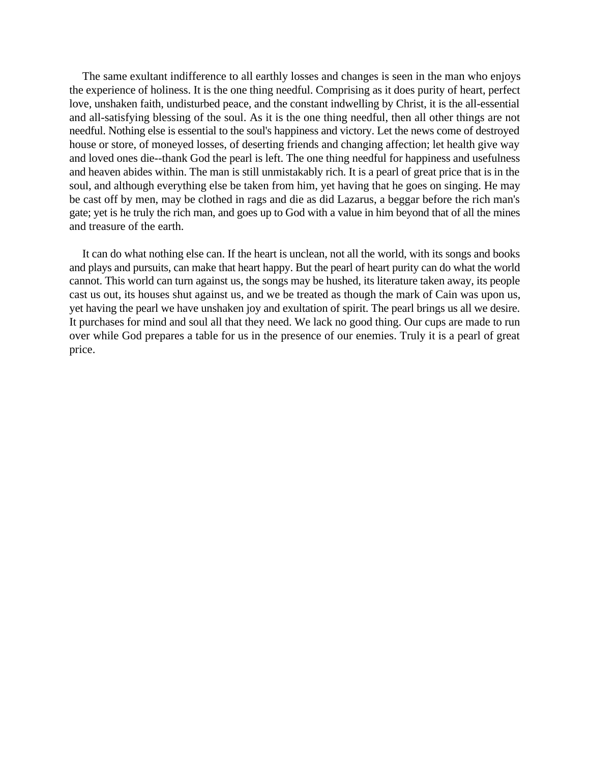The same exultant indifference to all earthly losses and changes is seen in the man who enjoys the experience of holiness. It is the one thing needful. Comprising as it does purity of heart, perfect love, unshaken faith, undisturbed peace, and the constant indwelling by Christ, it is the all-essential and all-satisfying blessing of the soul. As it is the one thing needful, then all other things are not needful. Nothing else is essential to the soul's happiness and victory. Let the news come of destroyed house or store, of moneyed losses, of deserting friends and changing affection; let health give way and loved ones die--thank God the pearl is left. The one thing needful for happiness and usefulness and heaven abides within. The man is still unmistakably rich. It is a pearl of great price that is in the soul, and although everything else be taken from him, yet having that he goes on singing. He may be cast off by men, may be clothed in rags and die as did Lazarus, a beggar before the rich man's gate; yet is he truly the rich man, and goes up to God with a value in him beyond that of all the mines and treasure of the earth.

It can do what nothing else can. If the heart is unclean, not all the world, with its songs and books and plays and pursuits, can make that heart happy. But the pearl of heart purity can do what the world cannot. This world can turn against us, the songs may be hushed, its literature taken away, its people cast us out, its houses shut against us, and we be treated as though the mark of Cain was upon us, yet having the pearl we have unshaken joy and exultation of spirit. The pearl brings us all we desire. It purchases for mind and soul all that they need. We lack no good thing. Our cups are made to run over while God prepares a table for us in the presence of our enemies. Truly it is a pearl of great price.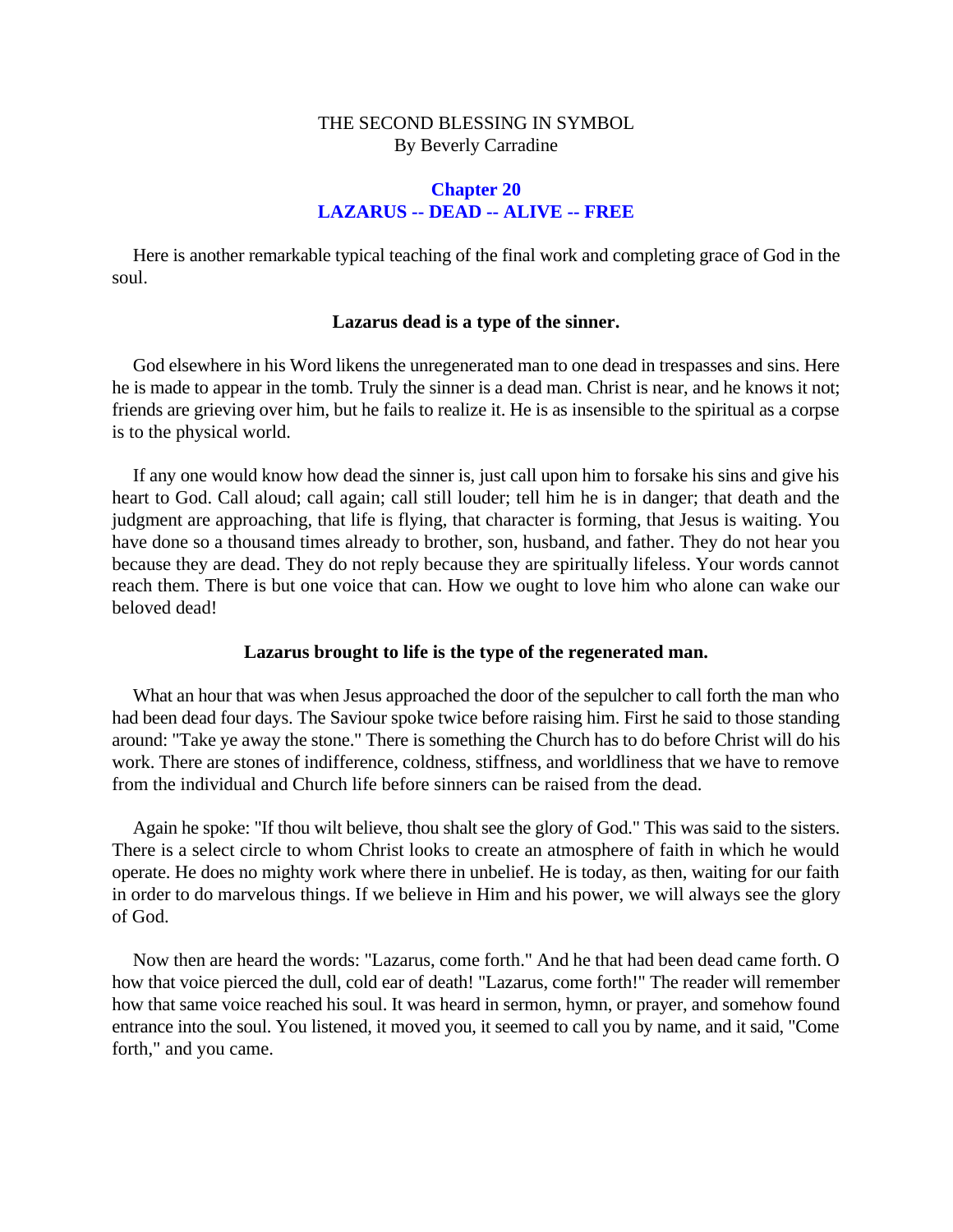THE SECOND BLESSING IN SYMBOL
By Beverly Carradine

## Chapter 20
## LAZARUS -- DEAD -- ALIVE -- FREE

Here is another remarkable typical teaching of the final work and completing grace of God in the soul.

**Lazarus dead is a type of the sinner.**

God elsewhere in his Word likens the unregenerated man to one dead in trespasses and sins. Here he is made to appear in the tomb. Truly the sinner is a dead man. Christ is near, and he knows it not; friends are grieving over him, but he fails to realize it. He is as insensible to the spiritual as a corpse is to the physical world.

If any one would know how dead the sinner is, just call upon him to forsake his sins and give his heart to God. Call aloud; call again; call still louder; tell him he is in danger; that death and the judgment are approaching, that life is flying, that character is forming, that Jesus is waiting. You have done so a thousand times already to brother, son, husband, and father. They do not hear you because they are dead. They do not reply because they are spiritually lifeless. Your words cannot reach them. There is but one voice that can. How we ought to love him who alone can wake our beloved dead!

**Lazarus brought to life is the type of the regenerated man.**

What an hour that was when Jesus approached the door of the sepulcher to call forth the man who had been dead four days. The Saviour spoke twice before raising him. First he said to those standing around: "Take ye away the stone." There is something the Church has to do before Christ will do his work. There are stones of indifference, coldness, stiffness, and worldliness that we have to remove from the individual and Church life before sinners can be raised from the dead.

Again he spoke: "If thou wilt believe, thou shalt see the glory of God." This was said to the sisters. There is a select circle to whom Christ looks to create an atmosphere of faith in which he would operate. He does no mighty work where there in unbelief. He is today, as then, waiting for our faith in order to do marvelous things. If we believe in Him and his power, we will always see the glory of God.

Now then are heard the words: "Lazarus, come forth." And he that had been dead came forth. O how that voice pierced the dull, cold ear of death! "Lazarus, come forth!" The reader will remember how that same voice reached his soul. It was heard in sermon, hymn, or prayer, and somehow found entrance into the soul. You listened, it moved you, it seemed to call you by name, and it said, "Come forth," and you came.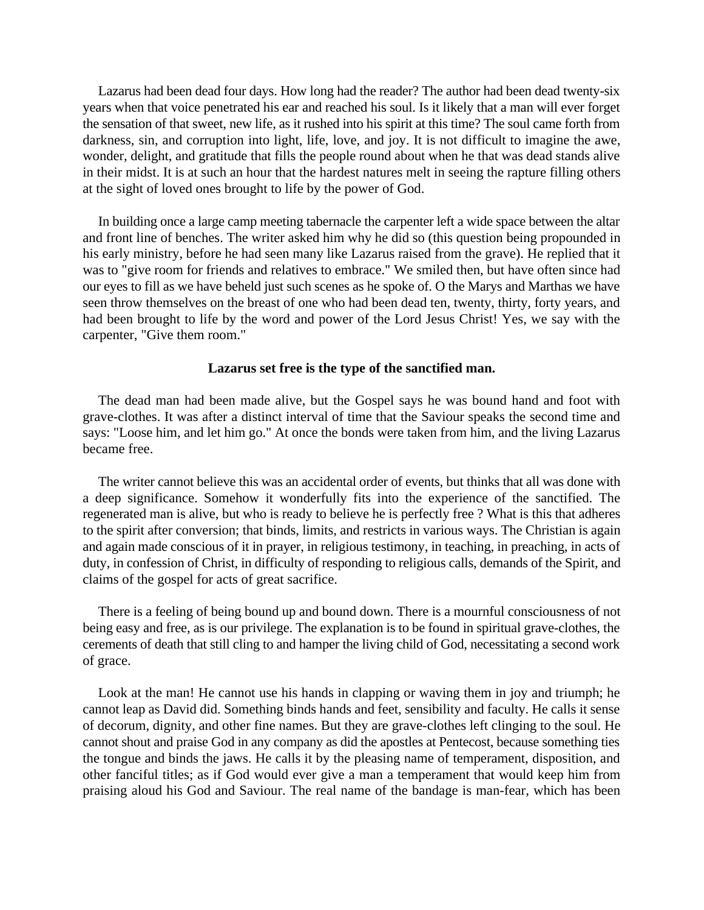Lazarus had been dead four days. How long had the reader? The author had been dead twenty-six years when that voice penetrated his ear and reached his soul. Is it likely that a man will ever forget the sensation of that sweet, new life, as it rushed into his spirit at this time? The soul came forth from darkness, sin, and corruption into light, life, love, and joy. It is not difficult to imagine the awe, wonder, delight, and gratitude that fills the people round about when he that was dead stands alive in their midst. It is at such an hour that the hardest natures melt in seeing the rapture filling others at the sight of loved ones brought to life by the power of God.

In building once a large camp meeting tabernacle the carpenter left a wide space between the altar and front line of benches. The writer asked him why he did so (this question being propounded in his early ministry, before he had seen many like Lazarus raised from the grave). He replied that it was to "give room for friends and relatives to embrace." We smiled then, but have often since had our eyes to fill as we have beheld just such scenes as he spoke of. O the Marys and Marthas we have seen throw themselves on the breast of one who had been dead ten, twenty, thirty, forty years, and had been brought to life by the word and power of the Lord Jesus Christ! Yes, we say with the carpenter, "Give them room."

**Lazarus set free is the type of the sanctified man.**

The dead man had been made alive, but the Gospel says he was bound hand and foot with grave-clothes. It was after a distinct interval of time that the Saviour speaks the second time and says: "Loose him, and let him go." At once the bonds were taken from him, and the living Lazarus became free.

The writer cannot believe this was an accidental order of events, but thinks that all was done with a deep significance. Somehow it wonderfully fits into the experience of the sanctified. The regenerated man is alive, but who is ready to believe he is perfectly free ? What is this that adheres to the spirit after conversion; that binds, limits, and restricts in various ways. The Christian is again and again made conscious of it in prayer, in religious testimony, in teaching, in preaching, in acts of duty, in confession of Christ, in difficulty of responding to religious calls, demands of the Spirit, and claims of the gospel for acts of great sacrifice.

There is a feeling of being bound up and bound down. There is a mournful consciousness of not being easy and free, as is our privilege. The explanation is to be found in spiritual grave-clothes, the cerements of death that still cling to and hamper the living child of God, necessitating a second work of grace.

Look at the man! He cannot use his hands in clapping or waving them in joy and triumph; he cannot leap as David did. Something binds hands and feet, sensibility and faculty. He calls it sense of decorum, dignity, and other fine names. But they are grave-clothes left clinging to the soul. He cannot shout and praise God in any company as did the apostles at Pentecost, because something ties the tongue and binds the jaws. He calls it by the pleasing name of temperament, disposition, and other fanciful titles; as if God would ever give a man a temperament that would keep him from praising aloud his God and Saviour. The real name of the bandage is man-fear, which has been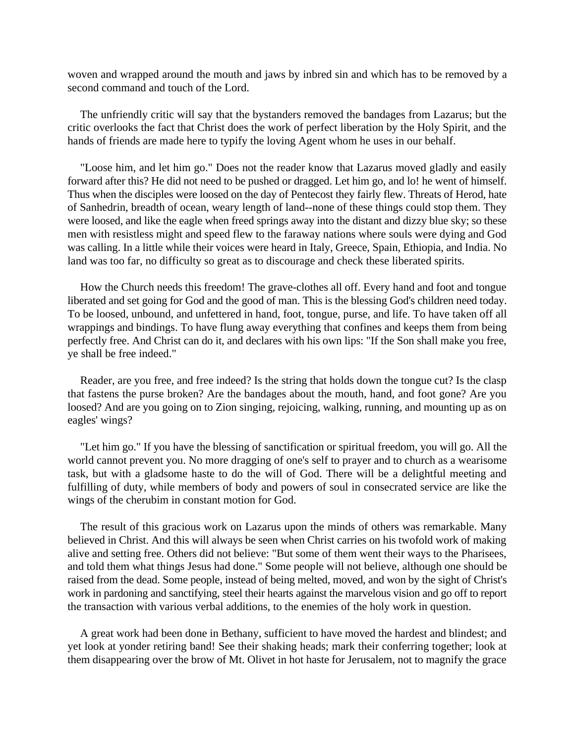woven and wrapped around the mouth and jaws by inbred sin and which has to be removed by a second command and touch of the Lord.

The unfriendly critic will say that the bystanders removed the bandages from Lazarus; but the critic overlooks the fact that Christ does the work of perfect liberation by the Holy Spirit, and the hands of friends are made here to typify the loving Agent whom he uses in our behalf.

"Loose him, and let him go." Does not the reader know that Lazarus moved gladly and easily forward after this? He did not need to be pushed or dragged. Let him go, and lo! he went of himself. Thus when the disciples were loosed on the day of Pentecost they fairly flew. Threats of Herod, hate of Sanhedrin, breadth of ocean, weary length of land--none of these things could stop them. They were loosed, and like the eagle when freed springs away into the distant and dizzy blue sky; so these men with resistless might and speed flew to the faraway nations where souls were dying and God was calling. In a little while their voices were heard in Italy, Greece, Spain, Ethiopia, and India. No land was too far, no difficulty so great as to discourage and check these liberated spirits.

How the Church needs this freedom! The grave-clothes all off. Every hand and foot and tongue liberated and set going for God and the good of man. This is the blessing God's children need today. To be loosed, unbound, and unfettered in hand, foot, tongue, purse, and life. To have taken off all wrappings and bindings. To have flung away everything that confines and keeps them from being perfectly free. And Christ can do it, and declares with his own lips: "If the Son shall make you free, ye shall be free indeed."

Reader, are you free, and free indeed? Is the string that holds down the tongue cut? Is the clasp that fastens the purse broken? Are the bandages about the mouth, hand, and foot gone? Are you loosed? And are you going on to Zion singing, rejoicing, walking, running, and mounting up as on eagles' wings?

"Let him go." If you have the blessing of sanctification or spiritual freedom, you will go. All the world cannot prevent you. No more dragging of one's self to prayer and to church as a wearisome task, but with a gladsome haste to do the will of God. There will be a delightful meeting and fulfilling of duty, while members of body and powers of soul in consecrated service are like the wings of the cherubim in constant motion for God.

The result of this gracious work on Lazarus upon the minds of others was remarkable. Many believed in Christ. And this will always be seen when Christ carries on his twofold work of making alive and setting free. Others did not believe: "But some of them went their ways to the Pharisees, and told them what things Jesus had done." Some people will not believe, although one should be raised from the dead. Some people, instead of being melted, moved, and won by the sight of Christ's work in pardoning and sanctifying, steel their hearts against the marvelous vision and go off to report the transaction with various verbal additions, to the enemies of the holy work in question.

A great work had been done in Bethany, sufficient to have moved the hardest and blindest; and yet look at yonder retiring band! See their shaking heads; mark their conferring together; look at them disappearing over the brow of Mt. Olivet in hot haste for Jerusalem, not to magnify the grace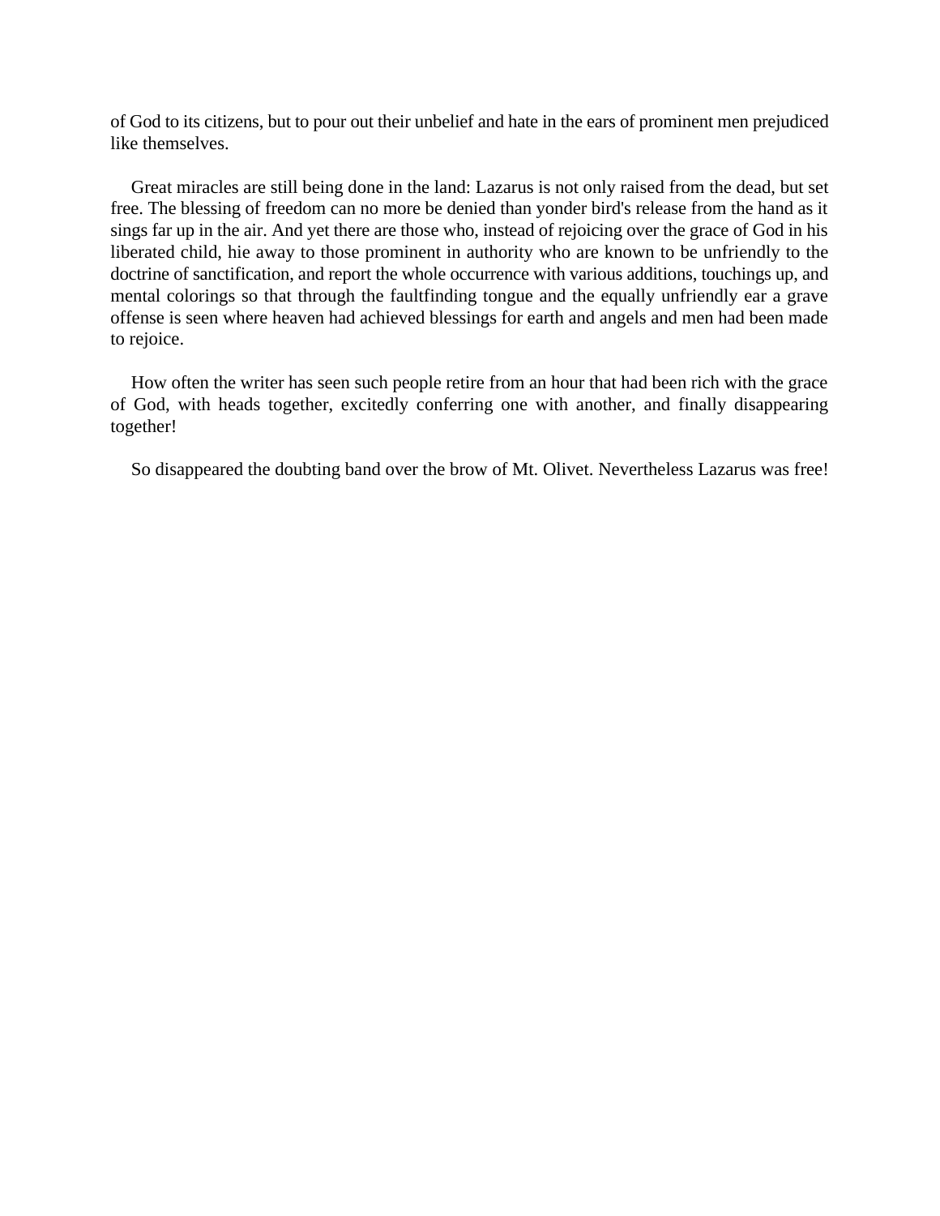of God to its citizens, but to pour out their unbelief and hate in the ears of prominent men prejudiced like themselves.

Great miracles are still being done in the land: Lazarus is not only raised from the dead, but set free. The blessing of freedom can no more be denied than yonder bird's release from the hand as it sings far up in the air. And yet there are those who, instead of rejoicing over the grace of God in his liberated child, hie away to those prominent in authority who are known to be unfriendly to the doctrine of sanctification, and report the whole occurrence with various additions, touchings up, and mental colorings so that through the faultfinding tongue and the equally unfriendly ear a grave offense is seen where heaven had achieved blessings for earth and angels and men had been made to rejoice.

How often the writer has seen such people retire from an hour that had been rich with the grace of God, with heads together, excitedly conferring one with another, and finally disappearing together!

So disappeared the doubting band over the brow of Mt. Olivet. Nevertheless Lazarus was free!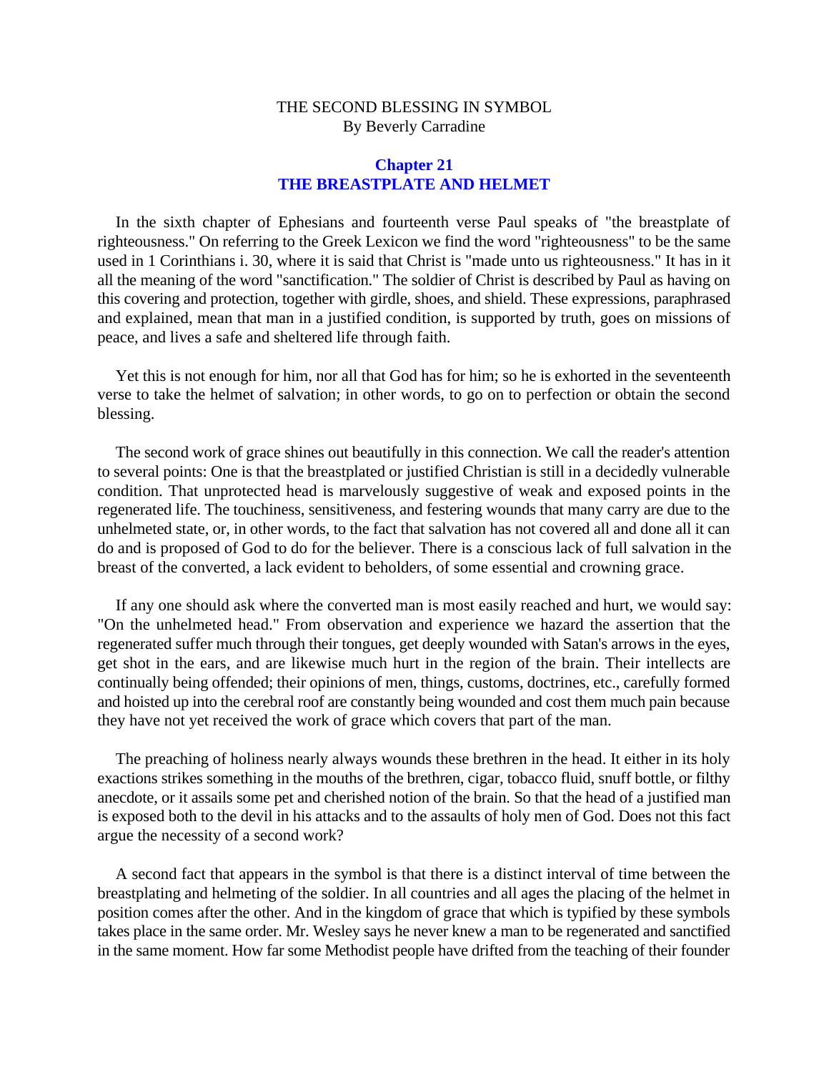THE SECOND BLESSING IN SYMBOL
By Beverly Carradine

## Chapter 21
## THE BREASTPLATE AND HELMET

In the sixth chapter of Ephesians and fourteenth verse Paul speaks of "the breastplate of righteousness." On referring to the Greek Lexicon we find the word "righteousness" to be the same used in 1 Corinthians i. 30, where it is said that Christ is "made unto us righteousness." It has in it all the meaning of the word "sanctification." The soldier of Christ is described by Paul as having on this covering and protection, together with girdle, shoes, and shield. These expressions, paraphrased and explained, mean that man in a justified condition, is supported by truth, goes on missions of peace, and lives a safe and sheltered life through faith.

Yet this is not enough for him, nor all that God has for him; so he is exhorted in the seventeenth verse to take the helmet of salvation; in other words, to go on to perfection or obtain the second blessing.

The second work of grace shines out beautifully in this connection. We call the reader's attention to several points: One is that the breastplated or justified Christian is still in a decidedly vulnerable condition. That unprotected head is marvelously suggestive of weak and exposed points in the regenerated life. The touchiness, sensitiveness, and festering wounds that many carry are due to the unhelmeted state, or, in other words, to the fact that salvation has not covered all and done all it can do and is proposed of God to do for the believer. There is a conscious lack of full salvation in the breast of the converted, a lack evident to beholders, of some essential and crowning grace.

If any one should ask where the converted man is most easily reached and hurt, we would say: "On the unhelmeted head." From observation and experience we hazard the assertion that the regenerated suffer much through their tongues, get deeply wounded with Satan's arrows in the eyes, get shot in the ears, and are likewise much hurt in the region of the brain. Their intellects are continually being offended; their opinions of men, things, customs, doctrines, etc., carefully formed and hoisted up into the cerebral roof are constantly being wounded and cost them much pain because they have not yet received the work of grace which covers that part of the man.

The preaching of holiness nearly always wounds these brethren in the head. It either in its holy exactions strikes something in the mouths of the brethren, cigar, tobacco fluid, snuff bottle, or filthy anecdote, or it assails some pet and cherished notion of the brain. So that the head of a justified man is exposed both to the devil in his attacks and to the assaults of holy men of God. Does not this fact argue the necessity of a second work?

A second fact that appears in the symbol is that there is a distinct interval of time between the breastplating and helmeting of the soldier. In all countries and all ages the placing of the helmet in position comes after the other. And in the kingdom of grace that which is typified by these symbols takes place in the same order. Mr. Wesley says he never knew a man to be regenerated and sanctified in the same moment. How far some Methodist people have drifted from the teaching of their founder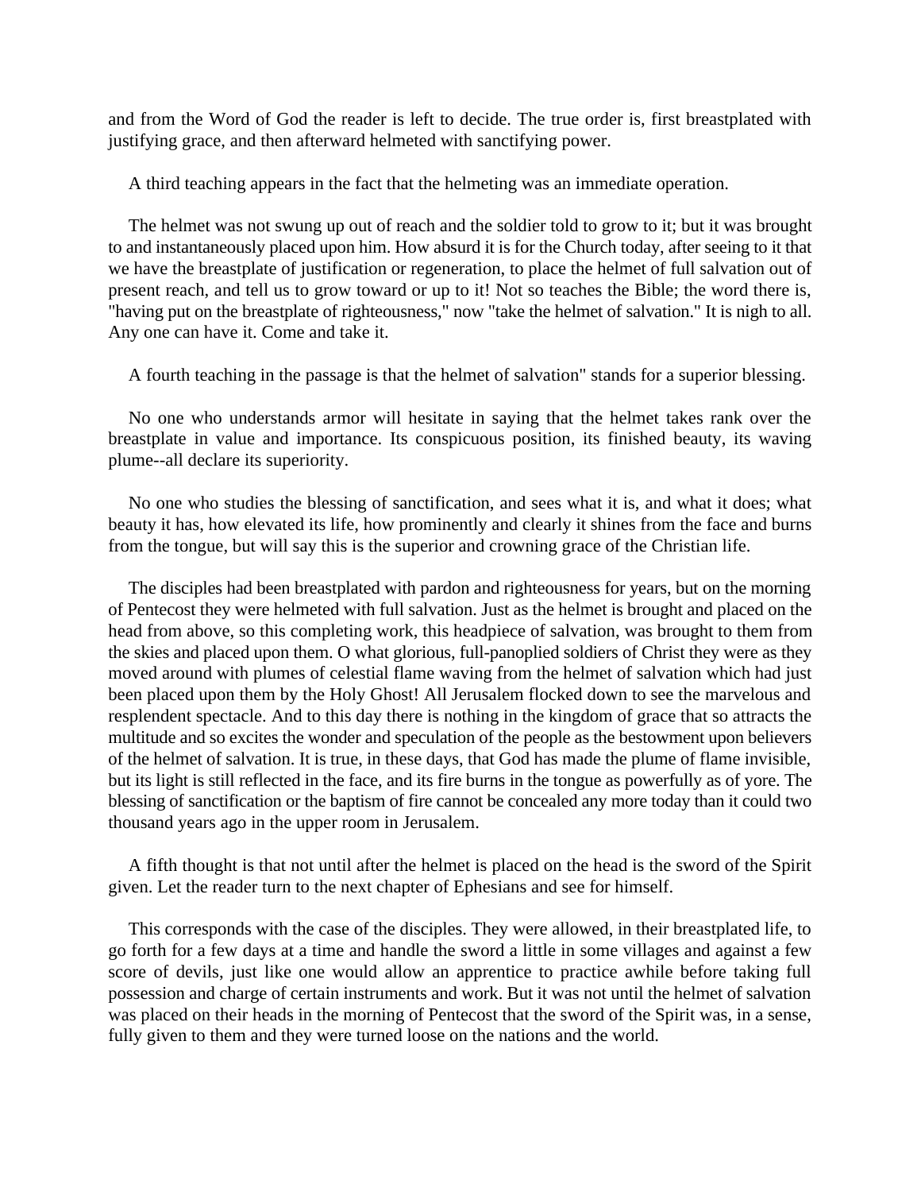and from the Word of God the reader is left to decide. The true order is, first breastplated with justifying grace, and then afterward helmeted with sanctifying power.

A third teaching appears in the fact that the helmeting was an immediate operation.

The helmet was not swung up out of reach and the soldier told to grow to it; but it was brought to and instantaneously placed upon him. How absurd it is for the Church today, after seeing to it that we have the breastplate of justification or regeneration, to place the helmet of full salvation out of present reach, and tell us to grow toward or up to it! Not so teaches the Bible; the word there is, "having put on the breastplate of righteousness," now "take the helmet of salvation." It is nigh to all. Any one can have it. Come and take it.

A fourth teaching in the passage is that the helmet of salvation" stands for a superior blessing.

No one who understands armor will hesitate in saying that the helmet takes rank over the breastplate in value and importance. Its conspicuous position, its finished beauty, its waving plume--all declare its superiority.

No one who studies the blessing of sanctification, and sees what it is, and what it does; what beauty it has, how elevated its life, how prominently and clearly it shines from the face and burns from the tongue, but will say this is the superior and crowning grace of the Christian life.

The disciples had been breastplated with pardon and righteousness for years, but on the morning of Pentecost they were helmeted with full salvation. Just as the helmet is brought and placed on the head from above, so this completing work, this headpiece of salvation, was brought to them from the skies and placed upon them. O what glorious, full-panoplied soldiers of Christ they were as they moved around with plumes of celestial flame waving from the helmet of salvation which had just been placed upon them by the Holy Ghost! All Jerusalem flocked down to see the marvelous and resplendent spectacle. And to this day there is nothing in the kingdom of grace that so attracts the multitude and so excites the wonder and speculation of the people as the bestowment upon believers of the helmet of salvation. It is true, in these days, that God has made the plume of flame invisible, but its light is still reflected in the face, and its fire burns in the tongue as powerfully as of yore. The blessing of sanctification or the baptism of fire cannot be concealed any more today than it could two thousand years ago in the upper room in Jerusalem.

A fifth thought is that not until after the helmet is placed on the head is the sword of the Spirit given. Let the reader turn to the next chapter of Ephesians and see for himself.

This corresponds with the case of the disciples. They were allowed, in their breastplated life, to go forth for a few days at a time and handle the sword a little in some villages and against a few score of devils, just like one would allow an apprentice to practice awhile before taking full possession and charge of certain instruments and work. But it was not until the helmet of salvation was placed on their heads in the morning of Pentecost that the sword of the Spirit was, in a sense, fully given to them and they were turned loose on the nations and the world.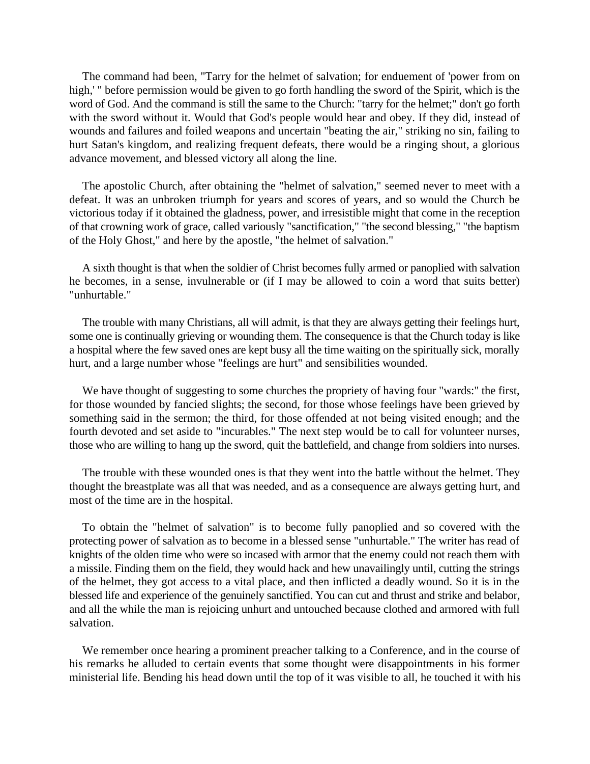The command had been, "Tarry for the helmet of salvation; for enduement of 'power from on high,' " before permission would be given to go forth handling the sword of the Spirit, which is the word of God. And the command is still the same to the Church: "tarry for the helmet;" don't go forth with the sword without it. Would that God's people would hear and obey. If they did, instead of wounds and failures and foiled weapons and uncertain "beating the air," striking no sin, failing to hurt Satan's kingdom, and realizing frequent defeats, there would be a ringing shout, a glorious advance movement, and blessed victory all along the line.

The apostolic Church, after obtaining the "helmet of salvation," seemed never to meet with a defeat. It was an unbroken triumph for years and scores of years, and so would the Church be victorious today if it obtained the gladness, power, and irresistible might that come in the reception of that crowning work of grace, called variously "sanctification," "the second blessing," "the baptism of the Holy Ghost," and here by the apostle, "the helmet of salvation."

A sixth thought is that when the soldier of Christ becomes fully armed or panoplied with salvation he becomes, in a sense, invulnerable or (if I may be allowed to coin a word that suits better) "unhurtable."

The trouble with many Christians, all will admit, is that they are always getting their feelings hurt, some one is continually grieving or wounding them. The consequence is that the Church today is like a hospital where the few saved ones are kept busy all the time waiting on the spiritually sick, morally hurt, and a large number whose "feelings are hurt" and sensibilities wounded.

We have thought of suggesting to some churches the propriety of having four "wards:" the first, for those wounded by fancied slights; the second, for those whose feelings have been grieved by something said in the sermon; the third, for those offended at not being visited enough; and the fourth devoted and set aside to "incurables." The next step would be to call for volunteer nurses, those who are willing to hang up the sword, quit the battlefield, and change from soldiers into nurses.

The trouble with these wounded ones is that they went into the battle without the helmet. They thought the breastplate was all that was needed, and as a consequence are always getting hurt, and most of the time are in the hospital.

To obtain the "helmet of salvation" is to become fully panoplied and so covered with the protecting power of salvation as to become in a blessed sense "unhurtable." The writer has read of knights of the olden time who were so incased with armor that the enemy could not reach them with a missile. Finding them on the field, they would hack and hew unavailingly until, cutting the strings of the helmet, they got access to a vital place, and then inflicted a deadly wound. So it is in the blessed life and experience of the genuinely sanctified. You can cut and thrust and strike and belabor, and all the while the man is rejoicing unhurt and untouched because clothed and armored with full salvation.

We remember once hearing a prominent preacher talking to a Conference, and in the course of his remarks he alluded to certain events that some thought were disappointments in his former ministerial life. Bending his head down until the top of it was visible to all, he touched it with his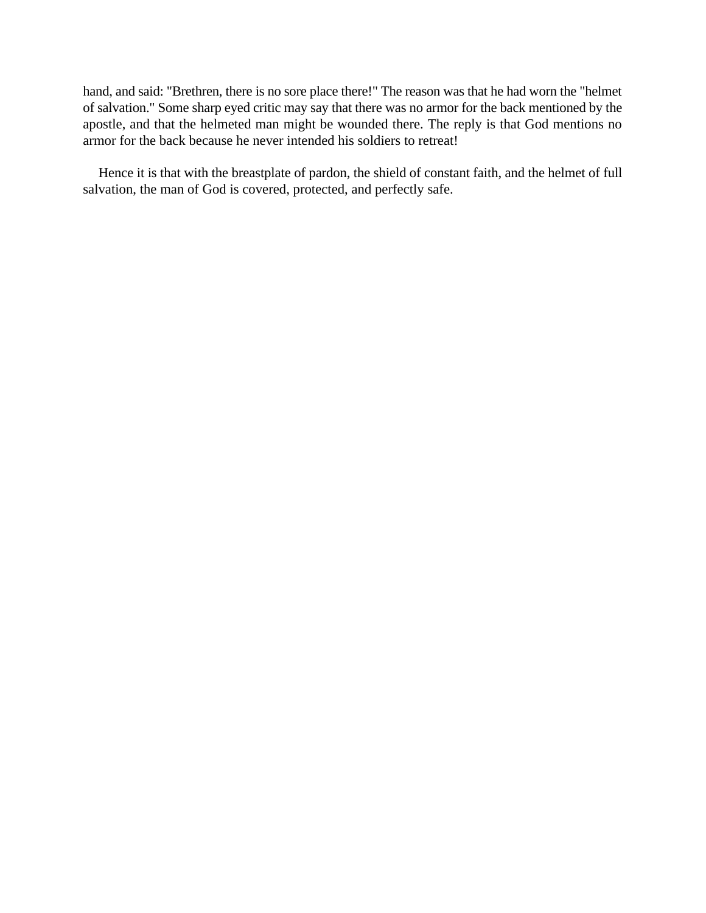hand, and said: "Brethren, there is no sore place there!" The reason was that he had worn the "helmet of salvation." Some sharp eyed critic may say that there was no armor for the back mentioned by the apostle, and that the helmeted man might be wounded there. The reply is that God mentions no armor for the back because he never intended his soldiers to retreat!

Hence it is that with the breastplate of pardon, the shield of constant faith, and the helmet of full salvation, the man of God is covered, protected, and perfectly safe.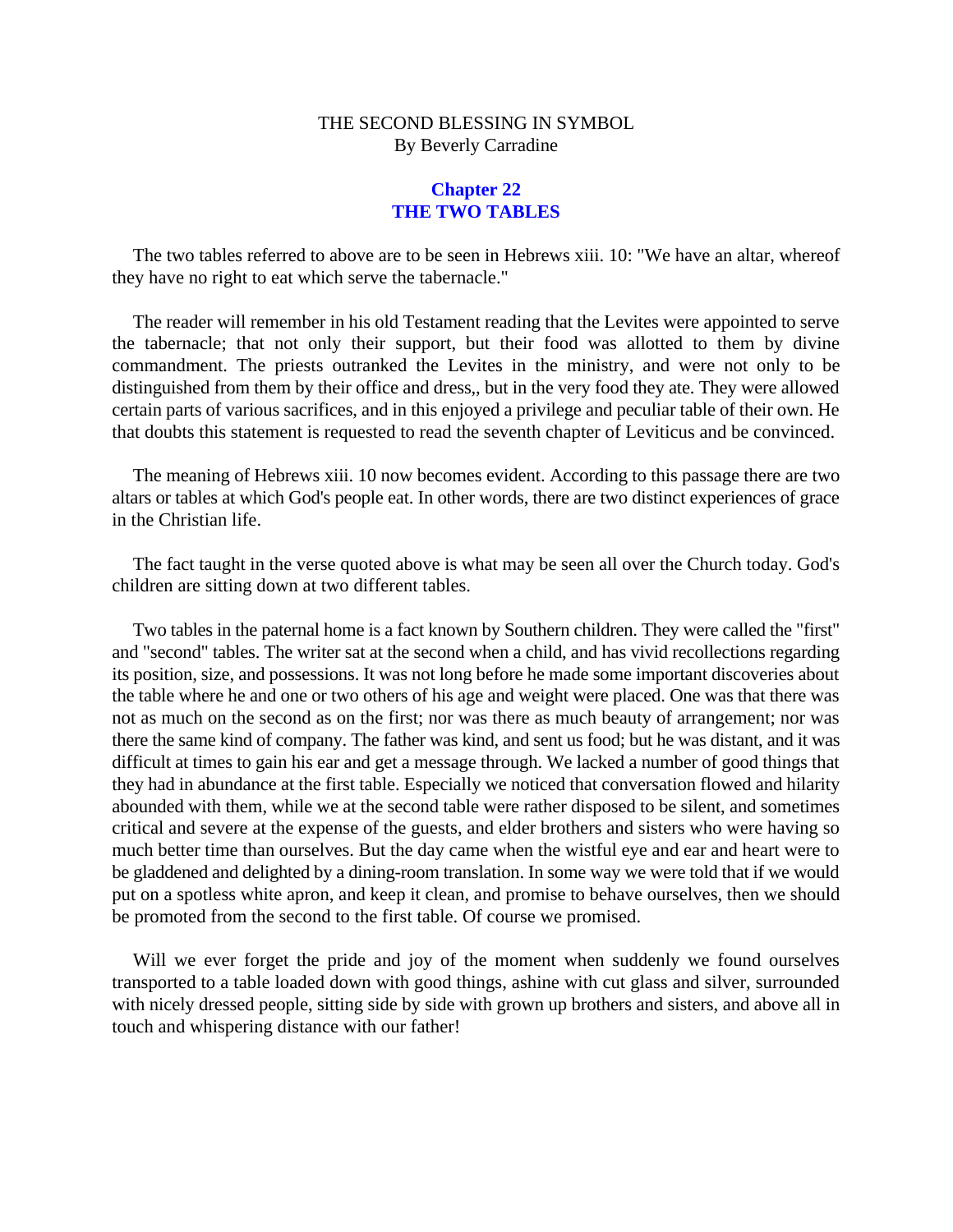THE SECOND BLESSING IN SYMBOL
By Beverly Carradine

## Chapter 22
## THE TWO TABLES

The two tables referred to above are to be seen in Hebrews xiii. 10: "We have an altar, whereof they have no right to eat which serve the tabernacle."

The reader will remember in his old Testament reading that the Levites were appointed to serve the tabernacle; that not only their support, but their food was allotted to them by divine commandment. The priests outranked the Levites in the ministry, and were not only to be distinguished from them by their office and dress,, but in the very food they ate. They were allowed certain parts of various sacrifices, and in this enjoyed a privilege and peculiar table of their own. He that doubts this statement is requested to read the seventh chapter of Leviticus and be convinced.

The meaning of Hebrews xiii. 10 now becomes evident. According to this passage there are two altars or tables at which God's people eat. In other words, there are two distinct experiences of grace in the Christian life.

The fact taught in the verse quoted above is what may be seen all over the Church today. God's children are sitting down at two different tables.

Two tables in the paternal home is a fact known by Southern children. They were called the "first" and "second" tables. The writer sat at the second when a child, and has vivid recollections regarding its position, size, and possessions. It was not long before he made some important discoveries about the table where he and one or two others of his age and weight were placed. One was that there was not as much on the second as on the first; nor was there as much beauty of arrangement; nor was there the same kind of company. The father was kind, and sent us food; but he was distant, and it was difficult at times to gain his ear and get a message through. We lacked a number of good things that they had in abundance at the first table. Especially we noticed that conversation flowed and hilarity abounded with them, while we at the second table were rather disposed to be silent, and sometimes critical and severe at the expense of the guests, and elder brothers and sisters who were having so much better time than ourselves. But the day came when the wistful eye and ear and heart were to be gladdened and delighted by a dining-room translation. In some way we were told that if we would put on a spotless white apron, and keep it clean, and promise to behave ourselves, then we should be promoted from the second to the first table. Of course we promised.

Will we ever forget the pride and joy of the moment when suddenly we found ourselves transported to a table loaded down with good things, ashine with cut glass and silver, surrounded with nicely dressed people, sitting side by side with grown up brothers and sisters, and above all in touch and whispering distance with our father!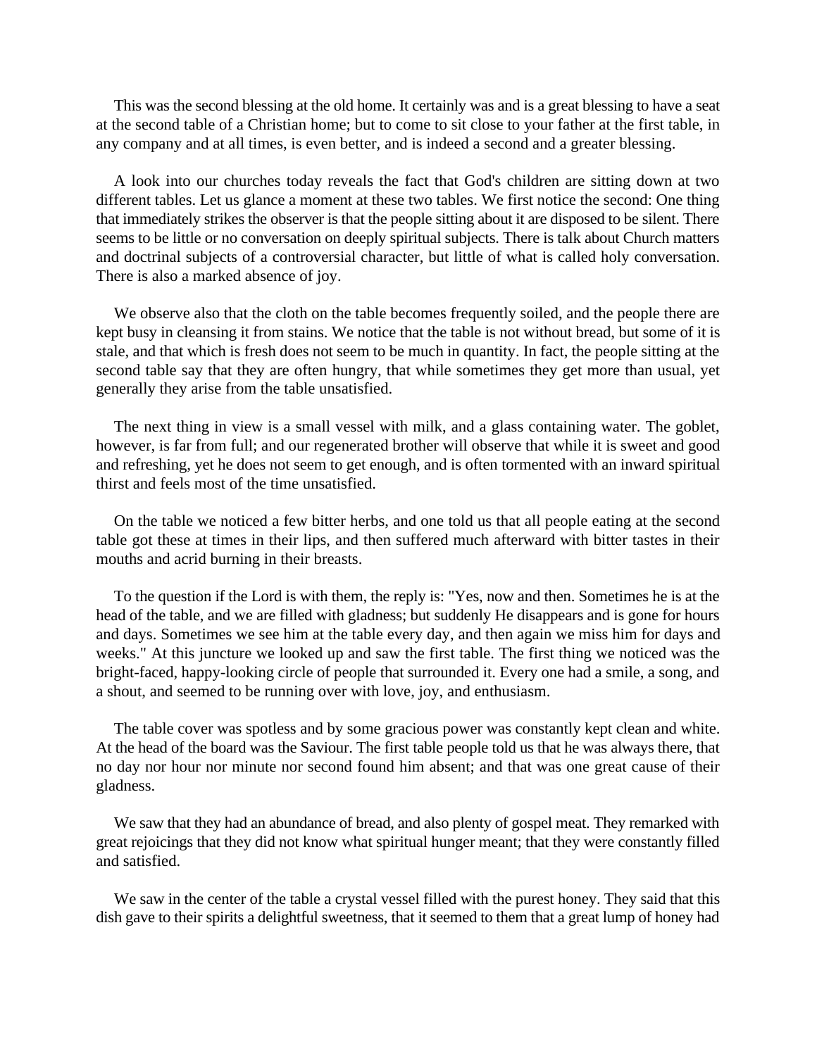This was the second blessing at the old home. It certainly was and is a great blessing to have a seat at the second table of a Christian home; but to come to sit close to your father at the first table, in any company and at all times, is even better, and is indeed a second and a greater blessing.

A look into our churches today reveals the fact that God's children are sitting down at two different tables. Let us glance a moment at these two tables. We first notice the second: One thing that immediately strikes the observer is that the people sitting about it are disposed to be silent. There seems to be little or no conversation on deeply spiritual subjects. There is talk about Church matters and doctrinal subjects of a controversial character, but little of what is called holy conversation. There is also a marked absence of joy.

We observe also that the cloth on the table becomes frequently soiled, and the people there are kept busy in cleansing it from stains. We notice that the table is not without bread, but some of it is stale, and that which is fresh does not seem to be much in quantity. In fact, the people sitting at the second table say that they are often hungry, that while sometimes they get more than usual, yet generally they arise from the table unsatisfied.

The next thing in view is a small vessel with milk, and a glass containing water. The goblet, however, is far from full; and our regenerated brother will observe that while it is sweet and good and refreshing, yet he does not seem to get enough, and is often tormented with an inward spiritual thirst and feels most of the time unsatisfied.

On the table we noticed a few bitter herbs, and one told us that all people eating at the second table got these at times in their lips, and then suffered much afterward with bitter tastes in their mouths and acrid burning in their breasts.

To the question if the Lord is with them, the reply is: "Yes, now and then. Sometimes he is at the head of the table, and we are filled with gladness; but suddenly He disappears and is gone for hours and days. Sometimes we see him at the table every day, and then again we miss him for days and weeks." At this juncture we looked up and saw the first table. The first thing we noticed was the bright-faced, happy-looking circle of people that surrounded it. Every one had a smile, a song, and a shout, and seemed to be running over with love, joy, and enthusiasm.

The table cover was spotless and by some gracious power was constantly kept clean and white. At the head of the board was the Saviour. The first table people told us that he was always there, that no day nor hour nor minute nor second found him absent; and that was one great cause of their gladness.

We saw that they had an abundance of bread, and also plenty of gospel meat. They remarked with great rejoicings that they did not know what spiritual hunger meant; that they were constantly filled and satisfied.

We saw in the center of the table a crystal vessel filled with the purest honey. They said that this dish gave to their spirits a delightful sweetness, that it seemed to them that a great lump of honey had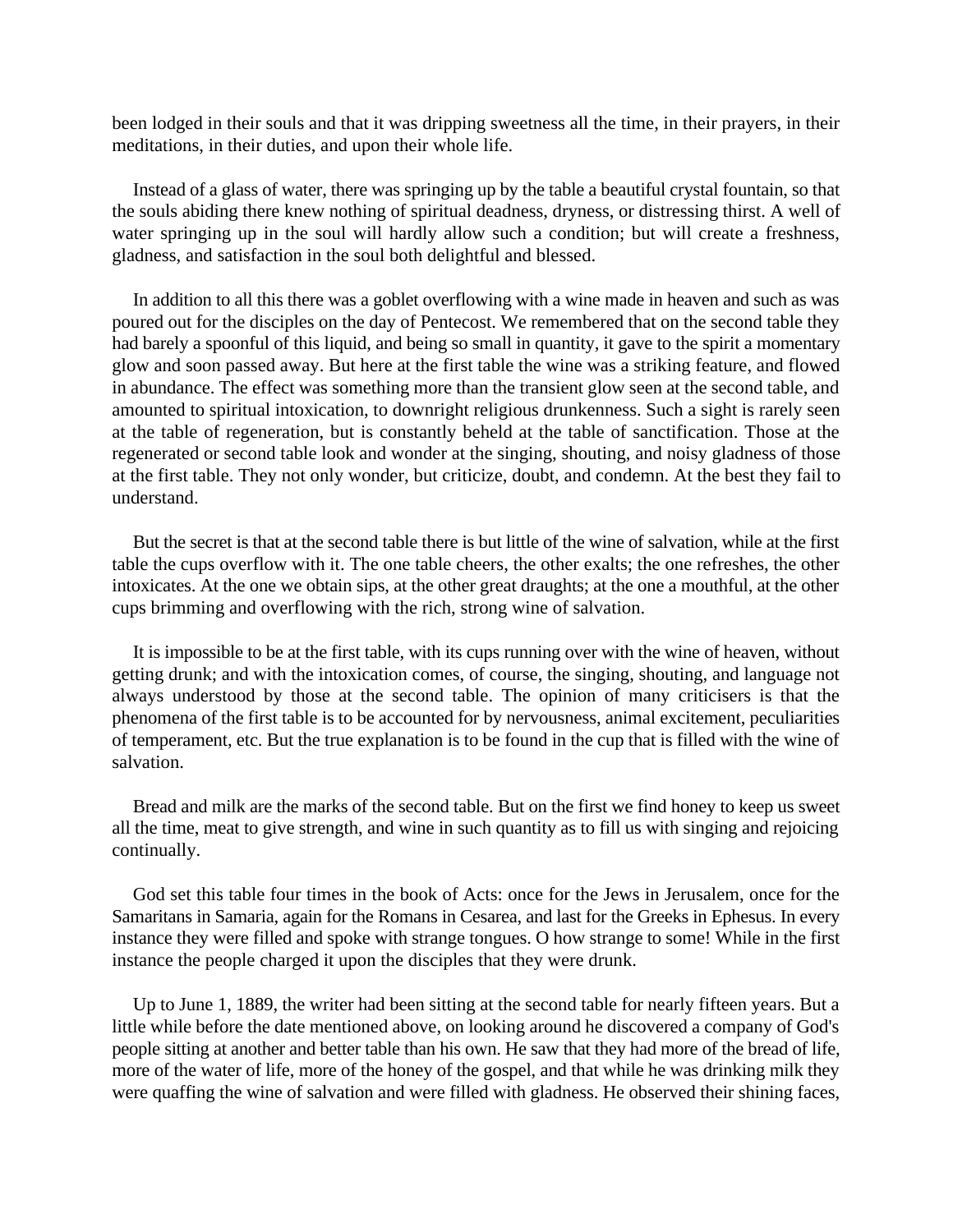been lodged in their souls and that it was dripping sweetness all the time, in their prayers, in their meditations, in their duties, and upon their whole life.

Instead of a glass of water, there was springing up by the table a beautiful crystal fountain, so that the souls abiding there knew nothing of spiritual deadness, dryness, or distressing thirst. A well of water springing up in the soul will hardly allow such a condition; but will create a freshness, gladness, and satisfaction in the soul both delightful and blessed.

In addition to all this there was a goblet overflowing with a wine made in heaven and such as was poured out for the disciples on the day of Pentecost. We remembered that on the second table they had barely a spoonful of this liquid, and being so small in quantity, it gave to the spirit a momentary glow and soon passed away. But here at the first table the wine was a striking feature, and flowed in abundance. The effect was something more than the transient glow seen at the second table, and amounted to spiritual intoxication, to downright religious drunkenness. Such a sight is rarely seen at the table of regeneration, but is constantly beheld at the table of sanctification. Those at the regenerated or second table look and wonder at the singing, shouting, and noisy gladness of those at the first table. They not only wonder, but criticize, doubt, and condemn. At the best they fail to understand.

But the secret is that at the second table there is but little of the wine of salvation, while at the first table the cups overflow with it. The one table cheers, the other exalts; the one refreshes, the other intoxicates. At the one we obtain sips, at the other great draughts; at the one a mouthful, at the other cups brimming and overflowing with the rich, strong wine of salvation.

It is impossible to be at the first table, with its cups running over with the wine of heaven, without getting drunk; and with the intoxication comes, of course, the singing, shouting, and language not always understood by those at the second table. The opinion of many criticisers is that the phenomena of the first table is to be accounted for by nervousness, animal excitement, peculiarities of temperament, etc. But the true explanation is to be found in the cup that is filled with the wine of salvation.

Bread and milk are the marks of the second table. But on the first we find honey to keep us sweet all the time, meat to give strength, and wine in such quantity as to fill us with singing and rejoicing continually.

God set this table four times in the book of Acts: once for the Jews in Jerusalem, once for the Samaritans in Samaria, again for the Romans in Cesarea, and last for the Greeks in Ephesus. In every instance they were filled and spoke with strange tongues. O how strange to some! While in the first instance the people charged it upon the disciples that they were drunk.

Up to June 1, 1889, the writer had been sitting at the second table for nearly fifteen years. But a little while before the date mentioned above, on looking around he discovered a company of God's people sitting at another and better table than his own. He saw that they had more of the bread of life, more of the water of life, more of the honey of the gospel, and that while he was drinking milk they were quaffing the wine of salvation and were filled with gladness. He observed their shining faces,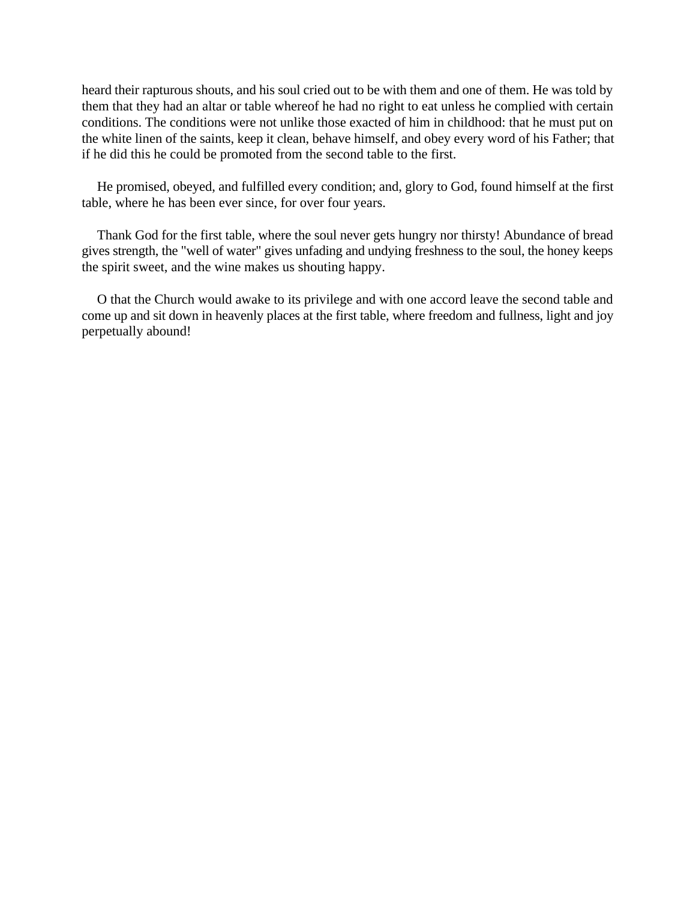heard their rapturous shouts, and his soul cried out to be with them and one of them. He was told by them that they had an altar or table whereof he had no right to eat unless he complied with certain conditions. The conditions were not unlike those exacted of him in childhood: that he must put on the white linen of the saints, keep it clean, behave himself, and obey every word of his Father; that if he did this he could be promoted from the second table to the first.

He promised, obeyed, and fulfilled every condition; and, glory to God, found himself at the first table, where he has been ever since, for over four years.

Thank God for the first table, where the soul never gets hungry nor thirsty! Abundance of bread gives strength, the "well of water" gives unfading and undying freshness to the soul, the honey keeps the spirit sweet, and the wine makes us shouting happy.

O that the Church would awake to its privilege and with one accord leave the second table and come up and sit down in heavenly places at the first table, where freedom and fullness, light and joy perpetually abound!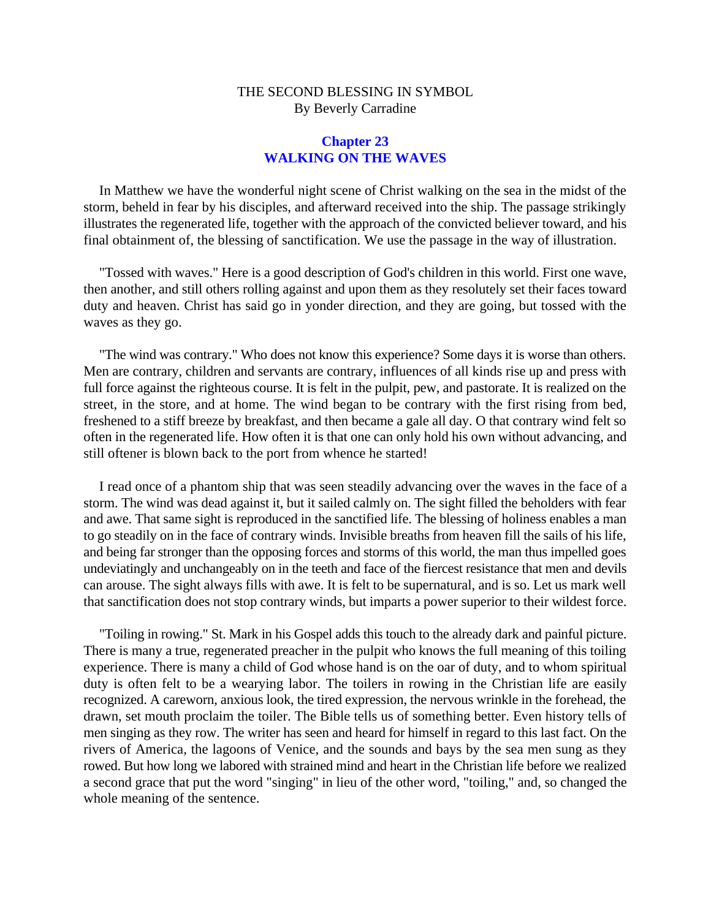THE SECOND BLESSING IN SYMBOL
By Beverly Carradine

## Chapter 23
## WALKING ON THE WAVES

In Matthew we have the wonderful night scene of Christ walking on the sea in the midst of the storm, beheld in fear by his disciples, and afterward received into the ship. The passage strikingly illustrates the regenerated life, together with the approach of the convicted believer toward, and his final obtainment of, the blessing of sanctification. We use the passage in the way of illustration.

"Tossed with waves." Here is a good description of God's children in this world. First one wave, then another, and still others rolling against and upon them as they resolutely set their faces toward duty and heaven. Christ has said go in yonder direction, and they are going, but tossed with the waves as they go.

"The wind was contrary." Who does not know this experience? Some days it is worse than others. Men are contrary, children and servants are contrary, influences of all kinds rise up and press with full force against the righteous course. It is felt in the pulpit, pew, and pastorate. It is realized on the street, in the store, and at home. The wind began to be contrary with the first rising from bed, freshened to a stiff breeze by breakfast, and then became a gale all day. O that contrary wind felt so often in the regenerated life. How often it is that one can only hold his own without advancing, and still oftener is blown back to the port from whence he started!

I read once of a phantom ship that was seen steadily advancing over the waves in the face of a storm. The wind was dead against it, but it sailed calmly on. The sight filled the beholders with fear and awe. That same sight is reproduced in the sanctified life. The blessing of holiness enables a man to go steadily on in the face of contrary winds. Invisible breaths from heaven fill the sails of his life, and being far stronger than the opposing forces and storms of this world, the man thus impelled goes undeviatingly and unchangeably on in the teeth and face of the fiercest resistance that men and devils can arouse. The sight always fills with awe. It is felt to be supernatural, and is so. Let us mark well that sanctification does not stop contrary winds, but imparts a power superior to their wildest force.

"Toiling in rowing." St. Mark in his Gospel adds this touch to the already dark and painful picture. There is many a true, regenerated preacher in the pulpit who knows the full meaning of this toiling experience. There is many a child of God whose hand is on the oar of duty, and to whom spiritual duty is often felt to be a wearying labor. The toilers in rowing in the Christian life are easily recognized. A careworn, anxious look, the tired expression, the nervous wrinkle in the forehead, the drawn, set mouth proclaim the toiler. The Bible tells us of something better. Even history tells of men singing as they row. The writer has seen and heard for himself in regard to this last fact. On the rivers of America, the lagoons of Venice, and the sounds and bays by the sea men sung as they rowed. But how long we labored with strained mind and heart in the Christian life before we realized a second grace that put the word "singing" in lieu of the other word, "toiling," and, so changed the whole meaning of the sentence.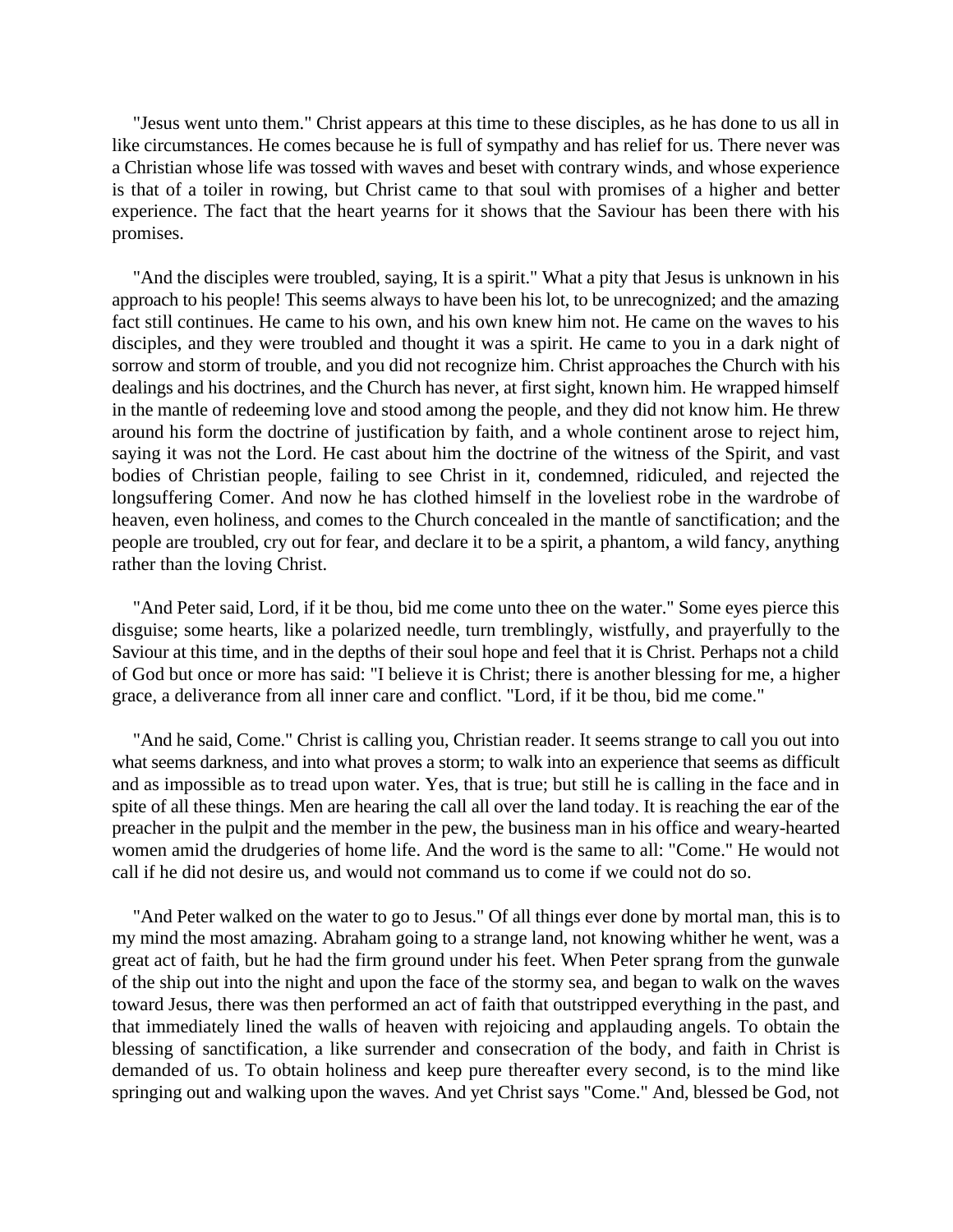"Jesus went unto them." Christ appears at this time to these disciples, as he has done to us all in like circumstances. He comes because he is full of sympathy and has relief for us. There never was a Christian whose life was tossed with waves and beset with contrary winds, and whose experience is that of a toiler in rowing, but Christ came to that soul with promises of a higher and better experience. The fact that the heart yearns for it shows that the Saviour has been there with his promises.

"And the disciples were troubled, saying, It is a spirit." What a pity that Jesus is unknown in his approach to his people! This seems always to have been his lot, to be unrecognized; and the amazing fact still continues. He came to his own, and his own knew him not. He came on the waves to his disciples, and they were troubled and thought it was a spirit. He came to you in a dark night of sorrow and storm of trouble, and you did not recognize him. Christ approaches the Church with his dealings and his doctrines, and the Church has never, at first sight, known him. He wrapped himself in the mantle of redeeming love and stood among the people, and they did not know him. He threw around his form the doctrine of justification by faith, and a whole continent arose to reject him, saying it was not the Lord. He cast about him the doctrine of the witness of the Spirit, and vast bodies of Christian people, failing to see Christ in it, condemned, ridiculed, and rejected the longsuffering Comer. And now he has clothed himself in the loveliest robe in the wardrobe of heaven, even holiness, and comes to the Church concealed in the mantle of sanctification; and the people are troubled, cry out for fear, and declare it to be a spirit, a phantom, a wild fancy, anything rather than the loving Christ.

"And Peter said, Lord, if it be thou, bid me come unto thee on the water." Some eyes pierce this disguise; some hearts, like a polarized needle, turn tremblingly, wistfully, and prayerfully to the Saviour at this time, and in the depths of their soul hope and feel that it is Christ. Perhaps not a child of God but once or more has said: "I believe it is Christ; there is another blessing for me, a higher grace, a deliverance from all inner care and conflict. "Lord, if it be thou, bid me come."

"And he said, Come." Christ is calling you, Christian reader. It seems strange to call you out into what seems darkness, and into what proves a storm; to walk into an experience that seems as difficult and as impossible as to tread upon water. Yes, that is true; but still he is calling in the face and in spite of all these things. Men are hearing the call all over the land today. It is reaching the ear of the preacher in the pulpit and the member in the pew, the business man in his office and weary-hearted women amid the drudgeries of home life. And the word is the same to all: "Come." He would not call if he did not desire us, and would not command us to come if we could not do so.

"And Peter walked on the water to go to Jesus." Of all things ever done by mortal man, this is to my mind the most amazing. Abraham going to a strange land, not knowing whither he went, was a great act of faith, but he had the firm ground under his feet. When Peter sprang from the gunwale of the ship out into the night and upon the face of the stormy sea, and began to walk on the waves toward Jesus, there was then performed an act of faith that outstripped everything in the past, and that immediately lined the walls of heaven with rejoicing and applauding angels. To obtain the blessing of sanctification, a like surrender and consecration of the body, and faith in Christ is demanded of us. To obtain holiness and keep pure thereafter every second, is to the mind like springing out and walking upon the waves. And yet Christ says "Come." And, blessed be God, not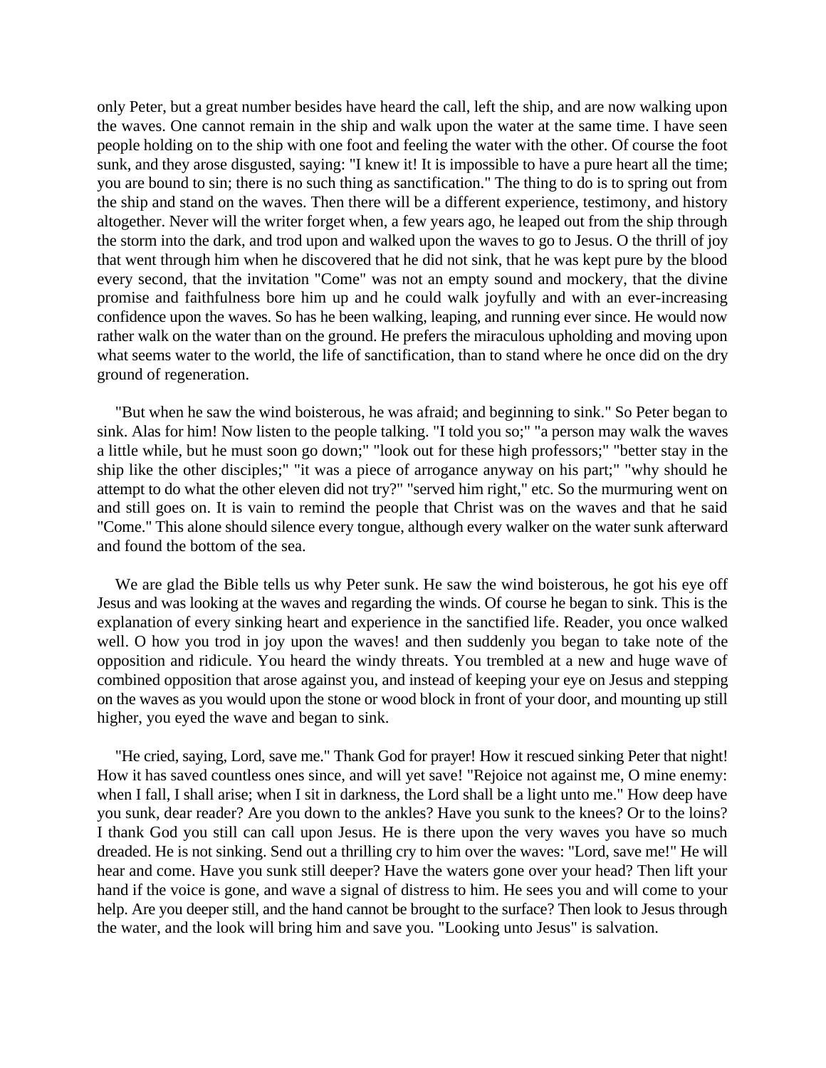only Peter, but a great number besides have heard the call, left the ship, and are now walking upon the waves. One cannot remain in the ship and walk upon the water at the same time. I have seen people holding on to the ship with one foot and feeling the water with the other. Of course the foot sunk, and they arose disgusted, saying: "I knew it! It is impossible to have a pure heart all the time; you are bound to sin; there is no such thing as sanctification." The thing to do is to spring out from the ship and stand on the waves. Then there will be a different experience, testimony, and history altogether. Never will the writer forget when, a few years ago, he leaped out from the ship through the storm into the dark, and trod upon and walked upon the waves to go to Jesus. O the thrill of joy that went through him when he discovered that he did not sink, that he was kept pure by the blood every second, that the invitation "Come" was not an empty sound and mockery, that the divine promise and faithfulness bore him up and he could walk joyfully and with an ever-increasing confidence upon the waves. So has he been walking, leaping, and running ever since. He would now rather walk on the water than on the ground. He prefers the miraculous upholding and moving upon what seems water to the world, the life of sanctification, than to stand where he once did on the dry ground of regeneration.

"But when he saw the wind boisterous, he was afraid; and beginning to sink." So Peter began to sink. Alas for him! Now listen to the people talking. "I told you so;" "a person may walk the waves a little while, but he must soon go down;" "look out for these high professors;" "better stay in the ship like the other disciples;" "it was a piece of arrogance anyway on his part;" "why should he attempt to do what the other eleven did not try?" "served him right," etc. So the murmuring went on and still goes on. It is vain to remind the people that Christ was on the waves and that he said "Come." This alone should silence every tongue, although every walker on the water sunk afterward and found the bottom of the sea.

We are glad the Bible tells us why Peter sunk. He saw the wind boisterous, he got his eye off Jesus and was looking at the waves and regarding the winds. Of course he began to sink. This is the explanation of every sinking heart and experience in the sanctified life. Reader, you once walked well. O how you trod in joy upon the waves! and then suddenly you began to take note of the opposition and ridicule. You heard the windy threats. You trembled at a new and huge wave of combined opposition that arose against you, and instead of keeping your eye on Jesus and stepping on the waves as you would upon the stone or wood block in front of your door, and mounting up still higher, you eyed the wave and began to sink.

"He cried, saying, Lord, save me." Thank God for prayer! How it rescued sinking Peter that night! How it has saved countless ones since, and will yet save! "Rejoice not against me, O mine enemy: when I fall, I shall arise; when I sit in darkness, the Lord shall be a light unto me." How deep have you sunk, dear reader? Are you down to the ankles? Have you sunk to the knees? Or to the loins? I thank God you still can call upon Jesus. He is there upon the very waves you have so much dreaded. He is not sinking. Send out a thrilling cry to him over the waves: "Lord, save me!" He will hear and come. Have you sunk still deeper? Have the waters gone over your head? Then lift your hand if the voice is gone, and wave a signal of distress to him. He sees you and will come to your help. Are you deeper still, and the hand cannot be brought to the surface? Then look to Jesus through the water, and the look will bring him and save you. "Looking unto Jesus" is salvation.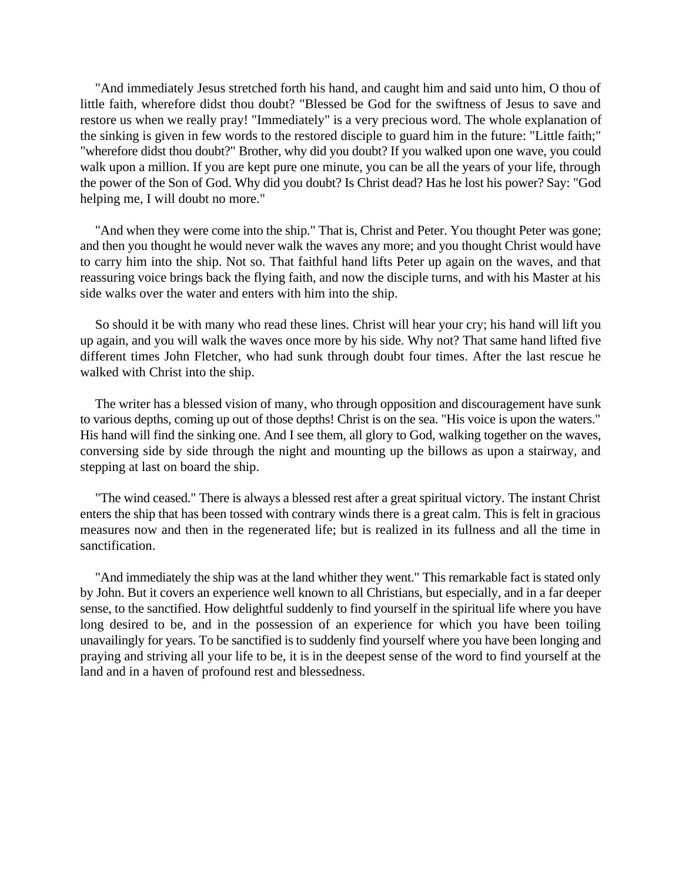"And immediately Jesus stretched forth his hand, and caught him and said unto him, O thou of little faith, wherefore didst thou doubt? "Blessed be God for the swiftness of Jesus to save and restore us when we really pray! "Immediately" is a very precious word. The whole explanation of the sinking is given in few words to the restored disciple to guard him in the future: "Little faith;" "wherefore didst thou doubt?" Brother, why did you doubt? If you walked upon one wave, you could walk upon a million. If you are kept pure one minute, you can be all the years of your life, through the power of the Son of God. Why did you doubt? Is Christ dead? Has he lost his power? Say: "God helping me, I will doubt no more."

"And when they were come into the ship." That is, Christ and Peter. You thought Peter was gone; and then you thought he would never walk the waves any more; and you thought Christ would have to carry him into the ship. Not so. That faithful hand lifts Peter up again on the waves, and that reassuring voice brings back the flying faith, and now the disciple turns, and with his Master at his side walks over the water and enters with him into the ship.

So should it be with many who read these lines. Christ will hear your cry; his hand will lift you up again, and you will walk the waves once more by his side. Why not? That same hand lifted five different times John Fletcher, who had sunk through doubt four times. After the last rescue he walked with Christ into the ship.

The writer has a blessed vision of many, who through opposition and discouragement have sunk to various depths, coming up out of those depths! Christ is on the sea. "His voice is upon the waters." His hand will find the sinking one. And I see them, all glory to God, walking together on the waves, conversing side by side through the night and mounting up the billows as upon a stairway, and stepping at last on board the ship.

"The wind ceased." There is always a blessed rest after a great spiritual victory. The instant Christ enters the ship that has been tossed with contrary winds there is a great calm. This is felt in gracious measures now and then in the regenerated life; but is realized in its fullness and all the time in sanctification.

"And immediately the ship was at the land whither they went." This remarkable fact is stated only by John. But it covers an experience well known to all Christians, but especially, and in a far deeper sense, to the sanctified. How delightful suddenly to find yourself in the spiritual life where you have long desired to be, and in the possession of an experience for which you have been toiling unavailingly for years. To be sanctified is to suddenly find yourself where you have been longing and praying and striving all your life to be, it is in the deepest sense of the word to find yourself at the land and in a haven of profound rest and blessedness.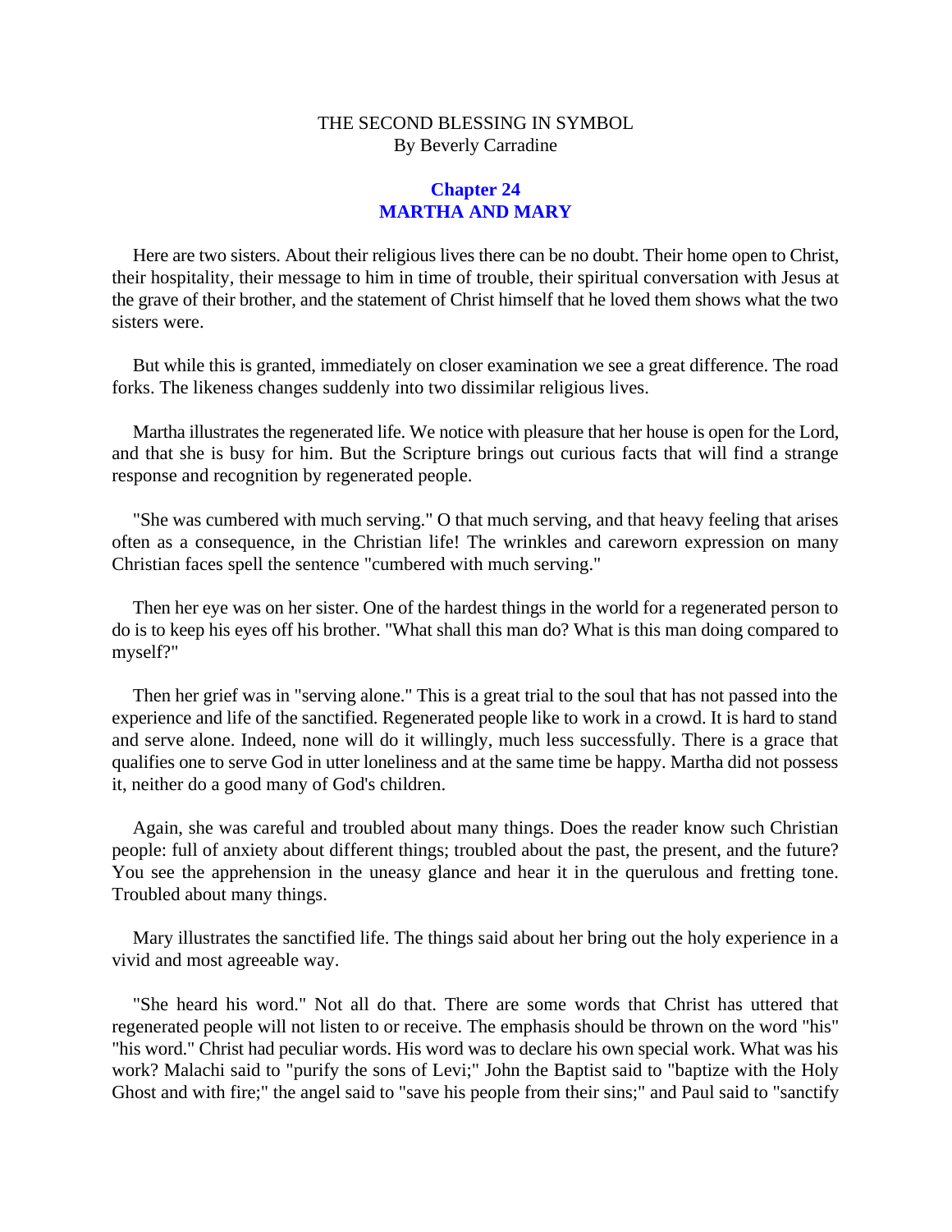THE SECOND BLESSING IN SYMBOL
By Beverly Carradine

## Chapter 24
## MARTHA AND MARY

Here are two sisters. About their religious lives there can be no doubt. Their home open to Christ, their hospitality, their message to him in time of trouble, their spiritual conversation with Jesus at the grave of their brother, and the statement of Christ himself that he loved them shows what the two sisters were.

But while this is granted, immediately on closer examination we see a great difference. The road forks. The likeness changes suddenly into two dissimilar religious lives.

Martha illustrates the regenerated life. We notice with pleasure that her house is open for the Lord, and that she is busy for him. But the Scripture brings out curious facts that will find a strange response and recognition by regenerated people.

"She was cumbered with much serving." O that much serving, and that heavy feeling that arises often as a consequence, in the Christian life! The wrinkles and careworn expression on many Christian faces spell the sentence "cumbered with much serving."

Then her eye was on her sister. One of the hardest things in the world for a regenerated person to do is to keep his eyes off his brother. "What shall this man do? What is this man doing compared to myself?"

Then her grief was in "serving alone." This is a great trial to the soul that has not passed into the experience and life of the sanctified. Regenerated people like to work in a crowd. It is hard to stand and serve alone. Indeed, none will do it willingly, much less successfully. There is a grace that qualifies one to serve God in utter loneliness and at the same time be happy. Martha did not possess it, neither do a good many of God's children.

Again, she was careful and troubled about many things. Does the reader know such Christian people: full of anxiety about different things; troubled about the past, the present, and the future? You see the apprehension in the uneasy glance and hear it in the querulous and fretting tone. Troubled about many things.

Mary illustrates the sanctified life. The things said about her bring out the holy experience in a vivid and most agreeable way.

"She heard his word." Not all do that. There are some words that Christ has uttered that regenerated people will not listen to or receive. The emphasis should be thrown on the word "his" "his word." Christ had peculiar words. His word was to declare his own special work. What was his work? Malachi said to "purify the sons of Levi;" John the Baptist said to "baptize with the Holy Ghost and with fire;" the angel said to "save his people from their sins;" and Paul said to "sanctify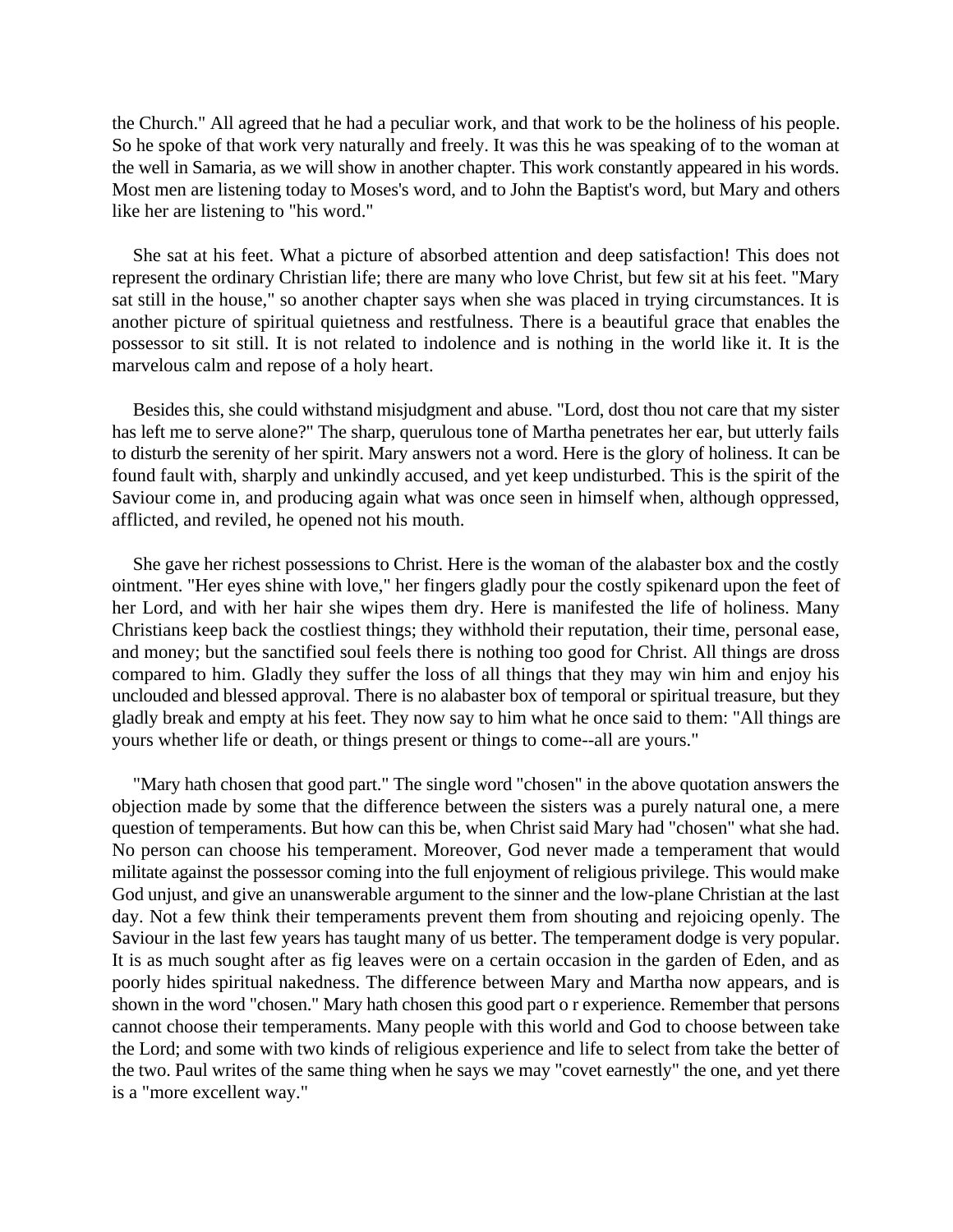the Church." All agreed that he had a peculiar work, and that work to be the holiness of his people. So he spoke of that work very naturally and freely. It was this he was speaking of to the woman at the well in Samaria, as we will show in another chapter. This work constantly appeared in his words. Most men are listening today to Moses's word, and to John the Baptist's word, but Mary and others like her are listening to "his word."

She sat at his feet. What a picture of absorbed attention and deep satisfaction! This does not represent the ordinary Christian life; there are many who love Christ, but few sit at his feet. "Mary sat still in the house," so another chapter says when she was placed in trying circumstances. It is another picture of spiritual quietness and restfulness. There is a beautiful grace that enables the possessor to sit still. It is not related to indolence and is nothing in the world like it. It is the marvelous calm and repose of a holy heart.

Besides this, she could withstand misjudgment and abuse. "Lord, dost thou not care that my sister has left me to serve alone?" The sharp, querulous tone of Martha penetrates her ear, but utterly fails to disturb the serenity of her spirit. Mary answers not a word. Here is the glory of holiness. It can be found fault with, sharply and unkindly accused, and yet keep undisturbed. This is the spirit of the Saviour come in, and producing again what was once seen in himself when, although oppressed, afflicted, and reviled, he opened not his mouth.

She gave her richest possessions to Christ. Here is the woman of the alabaster box and the costly ointment. "Her eyes shine with love," her fingers gladly pour the costly spikenard upon the feet of her Lord, and with her hair she wipes them dry. Here is manifested the life of holiness. Many Christians keep back the costliest things; they withhold their reputation, their time, personal ease, and money; but the sanctified soul feels there is nothing too good for Christ. All things are dross compared to him. Gladly they suffer the loss of all things that they may win him and enjoy his unclouded and blessed approval. There is no alabaster box of temporal or spiritual treasure, but they gladly break and empty at his feet. They now say to him what he once said to them: "All things are yours whether life or death, or things present or things to come--all are yours."

"Mary hath chosen that good part." The single word "chosen" in the above quotation answers the objection made by some that the difference between the sisters was a purely natural one, a mere question of temperaments. But how can this be, when Christ said Mary had "chosen" what she had. No person can choose his temperament. Moreover, God never made a temperament that would militate against the possessor coming into the full enjoyment of religious privilege. This would make God unjust, and give an unanswerable argument to the sinner and the low-plane Christian at the last day. Not a few think their temperaments prevent them from shouting and rejoicing openly. The Saviour in the last few years has taught many of us better. The temperament dodge is very popular. It is as much sought after as fig leaves were on a certain occasion in the garden of Eden, and as poorly hides spiritual nakedness. The difference between Mary and Martha now appears, and is shown in the word "chosen." Mary hath chosen this good part o r experience. Remember that persons cannot choose their temperaments. Many people with this world and God to choose between take the Lord; and some with two kinds of religious experience and life to select from take the better of the two. Paul writes of the same thing when he says we may "covet earnestly" the one, and yet there is a "more excellent way."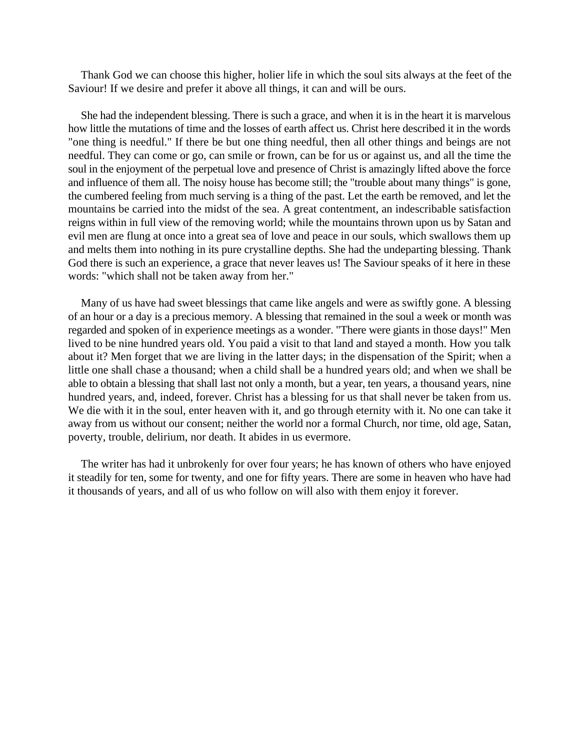Thank God we can choose this higher, holier life in which the soul sits always at the feet of the Saviour! If we desire and prefer it above all things, it can and will be ours.

She had the independent blessing. There is such a grace, and when it is in the heart it is marvelous how little the mutations of time and the losses of earth affect us. Christ here described it in the words "one thing is needful." If there be but one thing needful, then all other things and beings are not needful. They can come or go, can smile or frown, can be for us or against us, and all the time the soul in the enjoyment of the perpetual love and presence of Christ is amazingly lifted above the force and influence of them all. The noisy house has become still; the "trouble about many things" is gone, the cumbered feeling from much serving is a thing of the past. Let the earth be removed, and let the mountains be carried into the midst of the sea. A great contentment, an indescribable satisfaction reigns within in full view of the removing world; while the mountains thrown upon us by Satan and evil men are flung at once into a great sea of love and peace in our souls, which swallows them up and melts them into nothing in its pure crystalline depths. She had the undeparting blessing. Thank God there is such an experience, a grace that never leaves us! The Saviour speaks of it here in these words: "which shall not be taken away from her."

Many of us have had sweet blessings that came like angels and were as swiftly gone. A blessing of an hour or a day is a precious memory. A blessing that remained in the soul a week or month was regarded and spoken of in experience meetings as a wonder. "There were giants in those days!" Men lived to be nine hundred years old. You paid a visit to that land and stayed a month. How you talk about it? Men forget that we are living in the latter days; in the dispensation of the Spirit; when a little one shall chase a thousand; when a child shall be a hundred years old; and when we shall be able to obtain a blessing that shall last not only a month, but a year, ten years, a thousand years, nine hundred years, and, indeed, forever. Christ has a blessing for us that shall never be taken from us. We die with it in the soul, enter heaven with it, and go through eternity with it. No one can take it away from us without our consent; neither the world nor a formal Church, nor time, old age, Satan, poverty, trouble, delirium, nor death. It abides in us evermore.

The writer has had it unbrokenly for over four years; he has known of others who have enjoyed it steadily for ten, some for twenty, and one for fifty years. There are some in heaven who have had it thousands of years, and all of us who follow on will also with them enjoy it forever.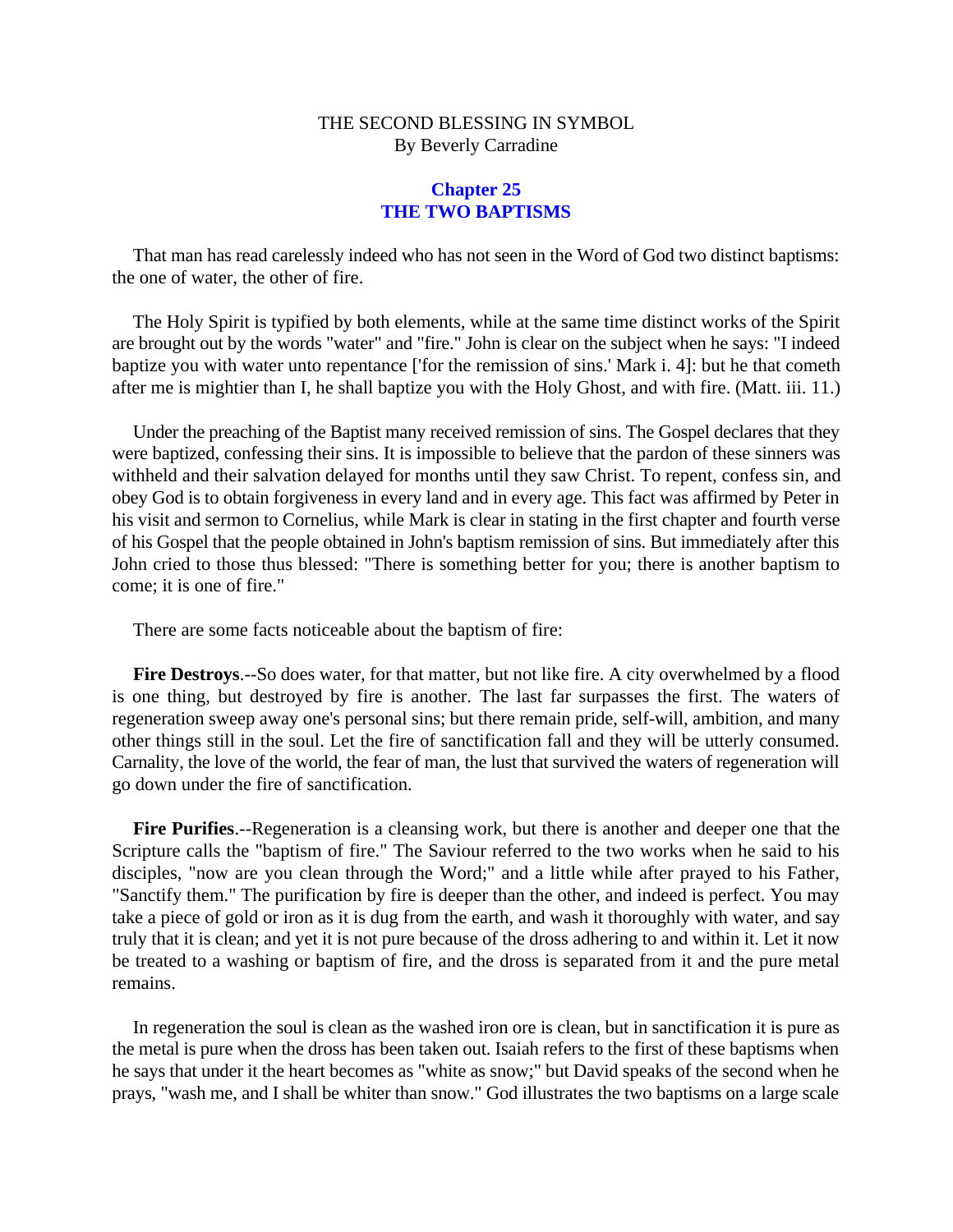THE SECOND BLESSING IN SYMBOL
By Beverly Carradine

## Chapter 25
## THE TWO BAPTISMS

That man has read carelessly indeed who has not seen in the Word of God two distinct baptisms: the one of water, the other of fire.

The Holy Spirit is typified by both elements, while at the same time distinct works of the Spirit are brought out by the words "water" and "fire." John is clear on the subject when he says: "I indeed baptize you with water unto repentance ['for the remission of sins.' Mark i. 4]: but he that cometh after me is mightier than I, he shall baptize you with the Holy Ghost, and with fire. (Matt. iii. 11.)

Under the preaching of the Baptist many received remission of sins. The Gospel declares that they were baptized, confessing their sins. It is impossible to believe that the pardon of these sinners was withheld and their salvation delayed for months until they saw Christ. To repent, confess sin, and obey God is to obtain forgiveness in every land and in every age. This fact was affirmed by Peter in his visit and sermon to Cornelius, while Mark is clear in stating in the first chapter and fourth verse of his Gospel that the people obtained in John's baptism remission of sins. But immediately after this John cried to those thus blessed: "There is something better for you; there is another baptism to come; it is one of fire."

There are some facts noticeable about the baptism of fire:

**Fire Destroys**.--So does water, for that matter, but not like fire. A city overwhelmed by a flood is one thing, but destroyed by fire is another. The last far surpasses the first. The waters of regeneration sweep away one's personal sins; but there remain pride, self-will, ambition, and many other things still in the soul. Let the fire of sanctification fall and they will be utterly consumed. Carnality, the love of the world, the fear of man, the lust that survived the waters of regeneration will go down under the fire of sanctification.

**Fire Purifies**.--Regeneration is a cleansing work, but there is another and deeper one that the Scripture calls the "baptism of fire." The Saviour referred to the two works when he said to his disciples, "now are you clean through the Word;" and a little while after prayed to his Father, "Sanctify them." The purification by fire is deeper than the other, and indeed is perfect. You may take a piece of gold or iron as it is dug from the earth, and wash it thoroughly with water, and say truly that it is clean; and yet it is not pure because of the dross adhering to and within it. Let it now be treated to a washing or baptism of fire, and the dross is separated from it and the pure metal remains.

In regeneration the soul is clean as the washed iron ore is clean, but in sanctification it is pure as the metal is pure when the dross has been taken out. Isaiah refers to the first of these baptisms when he says that under it the heart becomes as "white as snow;" but David speaks of the second when he prays, "wash me, and I shall be whiter than snow." God illustrates the two baptisms on a large scale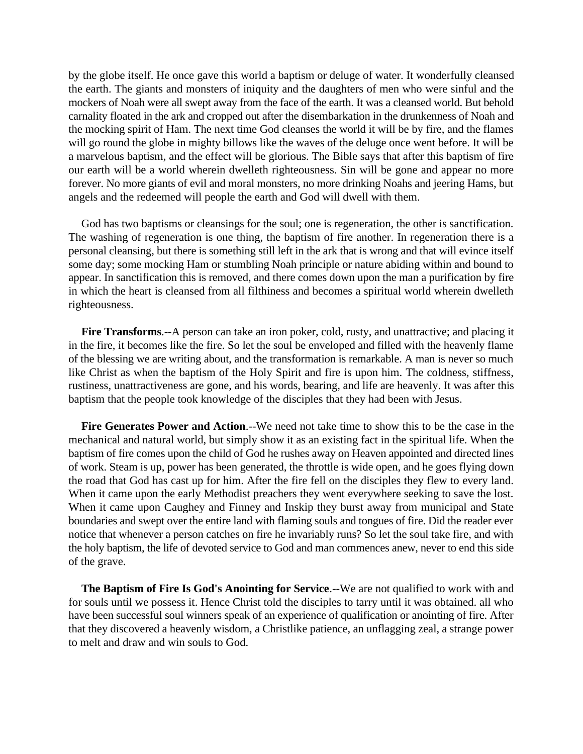by the globe itself. He once gave this world a baptism or deluge of water. It wonderfully cleansed the earth. The giants and monsters of iniquity and the daughters of men who were sinful and the mockers of Noah were all swept away from the face of the earth. It was a cleansed world. But behold carnality floated in the ark and cropped out after the disembarkation in the drunkenness of Noah and the mocking spirit of Ham. The next time God cleanses the world it will be by fire, and the flames will go round the globe in mighty billows like the waves of the deluge once went before. It will be a marvelous baptism, and the effect will be glorious. The Bible says that after this baptism of fire our earth will be a world wherein dwelleth righteousness. Sin will be gone and appear no more forever. No more giants of evil and moral monsters, no more drinking Noahs and jeering Hams, but angels and the redeemed will people the earth and God will dwell with them.

God has two baptisms or cleansings for the soul; one is regeneration, the other is sanctification. The washing of regeneration is one thing, the baptism of fire another. In regeneration there is a personal cleansing, but there is something still left in the ark that is wrong and that will evince itself some day; some mocking Ham or stumbling Noah principle or nature abiding within and bound to appear. In sanctification this is removed, and there comes down upon the man a purification by fire in which the heart is cleansed from all filthiness and becomes a spiritual world wherein dwelleth righteousness.

**Fire Transforms**.--A person can take an iron poker, cold, rusty, and unattractive; and placing it in the fire, it becomes like the fire. So let the soul be enveloped and filled with the heavenly flame of the blessing we are writing about, and the transformation is remarkable. A man is never so much like Christ as when the baptism of the Holy Spirit and fire is upon him. The coldness, stiffness, rustiness, unattractiveness are gone, and his words, bearing, and life are heavenly. It was after this baptism that the people took knowledge of the disciples that they had been with Jesus.

**Fire Generates Power and Action**.--We need not take time to show this to be the case in the mechanical and natural world, but simply show it as an existing fact in the spiritual life. When the baptism of fire comes upon the child of God he rushes away on Heaven appointed and directed lines of work. Steam is up, power has been generated, the throttle is wide open, and he goes flying down the road that God has cast up for him. After the fire fell on the disciples they flew to every land. When it came upon the early Methodist preachers they went everywhere seeking to save the lost. When it came upon Caughey and Finney and Inskip they burst away from municipal and State boundaries and swept over the entire land with flaming souls and tongues of fire. Did the reader ever notice that whenever a person catches on fire he invariably runs? So let the soul take fire, and with the holy baptism, the life of devoted service to God and man commences anew, never to end this side of the grave.

**The Baptism of Fire Is God's Anointing for Service**.--We are not qualified to work with and for souls until we possess it. Hence Christ told the disciples to tarry until it was obtained. all who have been successful soul winners speak of an experience of qualification or anointing of fire. After that they discovered a heavenly wisdom, a Christlike patience, an unflagging zeal, a strange power to melt and draw and win souls to God.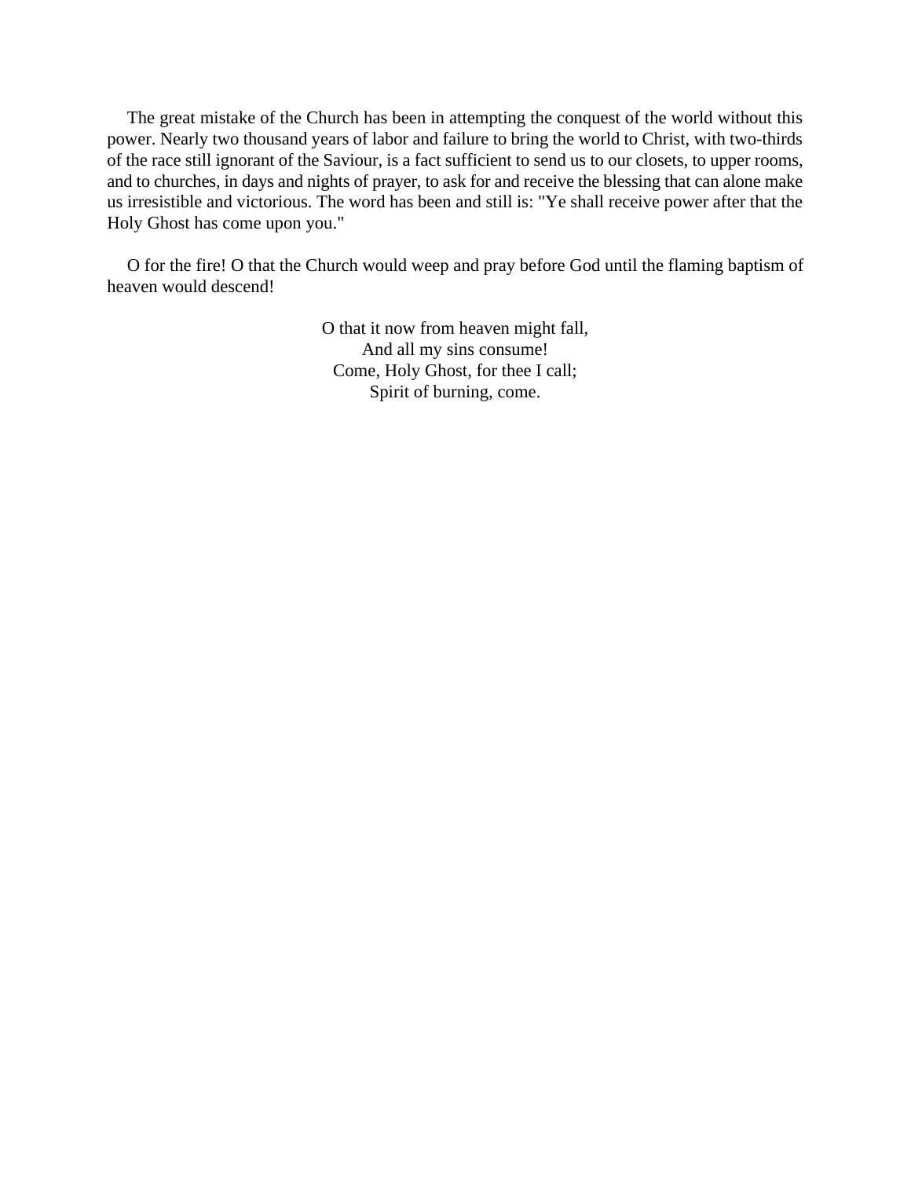The great mistake of the Church has been in attempting the conquest of the world without this power. Nearly two thousand years of labor and failure to bring the world to Christ, with two-thirds of the race still ignorant of the Saviour, is a fact sufficient to send us to our closets, to upper rooms, and to churches, in days and nights of prayer, to ask for and receive the blessing that can alone make us irresistible and victorious. The word has been and still is: "Ye shall receive power after that the Holy Ghost has come upon you."

O for the fire! O that the Church would weep and pray before God until the flaming baptism of heaven would descend!

O that it now from heaven might fall,  
And all my sins consume!  
Come, Holy Ghost, for thee I call;  
Spirit of burning, come.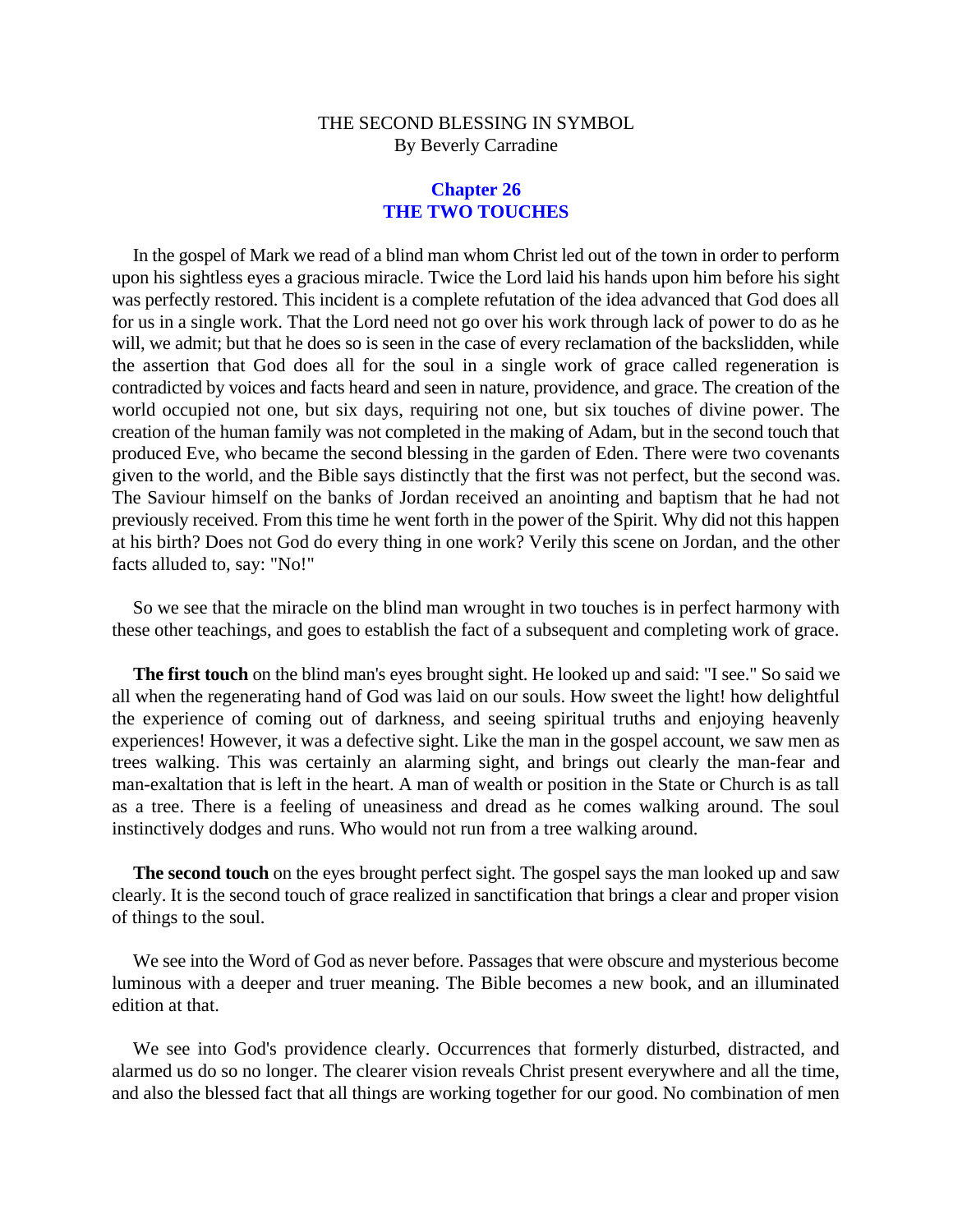THE SECOND BLESSING IN SYMBOL
By Beverly Carradine

## Chapter 26
## THE TWO TOUCHES

In the gospel of Mark we read of a blind man whom Christ led out of the town in order to perform upon his sightless eyes a gracious miracle. Twice the Lord laid his hands upon him before his sight was perfectly restored. This incident is a complete refutation of the idea advanced that God does all for us in a single work. That the Lord need not go over his work through lack of power to do as he will, we admit; but that he does so is seen in the case of every reclamation of the backslidden, while the assertion that God does all for the soul in a single work of grace called regeneration is contradicted by voices and facts heard and seen in nature, providence, and grace. The creation of the world occupied not one, but six days, requiring not one, but six touches of divine power. The creation of the human family was not completed in the making of Adam, but in the second touch that produced Eve, who became the second blessing in the garden of Eden. There were two covenants given to the world, and the Bible says distinctly that the first was not perfect, but the second was. The Saviour himself on the banks of Jordan received an anointing and baptism that he had not previously received. From this time he went forth in the power of the Spirit. Why did not this happen at his birth? Does not God do every thing in one work? Verily this scene on Jordan, and the other facts alluded to, say: "No!"

So we see that the miracle on the blind man wrought in two touches is in perfect harmony with these other teachings, and goes to establish the fact of a subsequent and completing work of grace.

**The first touch** on the blind man's eyes brought sight. He looked up and said: "I see." So said we all when the regenerating hand of God was laid on our souls. How sweet the light! how delightful the experience of coming out of darkness, and seeing spiritual truths and enjoying heavenly experiences! However, it was a defective sight. Like the man in the gospel account, we saw men as trees walking. This was certainly an alarming sight, and brings out clearly the man-fear and man-exaltation that is left in the heart. A man of wealth or position in the State or Church is as tall as a tree. There is a feeling of uneasiness and dread as he comes walking around. The soul instinctively dodges and runs. Who would not run from a tree walking around.

**The second touch** on the eyes brought perfect sight. The gospel says the man looked up and saw clearly. It is the second touch of grace realized in sanctification that brings a clear and proper vision of things to the soul.

We see into the Word of God as never before. Passages that were obscure and mysterious become luminous with a deeper and truer meaning. The Bible becomes a new book, and an illuminated edition at that.

We see into God's providence clearly. Occurrences that formerly disturbed, distracted, and alarmed us do so no longer. The clearer vision reveals Christ present everywhere and all the time, and also the blessed fact that all things are working together for our good. No combination of men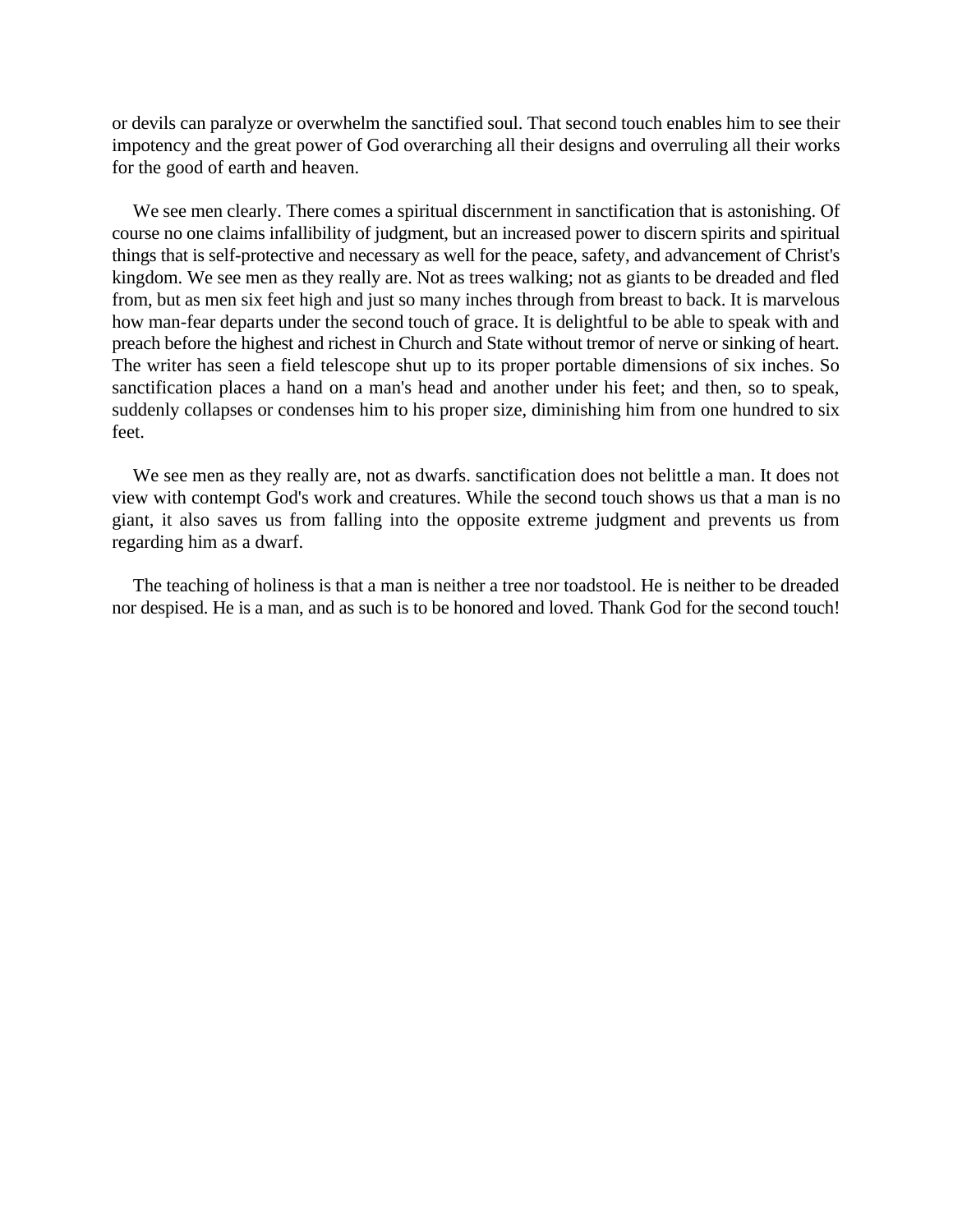or devils can paralyze or overwhelm the sanctified soul. That second touch enables him to see their impotency and the great power of God overarching all their designs and overruling all their works for the good of earth and heaven.

We see men clearly. There comes a spiritual discernment in sanctification that is astonishing. Of course no one claims infallibility of judgment, but an increased power to discern spirits and spiritual things that is self-protective and necessary as well for the peace, safety, and advancement of Christ's kingdom. We see men as they really are. Not as trees walking; not as giants to be dreaded and fled from, but as men six feet high and just so many inches through from breast to back. It is marvelous how man-fear departs under the second touch of grace. It is delightful to be able to speak with and preach before the highest and richest in Church and State without tremor of nerve or sinking of heart. The writer has seen a field telescope shut up to its proper portable dimensions of six inches. So sanctification places a hand on a man's head and another under his feet; and then, so to speak, suddenly collapses or condenses him to his proper size, diminishing him from one hundred to six feet.

We see men as they really are, not as dwarfs. sanctification does not belittle a man. It does not view with contempt God's work and creatures. While the second touch shows us that a man is no giant, it also saves us from falling into the opposite extreme judgment and prevents us from regarding him as a dwarf.

The teaching of holiness is that a man is neither a tree nor toadstool. He is neither to be dreaded nor despised. He is a man, and as such is to be honored and loved. Thank God for the second touch!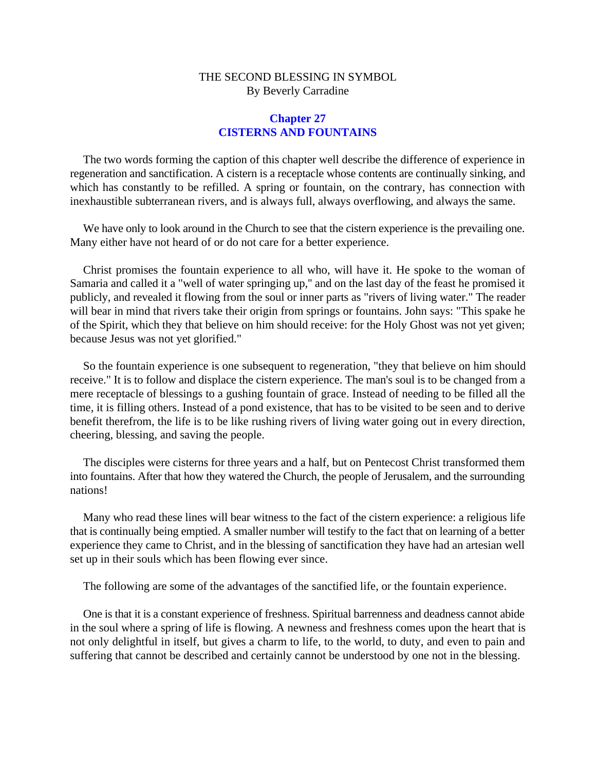THE SECOND BLESSING IN SYMBOL
By Beverly Carradine

## Chapter 27
## CISTERNS AND FOUNTAINS

The two words forming the caption of this chapter well describe the difference of experience in regeneration and sanctification. A cistern is a receptacle whose contents are continually sinking, and which has constantly to be refilled. A spring or fountain, on the contrary, has connection with inexhaustible subterranean rivers, and is always full, always overflowing, and always the same.

We have only to look around in the Church to see that the cistern experience is the prevailing one. Many either have not heard of or do not care for a better experience.

Christ promises the fountain experience to all who, will have it. He spoke to the woman of Samaria and called it a "well of water springing up," and on the last day of the feast he promised it publicly, and revealed it flowing from the soul or inner parts as "rivers of living water." The reader will bear in mind that rivers take their origin from springs or fountains. John says: "This spake he of the Spirit, which they that believe on him should receive: for the Holy Ghost was not yet given; because Jesus was not yet glorified."

So the fountain experience is one subsequent to regeneration, "they that believe on him should receive." It is to follow and displace the cistern experience. The man's soul is to be changed from a mere receptacle of blessings to a gushing fountain of grace. Instead of needing to be filled all the time, it is filling others. Instead of a pond existence, that has to be visited to be seen and to derive benefit therefrom, the life is to be like rushing rivers of living water going out in every direction, cheering, blessing, and saving the people.

The disciples were cisterns for three years and a half, but on Pentecost Christ transformed them into fountains. After that how they watered the Church, the people of Jerusalem, and the surrounding nations!

Many who read these lines will bear witness to the fact of the cistern experience: a religious life that is continually being emptied. A smaller number will testify to the fact that on learning of a better experience they came to Christ, and in the blessing of sanctification they have had an artesian well set up in their souls which has been flowing ever since.

The following are some of the advantages of the sanctified life, or the fountain experience.

One is that it is a constant experience of freshness. Spiritual barrenness and deadness cannot abide in the soul where a spring of life is flowing. A newness and freshness comes upon the heart that is not only delightful in itself, but gives a charm to life, to the world, to duty, and even to pain and suffering that cannot be described and certainly cannot be understood by one not in the blessing.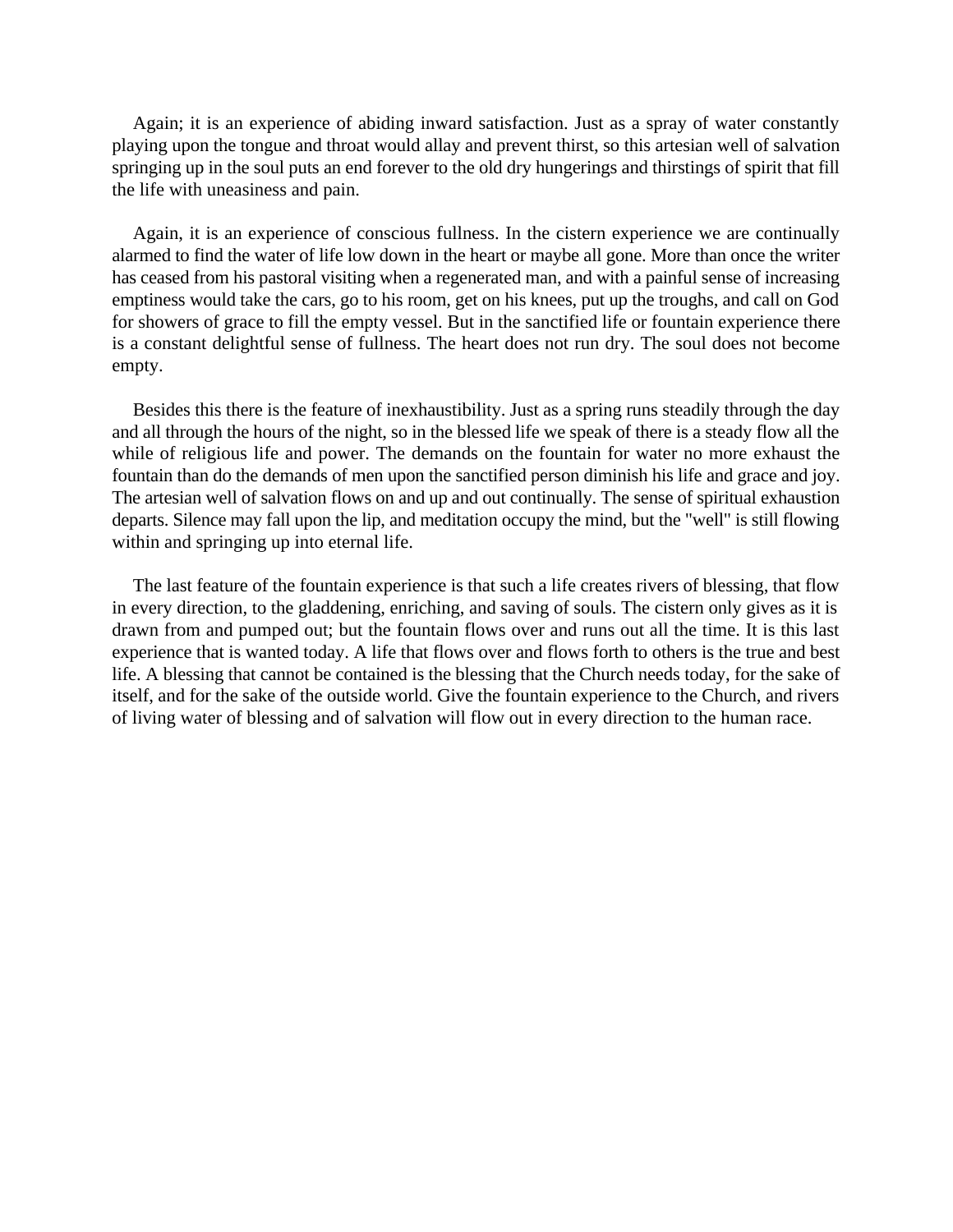Again; it is an experience of abiding inward satisfaction. Just as a spray of water constantly playing upon the tongue and throat would allay and prevent thirst, so this artesian well of salvation springing up in the soul puts an end forever to the old dry hungerings and thirstings of spirit that fill the life with uneasiness and pain.

Again, it is an experience of conscious fullness. In the cistern experience we are continually alarmed to find the water of life low down in the heart or maybe all gone. More than once the writer has ceased from his pastoral visiting when a regenerated man, and with a painful sense of increasing emptiness would take the cars, go to his room, get on his knees, put up the troughs, and call on God for showers of grace to fill the empty vessel. But in the sanctified life or fountain experience there is a constant delightful sense of fullness. The heart does not run dry. The soul does not become empty.

Besides this there is the feature of inexhaustibility. Just as a spring runs steadily through the day and all through the hours of the night, so in the blessed life we speak of there is a steady flow all the while of religious life and power. The demands on the fountain for water no more exhaust the fountain than do the demands of men upon the sanctified person diminish his life and grace and joy. The artesian well of salvation flows on and up and out continually. The sense of spiritual exhaustion departs. Silence may fall upon the lip, and meditation occupy the mind, but the "well" is still flowing within and springing up into eternal life.

The last feature of the fountain experience is that such a life creates rivers of blessing, that flow in every direction, to the gladdening, enriching, and saving of souls. The cistern only gives as it is drawn from and pumped out; but the fountain flows over and runs out all the time. It is this last experience that is wanted today. A life that flows over and flows forth to others is the true and best life. A blessing that cannot be contained is the blessing that the Church needs today, for the sake of itself, and for the sake of the outside world. Give the fountain experience to the Church, and rivers of living water of blessing and of salvation will flow out in every direction to the human race.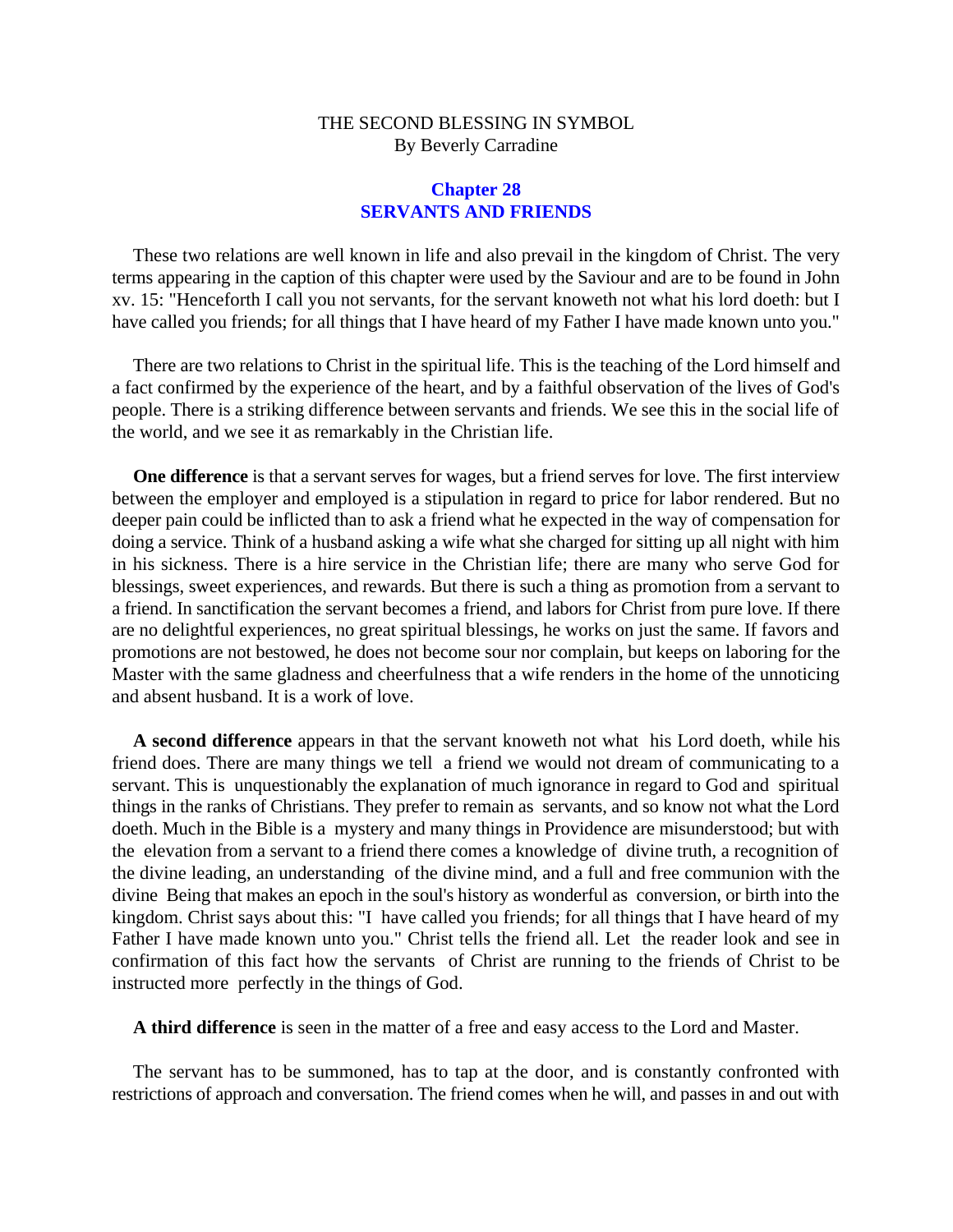THE SECOND BLESSING IN SYMBOL
By Beverly Carradine

## Chapter 28
## SERVANTS AND FRIENDS

These two relations are well known in life and also prevail in the kingdom of Christ. The very terms appearing in the caption of this chapter were used by the Saviour and are to be found in John xv. 15: "Henceforth I call you not servants, for the servant knoweth not what his lord doeth: but I have called you friends; for all things that I have heard of my Father I have made known unto you."

There are two relations to Christ in the spiritual life. This is the teaching of the Lord himself and a fact confirmed by the experience of the heart, and by a faithful observation of the lives of God's people. There is a striking difference between servants and friends. We see this in the social life of the world, and we see it as remarkably in the Christian life.

**One difference** is that a servant serves for wages, but a friend serves for love. The first interview between the employer and employed is a stipulation in regard to price for labor rendered. But no deeper pain could be inflicted than to ask a friend what he expected in the way of compensation for doing a service. Think of a husband asking a wife what she charged for sitting up all night with him in his sickness. There is a hire service in the Christian life; there are many who serve God for blessings, sweet experiences, and rewards. But there is such a thing as promotion from a servant to a friend. In sanctification the servant becomes a friend, and labors for Christ from pure love. If there are no delightful experiences, no great spiritual blessings, he works on just the same. If favors and promotions are not bestowed, he does not become sour nor complain, but keeps on laboring for the Master with the same gladness and cheerfulness that a wife renders in the home of the unnoticing and absent husband. It is a work of love.

**A second difference** appears in that the servant knoweth not what his Lord doeth, while his friend does. There are many things we tell a friend we would not dream of communicating to a servant. This is unquestionably the explanation of much ignorance in regard to God and spiritual things in the ranks of Christians. They prefer to remain as servants, and so know not what the Lord doeth. Much in the Bible is a mystery and many things in Providence are misunderstood; but with the elevation from a servant to a friend there comes a knowledge of divine truth, a recognition of the divine leading, an understanding of the divine mind, and a full and free communion with the divine Being that makes an epoch in the soul's history as wonderful as conversion, or birth into the kingdom. Christ says about this: "I have called you friends; for all things that I have heard of my Father I have made known unto you." Christ tells the friend all. Let the reader look and see in confirmation of this fact how the servants of Christ are running to the friends of Christ to be instructed more perfectly in the things of God.

**A third difference** is seen in the matter of a free and easy access to the Lord and Master.

The servant has to be summoned, has to tap at the door, and is constantly confronted with restrictions of approach and conversation. The friend comes when he will, and passes in and out with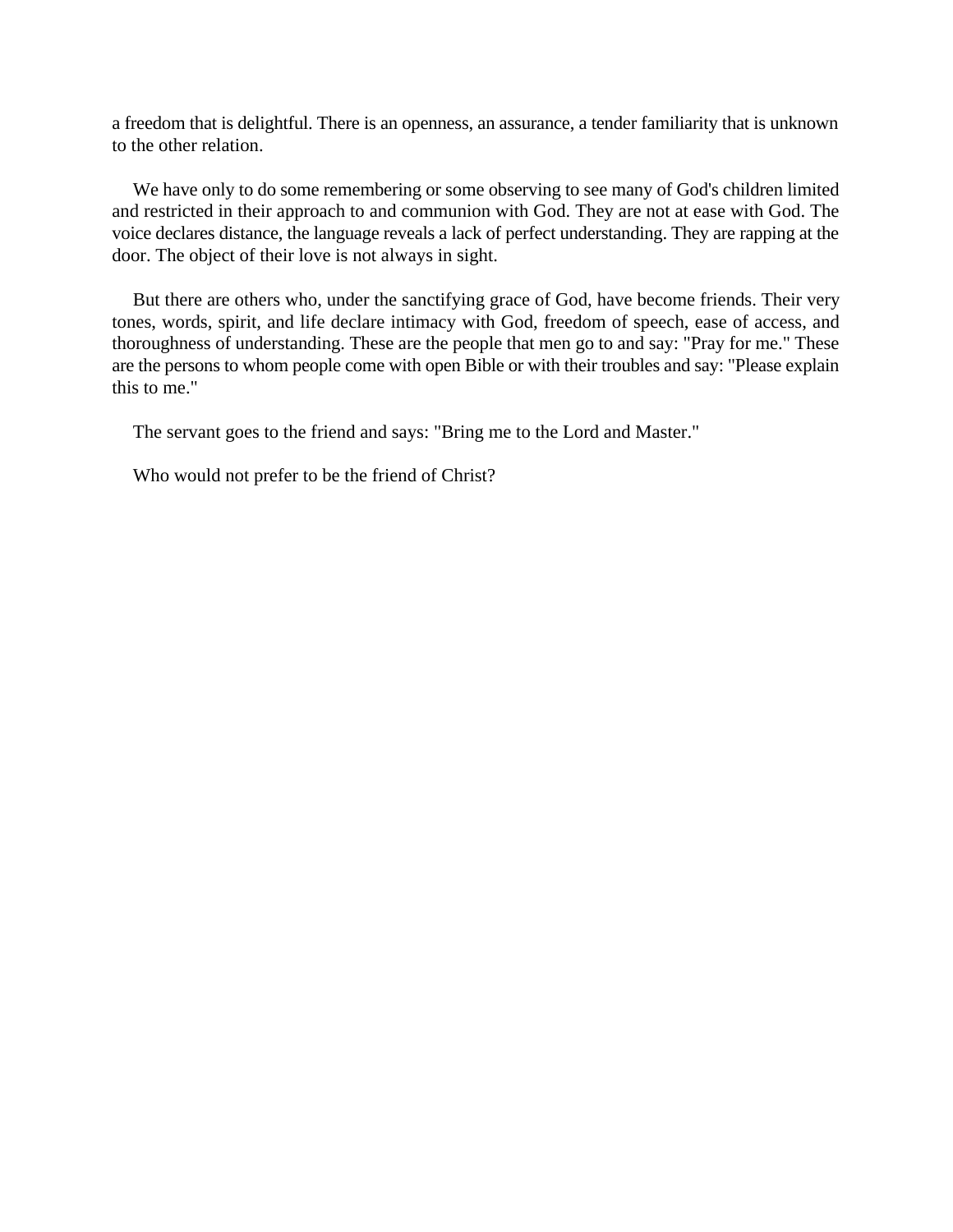a freedom that is delightful. There is an openness, an assurance, a tender familiarity that is unknown to the other relation.

We have only to do some remembering or some observing to see many of God's children limited and restricted in their approach to and communion with God. They are not at ease with God. The voice declares distance, the language reveals a lack of perfect understanding. They are rapping at the door. The object of their love is not always in sight.

But there are others who, under the sanctifying grace of God, have become friends. Their very tones, words, spirit, and life declare intimacy with God, freedom of speech, ease of access, and thoroughness of understanding. These are the people that men go to and say: "Pray for me." These are the persons to whom people come with open Bible or with their troubles and say: "Please explain this to me."

The servant goes to the friend and says: "Bring me to the Lord and Master."

Who would not prefer to be the friend of Christ?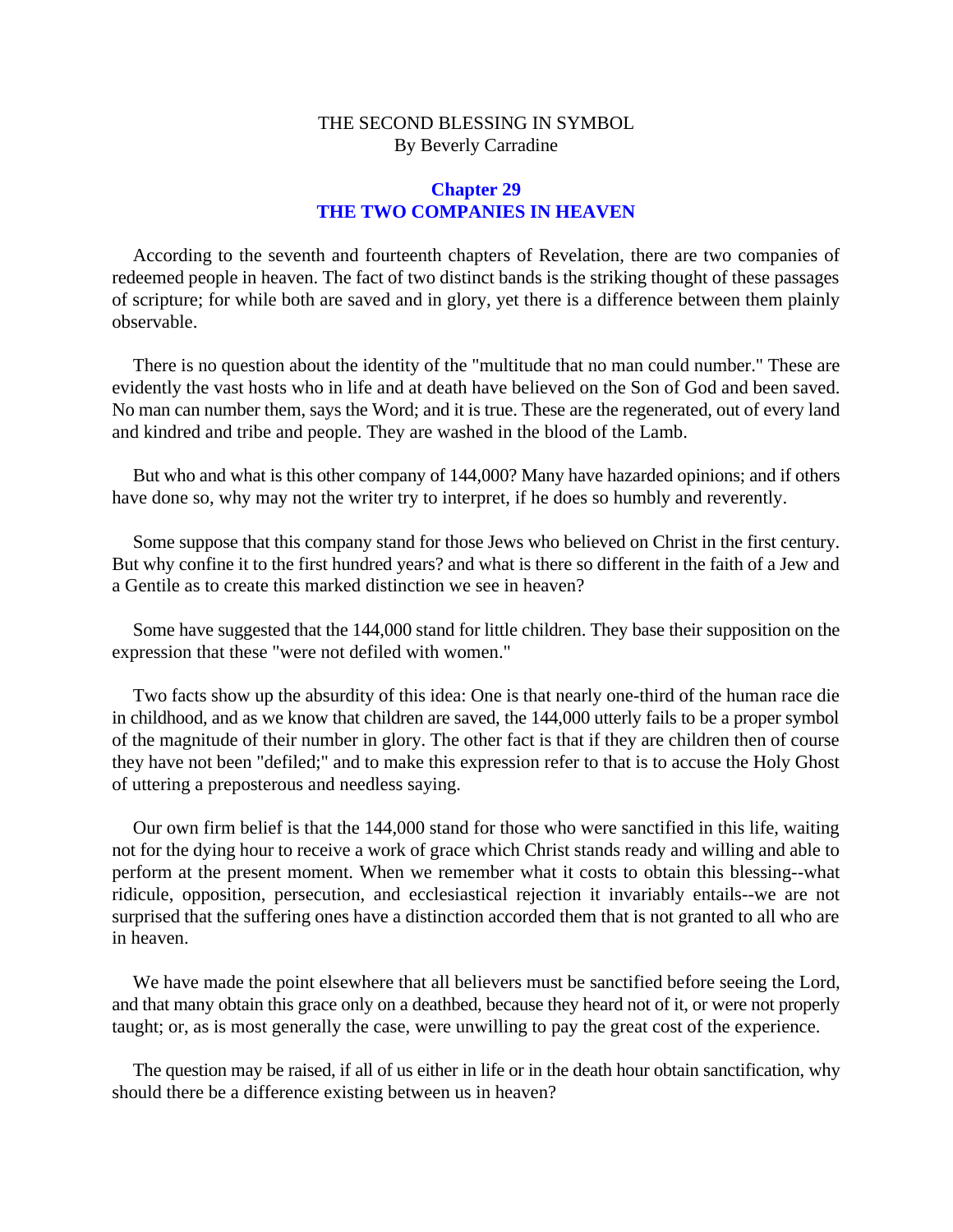THE SECOND BLESSING IN SYMBOL
By Beverly Carradine

## Chapter 29
## THE TWO COMPANIES IN HEAVEN

According to the seventh and fourteenth chapters of Revelation, there are two companies of redeemed people in heaven. The fact of two distinct bands is the striking thought of these passages of scripture; for while both are saved and in glory, yet there is a difference between them plainly observable.

There is no question about the identity of the "multitude that no man could number." These are evidently the vast hosts who in life and at death have believed on the Son of God and been saved. No man can number them, says the Word; and it is true. These are the regenerated, out of every land and kindred and tribe and people. They are washed in the blood of the Lamb.

But who and what is this other company of 144,000? Many have hazarded opinions; and if others have done so, why may not the writer try to interpret, if he does so humbly and reverently.

Some suppose that this company stand for those Jews who believed on Christ in the first century. But why confine it to the first hundred years? and what is there so different in the faith of a Jew and a Gentile as to create this marked distinction we see in heaven?

Some have suggested that the 144,000 stand for little children. They base their supposition on the expression that these "were not defiled with women."

Two facts show up the absurdity of this idea: One is that nearly one-third of the human race die in childhood, and as we know that children are saved, the 144,000 utterly fails to be a proper symbol of the magnitude of their number in glory. The other fact is that if they are children then of course they have not been "defiled;" and to make this expression refer to that is to accuse the Holy Ghost of uttering a preposterous and needless saying.

Our own firm belief is that the 144,000 stand for those who were sanctified in this life, waiting not for the dying hour to receive a work of grace which Christ stands ready and willing and able to perform at the present moment. When we remember what it costs to obtain this blessing--what ridicule, opposition, persecution, and ecclesiastical rejection it invariably entails--we are not surprised that the suffering ones have a distinction accorded them that is not granted to all who are in heaven.

We have made the point elsewhere that all believers must be sanctified before seeing the Lord, and that many obtain this grace only on a deathbed, because they heard not of it, or were not properly taught; or, as is most generally the case, were unwilling to pay the great cost of the experience.

The question may be raised, if all of us either in life or in the death hour obtain sanctification, why should there be a difference existing between us in heaven?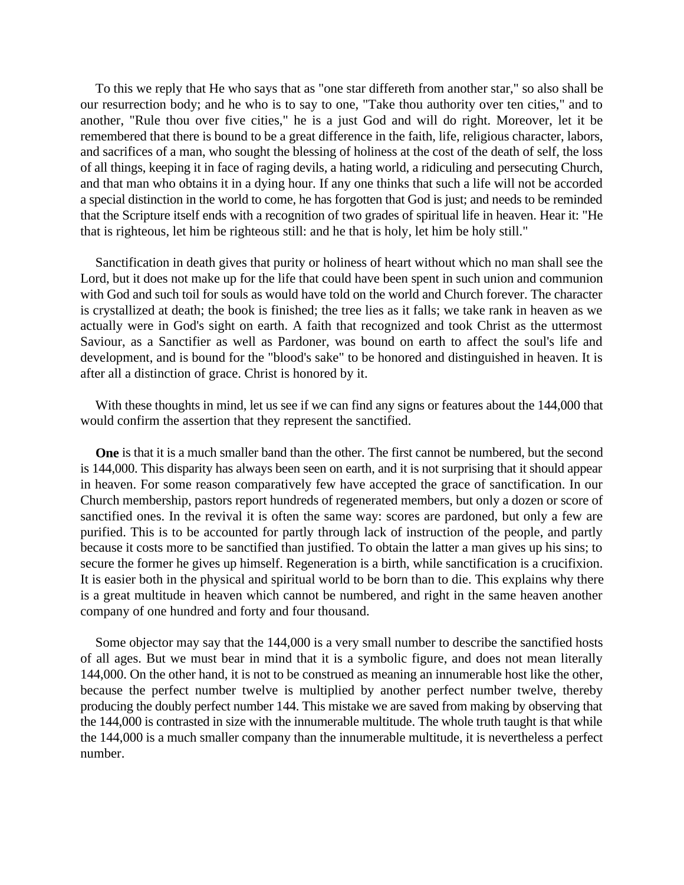To this we reply that He who says that as "one star differeth from another star," so also shall be our resurrection body; and he who is to say to one, "Take thou authority over ten cities," and to another, "Rule thou over five cities," he is a just God and will do right. Moreover, let it be remembered that there is bound to be a great difference in the faith, life, religious character, labors, and sacrifices of a man, who sought the blessing of holiness at the cost of the death of self, the loss of all things, keeping it in face of raging devils, a hating world, a ridiculing and persecuting Church, and that man who obtains it in a dying hour. If any one thinks that such a life will not be accorded a special distinction in the world to come, he has forgotten that God is just; and needs to be reminded that the Scripture itself ends with a recognition of two grades of spiritual life in heaven. Hear it: "He that is righteous, let him be righteous still: and he that is holy, let him be holy still."

Sanctification in death gives that purity or holiness of heart without which no man shall see the Lord, but it does not make up for the life that could have been spent in such union and communion with God and such toil for souls as would have told on the world and Church forever. The character is crystallized at death; the book is finished; the tree lies as it falls; we take rank in heaven as we actually were in God's sight on earth. A faith that recognized and took Christ as the uttermost Saviour, as a Sanctifier as well as Pardoner, was bound on earth to affect the soul's life and development, and is bound for the "blood's sake" to be honored and distinguished in heaven. It is after all a distinction of grace. Christ is honored by it.

With these thoughts in mind, let us see if we can find any signs or features about the 144,000 that would confirm the assertion that they represent the sanctified.

**One** is that it is a much smaller band than the other. The first cannot be numbered, but the second is 144,000. This disparity has always been seen on earth, and it is not surprising that it should appear in heaven. For some reason comparatively few have accepted the grace of sanctification. In our Church membership, pastors report hundreds of regenerated members, but only a dozen or score of sanctified ones. In the revival it is often the same way: scores are pardoned, but only a few are purified. This is to be accounted for partly through lack of instruction of the people, and partly because it costs more to be sanctified than justified. To obtain the latter a man gives up his sins; to secure the former he gives up himself. Regeneration is a birth, while sanctification is a crucifixion. It is easier both in the physical and spiritual world to be born than to die. This explains why there is a great multitude in heaven which cannot be numbered, and right in the same heaven another company of one hundred and forty and four thousand.

Some objector may say that the 144,000 is a very small number to describe the sanctified hosts of all ages. But we must bear in mind that it is a symbolic figure, and does not mean literally 144,000. On the other hand, it is not to be construed as meaning an innumerable host like the other, because the perfect number twelve is multiplied by another perfect number twelve, thereby producing the doubly perfect number 144. This mistake we are saved from making by observing that the 144,000 is contrasted in size with the innumerable multitude. The whole truth taught is that while the 144,000 is a much smaller company than the innumerable multitude, it is nevertheless a perfect number.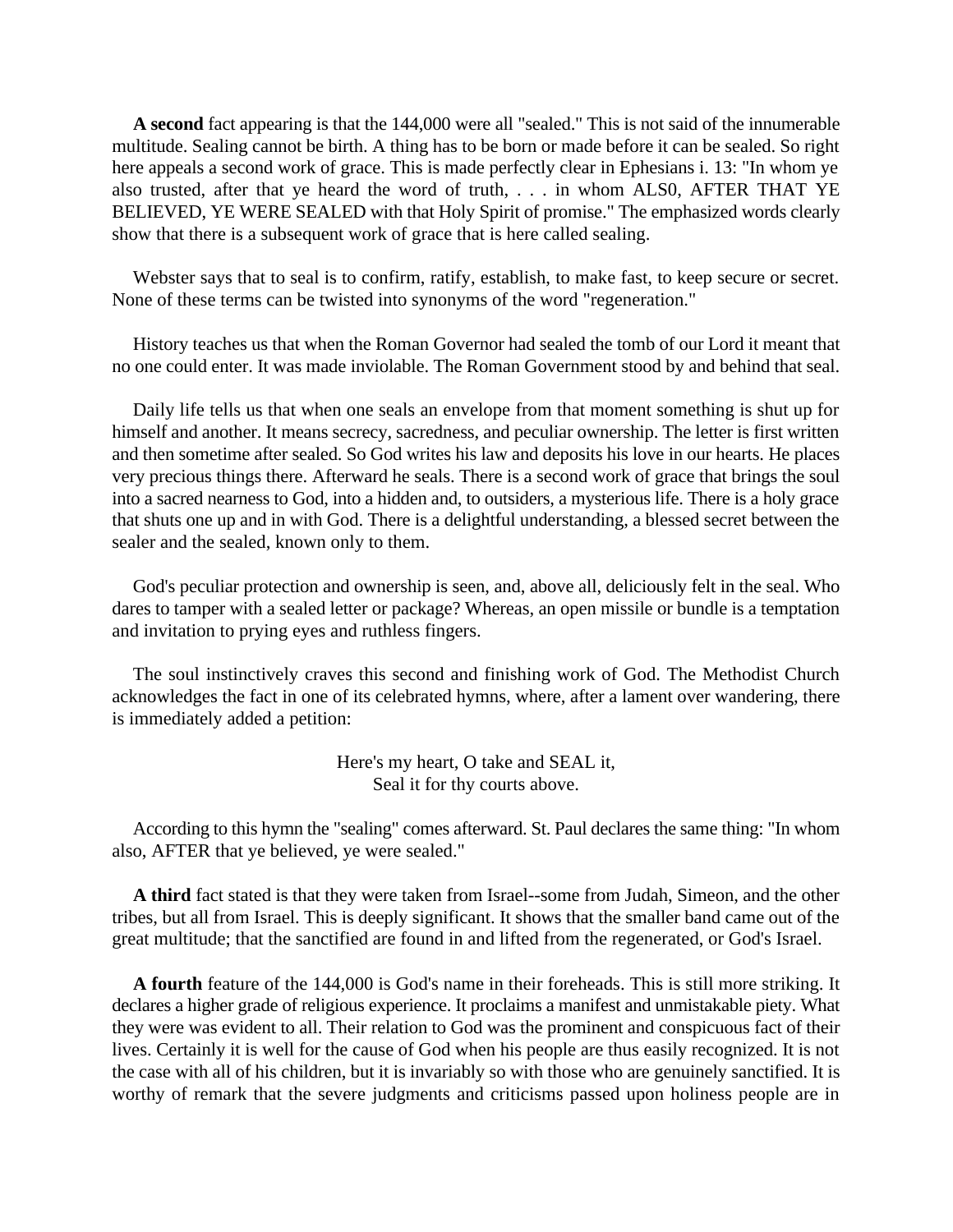**A second** fact appearing is that the 144,000 were all "sealed." This is not said of the innumerable multitude. Sealing cannot be birth. A thing has to be born or made before it can be sealed. So right here appeals a second work of grace. This is made perfectly clear in Ephesians i. 13: "In whom ye also trusted, after that ye heard the word of truth, . . . in whom ALS0, AFTER THAT YE BELIEVED, YE WERE SEALED with that Holy Spirit of promise." The emphasized words clearly show that there is a subsequent work of grace that is here called sealing.

Webster says that to seal is to confirm, ratify, establish, to make fast, to keep secure or secret. None of these terms can be twisted into synonyms of the word "regeneration."

History teaches us that when the Roman Governor had sealed the tomb of our Lord it meant that no one could enter. It was made inviolable. The Roman Government stood by and behind that seal.

Daily life tells us that when one seals an envelope from that moment something is shut up for himself and another. It means secrecy, sacredness, and peculiar ownership. The letter is first written and then sometime after sealed. So God writes his law and deposits his love in our hearts. He places very precious things there. Afterward he seals. There is a second work of grace that brings the soul into a sacred nearness to God, into a hidden and, to outsiders, a mysterious life. There is a holy grace that shuts one up and in with God. There is a delightful understanding, a blessed secret between the sealer and the sealed, known only to them.

God's peculiar protection and ownership is seen, and, above all, deliciously felt in the seal. Who dares to tamper with a sealed letter or package? Whereas, an open missile or bundle is a temptation and invitation to prying eyes and ruthless fingers.

The soul instinctively craves this second and finishing work of God. The Methodist Church acknowledges the fact in one of its celebrated hymns, where, after a lament over wandering, there is immediately added a petition:

> Here's my heart, O take and SEAL it,
> Seal it for thy courts above.

According to this hymn the "sealing" comes afterward. St. Paul declares the same thing: "In whom also, AFTER that ye believed, ye were sealed."

**A third** fact stated is that they were taken from Israel--some from Judah, Simeon, and the other tribes, but all from Israel. This is deeply significant. It shows that the smaller band came out of the great multitude; that the sanctified are found in and lifted from the regenerated, or God's Israel.

**A fourth** feature of the 144,000 is God's name in their foreheads. This is still more striking. It declares a higher grade of religious experience. It proclaims a manifest and unmistakable piety. What they were was evident to all. Their relation to God was the prominent and conspicuous fact of their lives. Certainly it is well for the cause of God when his people are thus easily recognized. It is not the case with all of his children, but it is invariably so with those who are genuinely sanctified. It is worthy of remark that the severe judgments and criticisms passed upon holiness people are in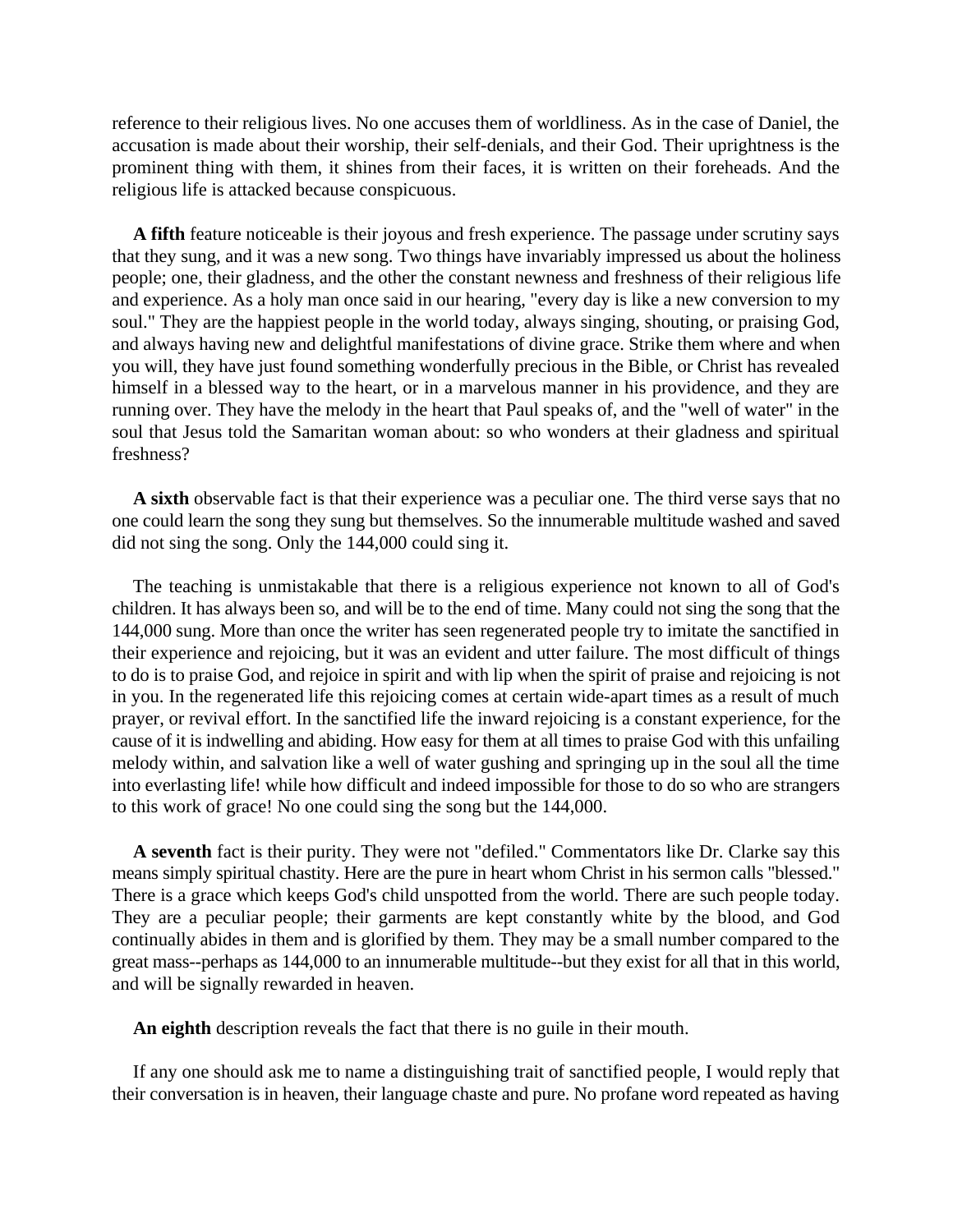reference to their religious lives. No one accuses them of worldliness. As in the case of Daniel, the accusation is made about their worship, their self-denials, and their God. Their uprightness is the prominent thing with them, it shines from their faces, it is written on their foreheads. And the religious life is attacked because conspicuous.

**A fifth** feature noticeable is their joyous and fresh experience. The passage under scrutiny says that they sung, and it was a new song. Two things have invariably impressed us about the holiness people; one, their gladness, and the other the constant newness and freshness of their religious life and experience. As a holy man once said in our hearing, "every day is like a new conversion to my soul." They are the happiest people in the world today, always singing, shouting, or praising God, and always having new and delightful manifestations of divine grace. Strike them where and when you will, they have just found something wonderfully precious in the Bible, or Christ has revealed himself in a blessed way to the heart, or in a marvelous manner in his providence, and they are running over. They have the melody in the heart that Paul speaks of, and the "well of water" in the soul that Jesus told the Samaritan woman about: so who wonders at their gladness and spiritual freshness?

**A sixth** observable fact is that their experience was a peculiar one. The third verse says that no one could learn the song they sung but themselves. So the innumerable multitude washed and saved did not sing the song. Only the 144,000 could sing it.

The teaching is unmistakable that there is a religious experience not known to all of God's children. It has always been so, and will be to the end of time. Many could not sing the song that the 144,000 sung. More than once the writer has seen regenerated people try to imitate the sanctified in their experience and rejoicing, but it was an evident and utter failure. The most difficult of things to do is to praise God, and rejoice in spirit and with lip when the spirit of praise and rejoicing is not in you. In the regenerated life this rejoicing comes at certain wide-apart times as a result of much prayer, or revival effort. In the sanctified life the inward rejoicing is a constant experience, for the cause of it is indwelling and abiding. How easy for them at all times to praise God with this unfailing melody within, and salvation like a well of water gushing and springing up in the soul all the time into everlasting life! while how difficult and indeed impossible for those to do so who are strangers to this work of grace! No one could sing the song but the 144,000.

**A seventh** fact is their purity. They were not "defiled." Commentators like Dr. Clarke say this means simply spiritual chastity. Here are the pure in heart whom Christ in his sermon calls "blessed." There is a grace which keeps God's child unspotted from the world. There are such people today. They are a peculiar people; their garments are kept constantly white by the blood, and God continually abides in them and is glorified by them. They may be a small number compared to the great mass--perhaps as 144,000 to an innumerable multitude--but they exist for all that in this world, and will be signally rewarded in heaven.

**An eighth** description reveals the fact that there is no guile in their mouth.

If any one should ask me to name a distinguishing trait of sanctified people, I would reply that their conversation is in heaven, their language chaste and pure. No profane word repeated as having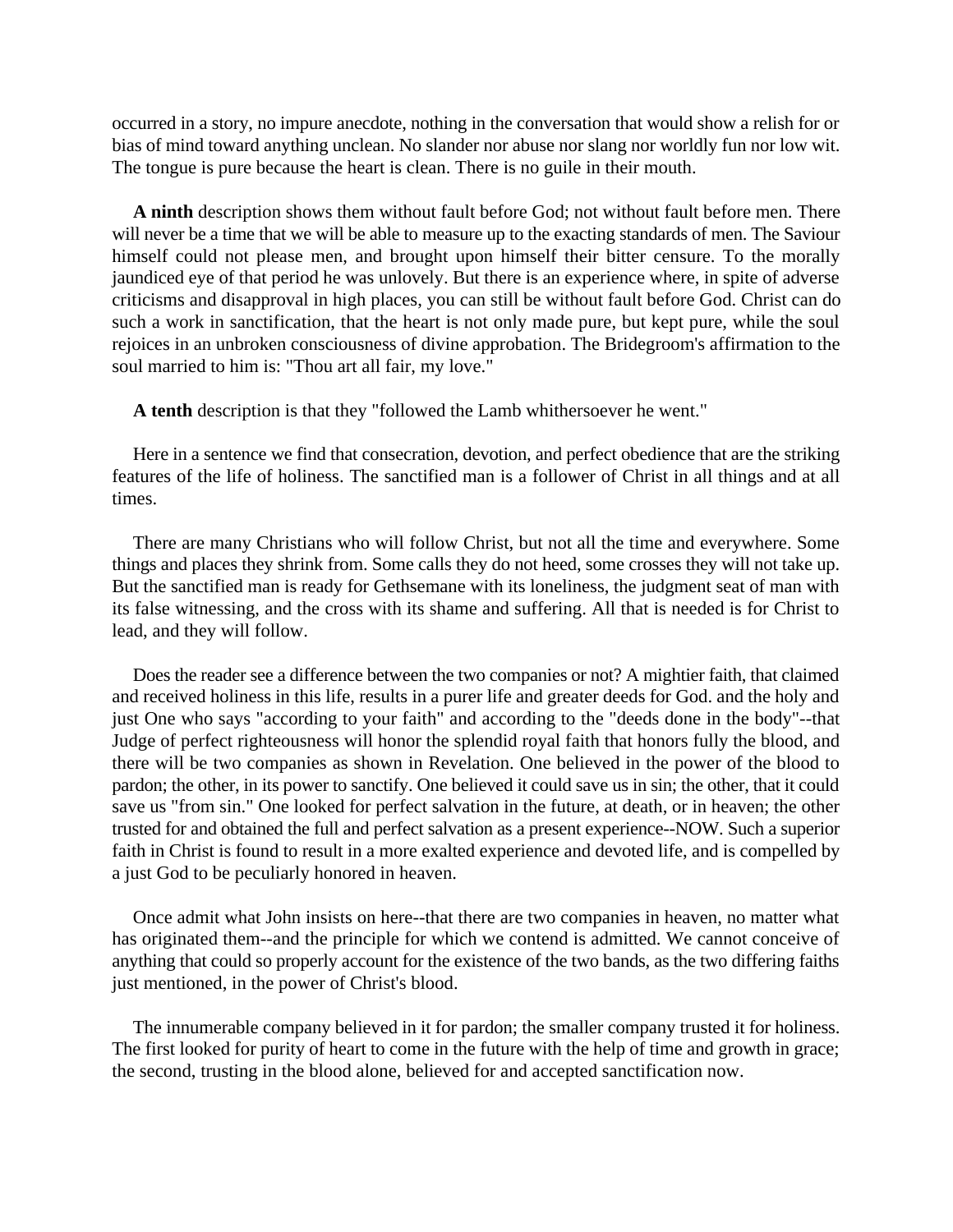occurred in a story, no impure anecdote, nothing in the conversation that would show a relish for or bias of mind toward anything unclean. No slander nor abuse nor slang nor worldly fun nor low wit. The tongue is pure because the heart is clean. There is no guile in their mouth.

**A ninth** description shows them without fault before God; not without fault before men. There will never be a time that we will be able to measure up to the exacting standards of men. The Saviour himself could not please men, and brought upon himself their bitter censure. To the morally jaundiced eye of that period he was unlovely. But there is an experience where, in spite of adverse criticisms and disapproval in high places, you can still be without fault before God. Christ can do such a work in sanctification, that the heart is not only made pure, but kept pure, while the soul rejoices in an unbroken consciousness of divine approbation. The Bridegroom's affirmation to the soul married to him is: "Thou art all fair, my love."

**A tenth** description is that they "followed the Lamb whithersoever he went."

Here in a sentence we find that consecration, devotion, and perfect obedience that are the striking features of the life of holiness. The sanctified man is a follower of Christ in all things and at all times.

There are many Christians who will follow Christ, but not all the time and everywhere. Some things and places they shrink from. Some calls they do not heed, some crosses they will not take up. But the sanctified man is ready for Gethsemane with its loneliness, the judgment seat of man with its false witnessing, and the cross with its shame and suffering. All that is needed is for Christ to lead, and they will follow.

Does the reader see a difference between the two companies or not? A mightier faith, that claimed and received holiness in this life, results in a purer life and greater deeds for God. and the holy and just One who says "according to your faith" and according to the "deeds done in the body"--that Judge of perfect righteousness will honor the splendid royal faith that honors fully the blood, and there will be two companies as shown in Revelation. One believed in the power of the blood to pardon; the other, in its power to sanctify. One believed it could save us in sin; the other, that it could save us "from sin." One looked for perfect salvation in the future, at death, or in heaven; the other trusted for and obtained the full and perfect salvation as a present experience--NOW. Such a superior faith in Christ is found to result in a more exalted experience and devoted life, and is compelled by a just God to be peculiarly honored in heaven.

Once admit what John insists on here--that there are two companies in heaven, no matter what has originated them--and the principle for which we contend is admitted. We cannot conceive of anything that could so properly account for the existence of the two bands, as the two differing faiths just mentioned, in the power of Christ's blood.

The innumerable company believed in it for pardon; the smaller company trusted it for holiness. The first looked for purity of heart to come in the future with the help of time and growth in grace; the second, trusting in the blood alone, believed for and accepted sanctification now.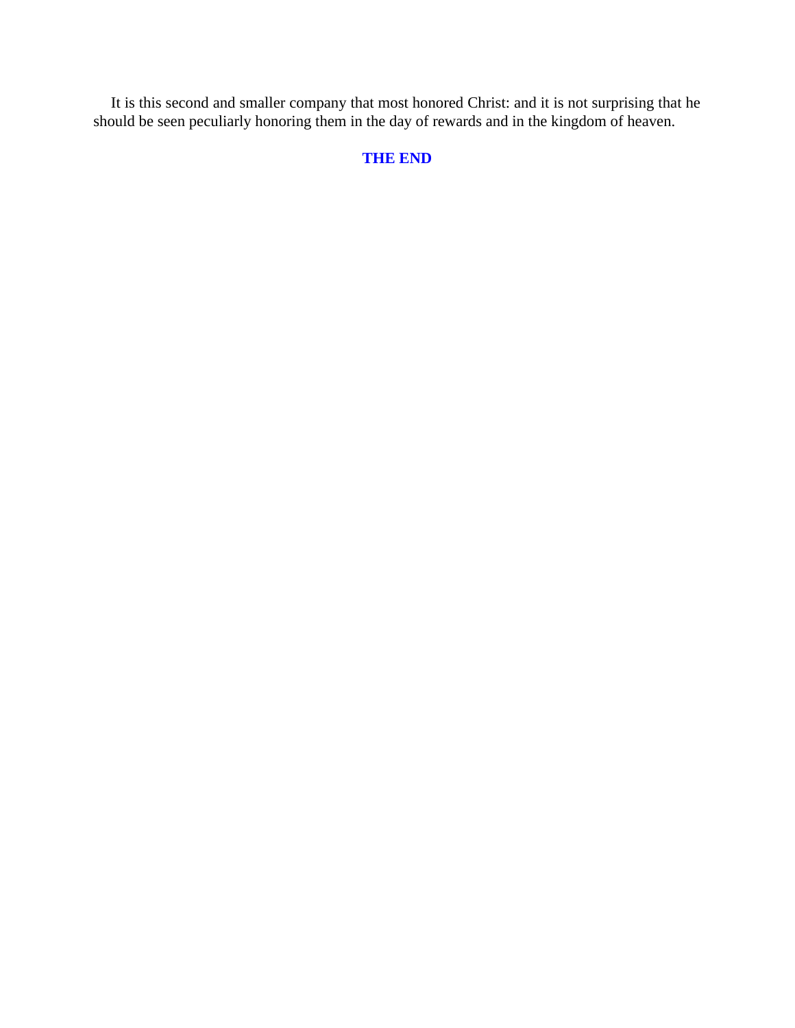It is this second and smaller company that most honored Christ: and it is not surprising that he should be seen peculiarly honoring them in the day of rewards and in the kingdom of heaven.

**THE END**